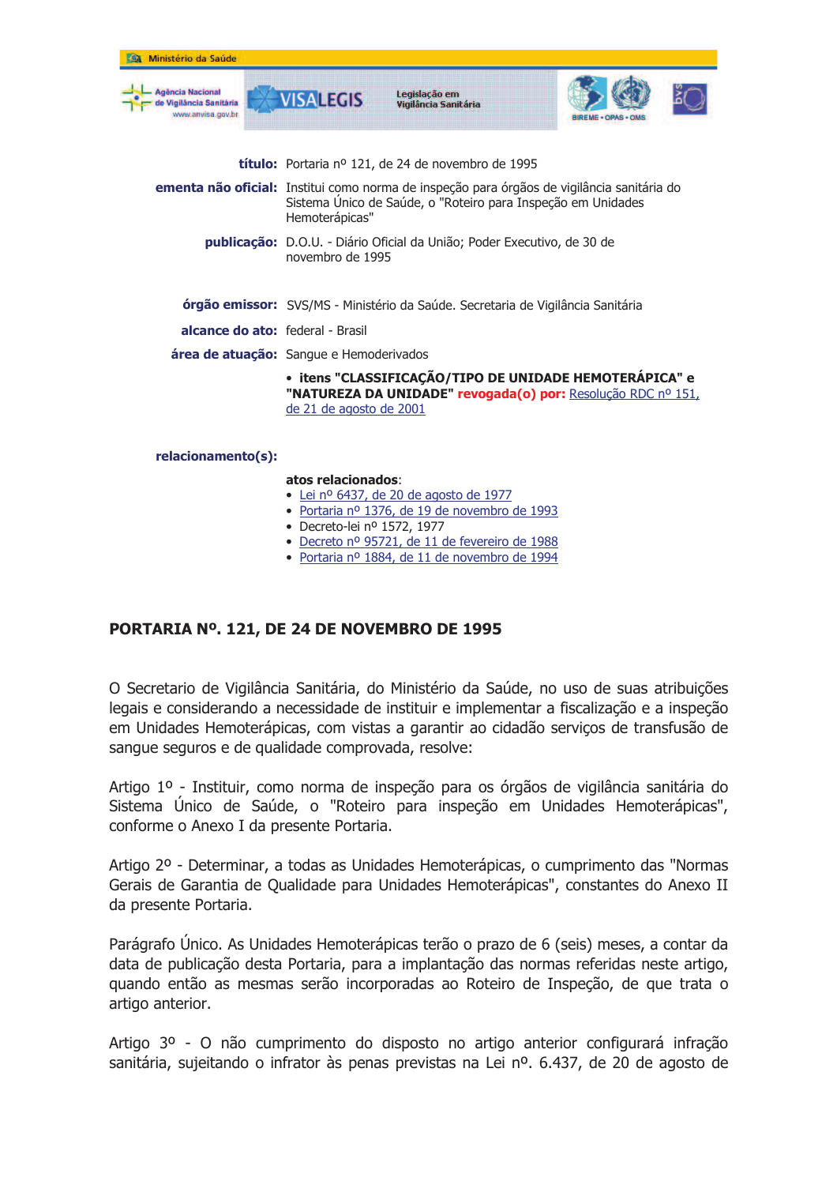Ministério da Saúde

Agência Nacional de Vigilância Sanitária www.anvisa.gov.br

VISALEGIS Legislação em Vigilância Sanitária

**título:** Portaria nº 121, de 24 de novembro de 1995

**ementa não oficial:** Institui como norma de inspeção para órgãos de vigilância sanitária do Sistema Único de Saúde, o "Roteiro para Inspeção em Unidades Hemoterápicas"

**publicação:** D.O.U. - Diário Oficial da União; Poder Executivo, de 30 de novembro de 1995

**órgão emissor:** SVS/MS - Ministério da Saúde. Secretaria de Vigilância Sanitária

**alcance do ato:** federal - Brasil

**área de atuação:** Sangue e Hemoderivados

- **itens "CLASSIFICAÇÃO/TIPO DE UNIDADE HEMOTERÁPICA" e "NATUREZA DA UNIDADE" revogada(o) por:** Resolução RDC nº 151, de 21 de agosto de 2001

**relacionamento(s):**

**atos relacionados**:

- Lei nº 6437, de 20 de agosto de 1977
- Portaria nº 1376, de 19 de novembro de 1993
- Decreto-lei nº 1572, 1977
- Decreto nº 95721, de 11 de fevereiro de 1988
- Portaria nº 1884, de 11 de novembro de 1994

## PORTARIA Nº. 121, DE 24 DE NOVEMBRO DE 1995

O Secretario de Vigilância Sanitária, do Ministério da Saúde, no uso de suas atribuições legais e considerando a necessidade de instituir e implementar a fiscalização e a inspeção em Unidades Hemoterápicas, com vistas a garantir ao cidadão serviços de transfusão de sangue seguros e de qualidade comprovada, resolve:

Artigo 1º - Instituir, como norma de inspeção para os órgãos de vigilância sanitária do Sistema Único de Saúde, o "Roteiro para inspeção em Unidades Hemoterápicas", conforme o Anexo I da presente Portaria.

Artigo 2º - Determinar, a todas as Unidades Hemoterápicas, o cumprimento das "Normas Gerais de Garantia de Qualidade para Unidades Hemoterápicas", constantes do Anexo II da presente Portaria.

Parágrafo Único. As Unidades Hemoterápicas terão o prazo de 6 (seis) meses, a contar da data de publicação desta Portaria, para a implantação das normas referidas neste artigo, quando então as mesmas serão incorporadas ao Roteiro de Inspeção, de que trata o artigo anterior.

Artigo 3º - O não cumprimento do disposto no artigo anterior configurará infração sanitária, sujeitando o infrator às penas previstas na Lei nº. 6.437, de 20 de agosto de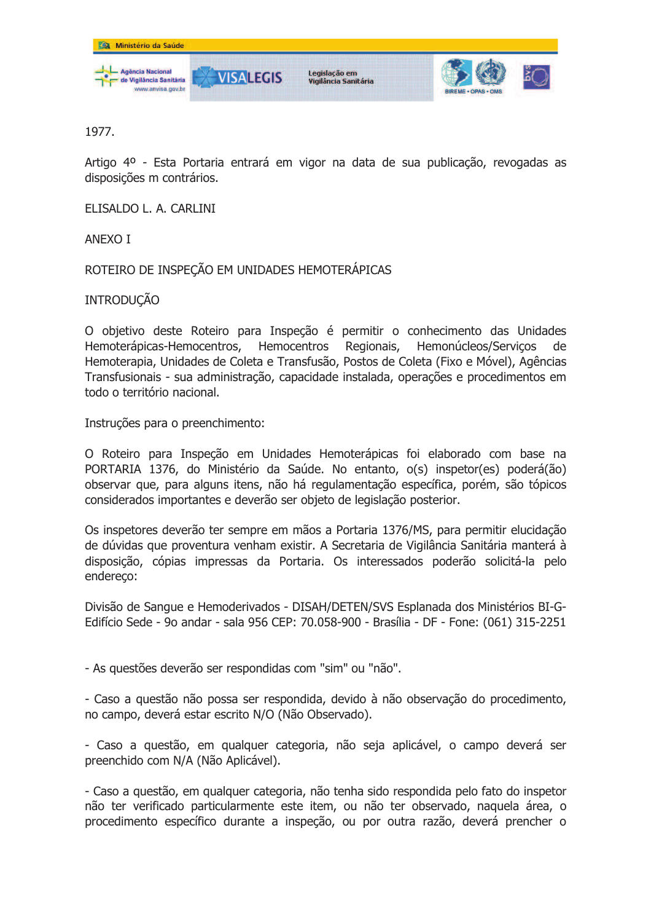1977.

Artigo 4º - Esta Portaria entrará em vigor na data de sua publicação, revogadas as disposições m contrários.

ELISALDO L. A. CARLINI

ANEXO I

ROTEIRO DE INSPEÇÃO EM UNIDADES HEMOTERÁPICAS

INTRODUÇÃO

O objetivo deste Roteiro para Inspeção é permitir o conhecimento das Unidades Hemoterápicas-Hemocentros, Hemocentros Regionais, Hemonúcleos/Serviços de Hemoterapia, Unidades de Coleta e Transfusão, Postos de Coleta (Fixo e Móvel), Agências Transfusionais - sua administração, capacidade instalada, operações e procedimentos em todo o território nacional.

Instruções para o preenchimento:

O Roteiro para Inspeção em Unidades Hemoterápicas foi elaborado com base na PORTARIA 1376, do Ministério da Saúde. No entanto, o(s) inspetor(es) poderá(ão) observar que, para alguns itens, não há regulamentação específica, porém, são tópicos considerados importantes e deverão ser objeto de legislação posterior.

Os inspetores deverão ter sempre em mãos a Portaria 1376/MS, para permitir elucidação de dúvidas que proventura venham existir. A Secretaria de Vigilância Sanitária manterá à disposição, cópias impressas da Portaria. Os interessados poderão solicitá-la pelo endereço:

Divisão de Sangue e Hemoderivados - DISAH/DETEN/SVS Esplanada dos Ministérios BI-G-Edifício Sede - 9o andar - sala 956 CEP: 70.058-900 - Brasília - DF - Fone: (061) 315-2251

- As questões deverão ser respondidas com "sim" ou "não".

- Caso a questão não possa ser respondida, devido à não observação do procedimento, no campo, deverá estar escrito N/O (Não Observado).

- Caso a questão, em qualquer categoria, não seja aplicável, o campo deverá ser preenchido com N/A (Não Aplicável).

- Caso a questão, em qualquer categoria, não tenha sido respondida pelo fato do inspetor não ter verificado particularmente este item, ou não ter observado, naquela área, o procedimento específico durante a inspeção, ou por outra razão, deverá prencher o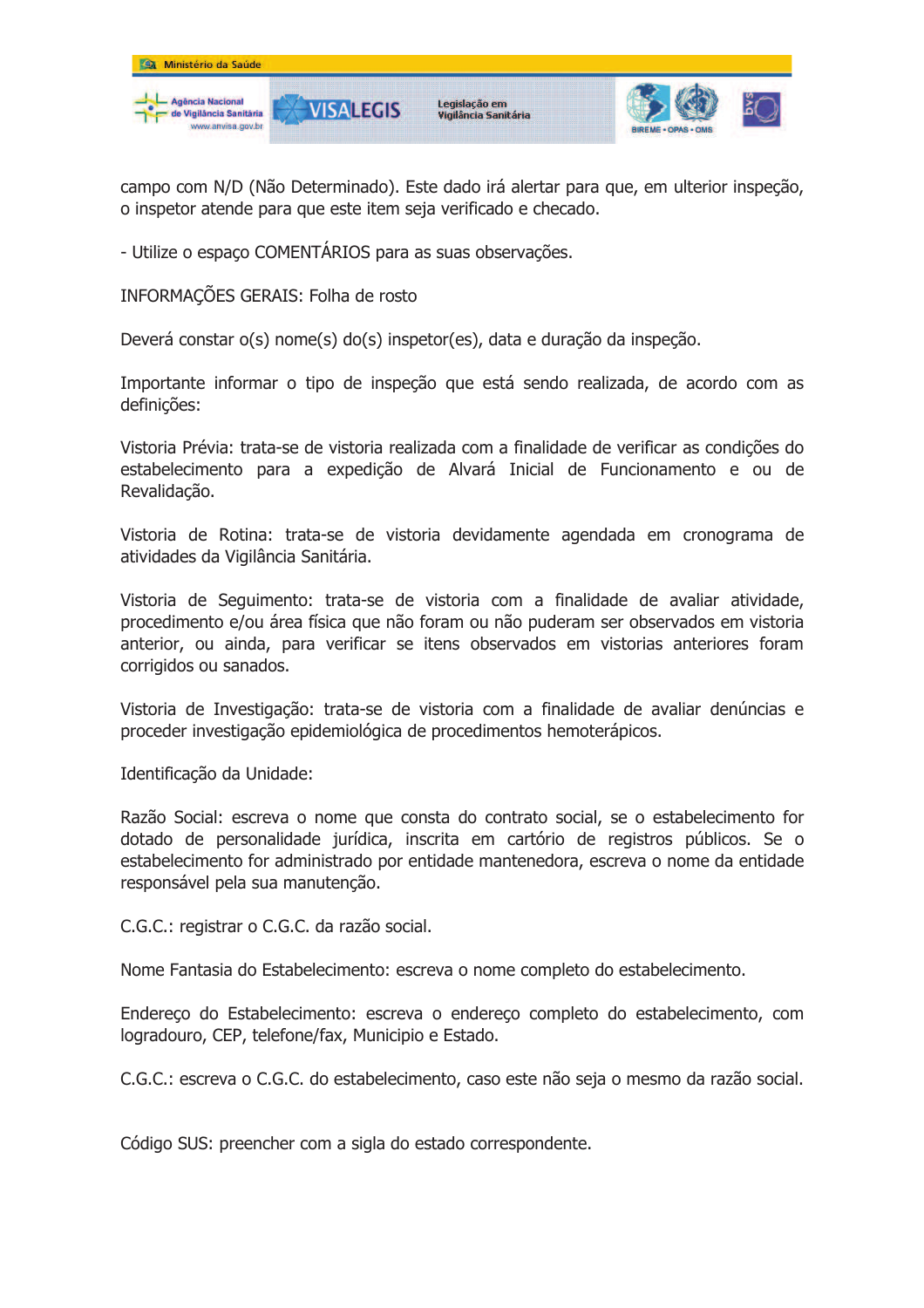campo com N/D (Não Determinado). Este dado irá alertar para que, em ulterior inspeção, o inspetor atende para que este item seja verificado e checado.

- Utilize o espaço COMENTÁRIOS para as suas observações.

INFORMAÇÕES GERAIS: Folha de rosto

Deverá constar o(s) nome(s) do(s) inspetor(es), data e duração da inspeção.

Importante informar o tipo de inspeção que está sendo realizada, de acordo com as definições:

Vistoria Prévia: trata-se de vistoria realizada com a finalidade de verificar as condições do estabelecimento para a expedição de Alvará Inicial de Funcionamento e ou de Revalidação.

Vistoria de Rotina: trata-se de vistoria devidamente agendada em cronograma de atividades da Vigilância Sanitária.

Vistoria de Seguimento: trata-se de vistoria com a finalidade de avaliar atividade, procedimento e/ou área física que não foram ou não puderam ser observados em vistoria anterior, ou ainda, para verificar se itens observados em vistorias anteriores foram corrigidos ou sanados.

Vistoria de Investigação: trata-se de vistoria com a finalidade de avaliar denúncias e proceder investigação epidemiológica de procedimentos hemoterápicos.

Identificação da Unidade:

Razão Social: escreva o nome que consta do contrato social, se o estabelecimento for dotado de personalidade jurídica, inscrita em cartório de registros públicos. Se o estabelecimento for administrado por entidade mantenedora, escreva o nome da entidade responsável pela sua manutenção.

C.G.C.: registrar o C.G.C. da razão social.

Nome Fantasia do Estabelecimento: escreva o nome completo do estabelecimento.

Endereço do Estabelecimento: escreva o endereço completo do estabelecimento, com logradouro, CEP, telefone/fax, Municipio e Estado.

C.G.C.: escreva o C.G.C. do estabelecimento, caso este não seja o mesmo da razão social.

Código SUS: preencher com a sigla do estado correspondente.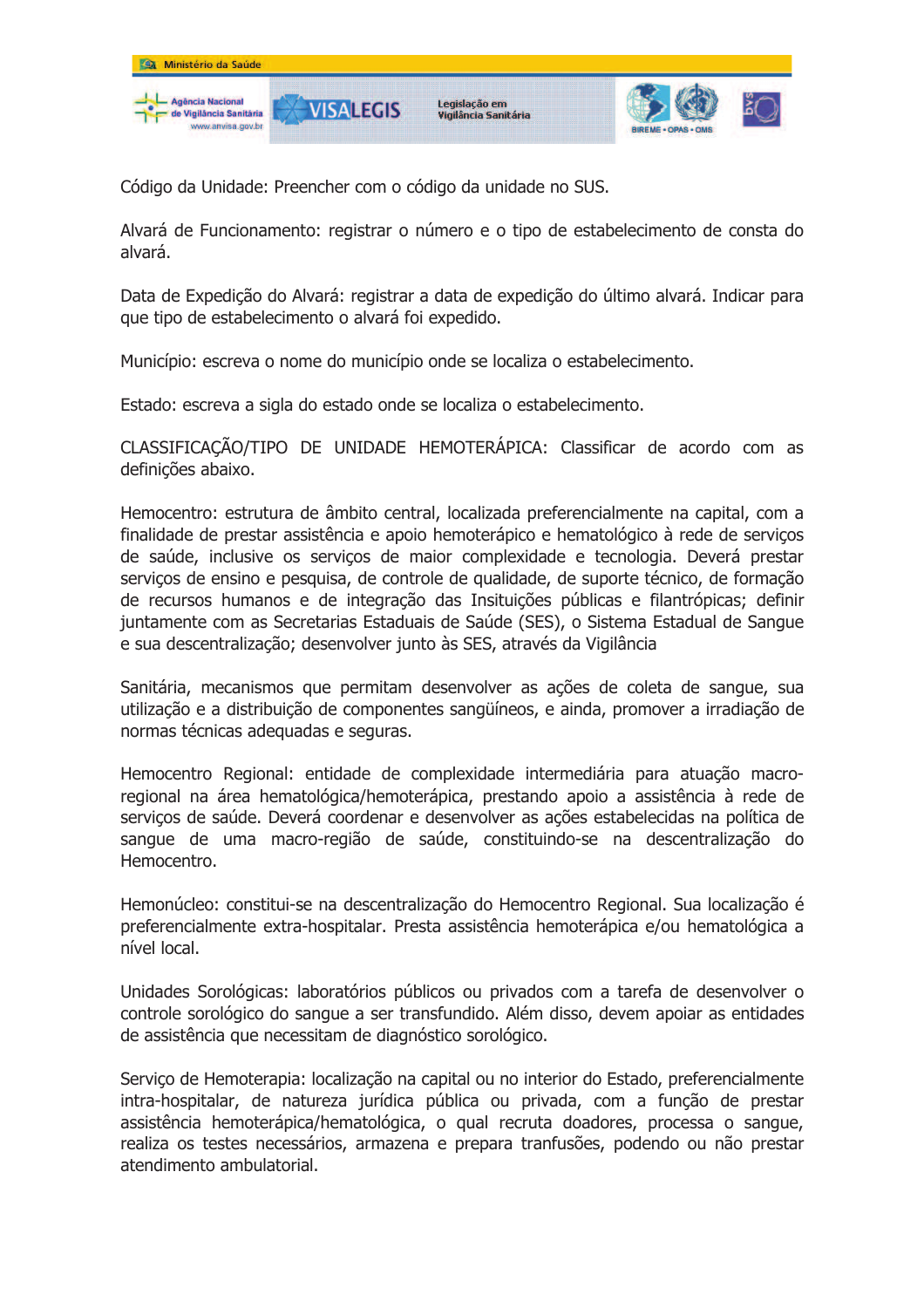Código da Unidade: Preencher com o código da unidade no SUS.

Alvará de Funcionamento: registrar o número e o tipo de estabelecimento de consta do alvará.

Data de Expedição do Alvará: registrar a data de expedição do último alvará. Indicar para que tipo de estabelecimento o alvará foi expedido.

Município: escreva o nome do município onde se localiza o estabelecimento.

Estado: escreva a sigla do estado onde se localiza o estabelecimento.

CLASSIFICAÇÃO/TIPO DE UNIDADE HEMOTERÁPICA: Classificar de acordo com as definições abaixo.

Hemocentro: estrutura de âmbito central, localizada preferencialmente na capital, com a finalidade de prestar assistência e apoio hemoterápico e hematológico à rede de serviços de saúde, inclusive os serviços de maior complexidade e tecnologia. Deverá prestar serviços de ensino e pesquisa, de controle de qualidade, de suporte técnico, de formação de recursos humanos e de integração das Insituições públicas e filantrópicas; definir juntamente com as Secretarias Estaduais de Saúde (SES), o Sistema Estadual de Sangue e sua descentralização; desenvolver junto às SES, através da Vigilância

Sanitária, mecanismos que permitam desenvolver as ações de coleta de sangue, sua utilização e a distribuição de componentes sangüíneos, e ainda, promover a irradiação de normas técnicas adequadas e seguras.

Hemocentro Regional: entidade de complexidade intermediária para atuação macro-regional na área hematológica/hemoterápica, prestando apoio a assistência à rede de serviços de saúde. Deverá coordenar e desenvolver as ações estabelecidas na política de sangue de uma macro-região de saúde, constituindo-se na descentralização do Hemocentro.

Hemonúcleo: constitui-se na descentralização do Hemocentro Regional. Sua localização é preferencialmente extra-hospitalar. Presta assistência hemoterápica e/ou hematológica a nível local.

Unidades Sorológicas: laboratórios públicos ou privados com a tarefa de desenvolver o controle sorológico do sangue a ser transfundido. Além disso, devem apoiar as entidades de assistência que necessitam de diagnóstico sorológico.

Serviço de Hemoterapia: localização na capital ou no interior do Estado, preferencialmente intra-hospitalar, de natureza jurídica pública ou privada, com a função de prestar assistência hemoterápica/hematológica, o qual recruta doadores, processa o sangue, realiza os testes necessários, armazena e prepara tranfusões, podendo ou não prestar atendimento ambulatorial.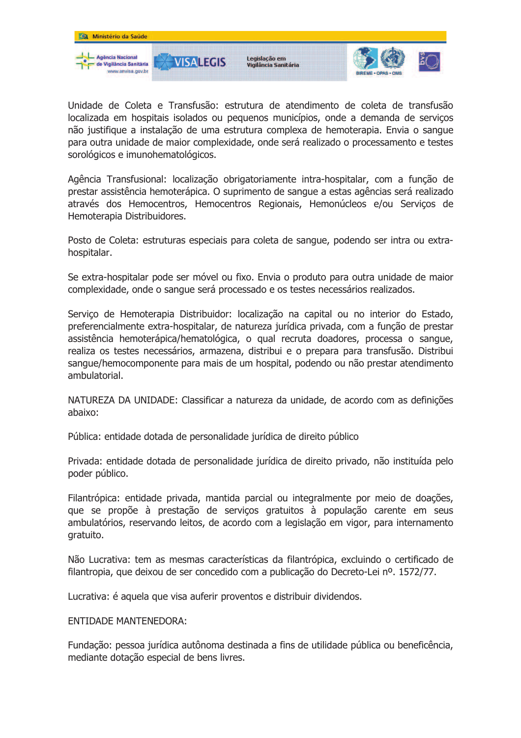Unidade de Coleta e Transfusão: estrutura de atendimento de coleta de transfusão localizada em hospitais isolados ou pequenos municípios, onde a demanda de serviços não justifique a instalação de uma estrutura complexa de hemoterapia. Envia o sangue para outra unidade de maior complexidade, onde será realizado o processamento e testes sorológicos e imunohematológicos.

Agência Transfusional: localização obrigatoriamente intra-hospitalar, com a função de prestar assistência hemoterápica. O suprimento de sangue a estas agências será realizado através dos Hemocentros, Hemocentros Regionais, Hemonúcleos e/ou Serviços de Hemoterapia Distribuidores.

Posto de Coleta: estruturas especiais para coleta de sangue, podendo ser intra ou extra-hospitalar.

Se extra-hospitalar pode ser móvel ou fixo. Envia o produto para outra unidade de maior complexidade, onde o sangue será processado e os testes necessários realizados.

Serviço de Hemoterapia Distribuidor: localização na capital ou no interior do Estado, preferencialmente extra-hospitalar, de natureza jurídica privada, com a função de prestar assistência hemoterápica/hematológica, o qual recruta doadores, processa o sangue, realiza os testes necessários, armazena, distribui e o prepara para transfusão. Distribui sangue/hemocomponente para mais de um hospital, podendo ou não prestar atendimento ambulatorial.

NATUREZA DA UNIDADE: Classificar a natureza da unidade, de acordo com as definições abaixo:

Pública: entidade dotada de personalidade jurídica de direito público

Privada: entidade dotada de personalidade jurídica de direito privado, não instituída pelo poder público.

Filantrópica: entidade privada, mantida parcial ou integralmente por meio de doações, que se propõe à prestação de serviços gratuitos à população carente em seus ambulatórios, reservando leitos, de acordo com a legislação em vigor, para internamento gratuito.

Não Lucrativa: tem as mesmas características da filantrópica, excluindo o certificado de filantropia, que deixou de ser concedido com a publicação do Decreto-Lei nº. 1572/77.

Lucrativa: é aquela que visa auferir proventos e distribuir dividendos.

ENTIDADE MANTENEDORA:

Fundação: pessoa jurídica autônoma destinada a fins de utilidade pública ou beneficência, mediante dotação especial de bens livres.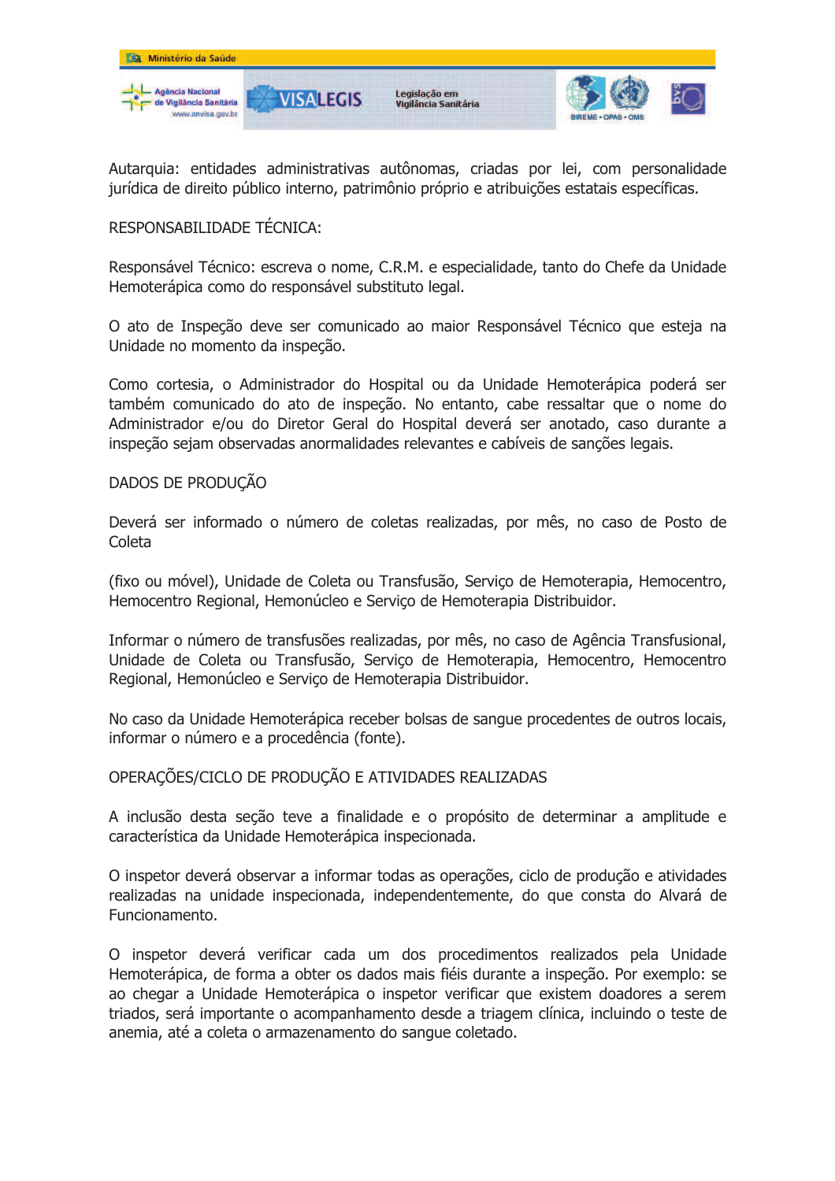Autarquia: entidades administrativas autônomas, criadas por lei, com personalidade jurídica de direito público interno, patrimônio próprio e atribuições estatais específicas.

RESPONSABILIDADE TÉCNICA:

Responsável Técnico: escreva o nome, C.R.M. e especialidade, tanto do Chefe da Unidade Hemoterápica como do responsável substituto legal.

O ato de Inspeção deve ser comunicado ao maior Responsável Técnico que esteja na Unidade no momento da inspeção.

Como cortesia, o Administrador do Hospital ou da Unidade Hemoterápica poderá ser também comunicado do ato de inspeção. No entanto, cabe ressaltar que o nome do Administrador e/ou do Diretor Geral do Hospital deverá ser anotado, caso durante a inspeção sejam observadas anormalidades relevantes e cabíveis de sanções legais.

DADOS DE PRODUÇÃO

Deverá ser informado o número de coletas realizadas, por mês, no caso de Posto de Coleta

(fixo ou móvel), Unidade de Coleta ou Transfusão, Serviço de Hemoterapia, Hemocentro, Hemocentro Regional, Hemonúcleo e Serviço de Hemoterapia Distribuidor.

Informar o número de transfusões realizadas, por mês, no caso de Agência Transfusional, Unidade de Coleta ou Transfusão, Serviço de Hemoterapia, Hemocentro, Hemocentro Regional, Hemonúcleo e Serviço de Hemoterapia Distribuidor.

No caso da Unidade Hemoterápica receber bolsas de sangue procedentes de outros locais, informar o número e a procedência (fonte).

OPERAÇÕES/CICLO DE PRODUÇÃO E ATIVIDADES REALIZADAS

A inclusão desta seção teve a finalidade e o propósito de determinar a amplitude e característica da Unidade Hemoterápica inspecionada.

O inspetor deverá observar a informar todas as operações, ciclo de produção e atividades realizadas na unidade inspecionada, independentemente, do que consta do Alvará de Funcionamento.

O inspetor deverá verificar cada um dos procedimentos realizados pela Unidade Hemoterápica, de forma a obter os dados mais fiéis durante a inspeção. Por exemplo: se ao chegar a Unidade Hemoterápica o inspetor verificar que existem doadores a serem triados, será importante o acompanhamento desde a triagem clínica, incluindo o teste de anemia, até a coleta o armazenamento do sangue coletado.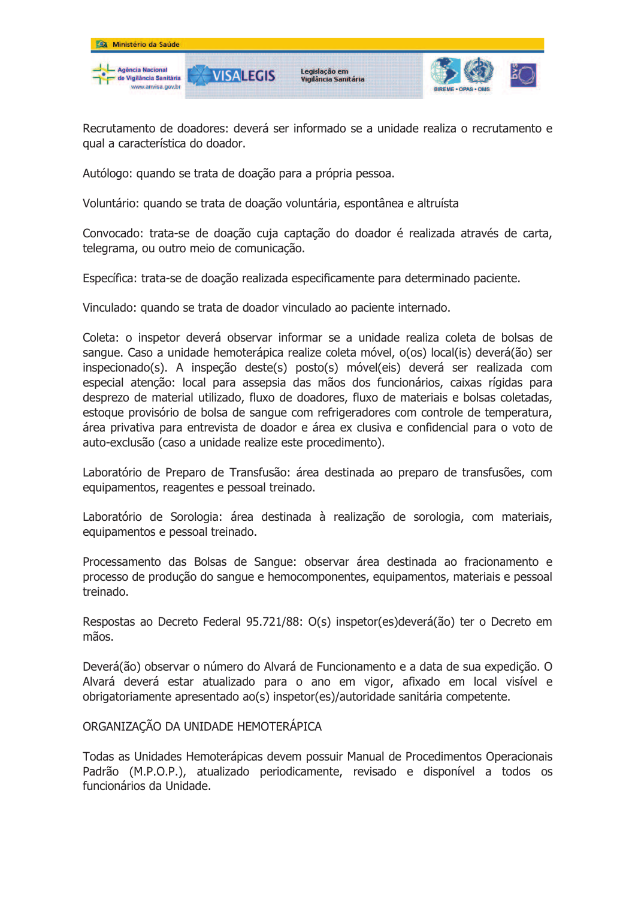Recrutamento de doadores: deverá ser informado se a unidade realiza o recrutamento e qual a característica do doador.

Autólogo: quando se trata de doação para a própria pessoa.

Voluntário: quando se trata de doação voluntária, espontânea e altruísta

Convocado: trata-se de doação cuja captação do doador é realizada através de carta, telegrama, ou outro meio de comunicação.

Específica: trata-se de doação realizada especificamente para determinado paciente.

Vinculado: quando se trata de doador vinculado ao paciente internado.

Coleta: o inspetor deverá observar informar se a unidade realiza coleta de bolsas de sangue. Caso a unidade hemoterápica realize coleta móvel, o(os) local(is) deverá(ão) ser inspecionado(s). A inspeção deste(s) posto(s) móvel(eis) deverá ser realizada com especial atenção: local para assepsia das mãos dos funcionários, caixas rígidas para desprezo de material utilizado, fluxo de doadores, fluxo de materiais e bolsas coletadas, estoque provisório de bolsa de sangue com refrigeradores com controle de temperatura, área privativa para entrevista de doador e área ex clusiva e confidencial para o voto de auto-exclusão (caso a unidade realize este procedimento).

Laboratório de Preparo de Transfusão: área destinada ao preparo de transfusões, com equipamentos, reagentes e pessoal treinado.

Laboratório de Sorologia: área destinada à realização de sorologia, com materiais, equipamentos e pessoal treinado.

Processamento das Bolsas de Sangue: observar área destinada ao fracionamento e processo de produção do sangue e hemocomponentes, equipamentos, materiais e pessoal treinado.

Respostas ao Decreto Federal 95.721/88: O(s) inspetor(es)deverá(ão) ter o Decreto em mãos.

Deverá(ão) observar o número do Alvará de Funcionamento e a data de sua expedição. O Alvará deverá estar atualizado para o ano em vigor, afixado em local visível e obrigatoriamente apresentado ao(s) inspetor(es)/autoridade sanitária competente.

ORGANIZAÇÃO DA UNIDADE HEMOTERÁPICA

Todas as Unidades Hemoterápicas devem possuir Manual de Procedimentos Operacionais Padrão (M.P.O.P.), atualizado periodicamente, revisado e disponível a todos os funcionários da Unidade.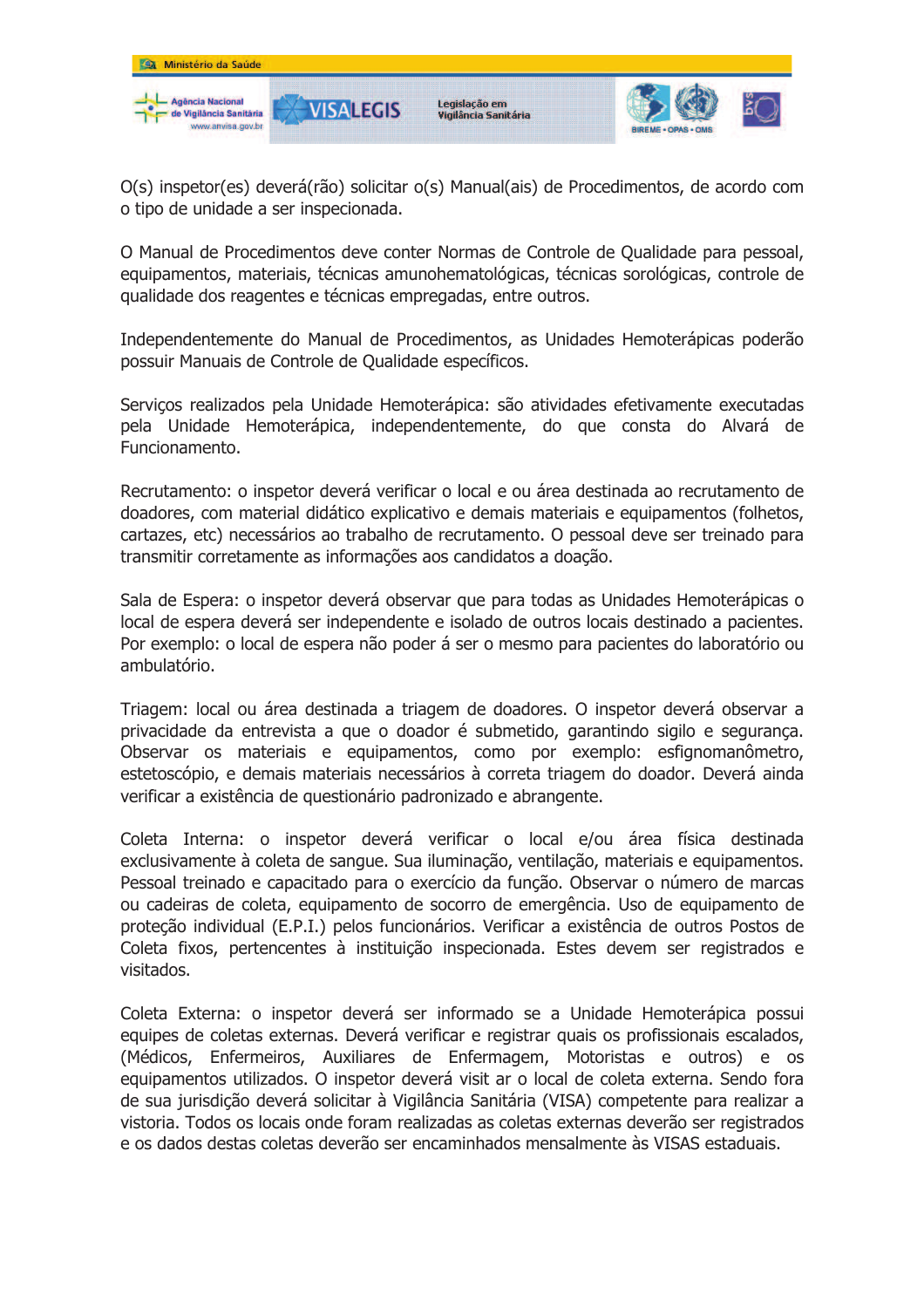O(s) inspetor(es) deverá(rão) solicitar o(s) Manual(ais) de Procedimentos, de acordo com o tipo de unidade a ser inspecionada.

O Manual de Procedimentos deve conter Normas de Controle de Qualidade para pessoal, equipamentos, materiais, técnicas amunohematológicas, técnicas sorológicas, controle de qualidade dos reagentes e técnicas empregadas, entre outros.

Independentemente do Manual de Procedimentos, as Unidades Hemoterápicas poderão possuir Manuais de Controle de Qualidade específicos.

Serviços realizados pela Unidade Hemoterápica: são atividades efetivamente executadas pela Unidade Hemoterápica, independentemente, do que consta do Alvará de Funcionamento.

Recrutamento: o inspetor deverá verificar o local e ou área destinada ao recrutamento de doadores, com material didático explicativo e demais materiais e equipamentos (folhetos, cartazes, etc) necessários ao trabalho de recrutamento. O pessoal deve ser treinado para transmitir corretamente as informações aos candidatos a doação.

Sala de Espera: o inspetor deverá observar que para todas as Unidades Hemoterápicas o local de espera deverá ser independente e isolado de outros locais destinado a pacientes. Por exemplo: o local de espera não poder á ser o mesmo para pacientes do laboratório ou ambulatório.

Triagem: local ou área destinada a triagem de doadores. O inspetor deverá observar a privacidade da entrevista a que o doador é submetido, garantindo sigilo e segurança. Observar os materiais e equipamentos, como por exemplo: esfignomanômetro, estetoscópio, e demais materiais necessários à correta triagem do doador. Deverá ainda verificar a existência de questionário padronizado e abrangente.

Coleta Interna: o inspetor deverá verificar o local e/ou área física destinada exclusivamente à coleta de sangue. Sua iluminação, ventilação, materiais e equipamentos. Pessoal treinado e capacitado para o exercício da função. Observar o número de marcas ou cadeiras de coleta, equipamento de socorro de emergência. Uso de equipamento de proteção individual (E.P.I.) pelos funcionários. Verificar a existência de outros Postos de Coleta fixos, pertencentes à instituição inspecionada. Estes devem ser registrados e visitados.

Coleta Externa: o inspetor deverá ser informado se a Unidade Hemoterápica possui equipes de coletas externas. Deverá verificar e registrar quais os profissionais escalados, (Médicos, Enfermeiros, Auxiliares de Enfermagem, Motoristas e outros) e os equipamentos utilizados. O inspetor deverá visit ar o local de coleta externa. Sendo fora de sua jurisdição deverá solicitar à Vigilância Sanitária (VISA) competente para realizar a vistoria. Todos os locais onde foram realizadas as coletas externas deverão ser registrados e os dados destas coletas deverão ser encaminhados mensalmente às VISAS estaduais.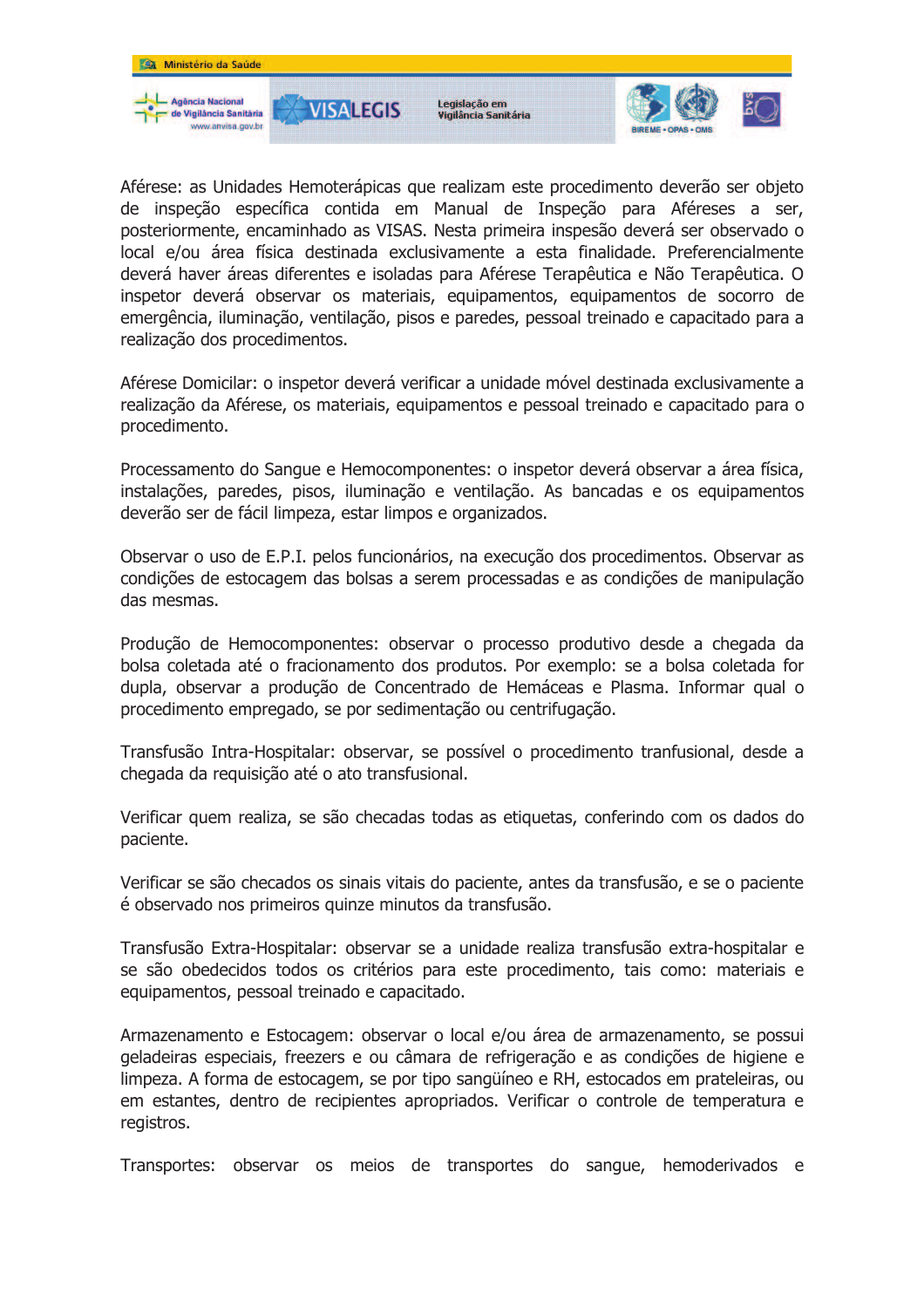Aférese: as Unidades Hemoterápicas que realizam este procedimento deverão ser objeto de inspeção específica contida em Manual de Inspeção para Aféreses a ser, posteriormente, encaminhado as VISAS. Nesta primeira inspesão deverá ser observado o local e/ou área física destinada exclusivamente a esta finalidade. Preferencialmente deverá haver áreas diferentes e isoladas para Aférese Terapêutica e Não Terapêutica. O inspetor deverá observar os materiais, equipamentos, equipamentos de socorro de emergência, iluminação, ventilação, pisos e paredes, pessoal treinado e capacitado para a realização dos procedimentos.

Aférese Domicilar: o inspetor deverá verificar a unidade móvel destinada exclusivamente a realização da Aférese, os materiais, equipamentos e pessoal treinado e capacitado para o procedimento.

Processamento do Sangue e Hemocomponentes: o inspetor deverá observar a área física, instalações, paredes, pisos, iluminação e ventilação. As bancadas e os equipamentos deverão ser de fácil limpeza, estar limpos e organizados.

Observar o uso de E.P.I. pelos funcionários, na execução dos procedimentos. Observar as condições de estocagem das bolsas a serem processadas e as condições de manipulação das mesmas.

Produção de Hemocomponentes: observar o processo produtivo desde a chegada da bolsa coletada até o fracionamento dos produtos. Por exemplo: se a bolsa coletada for dupla, observar a produção de Concentrado de Hemáceas e Plasma. Informar qual o procedimento empregado, se por sedimentação ou centrifugação.

Transfusão Intra-Hospitalar: observar, se possível o procedimento tranfusional, desde a chegada da requisição até o ato transfusional.

Verificar quem realiza, se são checadas todas as etiquetas, conferindo com os dados do paciente.

Verificar se são checados os sinais vitais do paciente, antes da transfusão, e se o paciente é observado nos primeiros quinze minutos da transfusão.

Transfusão Extra-Hospitalar: observar se a unidade realiza transfusão extra-hospitalar e se são obedecidos todos os critérios para este procedimento, tais como: materiais e equipamentos, pessoal treinado e capacitado.

Armazenamento e Estocagem: observar o local e/ou área de armazenamento, se possui geladeiras especiais, freezers e ou câmara de refrigeração e as condições de higiene e limpeza. A forma de estocagem, se por tipo sangüíneo e RH, estocados em prateleiras, ou em estantes, dentro de recipientes apropriados. Verificar o controle de temperatura e registros.

Transportes: observar os meios de transportes do sangue, hemoderivados e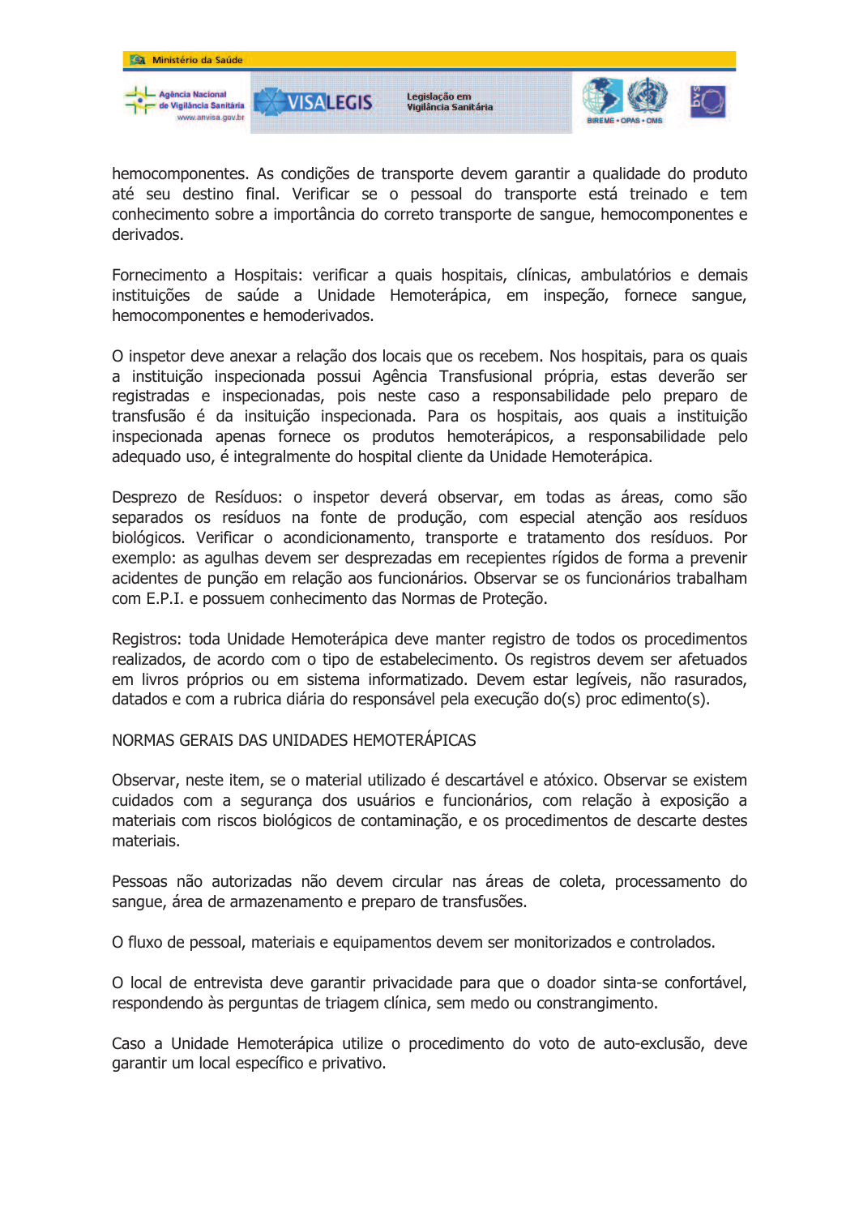hemocomponentes. As condições de transporte devem garantir a qualidade do produto até seu destino final. Verificar se o pessoal do transporte está treinado e tem conhecimento sobre a importância do correto transporte de sangue, hemocomponentes e derivados.

Fornecimento a Hospitais: verificar a quais hospitais, clínicas, ambulatórios e demais instituições de saúde a Unidade Hemoterápica, em inspeção, fornece sangue, hemocomponentes e hemoderivados.

O inspetor deve anexar a relação dos locais que os recebem. Nos hospitais, para os quais a instituição inspecionada possui Agência Transfusional própria, estas deverão ser registradas e inspecionadas, pois neste caso a responsabilidade pelo preparo de transfusão é da insituição inspecionada. Para os hospitais, aos quais a instituição inspecionada apenas fornece os produtos hemoterápicos, a responsabilidade pelo adequado uso, é integralmente do hospital cliente da Unidade Hemoterápica.

Desprezo de Resíduos: o inspetor deverá observar, em todas as áreas, como são separados os resíduos na fonte de produção, com especial atenção aos resíduos biológicos. Verificar o acondicionamento, transporte e tratamento dos resíduos. Por exemplo: as agulhas devem ser desprezadas em recepientes rígidos de forma a prevenir acidentes de punção em relação aos funcionários. Observar se os funcionários trabalham com E.P.I. e possuem conhecimento das Normas de Proteção.

Registros: toda Unidade Hemoterápica deve manter registro de todos os procedimentos realizados, de acordo com o tipo de estabelecimento. Os registros devem ser afetuados em livros próprios ou em sistema informatizado. Devem estar legíveis, não rasurados, datados e com a rubrica diária do responsável pela execução do(s) proc edimento(s).

NORMAS GERAIS DAS UNIDADES HEMOTERÁPICAS

Observar, neste item, se o material utilizado é descartável e atóxico. Observar se existem cuidados com a segurança dos usuários e funcionários, com relação à exposição a materiais com riscos biológicos de contaminação, e os procedimentos de descarte destes materiais.

Pessoas não autorizadas não devem circular nas áreas de coleta, processamento do sangue, área de armazenamento e preparo de transfusões.

O fluxo de pessoal, materiais e equipamentos devem ser monitorizados e controlados.

O local de entrevista deve garantir privacidade para que o doador sinta-se confortável, respondendo às perguntas de triagem clínica, sem medo ou constrangimento.

Caso a Unidade Hemoterápica utilize o procedimento do voto de auto-exclusão, deve garantir um local específico e privativo.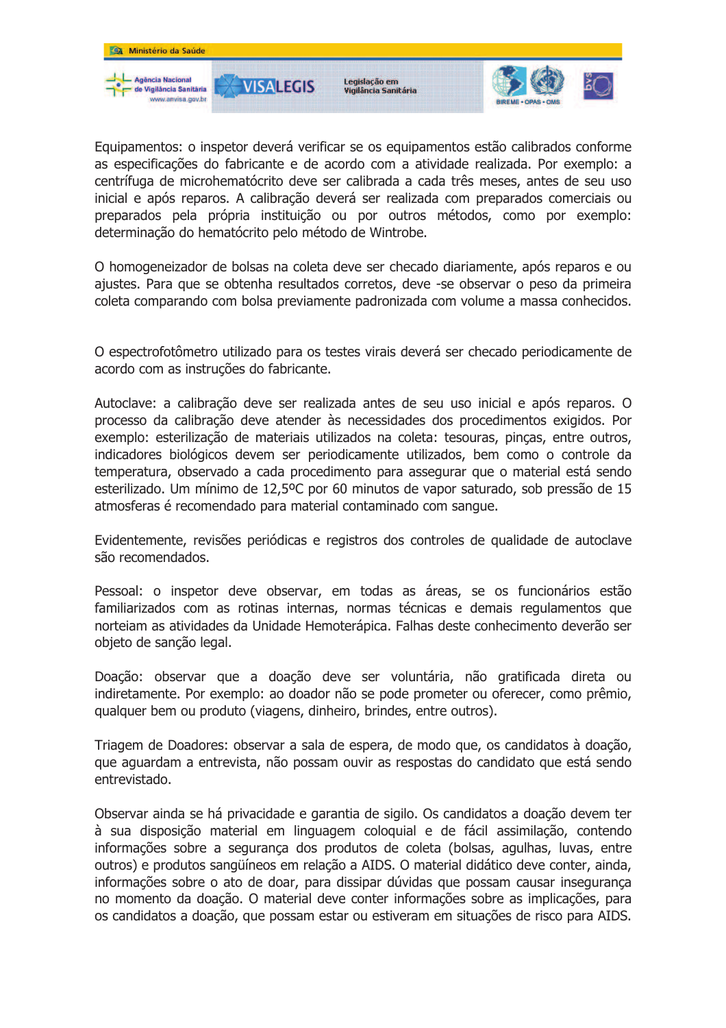Equipamentos: o inspetor deverá verificar se os equipamentos estão calibrados conforme as especificações do fabricante e de acordo com a atividade realizada. Por exemplo: a centrífuga de microhematócrito deve ser calibrada a cada três meses, antes de seu uso inicial e após reparos. A calibração deverá ser realizada com preparados comerciais ou preparados pela própria instituição ou por outros métodos, como por exemplo: determinação do hematócrito pelo método de Wintrobe.

O homogeneizador de bolsas na coleta deve ser checado diariamente, após reparos e ou ajustes. Para que se obtenha resultados corretos, deve -se observar o peso da primeira coleta comparando com bolsa previamente padronizada com volume a massa conhecidos.

O espectrofotômetro utilizado para os testes virais deverá ser checado periodicamente de acordo com as instruções do fabricante.

Autoclave: a calibração deve ser realizada antes de seu uso inicial e após reparos. O processo da calibração deve atender às necessidades dos procedimentos exigidos. Por exemplo: esterilização de materiais utilizados na coleta: tesouras, pinças, entre outros, indicadores biológicos devem ser periodicamente utilizados, bem como o controle da temperatura, observado a cada procedimento para assegurar que o material está sendo esterilizado. Um mínimo de 12,5ºC por 60 minutos de vapor saturado, sob pressão de 15 atmosferas é recomendado para material contaminado com sangue.

Evidentemente, revisões periódicas e registros dos controles de qualidade de autoclave são recomendados.

Pessoal: o inspetor deve observar, em todas as áreas, se os funcionários estão familiarizados com as rotinas internas, normas técnicas e demais regulamentos que norteiam as atividades da Unidade Hemoterápica. Falhas deste conhecimento deverão ser objeto de sanção legal.

Doação: observar que a doação deve ser voluntária, não gratificada direta ou indiretamente. Por exemplo: ao doador não se pode prometer ou oferecer, como prêmio, qualquer bem ou produto (viagens, dinheiro, brindes, entre outros).

Triagem de Doadores: observar a sala de espera, de modo que, os candidatos à doação, que aguardam a entrevista, não possam ouvir as respostas do candidato que está sendo entrevistado.

Observar ainda se há privacidade e garantia de sigilo. Os candidatos a doação devem ter à sua disposição material em linguagem coloquial e de fácil assimilação, contendo informações sobre a segurança dos produtos de coleta (bolsas, agulhas, luvas, entre outros) e produtos sangüíneos em relação a AIDS. O material didático deve conter, ainda, informações sobre o ato de doar, para dissipar dúvidas que possam causar insegurança no momento da doação. O material deve conter informações sobre as implicações, para os candidatos a doação, que possam estar ou estiveram em situações de risco para AIDS.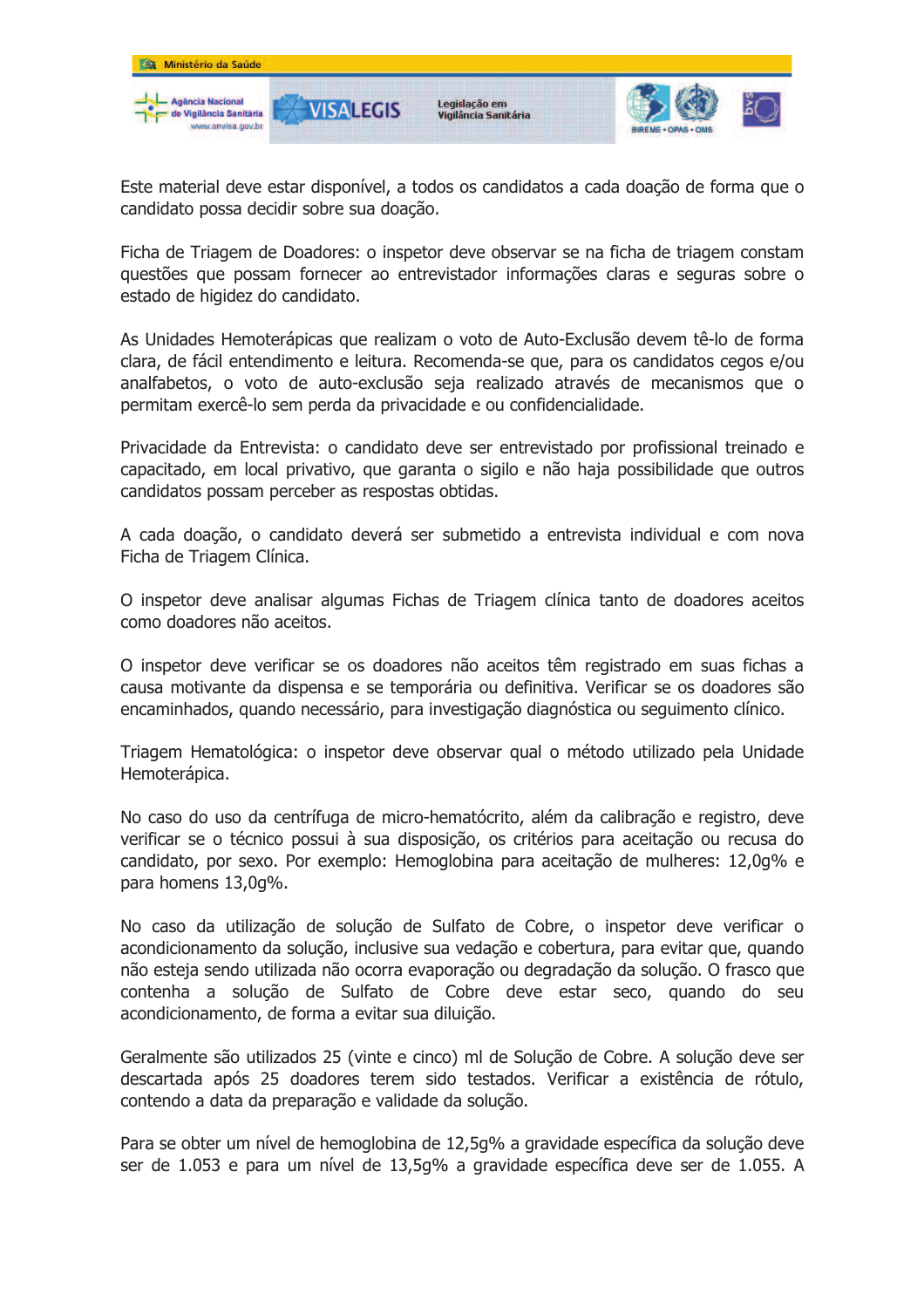Este material deve estar disponível, a todos os candidatos a cada doação de forma que o candidato possa decidir sobre sua doação.

Ficha de Triagem de Doadores: o inspetor deve observar se na ficha de triagem constam questões que possam fornecer ao entrevistador informações claras e seguras sobre o estado de higidez do candidato.

As Unidades Hemoterápicas que realizam o voto de Auto-Exclusão devem tê-lo de forma clara, de fácil entendimento e leitura. Recomenda-se que, para os candidatos cegos e/ou analfabetos, o voto de auto-exclusão seja realizado através de mecanismos que o permitam exercê-lo sem perda da privacidade e ou confidencialidade.

Privacidade da Entrevista: o candidato deve ser entrevistado por profissional treinado e capacitado, em local privativo, que garanta o sigilo e não haja possibilidade que outros candidatos possam perceber as respostas obtidas.

A cada doação, o candidato deverá ser submetido a entrevista individual e com nova Ficha de Triagem Clínica.

O inspetor deve analisar algumas Fichas de Triagem clínica tanto de doadores aceitos como doadores não aceitos.

O inspetor deve verificar se os doadores não aceitos têm registrado em suas fichas a causa motivante da dispensa e se temporária ou definitiva. Verificar se os doadores são encaminhados, quando necessário, para investigação diagnóstica ou seguimento clínico.

Triagem Hematológica: o inspetor deve observar qual o método utilizado pela Unidade Hemoterápica.

No caso do uso da centrífuga de micro-hematócrito, além da calibração e registro, deve verificar se o técnico possui à sua disposição, os critérios para aceitação ou recusa do candidato, por sexo. Por exemplo: Hemoglobina para aceitação de mulheres: 12,0g% e para homens 13,0g%.

No caso da utilização de solução de Sulfato de Cobre, o inspetor deve verificar o acondicionamento da solução, inclusive sua vedação e cobertura, para evitar que, quando não esteja sendo utilizada não ocorra evaporação ou degradação da solução. O frasco que contenha a solução de Sulfato de Cobre deve estar seco, quando do seu acondicionamento, de forma a evitar sua diluição.

Geralmente são utilizados 25 (vinte e cinco) ml de Solução de Cobre. A solução deve ser descartada após 25 doadores terem sido testados. Verificar a existência de rótulo, contendo a data da preparação e validade da solução.

Para se obter um nível de hemoglobina de 12,5g% a gravidade específica da solução deve ser de 1.053 e para um nível de 13,5g% a gravidade específica deve ser de 1.055. A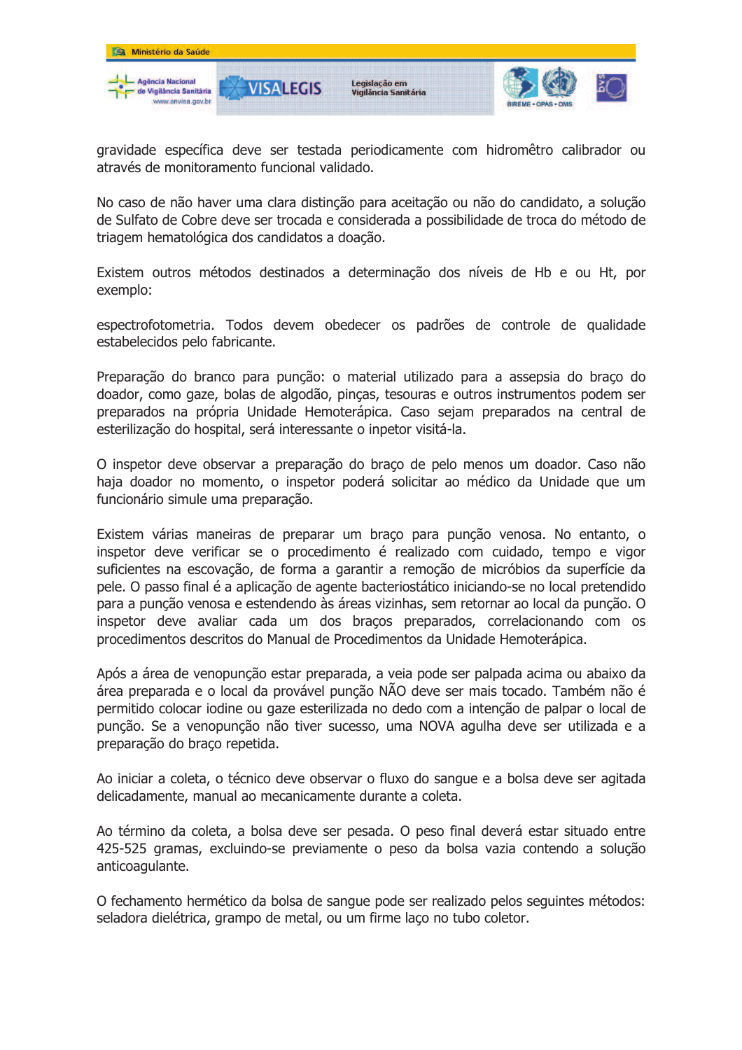gravidade específica deve ser testada periodicamente com hidromêtro calibrador ou através de monitoramento funcional validado.

No caso de não haver uma clara distinção para aceitação ou não do candidato, a solução de Sulfato de Cobre deve ser trocada e considerada a possibilidade de troca do método de triagem hematológica dos candidatos a doação.

Existem outros métodos destinados a determinação dos níveis de Hb e ou Ht, por exemplo:

espectrofotometria. Todos devem obedecer os padrões de controle de qualidade estabelecidos pelo fabricante.

Preparação do branco para punção: o material utilizado para a assepsia do braço do doador, como gaze, bolas de algodão, pinças, tesouras e outros instrumentos podem ser preparados na própria Unidade Hemoterápica. Caso sejam preparados na central de esterilização do hospital, será interessante o inpetor visitá-la.

O inspetor deve observar a preparação do braço de pelo menos um doador. Caso não haja doador no momento, o inspetor poderá solicitar ao médico da Unidade que um funcionário simule uma preparação.

Existem várias maneiras de preparar um braço para punção venosa. No entanto, o inspetor deve verificar se o procedimento é realizado com cuidado, tempo e vigor suficientes na escovação, de forma a garantir a remoção de micróbios da superfície da pele. O passo final é a aplicação de agente bacteriostático iniciando-se no local pretendido para a punção venosa e estendendo às áreas vizinhas, sem retornar ao local da punção. O inspetor deve avaliar cada um dos braços preparados, correlacionando com os procedimentos descritos do Manual de Procedimentos da Unidade Hemoterápica.

Após a área de venopunção estar preparada, a veia pode ser palpada acima ou abaixo da área preparada e o local da provável punção NÃO deve ser mais tocado. Também não é permitido colocar iodine ou gaze esterilizada no dedo com a intenção de palpar o local de punção. Se a venopunção não tiver sucesso, uma NOVA agulha deve ser utilizada e a preparação do braço repetida.

Ao iniciar a coleta, o técnico deve observar o fluxo do sangue e a bolsa deve ser agitada delicadamente, manual ao mecanicamente durante a coleta.

Ao término da coleta, a bolsa deve ser pesada. O peso final deverá estar situado entre 425-525 gramas, excluindo-se previamente o peso da bolsa vazia contendo a solução anticoagulante.

O fechamento hermético da bolsa de sangue pode ser realizado pelos seguintes métodos: seladora dielétrica, grampo de metal, ou um firme laço no tubo coletor.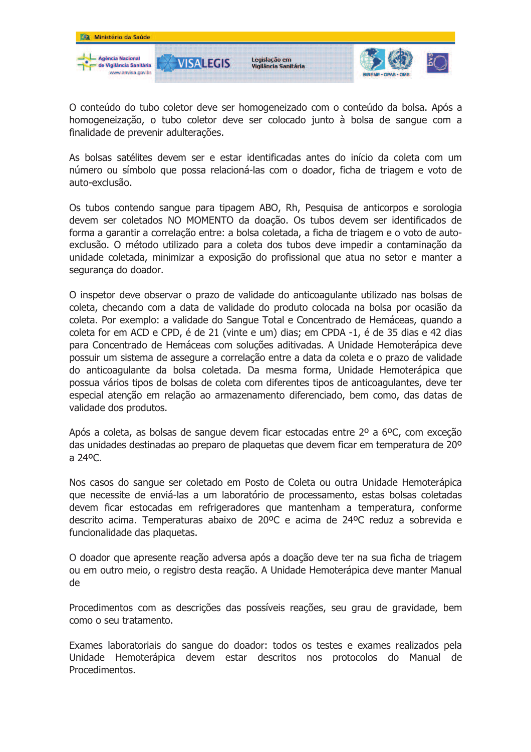O conteúdo do tubo coletor deve ser homogeneizado com o conteúdo da bolsa. Após a homogeneização, o tubo coletor deve ser colocado junto à bolsa de sangue com a finalidade de prevenir adulterações.

As bolsas satélites devem ser e estar identificadas antes do início da coleta com um número ou símbolo que possa relacioná-las com o doador, ficha de triagem e voto de auto-exclusão.

Os tubos contendo sangue para tipagem ABO, Rh, Pesquisa de anticorpos e sorologia devem ser coletados NO MOMENTO da doação. Os tubos devem ser identificados de forma a garantir a correlação entre: a bolsa coletada, a ficha de triagem e o voto de auto-exclusão. O método utilizado para a coleta dos tubos deve impedir a contaminação da unidade coletada, minimizar a exposição do profissional que atua no setor e manter a segurança do doador.

O inspetor deve observar o prazo de validade do anticoagulante utilizado nas bolsas de coleta, checando com a data de validade do produto colocada na bolsa por ocasião da coleta. Por exemplo: a validade do Sangue Total e Concentrado de Hemáceas, quando a coleta for em ACD e CPD, é de 21 (vinte e um) dias; em CPDA -1, é de 35 dias e 42 dias para Concentrado de Hemáceas com soluções aditivadas. A Unidade Hemoterápica deve possuir um sistema de assegure a correlação entre a data da coleta e o prazo de validade do anticoagulante da bolsa coletada. Da mesma forma, Unidade Hemoterápica que possua vários tipos de bolsas de coleta com diferentes tipos de anticoagulantes, deve ter especial atenção em relação ao armazenamento diferenciado, bem como, das datas de validade dos produtos.

Após a coleta, as bolsas de sangue devem ficar estocadas entre 2º a 6ºC, com exceção das unidades destinadas ao preparo de plaquetas que devem ficar em temperatura de 20º a 24ºC.

Nos casos do sangue ser coletado em Posto de Coleta ou outra Unidade Hemoterápica que necessite de enviá-las a um laboratório de processamento, estas bolsas coletadas devem ficar estocadas em refrigeradores que mantenham a temperatura, conforme descrito acima. Temperaturas abaixo de 20ºC e acima de 24ºC reduz a sobrevida e funcionalidade das plaquetas.

O doador que apresente reação adversa após a doação deve ter na sua ficha de triagem ou em outro meio, o registro desta reação. A Unidade Hemoterápica deve manter Manual de

Procedimentos com as descrições das possíveis reações, seu grau de gravidade, bem como o seu tratamento.

Exames laboratoriais do sangue do doador: todos os testes e exames realizados pela Unidade Hemoterápica devem estar descritos nos protocolos do Manual de Procedimentos.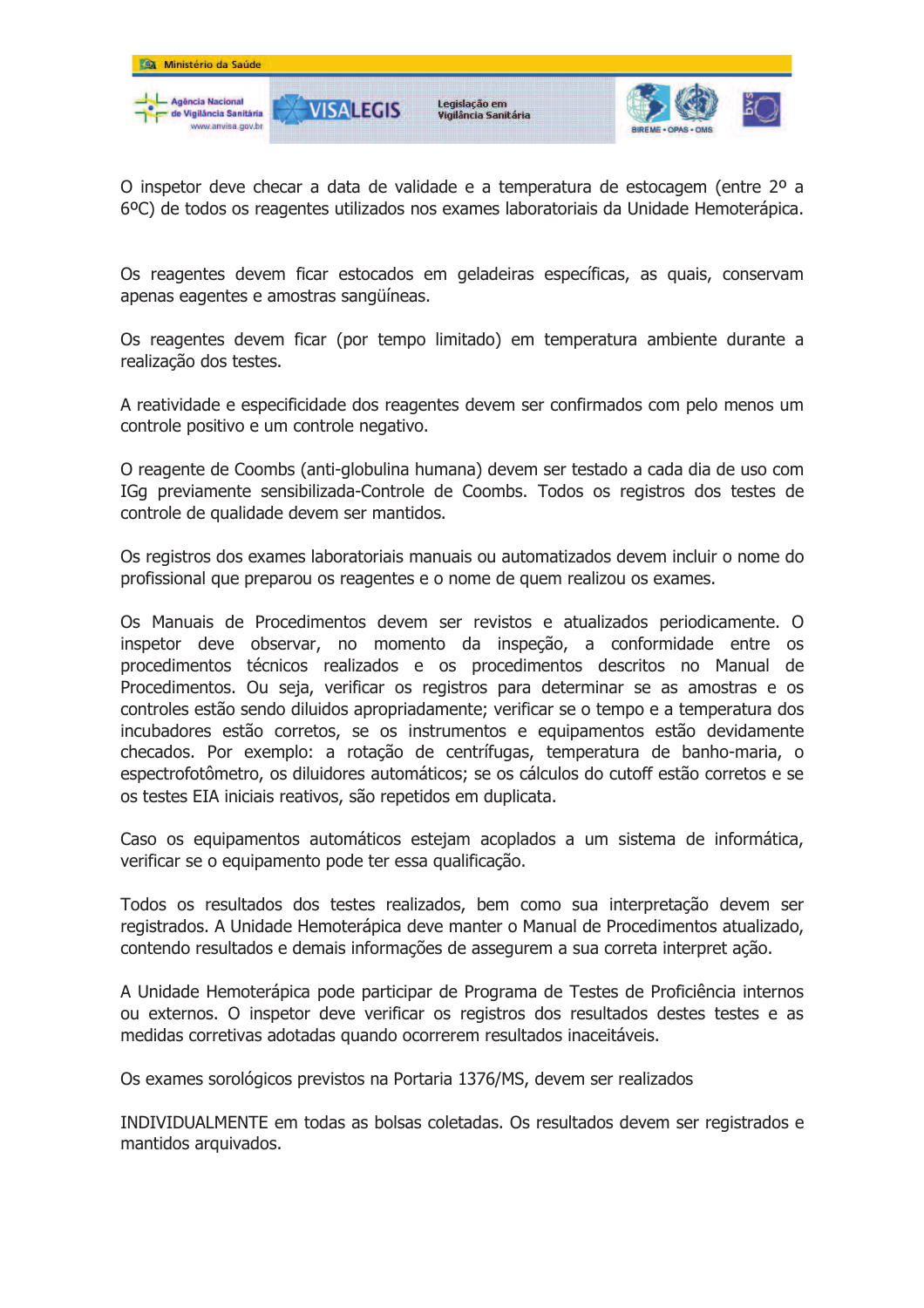O inspetor deve checar a data de validade e a temperatura de estocagem (entre 2º a 6ºC) de todos os reagentes utilizados nos exames laboratoriais da Unidade Hemoterápica.

Os reagentes devem ficar estocados em geladeiras específicas, as quais, conservam apenas eagentes e amostras sangüíneas.

Os reagentes devem ficar (por tempo limitado) em temperatura ambiente durante a realização dos testes.

A reatividade e especificidade dos reagentes devem ser confirmados com pelo menos um controle positivo e um controle negativo.

O reagente de Coombs (anti-globulina humana) devem ser testado a cada dia de uso com IGg previamente sensibilizada-Controle de Coombs. Todos os registros dos testes de controle de qualidade devem ser mantidos.

Os registros dos exames laboratoriais manuais ou automatizados devem incluir o nome do profissional que preparou os reagentes e o nome de quem realizou os exames.

Os Manuais de Procedimentos devem ser revistos e atualizados periodicamente. O inspetor deve observar, no momento da inspeção, a conformidade entre os procedimentos técnicos realizados e os procedimentos descritos no Manual de Procedimentos. Ou seja, verificar os registros para determinar se as amostras e os controles estão sendo diluidos apropriadamente; verificar se o tempo e a temperatura dos incubadores estão corretos, se os instrumentos e equipamentos estão devidamente checados. Por exemplo: a rotação de centrífugas, temperatura de banho-maria, o espectrofotômetro, os diluidores automáticos; se os cálculos do cutoff estão corretos e se os testes EIA iniciais reativos, são repetidos em duplicata.

Caso os equipamentos automáticos estejam acoplados a um sistema de informática, verificar se o equipamento pode ter essa qualificação.

Todos os resultados dos testes realizados, bem como sua interpretação devem ser registrados. A Unidade Hemoterápica deve manter o Manual de Procedimentos atualizado, contendo resultados e demais informações de assegurem a sua correta interpret ação.

A Unidade Hemoterápica pode participar de Programa de Testes de Proficiência internos ou externos. O inspetor deve verificar os registros dos resultados destes testes e as medidas corretivas adotadas quando ocorrerem resultados inaceitáveis.

Os exames sorológicos previstos na Portaria 1376/MS, devem ser realizados

INDIVIDUALMENTE em todas as bolsas coletadas. Os resultados devem ser registrados e mantidos arquivados.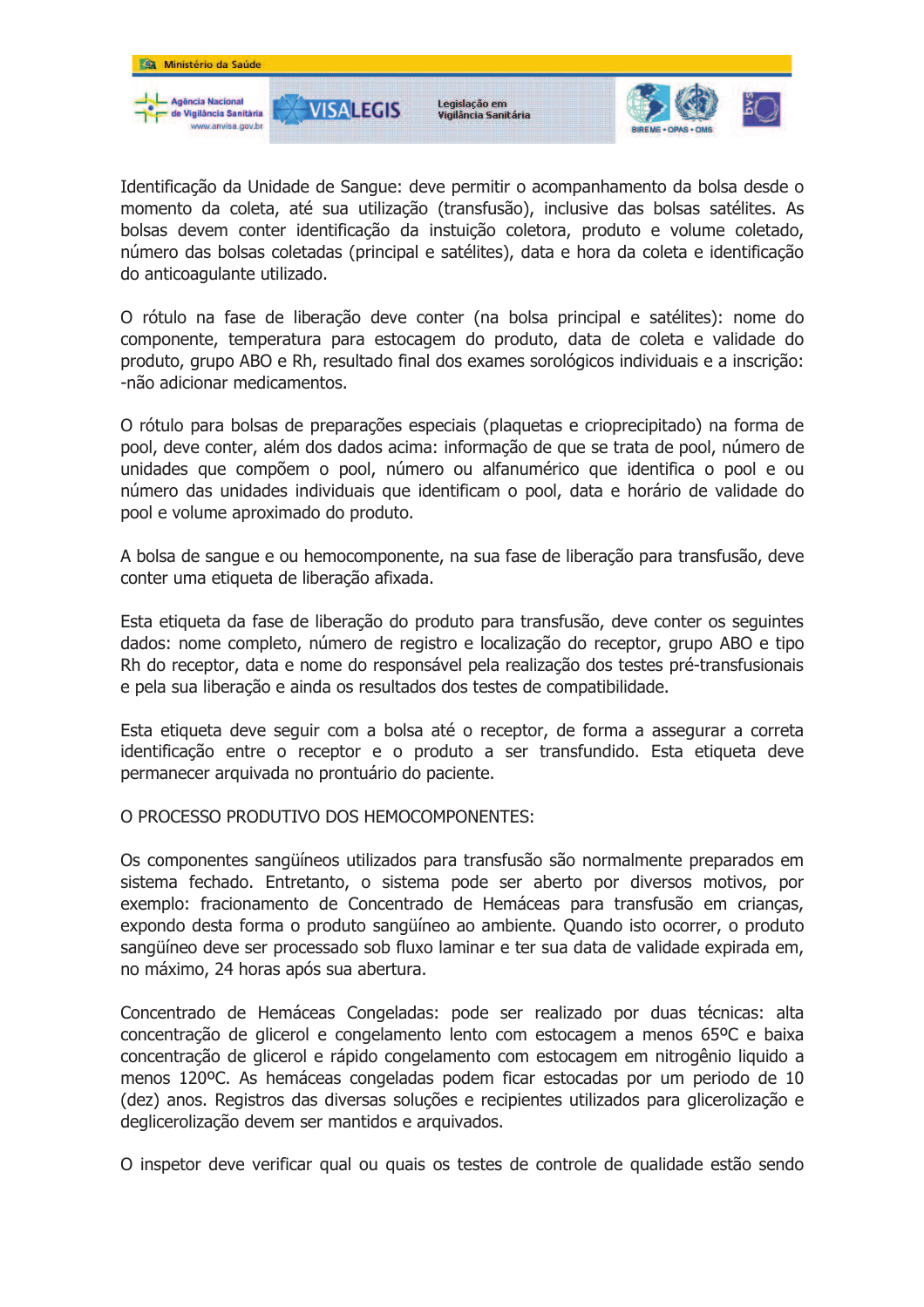Identificação da Unidade de Sangue: deve permitir o acompanhamento da bolsa desde o momento da coleta, até sua utilização (transfusão), inclusive das bolsas satélites. As bolsas devem conter identificação da instuição coletora, produto e volume coletado, número das bolsas coletadas (principal e satélites), data e hora da coleta e identificação do anticoagulante utilizado.

O rótulo na fase de liberação deve conter (na bolsa principal e satélites): nome do componente, temperatura para estocagem do produto, data de coleta e validade do produto, grupo ABO e Rh, resultado final dos exames sorológicos individuais e a inscrição: -não adicionar medicamentos.

O rótulo para bolsas de preparações especiais (plaquetas e crioprecipitado) na forma de pool, deve conter, além dos dados acima: informação de que se trata de pool, número de unidades que compõem o pool, número ou alfanumérico que identifica o pool e ou número das unidades individuais que identificam o pool, data e horário de validade do pool e volume aproximado do produto.

A bolsa de sangue e ou hemocomponente, na sua fase de liberação para transfusão, deve conter uma etiqueta de liberação afixada.

Esta etiqueta da fase de liberação do produto para transfusão, deve conter os seguintes dados: nome completo, número de registro e localização do receptor, grupo ABO e tipo Rh do receptor, data e nome do responsável pela realização dos testes pré-transfusionais e pela sua liberação e ainda os resultados dos testes de compatibilidade.

Esta etiqueta deve seguir com a bolsa até o receptor, de forma a assegurar a correta identificação entre o receptor e o produto a ser transfundido. Esta etiqueta deve permanecer arquivada no prontuário do paciente.

O PROCESSO PRODUTIVO DOS HEMOCOMPONENTES:

Os componentes sangüíneos utilizados para transfusão são normalmente preparados em sistema fechado. Entretanto, o sistema pode ser aberto por diversos motivos, por exemplo: fracionamento de Concentrado de Hemáceas para transfusão em crianças, expondo desta forma o produto sangüíneo ao ambiente. Quando isto ocorrer, o produto sangüíneo deve ser processado sob fluxo laminar e ter sua data de validade expirada em, no máximo, 24 horas após sua abertura.

Concentrado de Hemáceas Congeladas: pode ser realizado por duas técnicas: alta concentração de glicerol e congelamento lento com estocagem a menos 65ºC e baixa concentração de glicerol e rápido congelamento com estocagem em nitrogênio liquido a menos 120ºC. As hemáceas congeladas podem ficar estocadas por um periodo de 10 (dez) anos. Registros das diversas soluções e recipientes utilizados para glicerolização e deglicerolização devem ser mantidos e arquivados.

O inspetor deve verificar qual ou quais os testes de controle de qualidade estão sendo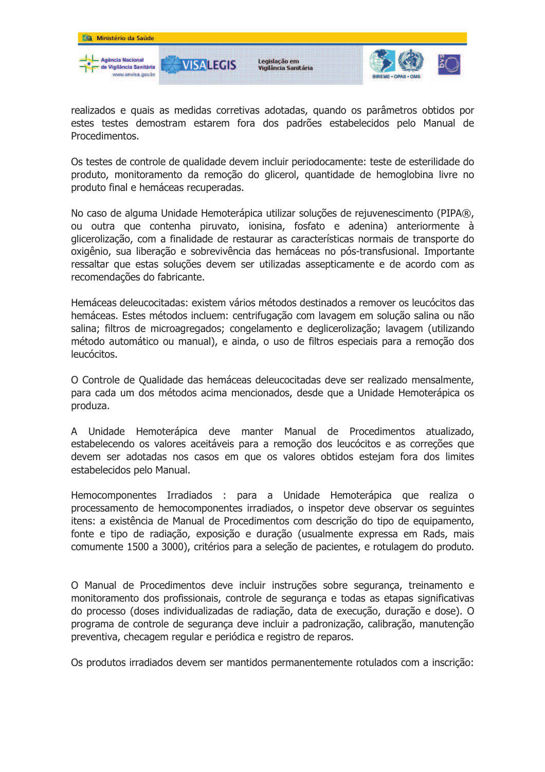realizados e quais as medidas corretivas adotadas, quando os parâmetros obtidos por estes testes demostram estarem fora dos padrões estabelecidos pelo Manual de Procedimentos.

Os testes de controle de qualidade devem incluir periodocamente: teste de esterilidade do produto, monitoramento da remoção do glicerol, quantidade de hemoglobina livre no produto final e hemáceas recuperadas.

No caso de alguma Unidade Hemoterápica utilizar soluções de rejuvenescimento (PIPA®, ou outra que contenha piruvato, ionisina, fosfato e adenina) anteriormente à glicerolização, com a finalidade de restaurar as características normais de transporte do oxigênio, sua liberação e sobrevivência das hemáceas no pós-transfusional. Importante ressaltar que estas soluções devem ser utilizadas assepticamente e de acordo com as recomendações do fabricante.

Hemáceas deleucocitadas: existem vários métodos destinados a remover os leucócitos das hemáceas. Estes métodos incluem: centrifugação com lavagem em solução salina ou não salina; filtros de microagregados; congelamento e deglicerolização; lavagem (utilizando método automático ou manual), e ainda, o uso de filtros especiais para a remoção dos leucócitos.

O Controle de Qualidade das hemáceas deleucocitadas deve ser realizado mensalmente, para cada um dos métodos acima mencionados, desde que a Unidade Hemoterápica os produza.

A Unidade Hemoterápica deve manter Manual de Procedimentos atualizado, estabelecendo os valores aceitáveis para a remoção dos leucócitos e as correções que devem ser adotadas nos casos em que os valores obtidos estejam fora dos limites estabelecidos pelo Manual.

Hemocomponentes Irradiados : para a Unidade Hemoterápica que realiza o processamento de hemocomponentes irradiados, o inspetor deve observar os seguintes itens: a existência de Manual de Procedimentos com descrição do tipo de equipamento, fonte e tipo de radiação, exposição e duração (usualmente expressa em Rads, mais comumente 1500 a 3000), critérios para a seleção de pacientes, e rotulagem do produto.

O Manual de Procedimentos deve incluir instruções sobre segurança, treinamento e monitoramento dos profissionais, controle de segurança e todas as etapas significativas do processo (doses individualizadas de radiação, data de execução, duração e dose). O programa de controle de segurança deve incluir a padronização, calibração, manutenção preventiva, checagem regular e periódica e registro de reparos.

Os produtos irradiados devem ser mantidos permanentemente rotulados com a inscrição: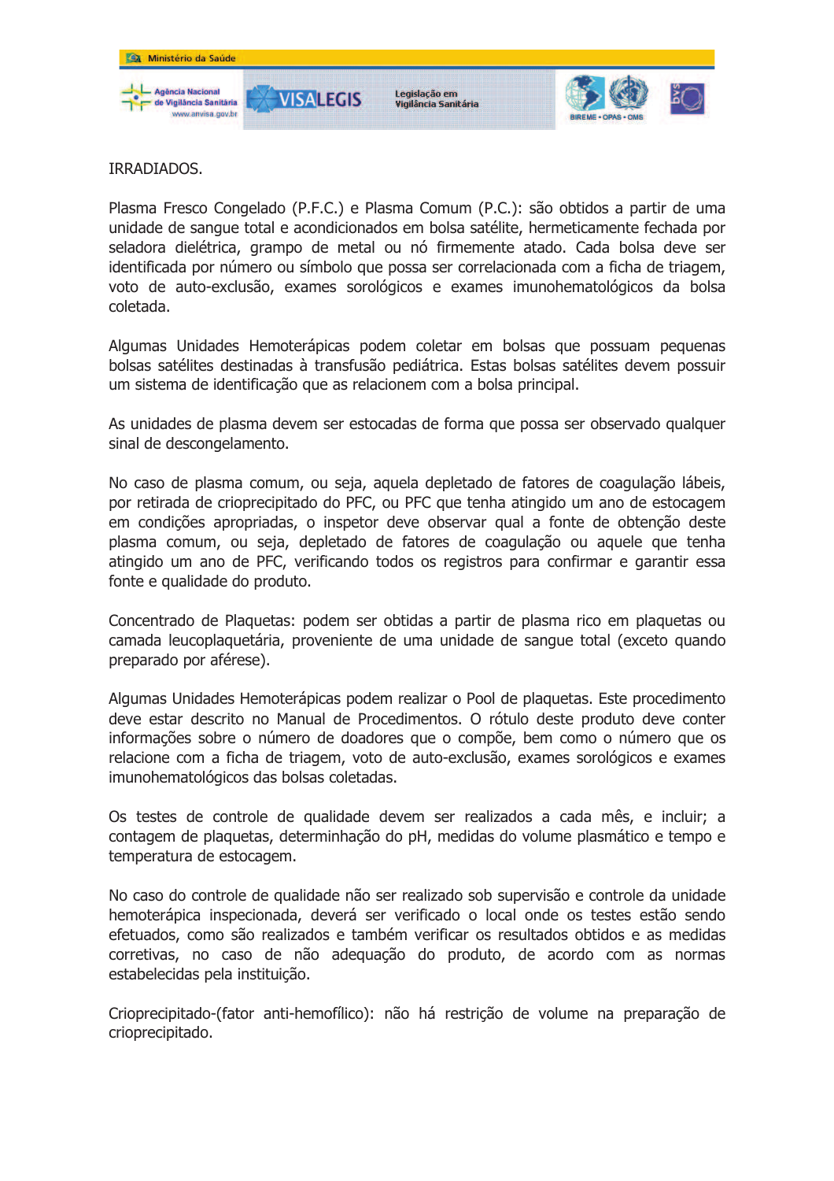IRRADIADOS.

Plasma Fresco Congelado (P.F.C.) e Plasma Comum (P.C.): são obtidos a partir de uma unidade de sangue total e acondicionados em bolsa satélite, hermeticamente fechada por seladora dielétrica, grampo de metal ou nó firmemente atado. Cada bolsa deve ser identificada por número ou símbolo que possa ser correlacionada com a ficha de triagem, voto de auto-exclusão, exames sorológicos e exames imunohematológicos da bolsa coletada.

Algumas Unidades Hemoterápicas podem coletar em bolsas que possuam pequenas bolsas satélites destinadas à transfusão pediátrica. Estas bolsas satélites devem possuir um sistema de identificação que as relacionem com a bolsa principal.

As unidades de plasma devem ser estocadas de forma que possa ser observado qualquer sinal de descongelamento.

No caso de plasma comum, ou seja, aquela depletado de fatores de coagulação lábeis, por retirada de crioprecipitado do PFC, ou PFC que tenha atingido um ano de estocagem em condições apropriadas, o inspetor deve observar qual a fonte de obtenção deste plasma comum, ou seja, depletado de fatores de coagulação ou aquele que tenha atingido um ano de PFC, verificando todos os registros para confirmar e garantir essa fonte e qualidade do produto.

Concentrado de Plaquetas: podem ser obtidas a partir de plasma rico em plaquetas ou camada leucoplaquetária, proveniente de uma unidade de sangue total (exceto quando preparado por aférese).

Algumas Unidades Hemoterápicas podem realizar o Pool de plaquetas. Este procedimento deve estar descrito no Manual de Procedimentos. O rótulo deste produto deve conter informações sobre o número de doadores que o compõe, bem como o número que os relacione com a ficha de triagem, voto de auto-exclusão, exames sorológicos e exames imunohematológicos das bolsas coletadas.

Os testes de controle de qualidade devem ser realizados a cada mês, e incluir; a contagem de plaquetas, determinhação do pH, medidas do volume plasmático e tempo e temperatura de estocagem.

No caso do controle de qualidade não ser realizado sob supervisão e controle da unidade hemoterápica inspecionada, deverá ser verificado o local onde os testes estão sendo efetuados, como são realizados e também verificar os resultados obtidos e as medidas corretivas, no caso de não adequação do produto, de acordo com as normas estabelecidas pela instituição.

Crioprecipitado-(fator anti-hemofílico): não há restrição de volume na preparação de crioprecipitado.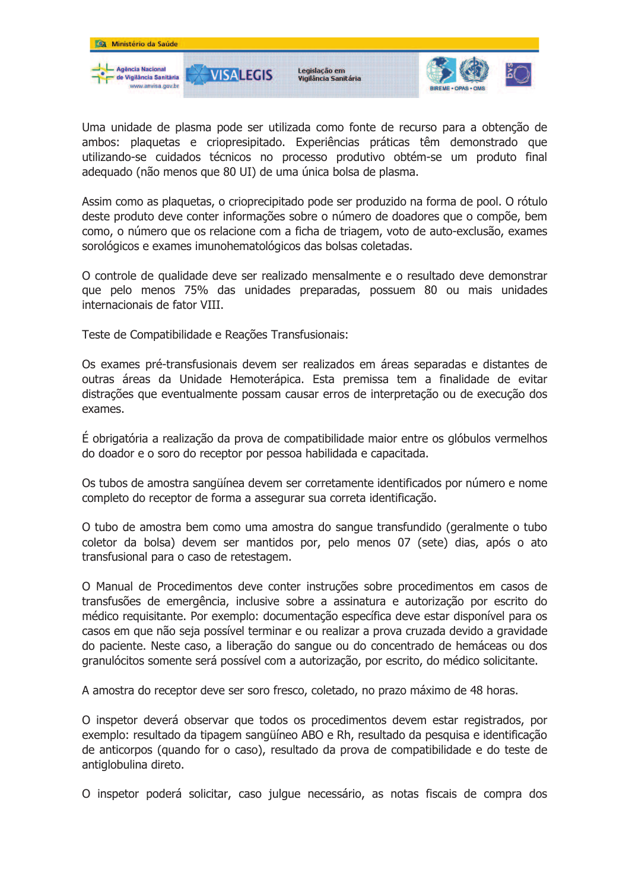Uma unidade de plasma pode ser utilizada como fonte de recurso para a obtenção de ambos: plaquetas e criopresipitado. Experiências práticas têm demonstrado que utilizando-se cuidados técnicos no processo produtivo obtém-se um produto final adequado (não menos que 80 UI) de uma única bolsa de plasma.

Assim como as plaquetas, o crioprecipitado pode ser produzido na forma de pool. O rótulo deste produto deve conter informações sobre o número de doadores que o compõe, bem como, o número que os relacione com a ficha de triagem, voto de auto-exclusão, exames sorológicos e exames imunohematológicos das bolsas coletadas.

O controle de qualidade deve ser realizado mensalmente e o resultado deve demonstrar que pelo menos 75% das unidades preparadas, possuem 80 ou mais unidades internacionais de fator VIII.

Teste de Compatibilidade e Reações Transfusionais:

Os exames pré-transfusionais devem ser realizados em áreas separadas e distantes de outras áreas da Unidade Hemoterápica. Esta premissa tem a finalidade de evitar distrações que eventualmente possam causar erros de interpretação ou de execução dos exames.

É obrigatória a realização da prova de compatibilidade maior entre os glóbulos vermelhos do doador e o soro do receptor por pessoa habilidada e capacitada.

Os tubos de amostra sangüínea devem ser corretamente identificados por número e nome completo do receptor de forma a assegurar sua correta identificação.

O tubo de amostra bem como uma amostra do sangue transfundido (geralmente o tubo coletor da bolsa) devem ser mantidos por, pelo menos 07 (sete) dias, após o ato transfusional para o caso de retestagem.

O Manual de Procedimentos deve conter instruções sobre procedimentos em casos de transfusões de emergência, inclusive sobre a assinatura e autorização por escrito do médico requisitante. Por exemplo: documentação específica deve estar disponível para os casos em que não seja possível terminar e ou realizar a prova cruzada devido a gravidade do paciente. Neste caso, a liberação do sangue ou do concentrado de hemáceas ou dos granulócitos somente será possível com a autorização, por escrito, do médico solicitante.

A amostra do receptor deve ser soro fresco, coletado, no prazo máximo de 48 horas.

O inspetor deverá observar que todos os procedimentos devem estar registrados, por exemplo: resultado da tipagem sangüíneo ABO e Rh, resultado da pesquisa e identificação de anticorpos (quando for o caso), resultado da prova de compatibilidade e do teste de antiglobulina direto.

O inspetor poderá solicitar, caso julgue necessário, as notas fiscais de compra dos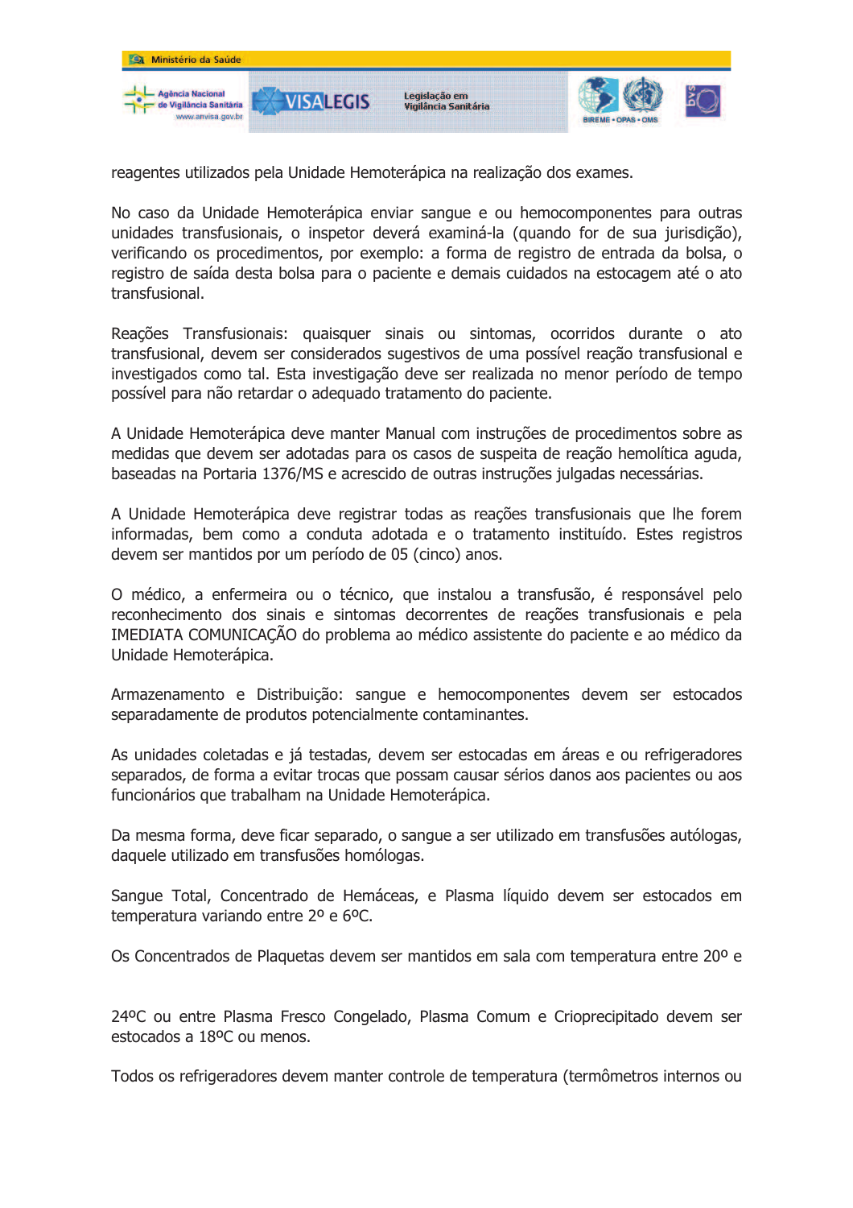reagentes utilizados pela Unidade Hemoterápica na realização dos exames.

No caso da Unidade Hemoterápica enviar sangue e ou hemocomponentes para outras unidades transfusionais, o inspetor deverá examiná-la (quando for de sua jurisdição), verificando os procedimentos, por exemplo: a forma de registro de entrada da bolsa, o registro de saída desta bolsa para o paciente e demais cuidados na estocagem até o ato transfusional.

Reações Transfusionais: quaisquer sinais ou sintomas, ocorridos durante o ato transfusional, devem ser considerados sugestivos de uma possível reação transfusional e investigados como tal. Esta investigação deve ser realizada no menor período de tempo possível para não retardar o adequado tratamento do paciente.

A Unidade Hemoterápica deve manter Manual com instruções de procedimentos sobre as medidas que devem ser adotadas para os casos de suspeita de reação hemolítica aguda, baseadas na Portaria 1376/MS e acrescido de outras instruções julgadas necessárias.

A Unidade Hemoterápica deve registrar todas as reações transfusionais que lhe forem informadas, bem como a conduta adotada e o tratamento instituído. Estes registros devem ser mantidos por um período de 05 (cinco) anos.

O médico, a enfermeira ou o técnico, que instalou a transfusão, é responsável pelo reconhecimento dos sinais e sintomas decorrentes de reações transfusionais e pela IMEDIATA COMUNICAÇÃO do problema ao médico assistente do paciente e ao médico da Unidade Hemoterápica.

Armazenamento e Distribuição: sangue e hemocomponentes devem ser estocados separadamente de produtos potencialmente contaminantes.

As unidades coletadas e já testadas, devem ser estocadas em áreas e ou refrigeradores separados, de forma a evitar trocas que possam causar sérios danos aos pacientes ou aos funcionários que trabalham na Unidade Hemoterápica.

Da mesma forma, deve ficar separado, o sangue a ser utilizado em transfusões autólogas, daquele utilizado em transfusões homólogas.

Sangue Total, Concentrado de Hemáceas, e Plasma líquido devem ser estocados em temperatura variando entre 2º e 6ºC.

Os Concentrados de Plaquetas devem ser mantidos em sala com temperatura entre 20º e

24ºC ou entre Plasma Fresco Congelado, Plasma Comum e Crioprecipitado devem ser estocados a 18ºC ou menos.

Todos os refrigeradores devem manter controle de temperatura (termômetros internos ou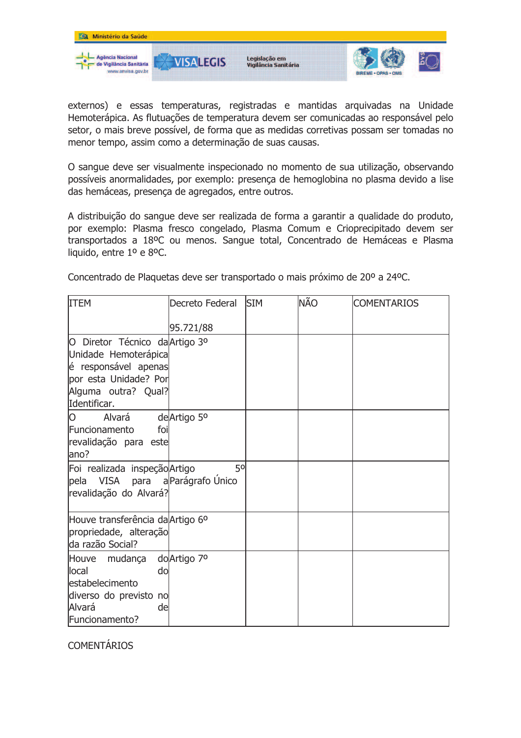externos) e essas temperaturas, registradas e mantidas arquivadas na Unidade Hemoterápica. As flutuações de temperatura devem ser comunicadas ao responsável pelo setor, o mais breve possível, de forma que as medidas corretivas possam ser tomadas no menor tempo, assim como a determinação de suas causas.

O sangue deve ser visualmente inspecionado no momento de sua utilização, observando possíveis anormalidades, por exemplo: presença de hemoglobina no plasma devido a lise das hemáceas, presença de agregados, entre outros.

A distribuição do sangue deve ser realizada de forma a garantir a qualidade do produto, por exemplo: Plasma fresco congelado, Plasma Comum e Crioprecipitado devem ser transportados a 18ºC ou menos. Sangue total, Concentrado de Hemáceas e Plasma liquido, entre 1º e 8ºC.

Concentrado de Plaquetas deve ser transportado o mais próximo de 20º a 24ºC.

| ITEM | Decreto Federal 95.721/88 | SIM | NÃO | COMENTARIOS |
|---|---|---|---|---|
| O Diretor Técnico da Unidade Hemoterápica é responsável apenas por esta Unidade? Por Alguma outra? Qual? Identificar. | Artigo 3º | | | |
| O Alvará de Funcionamento foi revalidação para este ano? | Artigo 5º | | | |
| Foi realizada inspeção pela VISA para a revalidação do Alvará? | Artigo 5º Parágrafo Único | | | |
| Houve transferência da propriedade, alteração da razão Social? | Artigo 6º | | | |
| Houve mudança do local do estabelecimento diverso do previsto no Alvará de Funcionamento? | Artigo 7º | | | |

COMENTÁRIOS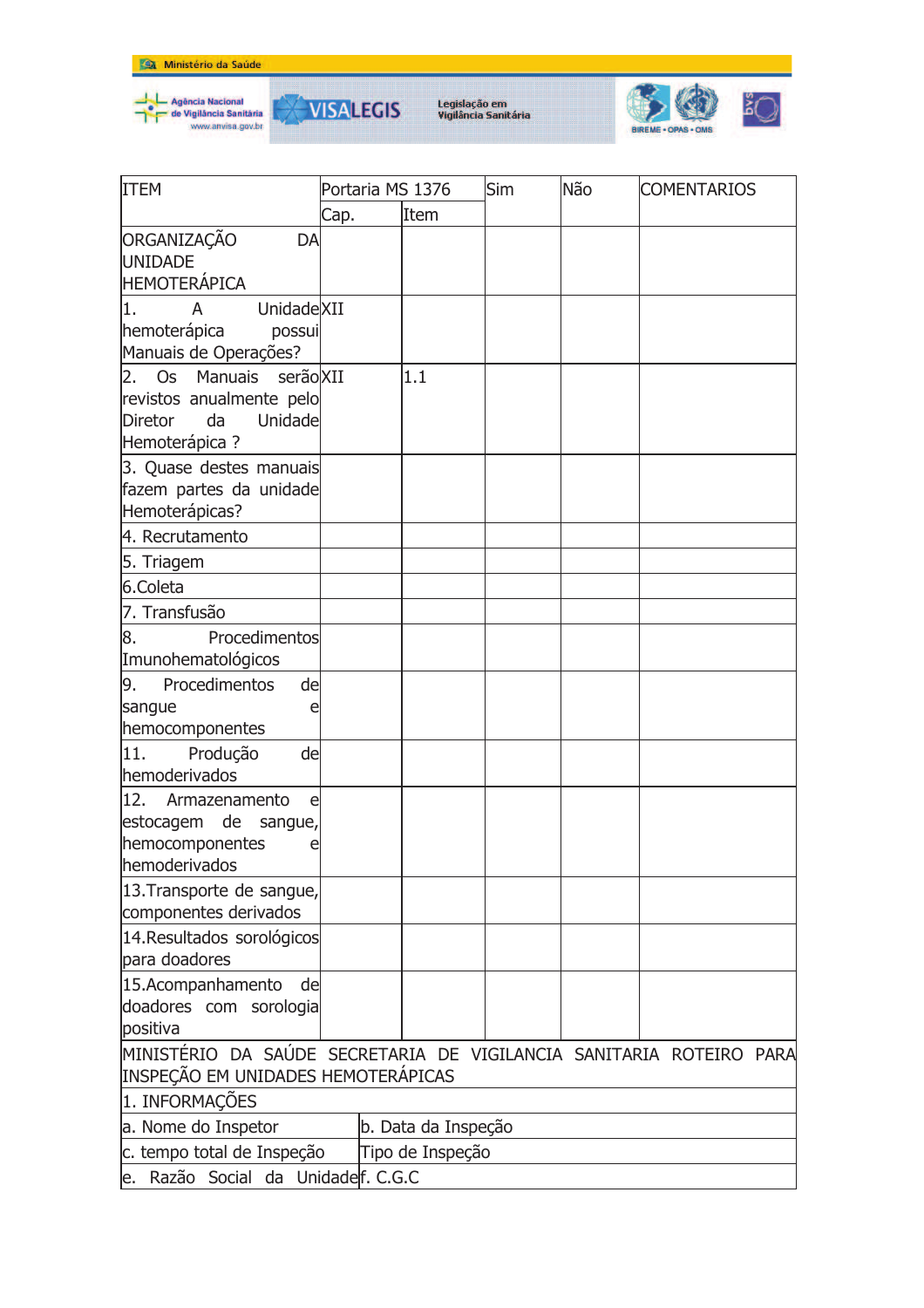| ITEM | Portaria MS 1376 | | Sim | Não | COMENTARIOS |
|---|---|---|---|---|---|
| | Cap. | Item | | | |
| ORGANIZAÇÃO DA UNIDADE HEMOTERÁPICA | | | | | |
| 1. A Unidade hemoterápica possui Manuais de Operações? | XII | | | | |
| 2. Os Manuais serão revistos anualmente pelo Diretor da Unidade Hemotérápica ? | XII | 1.1 | | | |
| 3. Quase destes manuais fazem partes da unidade Hemoterápicas? | | | | | |
| 4. Recrutamento | | | | | |
| 5. Triagem | | | | | |
| 6.Coleta | | | | | |
| 7. Transfusão | | | | | |
| 8. Procedimentos Imunohematológicos | | | | | |
| 9. Procedimentos de sangue e hemocomponentes | | | | | |
| 11. Produção de hemoderivados | | | | | |
| 12. Armazenamento e estocagem de sangue, hemocomponentes e hemoderivados | | | | | |
| 13.Transporte de sangue, componentes derivados | | | | | |
| 14.Resultados sorológicos para doadores | | | | | |
| 15.Acompanhamento de doadores com sorologia positiva | | | | | |

| MINISTÉRIO DA SAÚDE SECRETARIA DE VIGILANCIA SANITARIA ROTEIRO PARA INSPEÇÃO EM UNIDADES HEMOTERÁPICAS | |
|---|---|
| 1. INFORMAÇÕES | |
| a. Nome do Inspetor | b. Data da Inspeção |
| c. tempo total de Inspeção | Tipo de Inspeção |
| e. Razão Social da Unidade | f. C.G.C |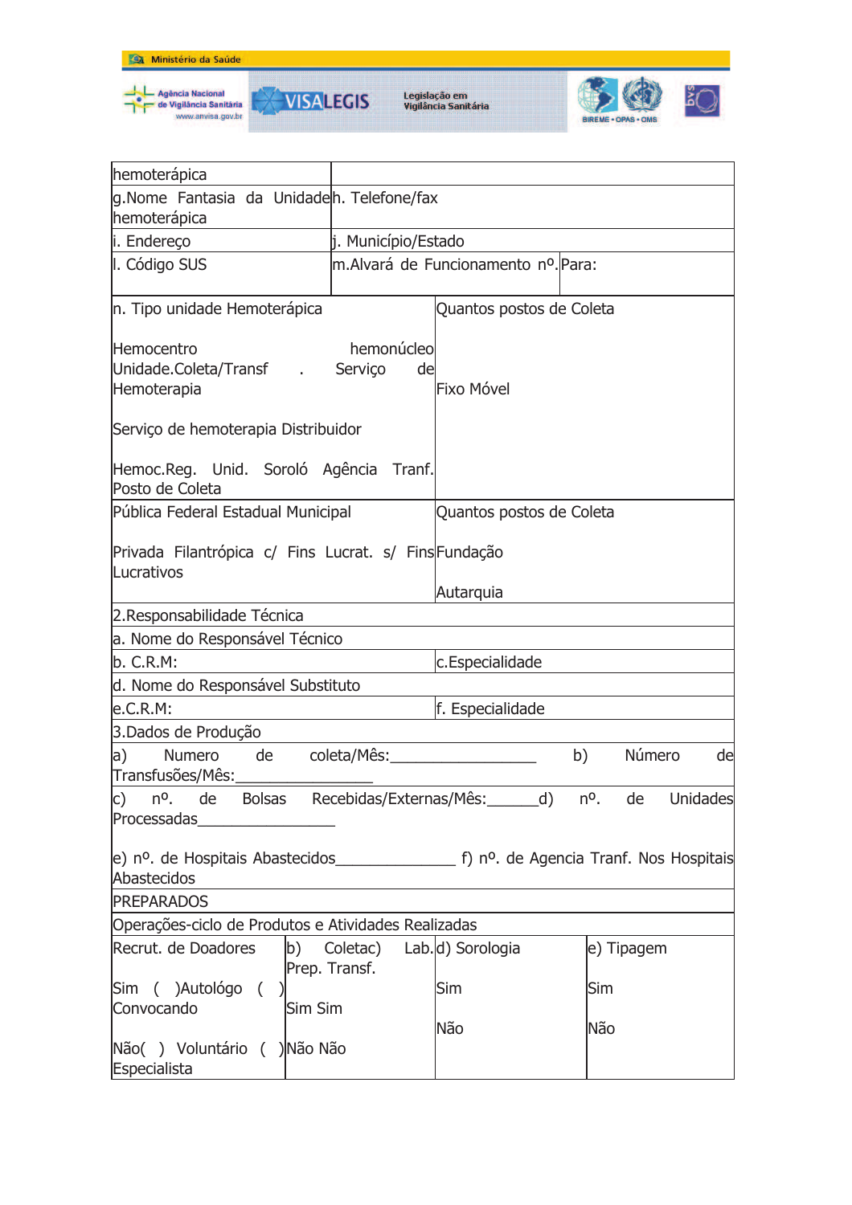| hemoterápica | |
|---|---|
| g.Nome Fantasia da Unidade hemoterápica | h. Telefone/fax |
| i. Endereço | j. Município/Estado |
| l. Código SUS | m.Alvará de Funcionamento nº.Para: |

| n. Tipo unidade Hemoterápica<br><br>Hemocentro hemonúcleo Unidade.Coleta/Transf . Serviço de Hemoterapia<br><br>Serviço de hemoterapia Distribuidor<br><br>Hemoc.Reg. Unid. Soroló Agência Tranf. Posto de Coleta | Quantos postos de Coleta<br><br>Fixo Móvel |
|---|---|
| Pública Federal Estadual Municipal<br><br>Privada Filantrópica c/ Fins Lucrat. s/ Fins Lucrativos | Quantos postos de Coleta<br><br>Fundação<br><br>Autarquia |

| 2.Responsabilidade Técnica | |
|---|---|
| a. Nome do Responsável Técnico | |
| b. C.R.M: | c.Especialidade |
| d. Nome do Responsável Substituto | |
| e.C.R.M: | f. Especialidade |

3.Dados de Produção

a) Numero de coleta/Mês:_________________ b) Número de Transfusões/Mês:________________

c) nº. de Bolsas Recebidas/Externas/Mês:______d) nº. de Unidades Processadas________________

e) nº. de Hospitais Abastecidos______________ f) nº. de Agencia Tranf. Nos Hospitais Abastecidos

PREPARADOS

Operações-ciclo de Produtos e Atividades Realizadas

| Recrut. de Doadores<br><br>Sim ( )Autológo ( ) Convocando<br><br>Não( ) Voluntário ( ) Especialista | b) Coletac) Lab. Prep. Transf.<br><br>Sim Sim<br><br>Não Não | d) Sorologia<br><br>Sim<br><br>Não | e) Tipagem<br><br>Sim<br><br>Não |
|---|---|---|---|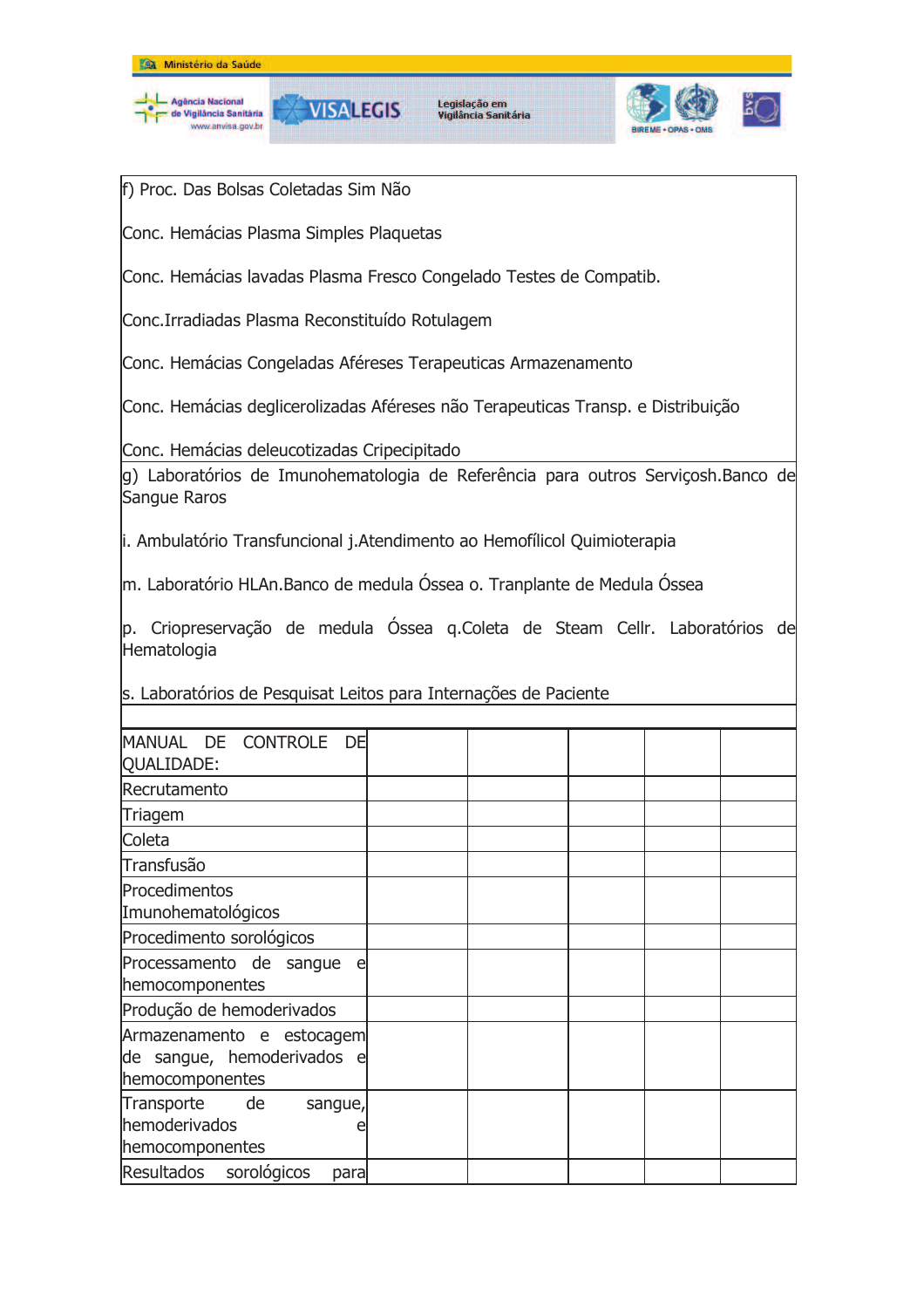f) Proc. Das Bolsas Coletadas Sim Não

Conc. Hemácias Plasma Simples Plaquetas

Conc. Hemácias lavadas Plasma Fresco Congelado Testes de Compatib.

Conc.Irradiadas Plasma Reconstituído Rotulagem

Conc. Hemácias Congeladas Aféreses Terapeuticas Armazenamento

Conc. Hemácias deglicerolizadas Aféreses não Terapeuticas Transp. e Distribuição

Conc. Hemácias deleucotizadas Cripecipitado

g) Laboratórios de Imunohematologia de Referência para outros Serviçosh.Banco de Sangue Raros

i. Ambulatório Transfuncional j.Atendimento ao Hemofílicol Quimioterapia

m. Laboratório HLAn.Banco de medula Óssea o. Tranplante de Medula Óssea

p. Criopreservação de medula Óssea q.Coleta de Steam Cellr. Laboratórios de Hematologia

s. Laboratórios de Pesquisat Leitos para Internações de Paciente

| MANUAL DE CONTROLE DE QUALIDADE: | | | | | |
|---|---|---|---|---|---|
| Recrutamento | | | | | |
| Triagem | | | | | |
| Coleta | | | | | |
| Transfusão | | | | | |
| Procedimentos Imunohematológicos | | | | | |
| Procedimento sorológicos | | | | | |
| Processamento de sangue e hemocomponentes | | | | | |
| Produção de hemoderivados | | | | | |
| Armazenamento e estocagem de sangue, hemoderivados e hemocomponentes | | | | | |
| Transporte de sangue, hemoderivados e hemocomponentes | | | | | |
| Resultados sorológicos para | | | | | |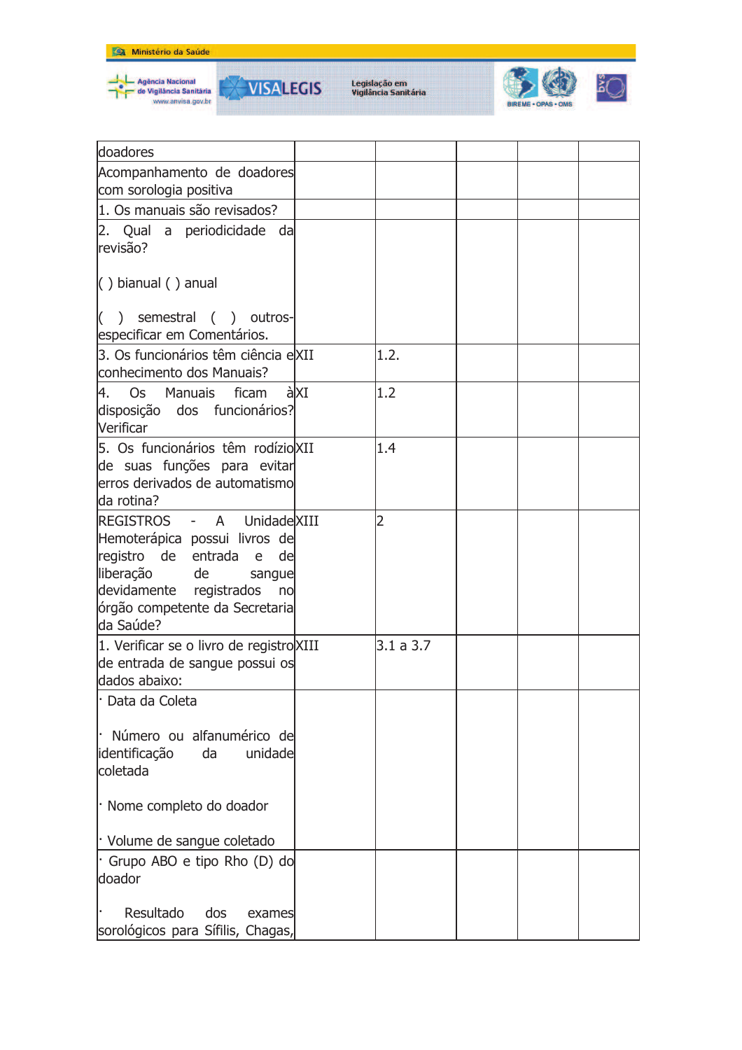| doadores | | | | | |
|---|---|---|---|---|---|
| Acompanhamento de doadores com sorologia positiva | | | | | |
| 1. Os manuais são revisados? | | | | | |
| 2. Qual a periodicidade da revisão?<br><br>( ) bianual ( ) anual<br><br>( ) semestral ( ) outros-especificar em Comentários. | | | | | |
| 3. Os funcionários têm ciência e conhecimento dos Manuais? | XII | 1.2. | | | |
| 4. Os Manuais ficam à disposição dos funcionários? Verificar | XI | 1.2 | | | |
| 5. Os funcionários têm rodízio de suas funções para evitar erros derivados de automatismo da rotina? | XII | 1.4 | | | |
| REGISTROS - A Unidade Hemoterápica possui livros de registro de entrada e de liberação de sangue devidamente registrados no órgão competente da Secretaria da Saúde? | XIII | 2 | | | |
| 1. Verificar se o livro de registro de entrada de sangue possui os dados abaixo: | XIII | 3.1 a 3.7 | | | |
| · Data da Coleta<br><br>· Número ou alfanumérico de identificação da unidade coletada<br><br>· Nome completo do doador<br><br>· Volume de sangue coletado | | | | | |
| · Grupo ABO e tipo Rho (D) do doador<br><br>· Resultado dos exames sorológicos para Sífilis, Chagas, | | | | | |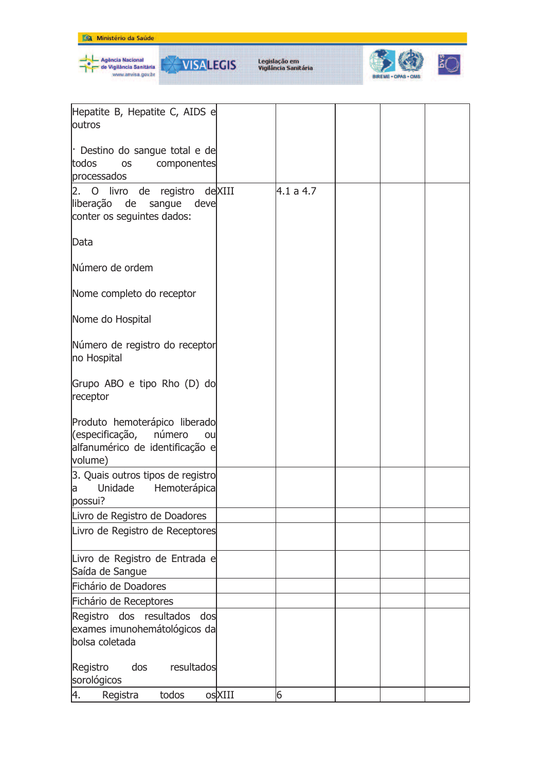| | | | | | |
|---|---|---|---|---|---|
| Hepatite B, Hepatite C, AIDS e outros<br><br>· Destino do sangue total e de todos os componentes processados | | | | | |
| 2. O livro de registro de liberação de sangue deve conter os seguintes dados:<br><br>Data<br><br>Número de ordem<br><br>Nome completo do receptor<br><br>Nome do Hospital<br><br>Número de registro do receptor no Hospital<br><br>Grupo ABO e tipo Rho (D) do receptor<br><br>Produto hemoterápico liberado (especificação, número ou alfanumérico de identificação e volume) | XIII | 4.1 a 4.7 | | | |
| 3. Quais outros tipos de registro a Unidade Hemoterápica possui? | | | | | |
| Livro de Registro de Doadores | | | | | |
| Livro de Registro de Receptores | | | | | |
| Livro de Registro de Entrada e Saída de Sangue | | | | | |
| Fichário de Doadores | | | | | |
| Fichário de Receptores | | | | | |
| Registro dos resultados dos exames imunohemátológicos da bolsa coletada<br><br>Registro dos resultados sorológicos | | | | | |
| 4. Registra todos os | XIII | 6 | | | |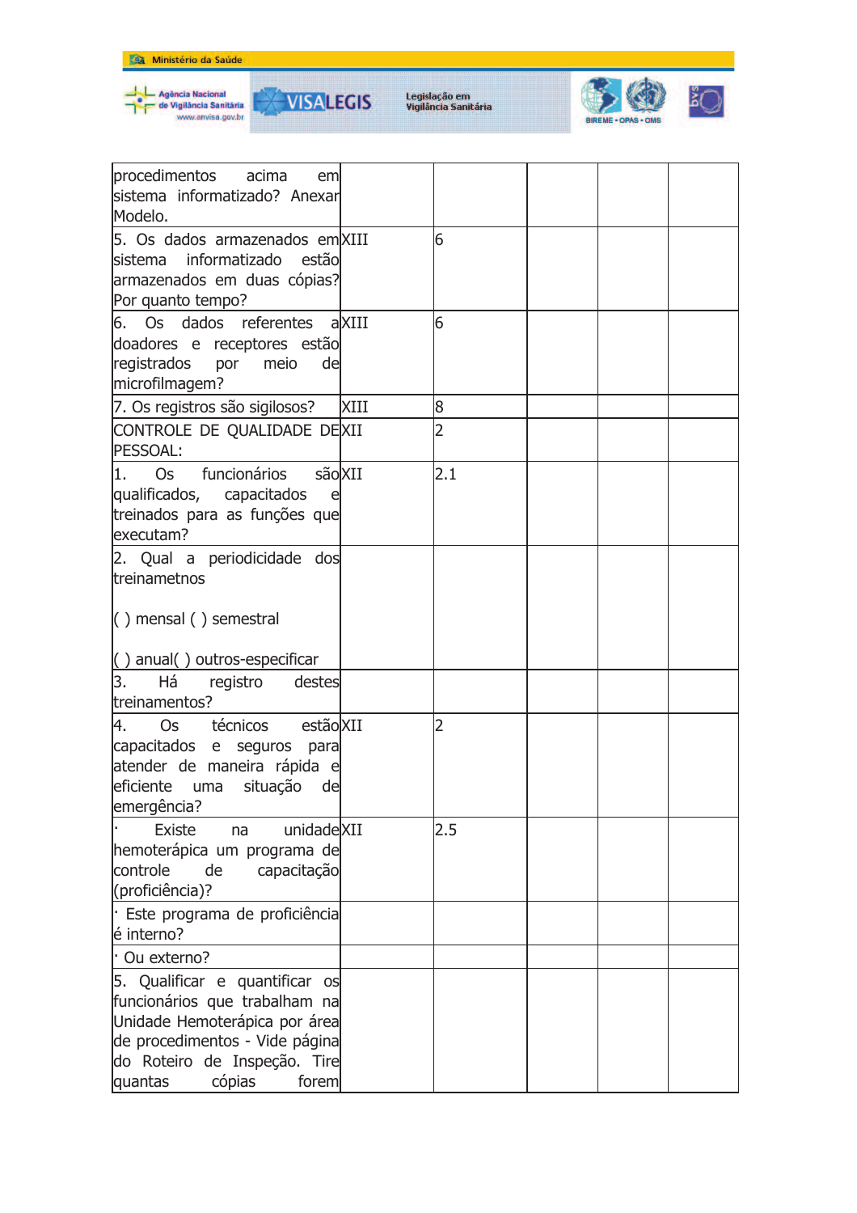| | | | | | |
|---|---|---|---|---|---|
| procedimentos acima em sistema informatizado? Anexar Modelo. | | | | | |
| 5. Os dados armazenados em sistema informatizado estão armazenados em duas cópias? Por quanto tempo? | XIII | 6 | | | |
| 6. Os dados referentes a doadores e receptores estão registrados por meio de microfilmagem? | XIII | 6 | | | |
| 7. Os registros são sigilosos? | XIII | 8 | | | |
| CONTROLE DE QUALIDADE DE PESSOAL: | XII | 2 | | | |
| 1. Os funcionários são qualificados, capacitados e treinados para as funções que executam? | XII | 2.1 | | | |
| 2. Qual a periodicidade dos treinametnos<br><br>( ) mensal ( ) semestral<br><br>( ) anual( ) outros-especificar | | | | | |
| 3. Há registro destes treinamentos? | | | | | |
| 4. Os técnicos estão capacitados e seguros para atender de maneira rápida e eficiente uma situação de emergência? | XII | 2 | | | |
| · Existe na unidade hemoterápica um programa de controle de capacitação (proficiência)? | XII | 2.5 | | | |
| · Este programa de proficiência é interno? | | | | | |
| · Ou externo? | | | | | |
| 5. Qualificar e quantificar os funcionários que trabalham na Unidade Hemoterápica por área de procedimentos - Vide página do Roteiro de Inspeção. Tire quantas cópias forem | | | | | |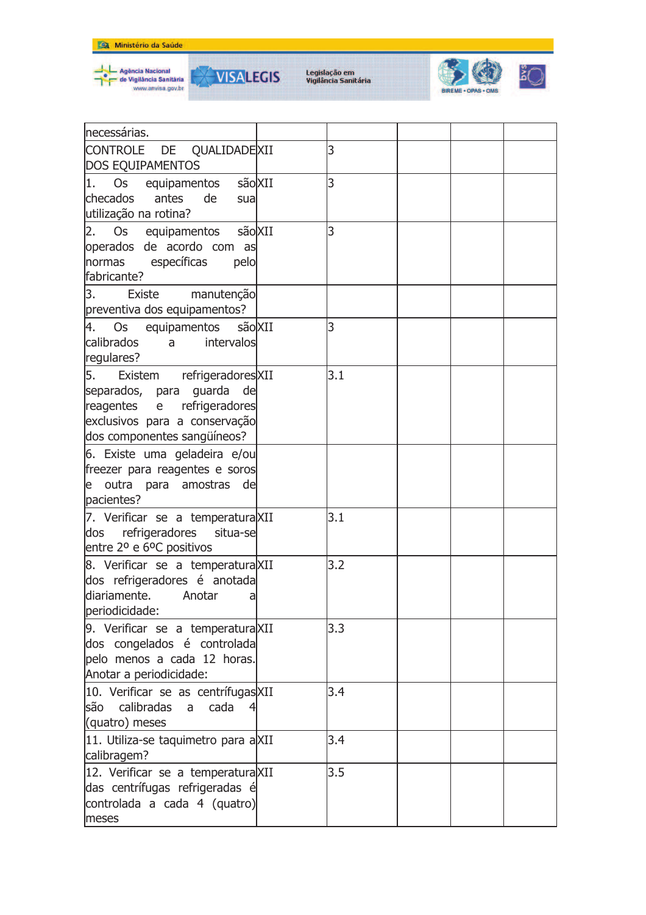| | | | | | |
|---|---|---|---|---|---|
| necessárias. | | | | | |
| CONTROLE DE QUALIDADE DOS EQUIPAMENTOS | XII | 3 | | | |
| 1. Os equipamentos são checados antes de sua utilização na rotina? | XII | 3 | | | |
| 2. Os equipamentos são operados de acordo com as normas específicas pelo fabricante? | XII | 3 | | | |
| 3. Existe manutenção preventiva dos equipamentos? | | | | | |
| 4. Os equipamentos são calibrados a intervalos regulares? | XII | 3 | | | |
| 5. Existem refrigeradores separados, para guarda de reagentes e refrigeradores exclusivos para a conservação dos componentes sangüíneos? | XII | 3.1 | | | |
| 6. Existe uma geladeira e/ou freezer para reagentes e soros e outra para amostras de pacientes? | | | | | |
| 7. Verificar se a temperatura dos refrigeradores situa-se entre 2º e 6ºC positivos | XII | 3.1 | | | |
| 8. Verificar se a temperatura dos refrigeradores é anotada diariamente. Anotar a periodicidade: | XII | 3.2 | | | |
| 9. Verificar se a temperatura dos congelados é controlada pelo menos a cada 12 horas. Anotar a periodicidade: | XII | 3.3 | | | |
| 10. Verificar se as centrífugas são calibradas a cada 4 (quatro) meses | XII | 3.4 | | | |
| 11. Utiliza-se taquimetro para a calibragem? | XII | 3.4 | | | |
| 12. Verificar se a temperatura das centrífugas refrigeradas é controlada a cada 4 (quatro) meses | XII | 3.5 | | | |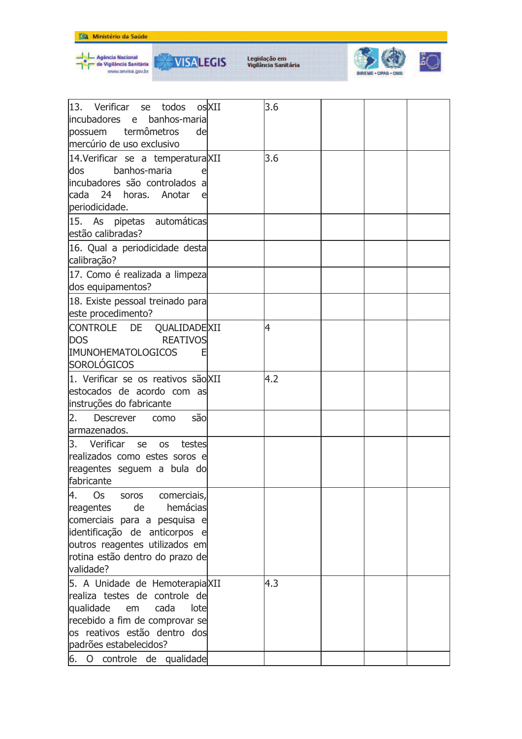| | | | | | |
|---|---|---|---|---|---|
| 13. Verificar se todos os incubadores e banhos-maria possuem termômetros de mercúrio de uso exclusivo | XII | 3.6 | | | |
| 14.Verificar se a temperatura dos banhos-maria e incubadores são controlados a cada 24 horas. Anotar e periodicidade. | XII | 3.6 | | | |
| 15. As pipetas automáticas estão calibradas? | | | | | |
| 16. Qual a periodicidade desta calibração? | | | | | |
| 17. Como é realizada a limpeza dos equipamentos? | | | | | |
| 18. Existe pessoal treinado para este procedimento? | | | | | |
| CONTROLE DE QUALIDADE DOS REATIVOS IMUNOHEMATOLOGICOS E SOROLÓGICOS | XII | 4 | | | |
| 1. Verificar se os reativos são estocados de acordo com as instruções do fabricante | XII | 4.2 | | | |
| 2. Descrever como são armazenados. | | | | | |
| 3. Verificar se os testes realizados como estes soros e reagentes seguem a bula do fabricante | | | | | |
| 4. Os soros comerciais, reagentes de hemácias comerciais para a pesquisa e identificação de anticorpos e outros reagentes utilizados em rotina estão dentro do prazo de validade? | | | | | |
| 5. A Unidade de Hemoterapia realiza testes de controle de qualidade em cada lote recebido a fim de comprovar se os reativos estão dentro dos padrões estabelecidos? | XII | 4.3 | | | |
| 6. O controle de qualidade | | | | | |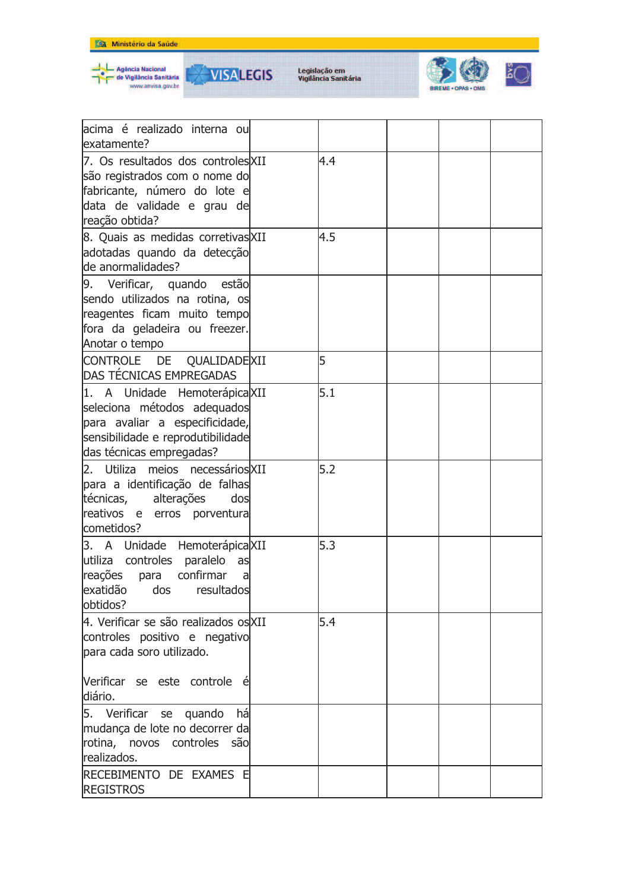| | | | | | |
|---|---|---|---|---|---|
| acima é realizado interna ou exatamente? | | | | | |
| 7. Os resultados dos controles são registrados com o nome do fabricante, número do lote e data de validade e grau de reação obtida? | XII | 4.4 | | | |
| 8. Quais as medidas corretivas adotadas quando da detecção de anormalidades? | XII | 4.5 | | | |
| 9. Verificar, quando estão sendo utilizados na rotina, os reagentes ficam muito tempo fora da geladeira ou freezer. Anotar o tempo | | | | | |
| CONTROLE DE QUALIDADE DAS TÉCNICAS EMPREGADAS | XII | 5 | | | |
| 1. A Unidade Hemoterápica seleciona métodos adequados para avaliar a especificidade, sensibilidade e reprodutibilidade das técnicas empregadas? | XII | 5.1 | | | |
| 2. Utiliza meios necessários para a identificação de falhas técnicas, alterações dos reativos e erros porventura cometidos? | XII | 5.2 | | | |
| 3. A Unidade Hemoterápica utiliza controles paralelo as reações para confirmar a exatidão dos resultados obtidos? | XII | 5.3 | | | |
| 4. Verificar se são realizados os controles positivo e negativo para cada soro utilizado.<br><br>Verificar se este controle é diário. | XII | 5.4 | | | |
| 5. Verificar se quando há mudança de lote no decorrer da rotina, novos controles são realizados. | | | | | |
| RECEBIMENTO DE EXAMES E REGISTROS | | | | | |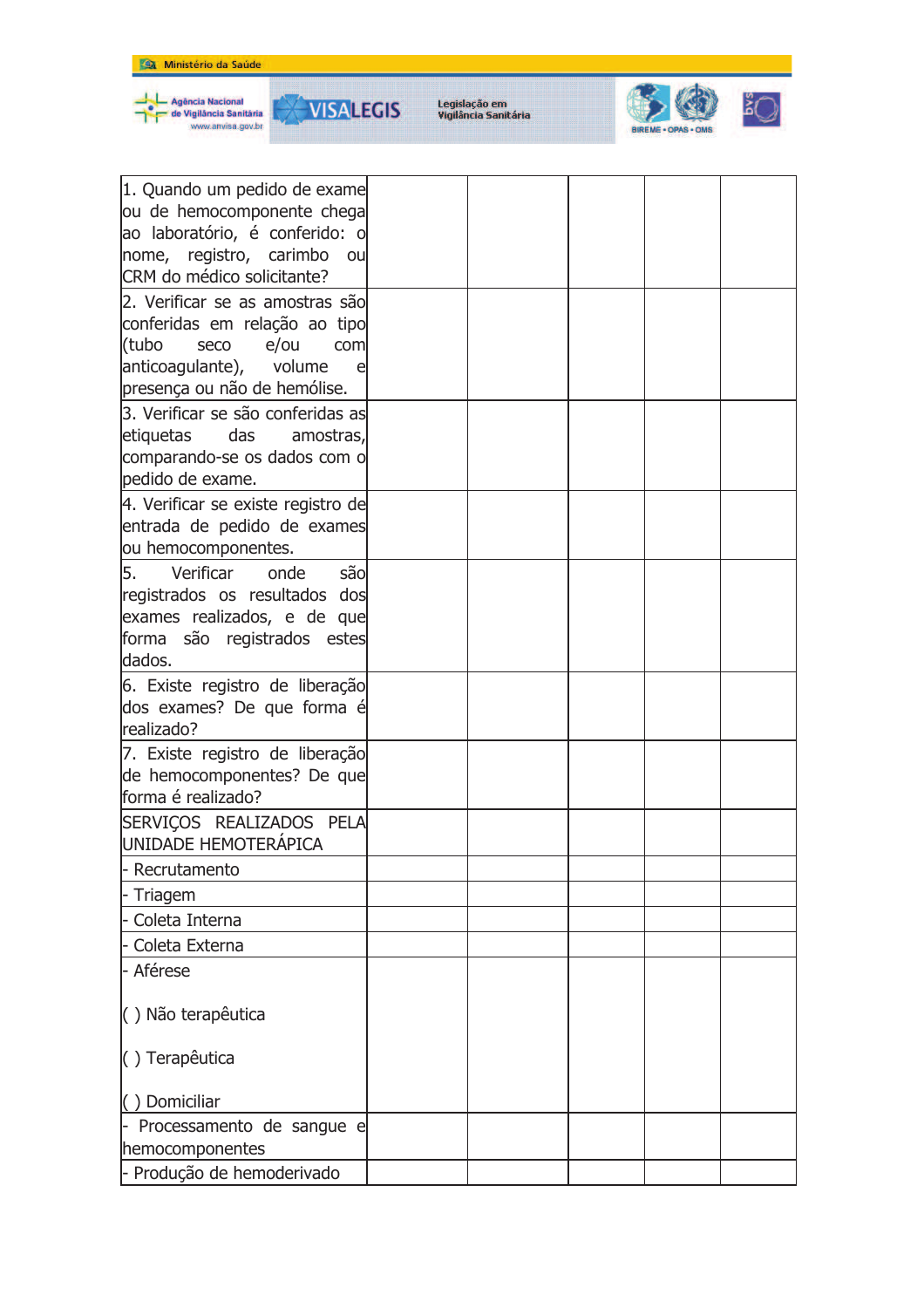| | | | | | |
|---|---|---|---|---|---|
| 1. Quando um pedido de exame ou de hemocomponente chega ao laboratório, é conferido: o nome, registro, carimbo ou CRM do médico solicitante? | | | | | |
| 2. Verificar se as amostras são conferidas em relação ao tipo (tubo seco e/ou com anticoagulante), volume e presença ou não de hemólise. | | | | | |
| 3. Verificar se são conferidas as etiquetas das amostras, comparando-se os dados com o pedido de exame. | | | | | |
| 4. Verificar se existe registro de entrada de pedido de exames ou hemocomponentes. | | | | | |
| 5. Verificar onde são registrados os resultados dos exames realizados, e de que forma são registrados estes dados. | | | | | |
| 6. Existe registro de liberação dos exames? De que forma é realizado? | | | | | |
| 7. Existe registro de liberação de hemocomponentes? De que forma é realizado? | | | | | |
| SERVIÇOS REALIZADOS PELA UNIDADE HEMOTERÁPICA | | | | | |
| - Recrutamento | | | | | |
| - Triagem | | | | | |
| - Coleta Interna | | | | | |
| - Coleta Externa | | | | | |
| - Aférese<br><br>( ) Não terapêutica<br><br>( ) Terapêutica<br><br>( ) Domiciliar | | | | | |
| - Processamento de sangue e hemocomponentes | | | | | |
| - Produção de hemoderivado | | | | | |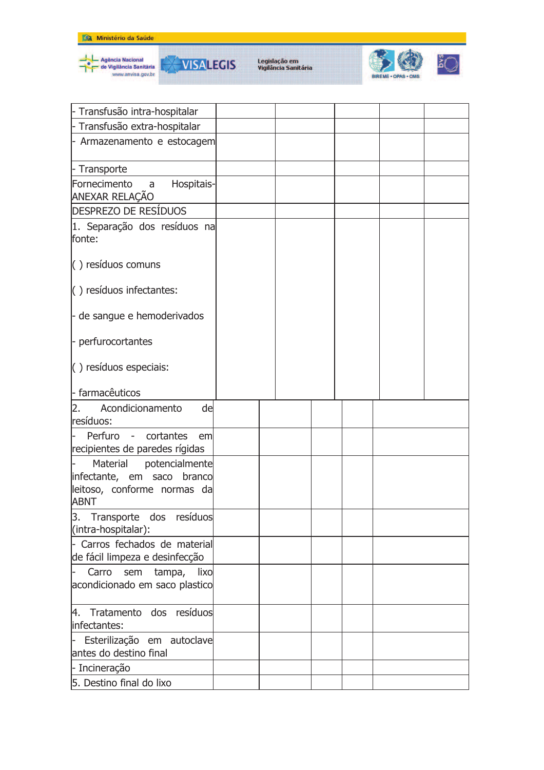| | | | | | |
|---|---|---|---|---|---|
| - Transfusão intra-hospitalar | | | | | |
| - Transfusão extra-hospitalar | | | | | |
| - Armazenamento e estocagem | | | | | |
| - Transporte | | | | | |
| Fornecimento a Hospitais-ANEXAR RELAÇÃO | | | | | |
| DESPREZO DE RESÍDUOS | | | | | |
| 1. Separação dos resíduos na fonte:<br><br>( ) resíduos comuns<br><br>( ) resíduos infectantes:<br><br>- de sangue e hemoderivados<br><br>- perfurocortantes<br><br>( ) resíduos especiais:<br><br>- farmacêuticos | | | | | |
| 2. Acondicionamento de resíduos: | | | | | |
| - Perfuro - cortantes em recipientes de paredes rígidas | | | | | |
| - Material potencialmente infectante, em saco branco leitoso, conforme normas da ABNT | | | | | |
| 3. Transporte dos resíduos (intra-hospitalar): | | | | | |
| - Carros fechados de material de fácil limpeza e desinfecção | | | | | |
| - Carro sem tampa, lixo acondicionado em saco plastico | | | | | |
| 4. Tratamento dos resíduos infectantes: | | | | | |
| - Esterilização em autoclave antes do destino final | | | | | |
| - Incineração | | | | | |
| 5. Destino final do lixo | | | | | |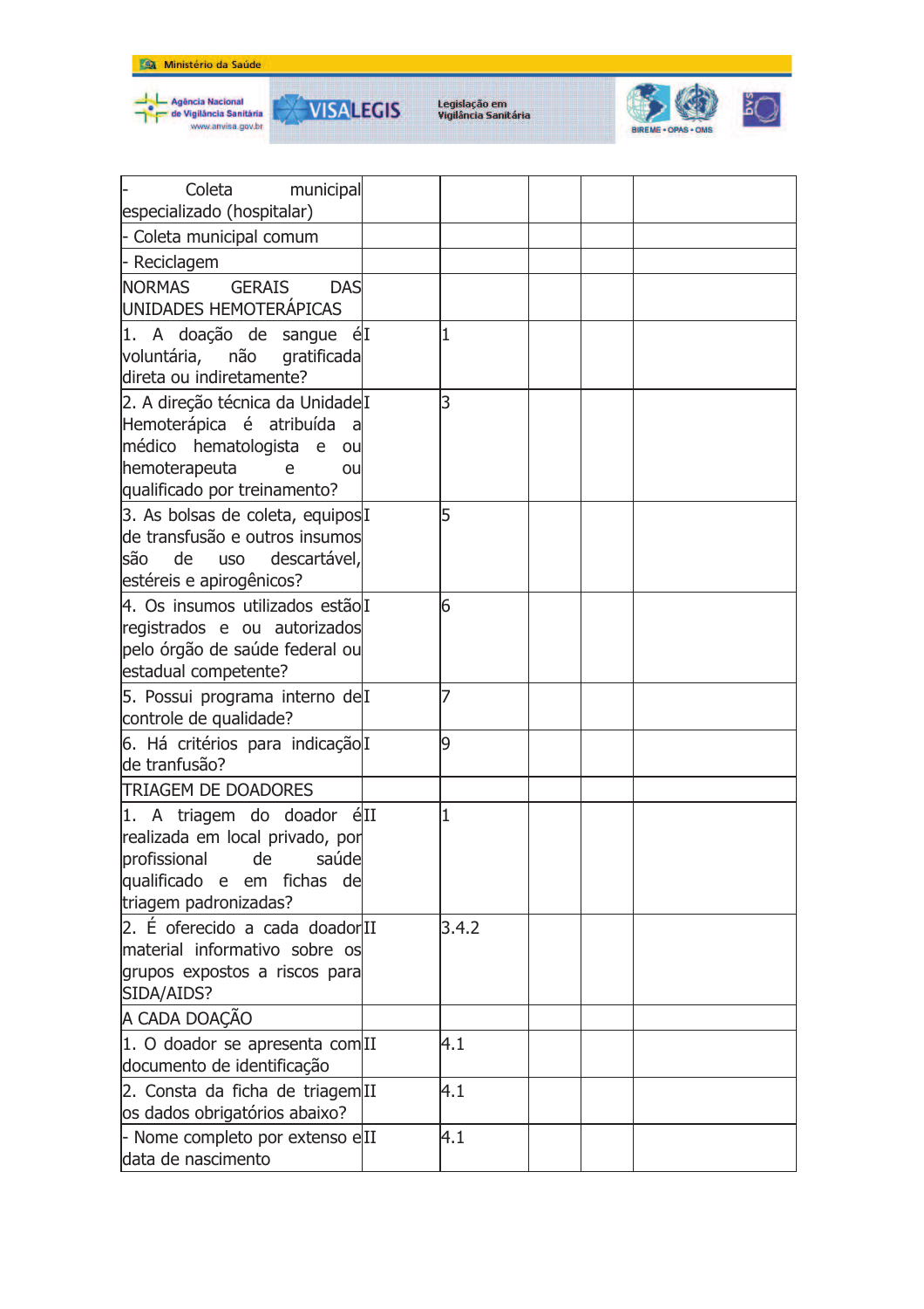| | | | | | |
|---|---|---|---|---|---|
| - Coleta municipal especializado (hospitalar) | | | | | |
| - Coleta municipal comum | | | | | |
| - Reciclagem | | | | | |
| NORMAS GERAIS DAS UNIDADES HEMOTERÁPICAS | | | | | |
| 1. A doação de sangue é voluntária, não gratificada direta ou indiretamente? | I | 1 | | | |
| 2. A direção técnica da Unidade Hemoterápica é atribuída a médico hematologista e ou hemoterapeuta e ou qualificado por treinamento? | I | 3 | | | |
| 3. As bolsas de coleta, equipos de transfusão e outros insumos são de uso descartável, estéreis e apirogênicos? | I | 5 | | | |
| 4. Os insumos utilizados estão registrados e ou autorizados pelo órgão de saúde federal ou estadual competente? | I | 6 | | | |
| 5. Possui programa interno de controle de qualidade? | I | 7 | | | |
| 6. Há critérios para indicação de tranfusão? | I | 9 | | | |
| TRIAGEM DE DOADORES | | | | | |
| 1. A triagem do doador é realizada em local privado, por profissional de saúde qualificado e em fichas de triagem padronizadas? | II | 1 | | | |
| 2. É oferecido a cada doador material informativo sobre os grupos expostos a riscos para SIDA/AIDS? | II | 3.4.2 | | | |
| A CADA DOAÇÃO | | | | | |
| 1. O doador se apresenta com documento de identificação | II | 4.1 | | | |
| 2. Consta da ficha de triagem os dados obrigatórios abaixo? | II | 4.1 | | | |
| - Nome completo por extenso e data de nascimento | II | 4.1 | | | |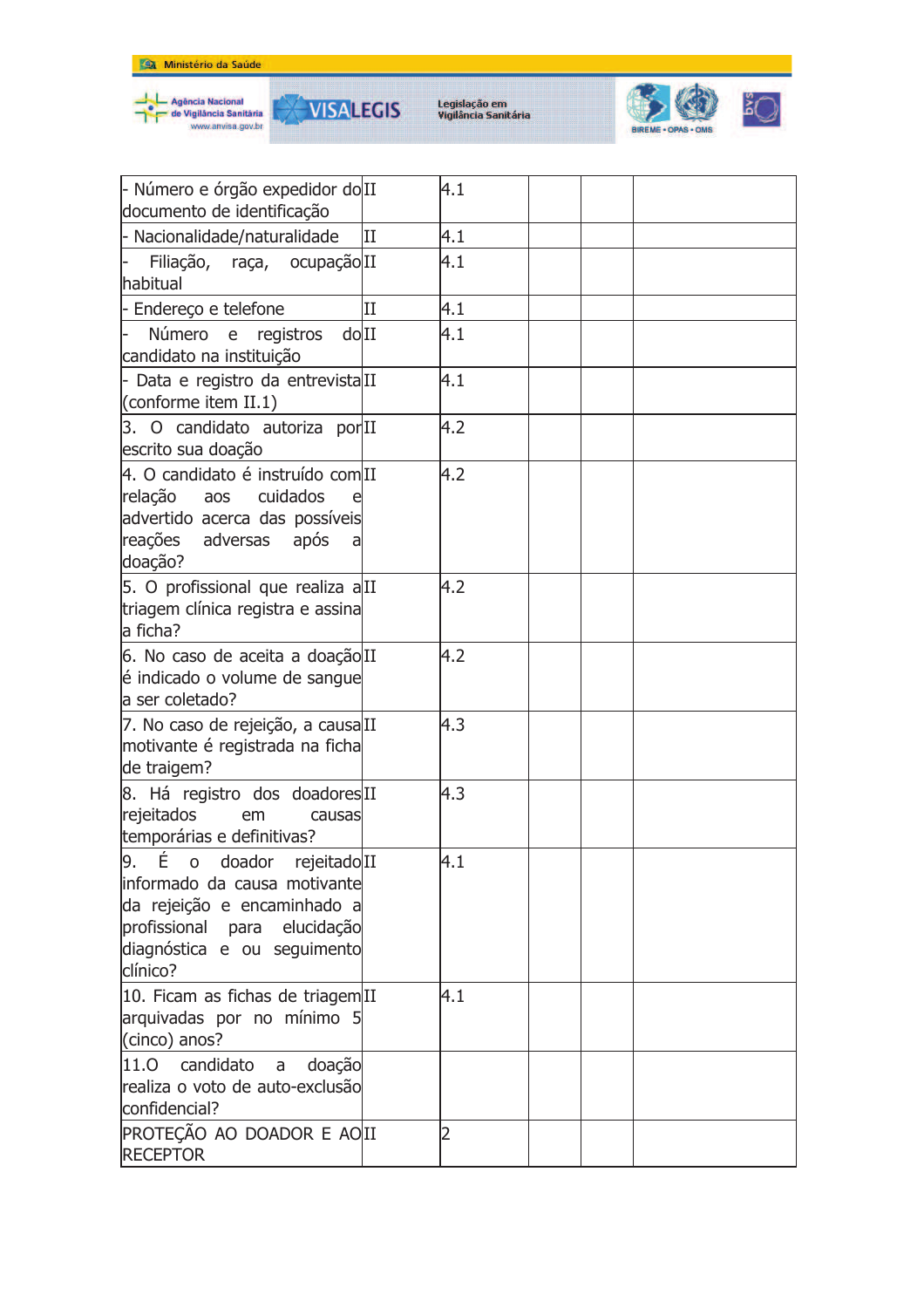| | | | | | |
|---|---|---|---|---|---|
| - Número e órgão expedidor do documento de identificação | II | 4.1 | | | |
| - Nacionalidade/naturalidade | II | 4.1 | | | |
| - Filiação, raça, ocupação habitual | II | 4.1 | | | |
| - Endereço e telefone | II | 4.1 | | | |
| - Número e registros do candidato na instituição | II | 4.1 | | | |
| - Data e registro da entrevista (conforme item II.1) | II | 4.1 | | | |
| 3. O candidato autoriza por escrito sua doação | II | 4.2 | | | |
| 4. O candidato é instruído com relação aos cuidados e advertido acerca das possíveis reações adversas após a doação? | II | 4.2 | | | |
| 5. O profissional que realiza a triagem clínica registra e assina a ficha? | II | 4.2 | | | |
| 6. No caso de aceita a doação é indicado o volume de sangue a ser coletado? | II | 4.2 | | | |
| 7. No caso de rejeição, a causa motivante é registrada na ficha de traigem? | II | 4.3 | | | |
| 8. Há registro dos doadores rejeitados em causas temporárias e definitivas? | II | 4.3 | | | |
| 9. É o doador rejeitado informado da causa motivante da rejeição e encaminhado a profissional para elucidação diagnóstica e ou seguimento clínico? | II | 4.1 | | | |
| 10. Ficam as fichas de triagem arquivadas por no mínimo 5 (cinco) anos? | II | 4.1 | | | |
| 11.O candidato a doação realiza o voto de auto-exclusão confidencial? | | | | | |
| PROTEÇÃO AO DOADOR E AO RECEPTOR | II | 2 | | | |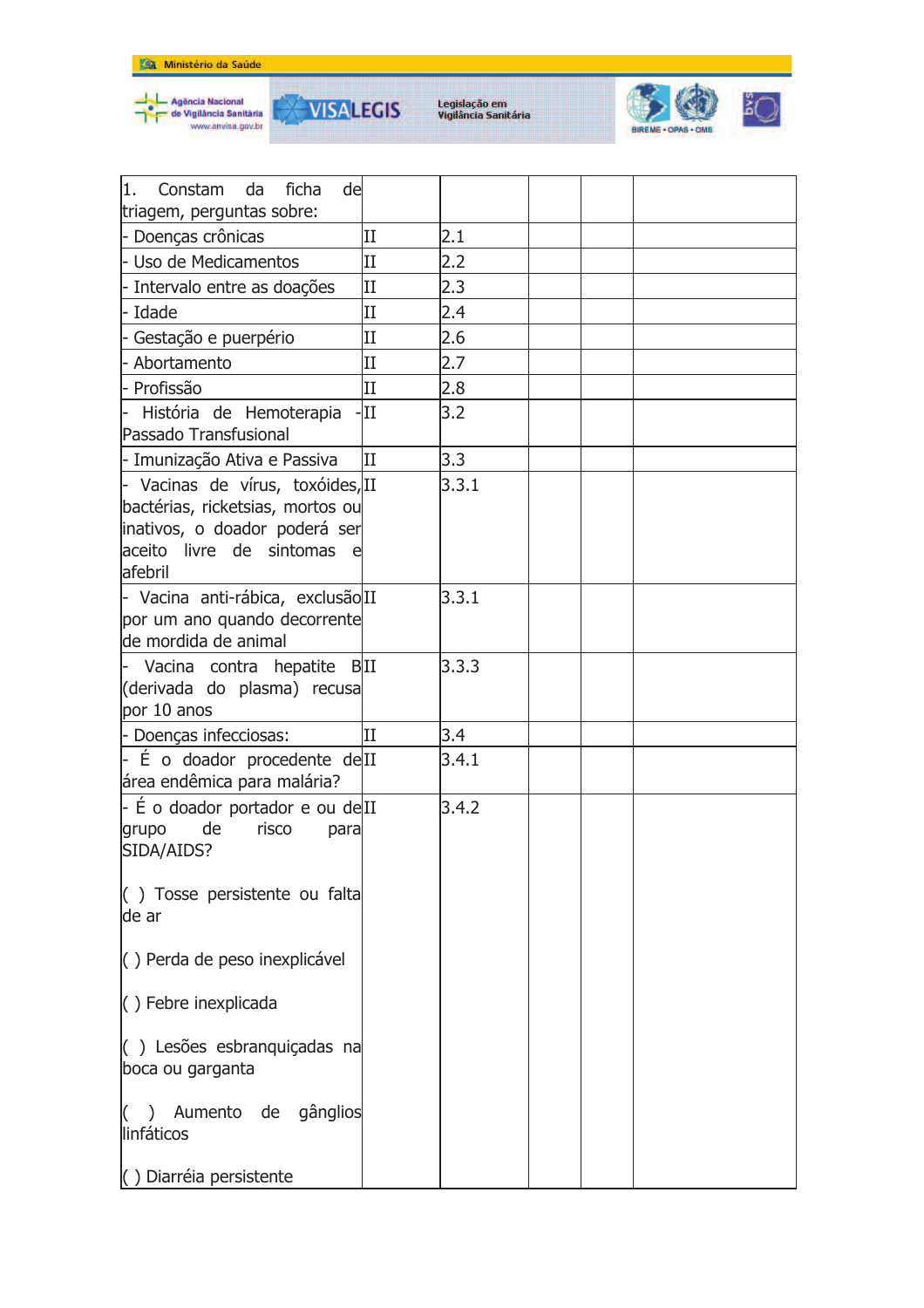| 1. Constam da ficha de triagem, perguntas sobre: | | | | | |
|---|---|---|---|---|---|
| - Doenças crônicas | II | 2.1 | | | |
| - Uso de Medicamentos | II | 2.2 | | | |
| - Intervalo entre as doações | II | 2.3 | | | |
| - Idade | II | 2.4 | | | |
| - Gestação e puerpério | II | 2.6 | | | |
| - Abortamento | II | 2.7 | | | |
| - Profissão | II | 2.8 | | | |
| - História de Hemoterapia - Passado Transfusional | II | 3.2 | | | |
| - Imunização Ativa e Passiva | II | 3.3 | | | |
| - Vacinas de vírus, toxóides, bactérias, ricketsias, mortos ou inativos, o doador poderá ser aceito livre de sintomas e afebril | II | 3.3.1 | | | |
| - Vacina anti-rábica, exclusão por um ano quando decorrente de mordida de animal | II | 3.3.1 | | | |
| - Vacina contra hepatite B (derivada do plasma) recusa por 10 anos | II | 3.3.3 | | | |
| - Doenças infecciosas: | II | 3.4 | | | |
| - É o doador procedente de área endêmica para malária? | II | 3.4.1 | | | |
| - É o doador portador e ou de grupo de risco para SIDA/AIDS?<br><br>( ) Tosse persistente ou falta de ar<br><br>( ) Perda de peso inexplicável<br><br>( ) Febre inexplicada<br><br>( ) Lesões esbranquiçadas na boca ou garganta<br><br>( ) Aumento de gânglios linfáticos<br><br>( ) Diarréia persistente | II | 3.4.2 | | | |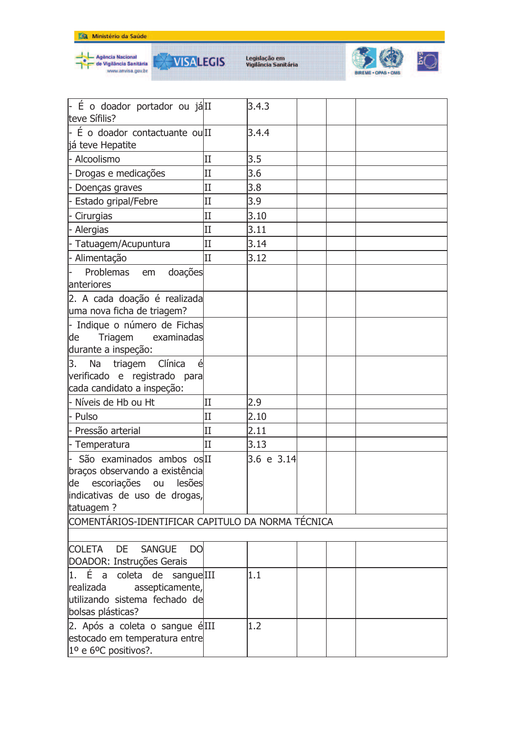| | | | | | |
|---|---|---|---|---|---|
| - É o doador portador ou já teve Sífilis? | II | 3.4.3 | | | |
| - É o doador contactuante ou já teve Hepatite | II | 3.4.4 | | | |
| - Alcoolismo | II | 3.5 | | | |
| - Drogas e medicações | II | 3.6 | | | |
| - Doenças graves | II | 3.8 | | | |
| - Estado gripal/Febre | II | 3.9 | | | |
| - Cirurgias | II | 3.10 | | | |
| - Alergias | II | 3.11 | | | |
| - Tatuagem/Acupuntura | II | 3.14 | | | |
| - Alimentação | II | 3.12 | | | |
| - Problemas em doações anteriores | | | | | |
| 2. A cada doação é realizada uma nova ficha de triagem? | | | | | |
| - Indique o número de Fichas de Triagem examinadas durante a inspeção: | | | | | |
| 3. Na triagem Clínica é verificado e registrado para cada candidato a inspeção: | | | | | |
| - Níveis de Hb ou Ht | II | 2.9 | | | |
| - Pulso | II | 2.10 | | | |
| - Pressão arterial | II | 2.11 | | | |
| - Temperatura | II | 3.13 | | | |
| - São examinados ambos os braços observando a existência de escoriações ou lesões indicativas de uso de drogas, tatuagem ? | II | 3.6 e 3.14 | | | |
| COMENTÁRIOS-IDENTIFICAR CAPITULO DA NORMA TÉCNICA | | | | | |
| | | | | | |
| COLETA DE SANGUE DO DOADOR: Instruções Gerais | | | | | |
| 1. É a coleta de sangue realizada assepticamente, utilizando sistema fechado de bolsas plásticas? | III | 1.1 | | | |
| 2. Após a coleta o sangue é estocado em temperatura entre 1º e 6ºC positivos?. | III | 1.2 | | | |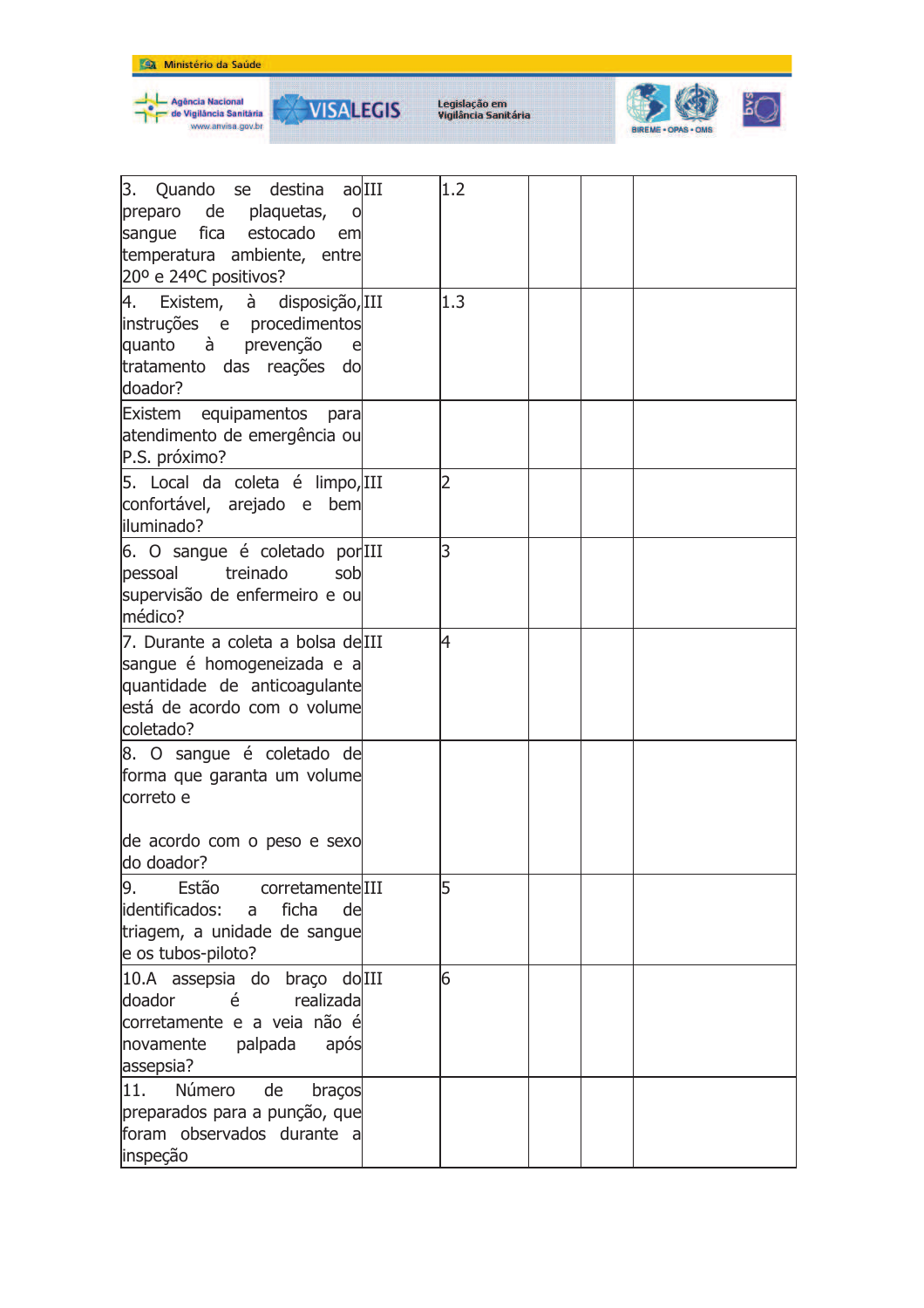| | | | | | |
|---|---|---|---|---|---|
| 3. Quando se destina ao preparo de plaquetas, o sangue fica estocado em temperatura ambiente, entre 20º e 24ºC positivos? | III | 1.2 | | | |
| 4. Existem, à disposição, instruções e procedimentos quanto à prevenção e tratamento das reações do doador? | III | 1.3 | | | |
| Existem equipamentos para atendimento de emergência ou P.S. próximo? | | | | | |
| 5. Local da coleta é limpo, confortável, arejado e bem iluminado? | III | 2 | | | |
| 6. O sangue é coletado por pessoal treinado sob supervisão de enfermeiro e ou médico? | III | 3 | | | |
| 7. Durante a coleta a bolsa de sangue é homogeneizada e a quantidade de anticoagulante está de acordo com o volume coletado? | III | 4 | | | |
| 8. O sangue é coletado de forma que garanta um volume correto e<br><br>de acordo com o peso e sexo do doador? | | | | | |
| 9. Estão corretamente identificados: a ficha de triagem, a unidade de sangue e os tubos-piloto? | III | 5 | | | |
| 10.A assepsia do braço do doador é realizada corretamente e a veia não é novamente palpada após assepsia? | III | 6 | | | |
| 11. Número de braços preparados para a punção, que foram observados durante a inspeção | | | | | |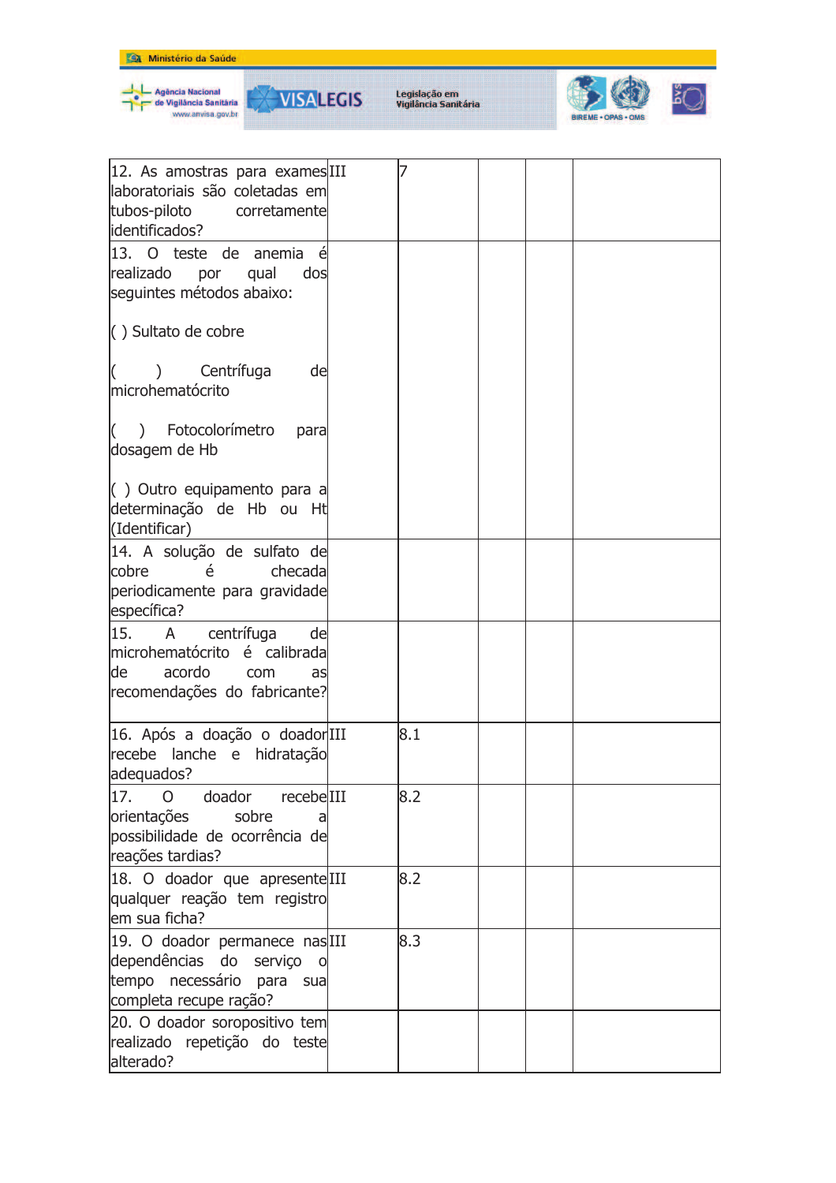| | | | | | |
|---|---|---|---|---|---|
| 12. As amostras para exames laboratoriais são coletadas em tubos-piloto corretamente identificados? | III | 7 | | | |
| 13. O teste de anemia é realizado por qual dos seguintes métodos abaixo:<br><br>( ) Sultato de cobre<br><br>( ) Centrífuga de microhematócrito<br><br>( ) Fotocolorímetro para dosagem de Hb<br><br>( ) Outro equipamento para a determinação de Hb ou Ht (Identificar) | | | | | |
| 14. A solução de sulfato de cobre é checada periodicamente para gravidade específica? | | | | | |
| 15. A centrífuga de microhematócrito é calibrada de acordo com as recomendações do fabricante? | | | | | |
| 16. Após a doação o doador recebe lanche e hidratação adequados? | III | 8.1 | | | |
| 17. O doador recebe orientações sobre a possibilidade de ocorrência de reações tardias? | III | 8.2 | | | |
| 18. O doador que apresente qualquer reação tem registro em sua ficha? | III | 8.2 | | | |
| 19. O doador permanece nas dependências do serviço o tempo necessário para sua completa recupe ração? | III | 8.3 | | | |
| 20. O doador soropositivo tem realizado repetição do teste alterado? | | | | | |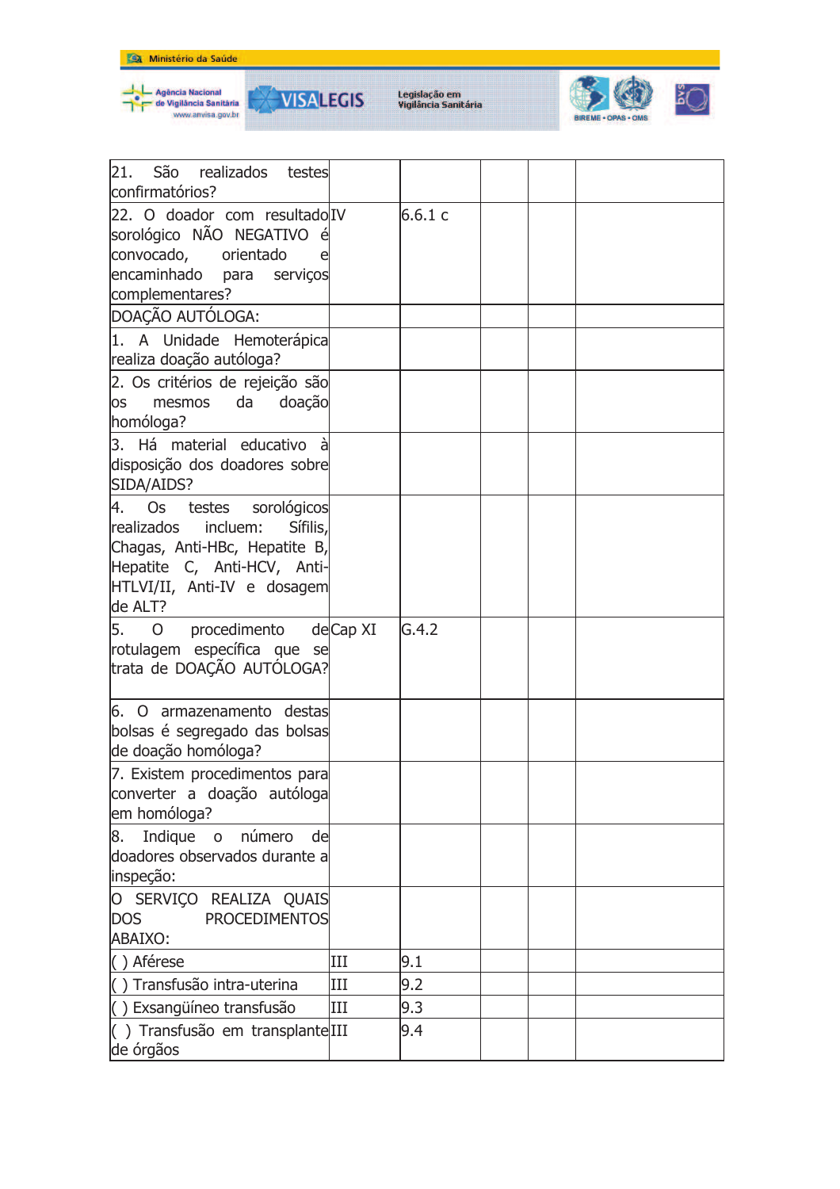| | | | | | |
|---|---|---|---|---|---|
| 21. São realizados testes confirmatórios? | | | | | |
| 22. O doador com resultado sorológico NÃO NEGATIVO é convocado, orientado e encaminhado para serviços complementares? | IV | 6.6.1 c | | | |
| DOAÇÃO AUTÓLOGA: | | | | | |
| 1. A Unidade Hemoterápica realiza doação autóloga? | | | | | |
| 2. Os critérios de rejeição são os mesmos da doação homóloga? | | | | | |
| 3. Há material educativo à disposição dos doadores sobre SIDA/AIDS? | | | | | |
| 4. Os testes sorológicos realizados incluem: Sífilis, Chagas, Anti-HBc, Hepatite B, Hepatite C, Anti-HCV, Anti-HTLVI/II, Anti-IV e dosagem de ALT? | | | | | |
| 5. O procedimento de rotulagem específica que se trata de DOAÇÃO AUTÓLOGA? | Cap XI | G.4.2 | | | |
| 6. O armazenamento destas bolsas é segregado das bolsas de doação homóloga? | | | | | |
| 7. Existem procedimentos para converter a doação autóloga em homóloga? | | | | | |
| 8. Indique o número de doadores observados durante a inspeção: | | | | | |
| O SERVIÇO REALIZA QUAIS DOS PROCEDIMENTOS ABAIXO: | | | | | |
| ( ) Aférese | III | 9.1 | | | |
| ( ) Transfusão intra-uterina | III | 9.2 | | | |
| ( ) Exsangüíneo transfusão | III | 9.3 | | | |
| ( ) Transfusão em transplante de órgãos | III | 9.4 | | | |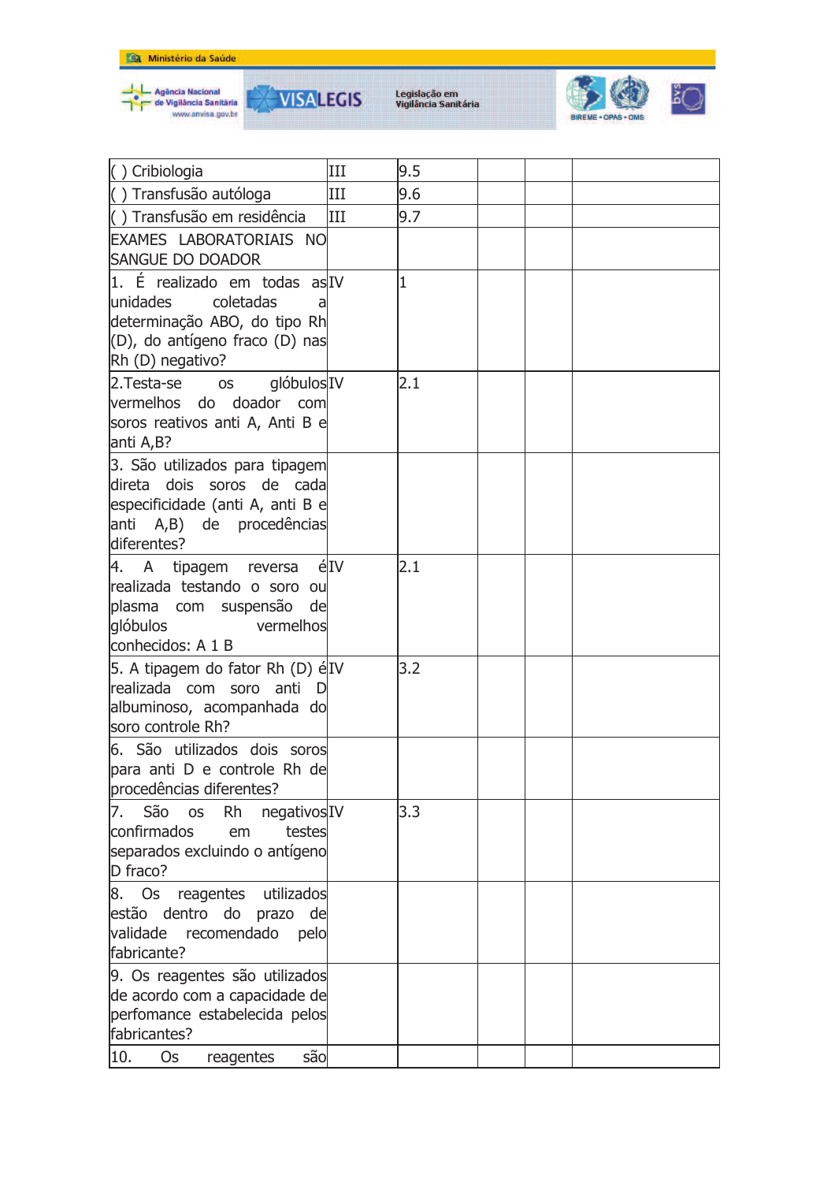| ( ) Cribiologia | III | 9.5 | | | |
|---|---|---|---|---|---|
| ( ) Transfusão autóloga | III | 9.6 | | | |
| ( ) Transfusão em residência | III | 9.7 | | | |
| EXAMES LABORATORIAIS NO SANGUE DO DOADOR | | | | | |
| 1. É realizado em todas as unidades coletadas a determinação ABO, do tipo Rh (D), do antígeno fraco (D) nas Rh (D) negativo? | IV | 1 | | | |
| 2.Testa-se os glóbulos vermelhos do doador com soros reativos anti A, Anti B e anti A,B? | IV | 2.1 | | | |
| 3. São utilizados para tipagem direta dois soros de cada especificidade (anti A, anti B e anti A,B) de procedências diferentes? | | | | | |
| 4. A tipagem reversa é realizada testando o soro ou plasma com suspensão de glóbulos vermelhos conhecidos: A 1 B | IV | 2.1 | | | |
| 5. A tipagem do fator Rh (D) é realizada com soro anti D albuminoso, acompanhada do soro controle Rh? | IV | 3.2 | | | |
| 6. São utilizados dois soros para anti D e controle Rh de procedências diferentes? | | | | | |
| 7. São os Rh negativos confirmados em testes separados excluindo o antígeno D fraco? | IV | 3.3 | | | |
| 8. Os reagentes utilizados estão dentro do prazo de validade recomendado pelo fabricante? | | | | | |
| 9. Os reagentes são utilizados de acordo com a capacidade de perfomance estabelecida pelos fabricantes? | | | | | |
| 10. Os reagentes são | | | | | |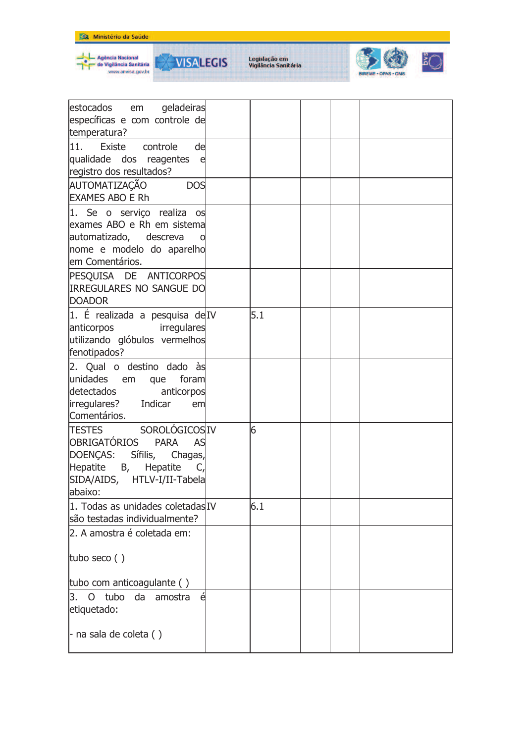| | | | | | |
|---|---|---|---|---|---|
| estocados em geladeiras específicas e com controle de temperatura? | | | | | |
| 11. Existe controle de qualidade dos reagentes e registro dos resultados? | | | | | |
| AUTOMATIZAÇÃO DOS EXAMES ABO E Rh | | | | | |
| 1. Se o serviço realiza os exames ABO e Rh em sistema automatizado, descreva o nome e modelo do aparelho em Comentários. | | | | | |
| PESQUISA DE ANTICORPOS IRREGULARES NO SANGUE DO DOADOR | | | | | |
| 1. É realizada a pesquisa de anticorpos irregulares utilizando glóbulos vermelhos fenotipados? | IV | 5.1 | | | |
| 2. Qual o destino dado às unidades em que foram detectados anticorpos irregulares? Indicar em Comentários. | | | | | |
| TESTES SOROLÓGICOS OBRIGATÓRIOS PARA AS DOENÇAS: Sífilis, Chagas, Hepatite B, Hepatite C, SIDA/AIDS, HTLV-I/II-Tabela abaixo: | IV | 6 | | | |
| 1. Todas as unidades coletadas são testadas individualmente? | IV | 6.1 | | | |
| 2. A amostra é coletada em:<br><br>tubo seco ( )<br><br>tubo com anticoagulante ( ) | | | | | |
| 3. O tubo da amostra é etiquetado:<br><br>- na sala de coleta ( ) | | | | | |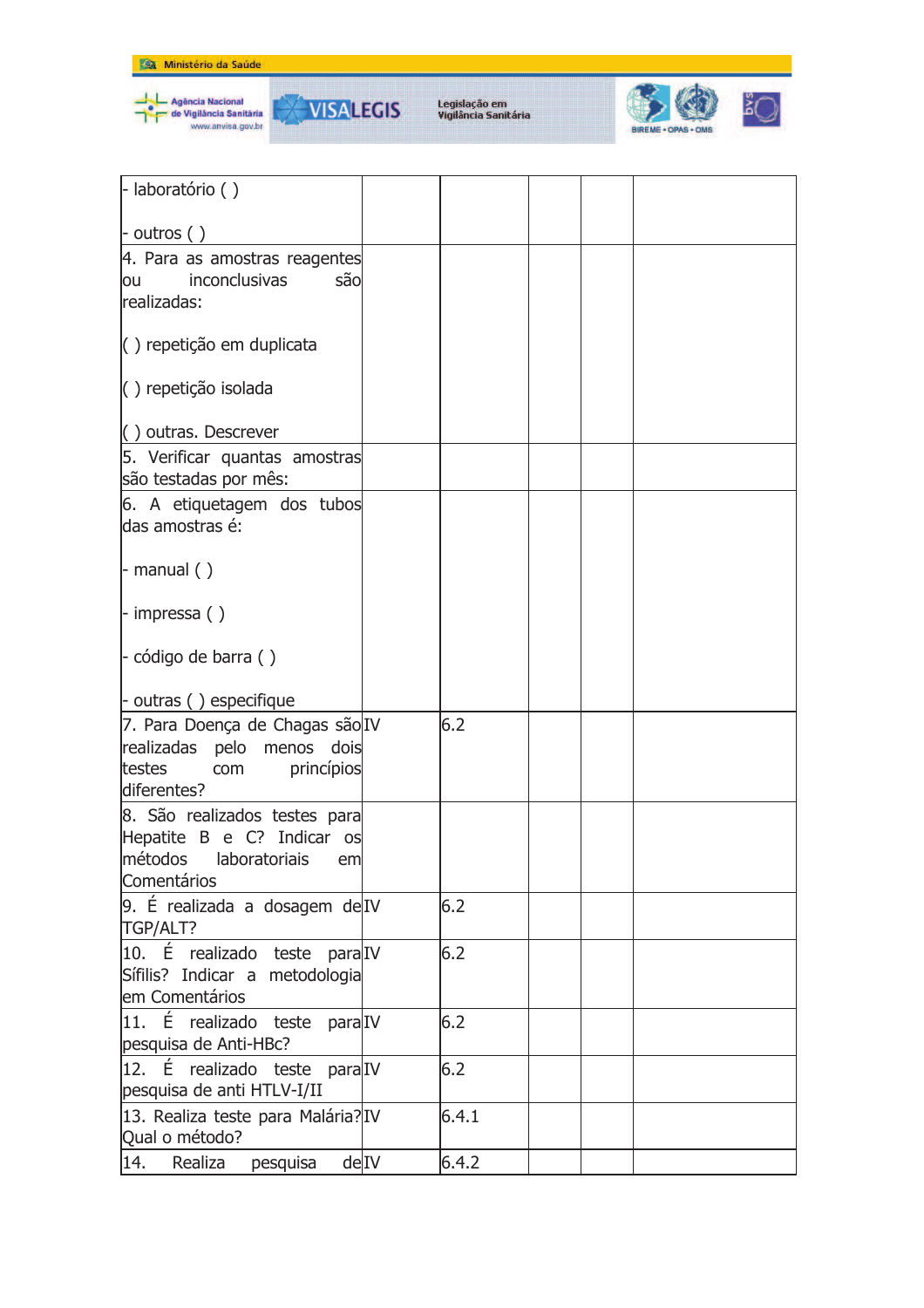| | | | | | |
|---|---|---|---|---|---|
| - laboratório ( )<br><br>- outros ( ) | | | | | |
| 4. Para as amostras reagentes ou inconclusivas são realizadas:<br><br>( ) repetição em duplicata<br><br>( ) repetição isolada<br><br>( ) outras. Descrever | | | | | |
| 5. Verificar quantas amostras são testadas por mês: | | | | | |
| 6. A etiquetagem dos tubos das amostras é:<br><br>- manual ( )<br><br>- impressa ( )<br><br>- código de barra ( )<br><br>- outras ( ) especifique | | | | | |
| 7. Para Doença de Chagas são realizadas pelo menos dois testes com princípios diferentes? | IV | 6.2 | | | |
| 8. São realizados testes para Hepatite B e C? Indicar os métodos laboratoriais em Comentários | | | | | |
| 9. É realizada a dosagem de TGP/ALT? | IV | 6.2 | | | |
| 10. É realizado teste para Sífilis? Indicar a metodologia em Comentários | IV | 6.2 | | | |
| 11. É realizado teste para pesquisa de Anti-HBc? | IV | 6.2 | | | |
| 12. É realizado teste para pesquisa de anti HTLV-I/II | IV | 6.2 | | | |
| 13. Realiza teste para Malária? Qual o método? | IV | 6.4.1 | | | |
| 14. Realiza pesquisa de | IV | 6.4.2 | | | |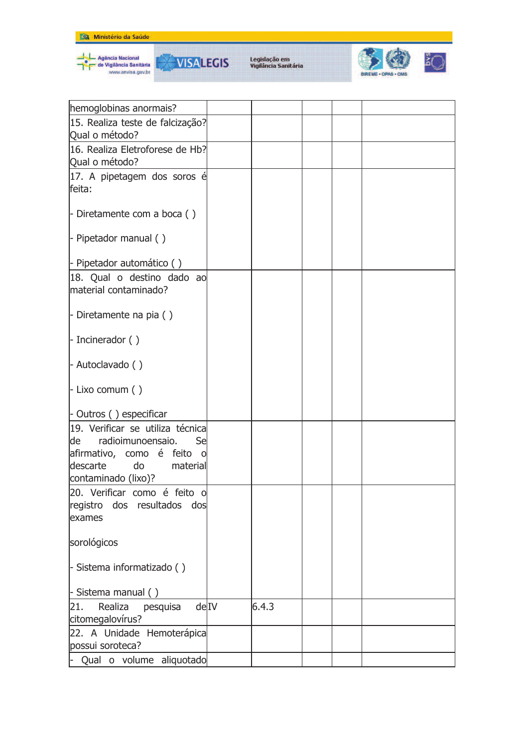| | | | | | |
|---|---|---|---|---|---|
| hemoglobinas anormais? | | | | | |
| 15. Realiza teste de falcização? Qual o método? | | | | | |
| 16. Realiza Eletroforese de Hb? Qual o método? | | | | | |
| 17. A pipetagem dos soros é feita:<br><br>- Diretamente com a boca ( )<br><br>- Pipetador manual ( )<br><br>- Pipetador automático ( ) | | | | | |
| 18. Qual o destino dado ao material contaminado?<br><br>- Diretamente na pia ( )<br><br>- Incinerador ( )<br><br>- Autoclavado ( )<br><br>- Lixo comum ( )<br><br>- Outros ( ) especificar | | | | | |
| 19. Verificar se utiliza técnica de radioimunoensaio. Se afirmativo, como é feito o descarte do material contaminado (lixo)? | | | | | |
| 20. Verificar como é feito o registro dos resultados dos exames<br><br>sorológicos<br><br>- Sistema informatizado ( )<br><br>- Sistema manual ( ) | | | | | |
| 21. Realiza pesquisa de citomegalovírus? | IV | 6.4.3 | | | |
| 22. A Unidade Hemoterápica possui soroteca? | | | | | |
| - Qual o volume aliquotado | | | | | |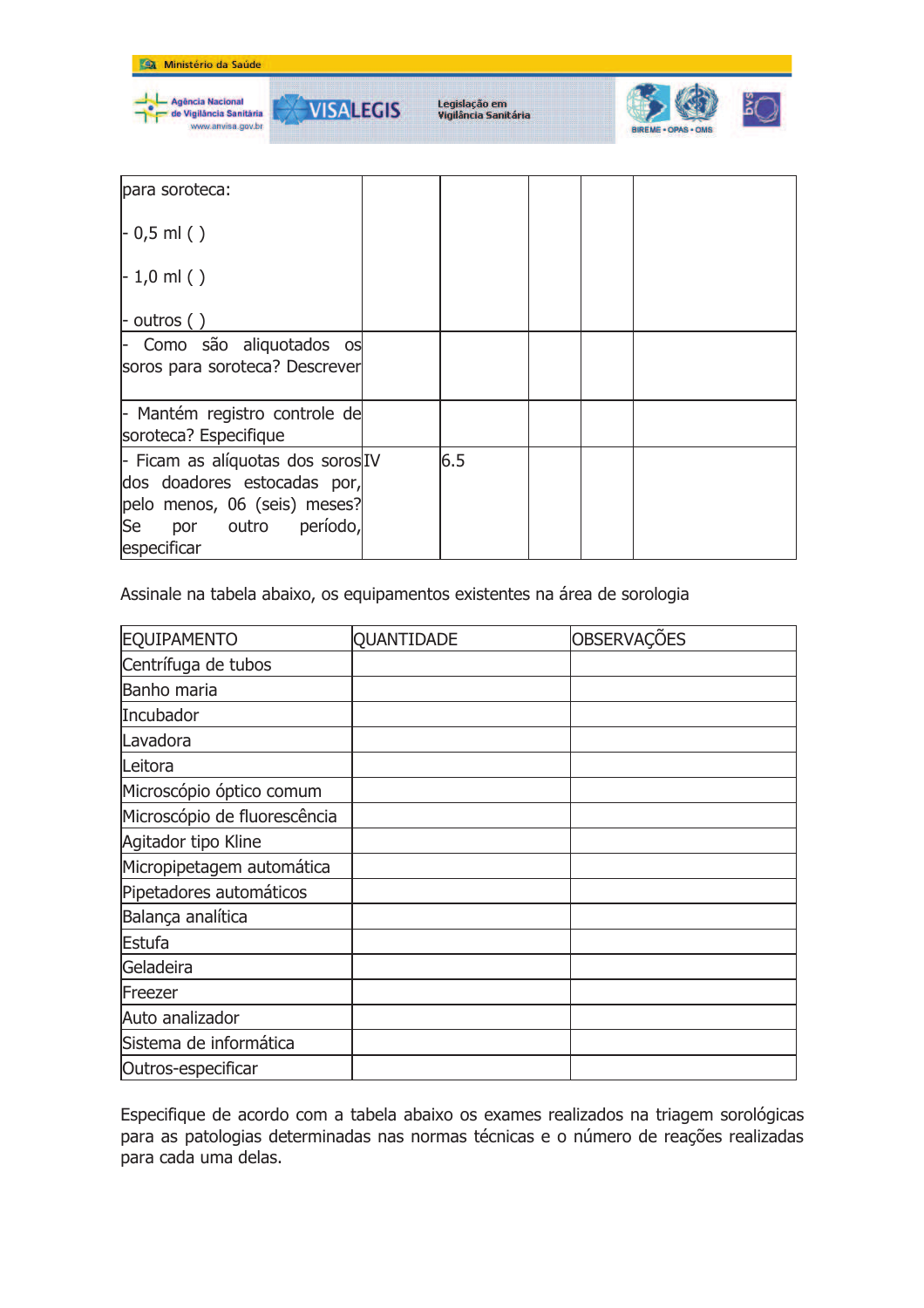| | | | | | |
|---|---|---|---|---|---|
| para soroteca:<br><br>- 0,5 ml ( )<br><br>- 1,0 ml ( )<br><br>- outros ( ) | | | | | |
| - Como são aliquotados os soros para soroteca? Descrever | | | | | |
| - Mantém registro controle de soroteca? Especifique | | | | | |
| - Ficam as alíquotas dos soros dos doadores estocadas por, pelo menos, 06 (seis) meses? Se por outro período, especificar | IV | 6.5 | | | |

Assinale na tabela abaixo, os equipamentos existentes na área de sorologia

| EQUIPAMENTO | QUANTIDADE | OBSERVAÇÕES |
|---|---|---|
| Centrífuga de tubos | | |
| Banho maria | | |
| Incubador | | |
| Lavadora | | |
| Leitora | | |
| Microscópio óptico comum | | |
| Microscópio de fluorescência | | |
| Agitador tipo Kline | | |
| Micropipetagem automática | | |
| Pipetadores automáticos | | |
| Balança analítica | | |
| Estufa | | |
| Geladeira | | |
| Freezer | | |
| Auto analizador | | |
| Sistema de informática | | |
| Outros-especificar | | |

Especifique de acordo com a tabela abaixo os exames realizados na triagem sorológicas para as patologias determinadas nas normas técnicas e o número de reações realizadas para cada uma delas.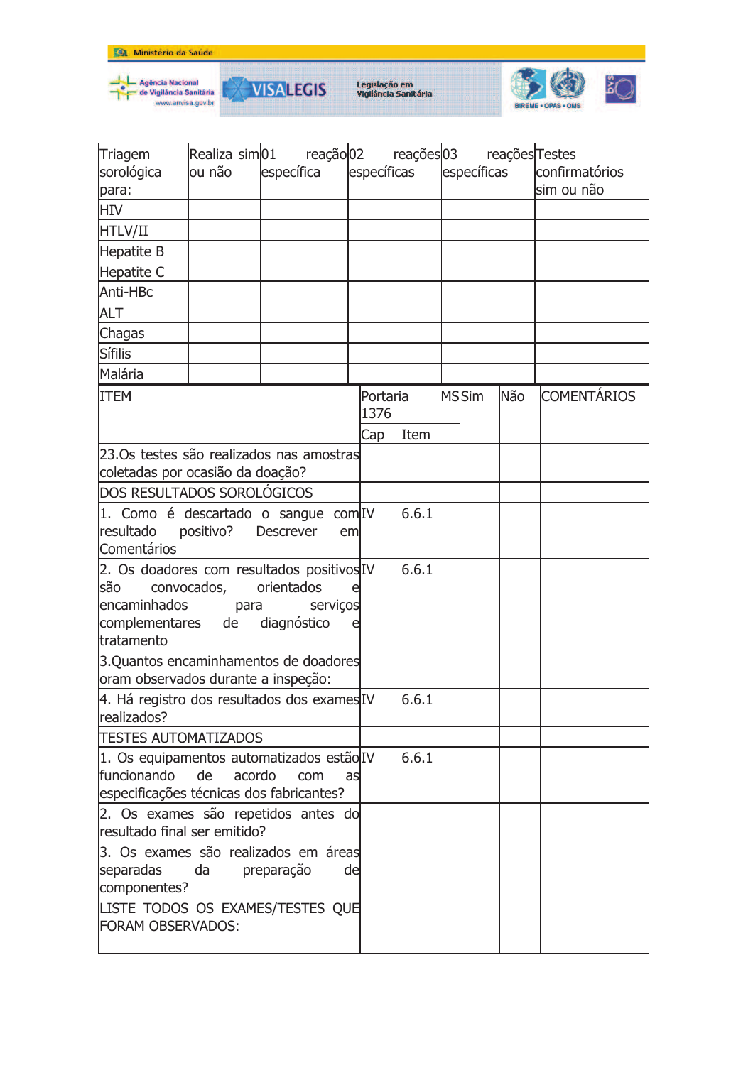| Triagem sorológica para: | Realiza sim ou não | 01 reação específica | 02 reações específicas | 03 reações específicas | Testes confirmatórios sim ou não |
|---|---|---|---|---|---|
| HIV | | | | | |
| HTLV/II | | | | | |
| Hepatite B | | | | | |
| Hepatite C | | | | | |
| Anti-HBc | | | | | |
| ALT | | | | | |
| Chagas | | | | | |
| Sífilis | | | | | |
| Malária | | | | | |

| ITEM | Portaria MS 1376 | | Sim | Não | COMENTÁRIOS |
|---|---|---|---|---|---|
| | Cap | Item | | | |
| 23.Os testes são realizados nas amostras coletadas por ocasião da doação? | | | | | |
| DOS RESULTADOS SOROLÓGICOS | | | | | |
| 1. Como é descartado o sangue com resultado positivo? Descrever em Comentários | IV | 6.6.1 | | | |
| 2. Os doadores com resultados positivos são convocados, orientados e encaminhados para serviços complementares de diagnóstico e tratamento | IV | 6.6.1 | | | |
| 3.Quantos encaminhamentos de doadores oram observados durante a inspeção: | | | | | |
| 4. Há registro dos resultados dos exames realizados? | IV | 6.6.1 | | | |
| TESTES AUTOMATIZADOS | | | | | |
| 1. Os equipamentos automatizados estão funcionando de acordo com as especificações técnicas dos fabricantes? | IV | 6.6.1 | | | |
| 2. Os exames são repetidos antes do resultado final ser emitido? | | | | | |
| 3. Os exames são realizados em áreas separadas da preparação de componentes? | | | | | |
| LISTE TODOS OS EXAMES/TESTES QUE FORAM OBSERVADOS: | | | | | |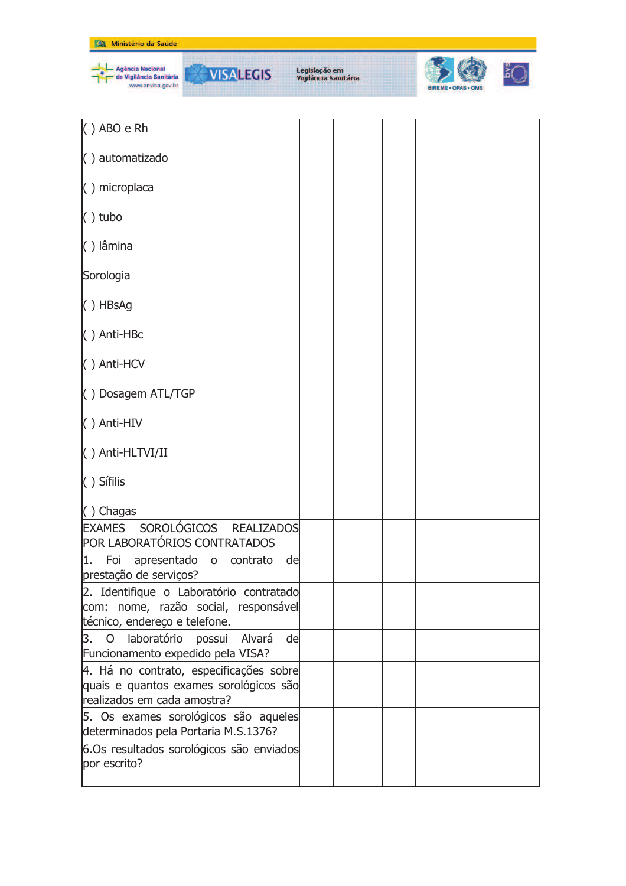| | | | | |
|---|---|---|---|---|
| ( ) ABO e Rh<br><br>( ) automatizado<br><br>( ) microplaca<br><br>( ) tubo<br><br>( ) lâmina<br><br>Sorologia<br><br>( ) HBsAg<br><br>( ) Anti-HBc<br><br>( ) Anti-HCV<br><br>( ) Dosagem ATL/TGP<br><br>( ) Anti-HIV<br><br>( ) Anti-HLTVI/II<br><br>( ) Sífilis<br><br>( ) Chagas | | | | |
| EXAMES SOROLÓGICOS REALIZADOS POR LABORATÓRIOS CONTRATADOS | | | | |
| 1. Foi apresentado o contrato de prestação de serviços? | | | | |
| 2. Identifique o Laboratório contratado com: nome, razão social, responsável técnico, endereço e telefone. | | | | |
| 3. O laboratório possui Alvará de Funcionamento expedido pela VISA? | | | | |
| 4. Há no contrato, especificações sobre quais e quantos exames sorológicos são realizados em cada amostra? | | | | |
| 5. Os exames sorológicos são aqueles determinados pela Portaria M.S.1376? | | | | |
| 6.Os resultados sorológicos são enviados por escrito? | | | | |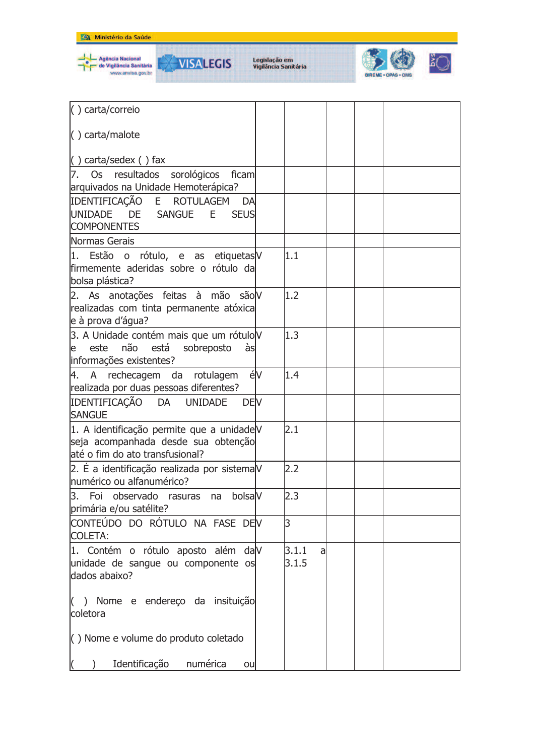| | | | | | |
|---|---|---|---|---|---|
| ( ) carta/correio<br><br>( ) carta/malote<br><br>( ) carta/sedex ( ) fax | | | | | |
| 7. Os resultados sorológicos ficam arquivados na Unidade Hemoterápica? | | | | | |
| IDENTIFICAÇÃO E ROTULAGEM DA UNIDADE DE SANGUE E SEUS COMPONENTES | | | | | |
| Normas Gerais | | | | | |
| 1. Estão o rótulo, e as etiquetas firmemente aderidas sobre o rótulo da bolsa plástica? | V | 1.1 | | | |
| 2. As anotações feitas à mão são realizadas com tinta permanente atóxica e à prova d'água? | V | 1.2 | | | |
| 3. A Unidade contém mais que um rótulo e este não está sobreposto às informações existentes? | V | 1.3 | | | |
| 4. A rechecagem da rotulagem é realizada por duas pessoas diferentes? | V | 1.4 | | | |
| IDENTIFICAÇÃO DA UNIDADE DE SANGUE | V | | | | |
| 1. A identificação permite que a unidade seja acompanhada desde sua obtenção até o fim do ato transfusional? | V | 2.1 | | | |
| 2. É a identificação realizada por sistema numérico ou alfanumérico? | V | 2.2 | | | |
| 3. Foi observado rasuras na bolsa primária e/ou satélite? | V | 2.3 | | | |
| CONTEÚDO DO RÓTULO NA FASE DE COLETA: | V | 3 | | | |
| 1. Contém o rótulo aposto além da unidade de sangue ou componente os dados abaixo?<br><br>( ) Nome e endereço da insituição coletora<br><br>( ) Nome e volume do produto coletado<br><br>( ) Identificação numérica ou | V | 3.1.1 a 3.1.5 | | | |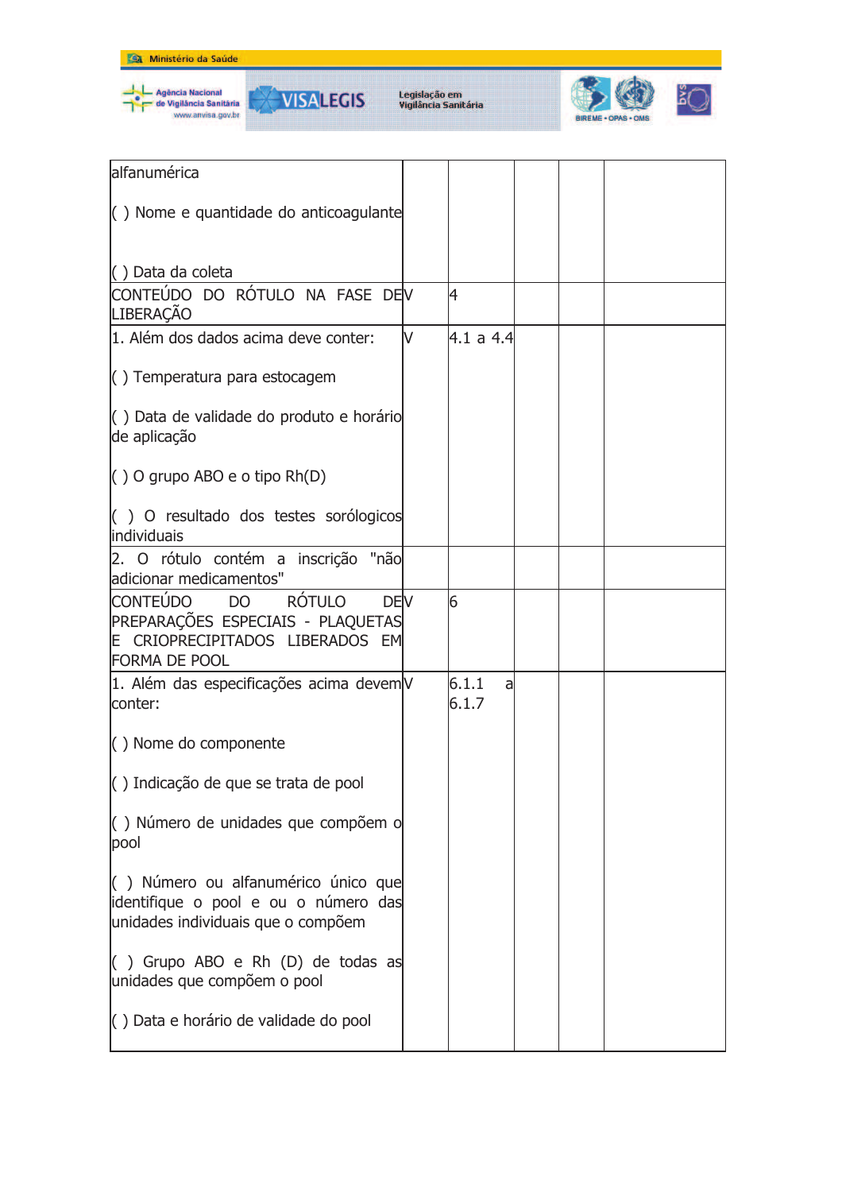| | | | | | |
|---|---|---|---|---|---|
| alfanumérica<br><br>( ) Nome e quantidade do anticoagulante<br><br>( ) Data da coleta | | | | | |
| CONTEÚDO DO RÓTULO NA FASE DE LIBERAÇÃO | V | 4 | | | |
| 1. Além dos dados acima deve conter:<br><br>( ) Temperatura para estocagem<br><br>( ) Data de validade do produto e horário de aplicação<br><br>( ) O grupo ABO e o tipo Rh(D)<br><br>( ) O resultado dos testes sorólogicos individuais | V | 4.1 a 4.4 | | | |
| 2. O rótulo contém a inscrição "não adicionar medicamentos" | | | | | |
| CONTEÚDO DO RÓTULO DE PREPARAÇÕES ESPECIAIS - PLAQUETAS E CRIOPRECIPITADOS LIBERADOS EM FORMA DE POOL | V | 6 | | | |
| 1. Além das especificações acima devem conter:<br><br>( ) Nome do componente<br><br>( ) Indicação de que se trata de pool<br><br>( ) Número de unidades que compõem o pool<br><br>( ) Número ou alfanumérico único que identifique o pool e ou o número das unidades individuais que o compõem<br><br>( ) Grupo ABO e Rh (D) de todas as unidades que compõem o pool<br><br>( ) Data e horário de validade do pool | V | 6.1.1 a 6.1.7 | | | |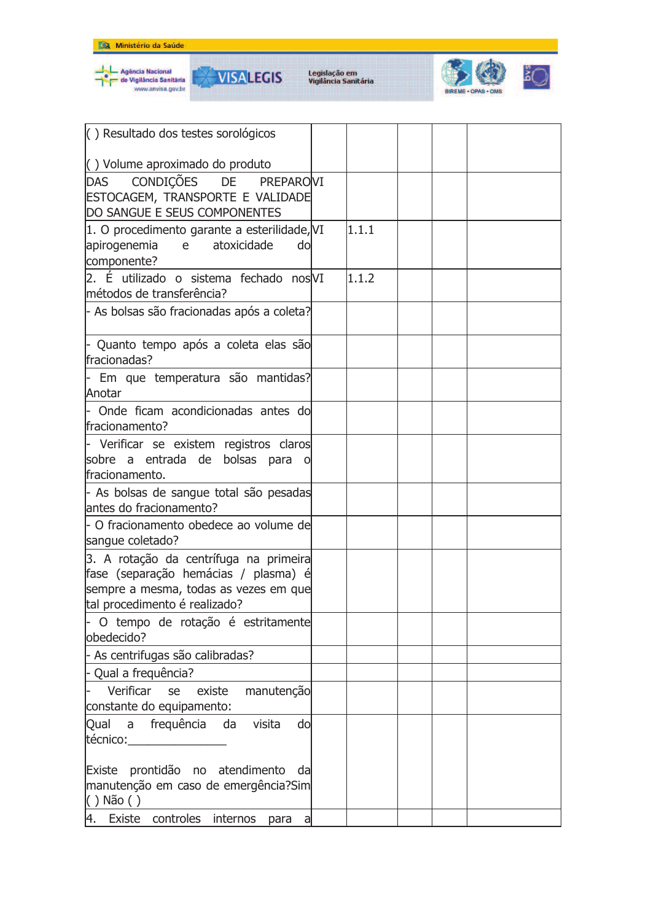| | | | | |
|---|---|---|---|---|
| ( ) Resultado dos testes sorológicos<br><br>( ) Volume aproximado do produto | | | | |
| DAS CONDIÇÕES DE PREPARO ESTOCAGEM, TRANSPORTE E VALIDADE DO SANGUE E SEUS COMPONENTES | VI | | | |
| 1. O procedimento garante a esterilidade, apirogenemia e atoxicidade do componente? | VI | 1.1.1 | | |
| 2. É utilizado o sistema fechado nos métodos de transferência? | VI | 1.1.2 | | |
| - As bolsas são fracionadas após a coleta? | | | | |
| - Quanto tempo após a coleta elas são fracionadas? | | | | |
| - Em que temperatura são mantidas? Anotar | | | | |
| - Onde ficam acondicionadas antes do fracionamento? | | | | |
| - Verificar se existem registros claros sobre a entrada de bolsas para o fracionamento. | | | | |
| - As bolsas de sangue total são pesadas antes do fracionamento? | | | | |
| - O fracionamento obedece ao volume de sangue coletado? | | | | |
| 3. A rotação da centrífuga na primeira fase (separação hemácias / plasma) é sempre a mesma, todas as vezes em que tal procedimento é realizado? | | | | |
| - O tempo de rotação é estritamente obedecido? | | | | |
| - As centrifugas são calibradas? | | | | |
| - Qual a frequência? | | | | |
| - Verificar se existe manutenção constante do equipamento: | | | | |
| Qual a frequência da visita do técnico:_______________<br><br>Existe prontidão no atendimento da manutenção em caso de emergência?Sim ( ) Não ( ) | | | | |
| 4. Existe controles internos para a | | | | |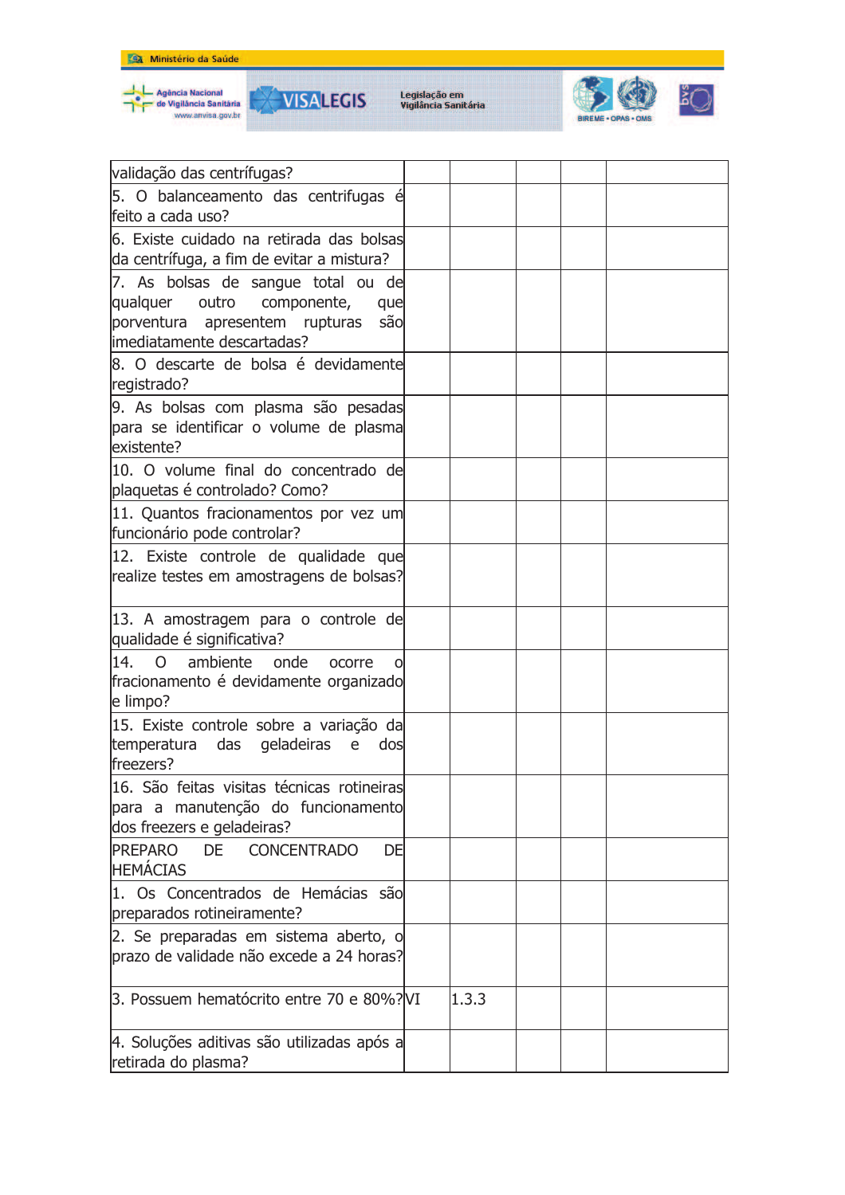| | | | | | |
|---|---|---|---|---|---|
| validação das centrífugas? | | | | | |
| 5. O balanceamento das centrifugas é feito a cada uso? | | | | | |
| 6. Existe cuidado na retirada das bolsas da centrífuga, a fim de evitar a mistura? | | | | | |
| 7. As bolsas de sangue total ou de qualquer outro componente, que porventura apresentem rupturas são imediatamente descartadas? | | | | | |
| 8. O descarte de bolsa é devidamente registrado? | | | | | |
| 9. As bolsas com plasma são pesadas para se identificar o volume de plasma existente? | | | | | |
| 10. O volume final do concentrado de plaquetas é controlado? Como? | | | | | |
| 11. Quantos fracionamentos por vez um funcionário pode controlar? | | | | | |
| 12. Existe controle de qualidade que realize testes em amostragens de bolsas? | | | | | |
| 13. A amostragem para o controle de qualidade é significativa? | | | | | |
| 14. O ambiente onde ocorre o fracionamento é devidamente organizado e limpo? | | | | | |
| 15. Existe controle sobre a variação da temperatura das geladeiras e dos freezers? | | | | | |
| 16. São feitas visitas técnicas rotineiras para a manutenção do funcionamento dos freezers e geladeiras? | | | | | |
| PREPARO DE CONCENTRADO DE HEMÁCIAS | | | | | |
| 1. Os Concentrados de Hemácias são preparados rotineiramente? | | | | | |
| 2. Se preparadas em sistema aberto, o prazo de validade não excede a 24 horas? | | | | | |
| 3. Possuem hematócrito entre 70 e 80%? | VI | 1.3.3 | | | |
| 4. Soluções aditivas são utilizadas após a retirada do plasma? | | | | | |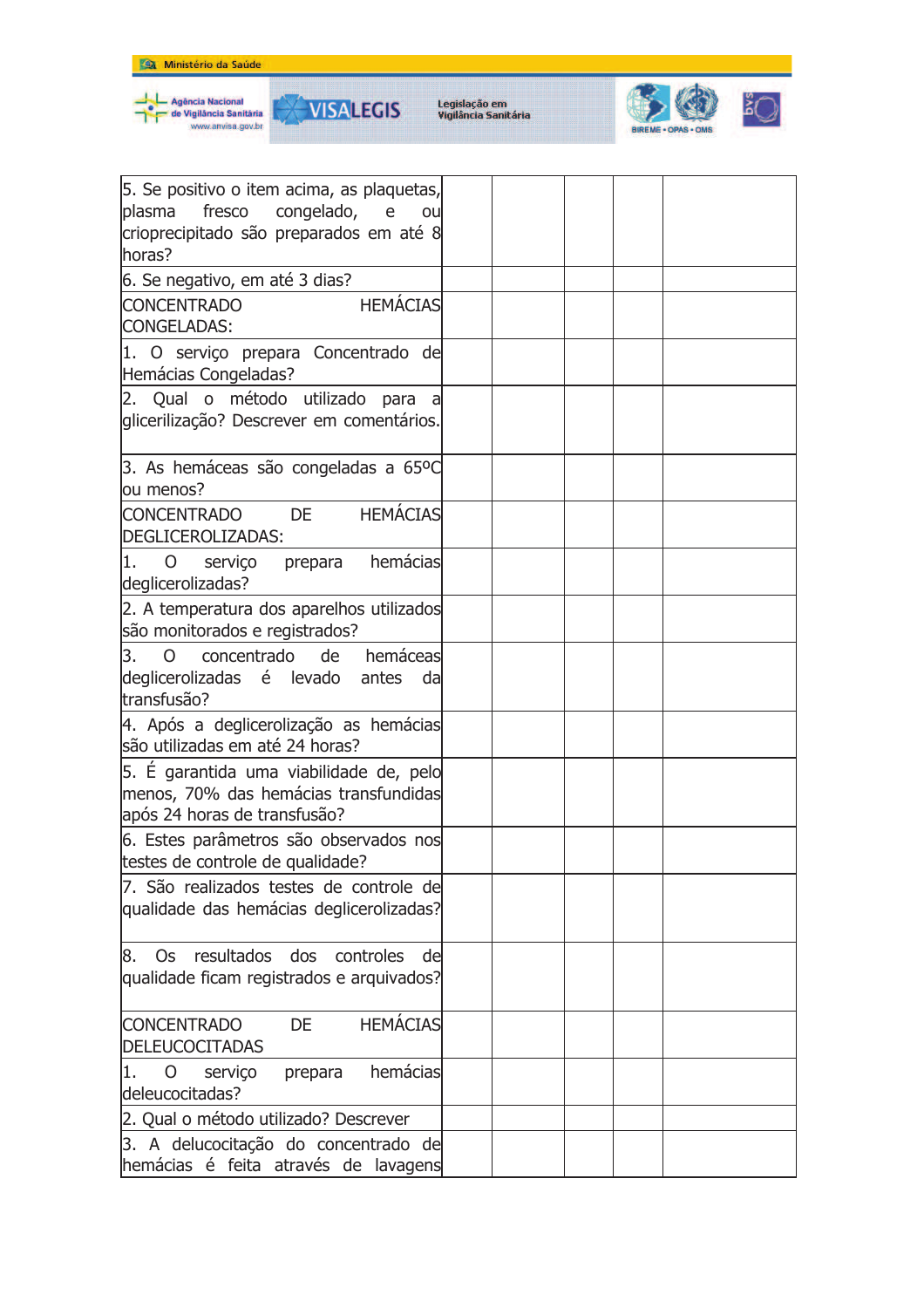| | | | | |
|---|---|---|---|---|
| 5. Se positivo o item acima, as plaquetas, plasma fresco congelado, e ou crioprecipitado são preparados em até 8 horas? | | | | |
| 6. Se negativo, em até 3 dias? | | | | |
| CONCENTRADO HEMÁCIAS CONGELADAS: | | | | |
| 1. O serviço prepara Concentrado de Hemácias Congeladas? | | | | |
| 2. Qual o método utilizado para a glicerilização? Descrever em comentários. | | | | |
| 3. As hemáceas são congeladas a 65ºC ou menos? | | | | |
| CONCENTRADO DE HEMÁCIAS DEGLICEROLIZADAS: | | | | |
| 1. O serviço prepara hemácias deglicerolizadas? | | | | |
| 2. A temperatura dos aparelhos utilizados são monitorados e registrados? | | | | |
| 3. O concentrado de hemáceas deglicerolizadas é levado antes da transfusão? | | | | |
| 4. Após a deglicerolização as hemácias são utilizadas em até 24 horas? | | | | |
| 5. É garantida uma viabilidade de, pelo menos, 70% das hemácias transfundidas após 24 horas de transfusão? | | | | |
| 6. Estes parâmetros são observados nos testes de controle de qualidade? | | | | |
| 7. São realizados testes de controle de qualidade das hemácias deglicerolizadas? | | | | |
| 8. Os resultados dos controles de qualidade ficam registrados e arquivados? | | | | |
| CONCENTRADO DE HEMÁCIAS DELEUCOCITADAS | | | | |
| 1. O serviço prepara hemácias deleucocitadas? | | | | |
| 2. Qual o método utilizado? Descrever | | | | |
| 3. A delucocitação do concentrado de hemácias é feita através de lavagens | | | | |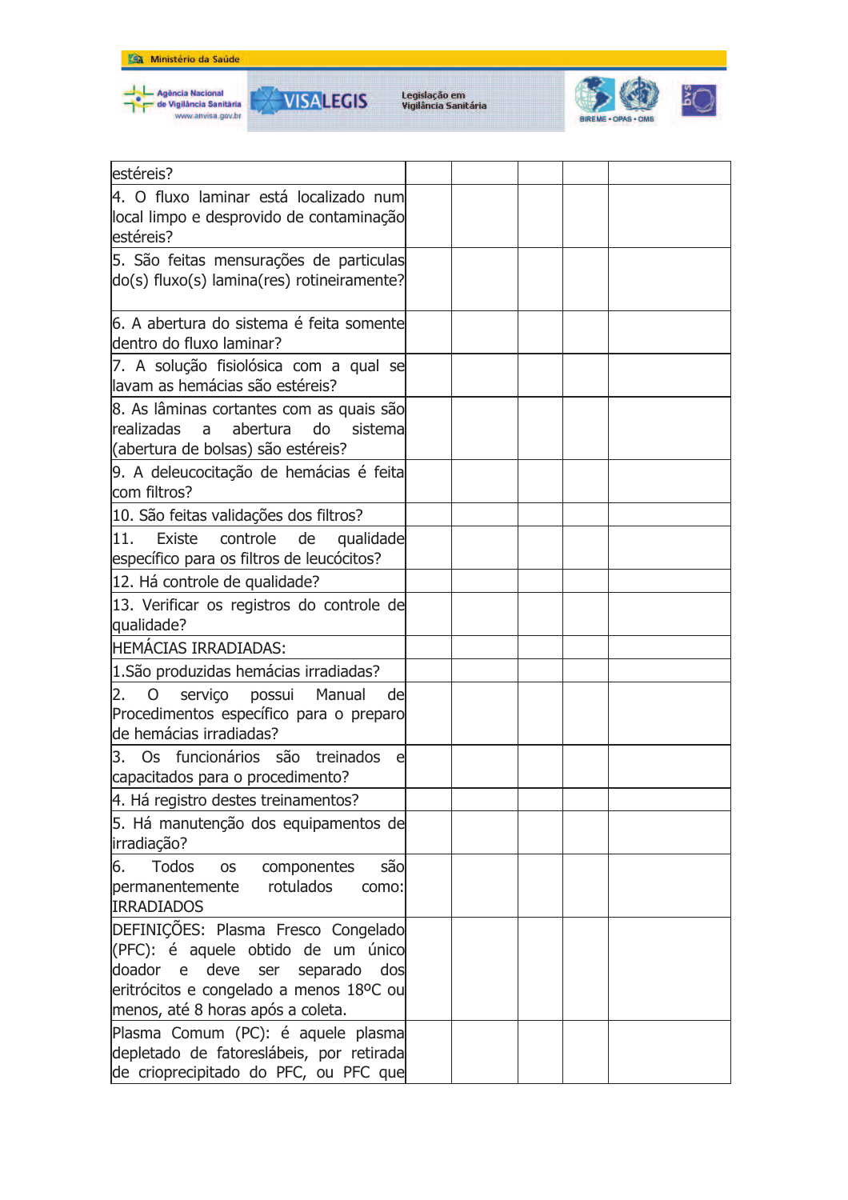| | | | | | |
|---|---|---|---|---|---|
| estéreis? | | | | | |
| 4. O fluxo laminar está localizado num local limpo e desprovido de contaminação estéreis? | | | | | |
| 5. São feitas mensurações de particulas do(s) fluxo(s) lamina(res) rotineiramente? | | | | | |
| 6. A abertura do sistema é feita somente dentro do fluxo laminar? | | | | | |
| 7. A solução fisiolósica com a qual se lavam as hemácias são estéreis? | | | | | |
| 8. As lâminas cortantes com as quais são realizadas a abertura do sistema (abertura de bolsas) são estéreis? | | | | | |
| 9. A deleucocitação de hemácias é feita com filtros? | | | | | |
| 10. São feitas validações dos filtros? | | | | | |
| 11. Existe controle de qualidade específico para os filtros de leucócitos? | | | | | |
| 12. Há controle de qualidade? | | | | | |
| 13. Verificar os registros do controle de qualidade? | | | | | |
| HEMÁCIAS IRRADIADAS: | | | | | |
| 1.São produzidas hemácias irradiadas? | | | | | |
| 2. O serviço possui Manual de Procedimentos específico para o preparo de hemácias irradiadas? | | | | | |
| 3. Os funcionários são treinados e capacitados para o procedimento? | | | | | |
| 4. Há registro destes treinamentos? | | | | | |
| 5. Há manutenção dos equipamentos de irradiação? | | | | | |
| 6. Todos os componentes são permanentemente rotulados como: IRRADIADOS | | | | | |
| DEFINIÇÕES: Plasma Fresco Congelado (PFC): é aquele obtido de um único doador e deve ser separado dos eritrócitos e congelado a menos 18ºC ou menos, até 8 horas após a coleta. | | | | | |
| Plasma Comum (PC): é aquele plasma depletado de fatoreslábeis, por retirada de crioprecipitado do PFC, ou PFC que | | | | | |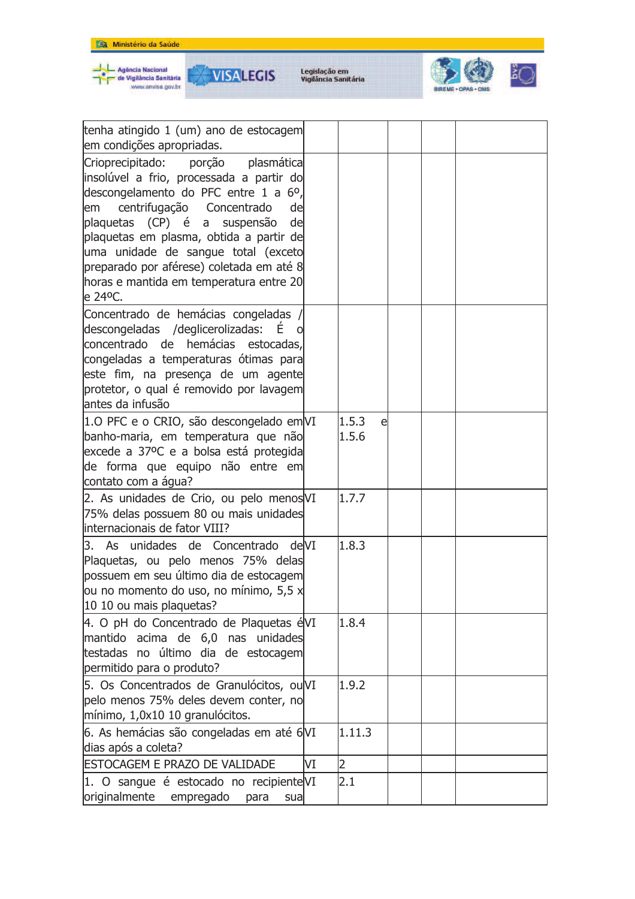| | | | | | |
|---|---|---|---|---|---|
| tenha atingido 1 (um) ano de estocagem em condições apropriadas. | | | | | |
| Crioprecipitado: porção plasmática insolúvel a frio, processada a partir do descongelamento do PFC entre 1 a 6º, em centrifugação Concentrado de plaquetas (CP) é a suspensão de plaquetas em plasma, obtida a partir de uma unidade de sangue total (exceto preparado por aférese) coletada em até 8 horas e mantida em temperatura entre 20 e 24ºC. | | | | | |
| Concentrado de hemácias congeladas / descongeladas /deglicerolizadas: É o concentrado de hemácias estocadas, congeladas a temperaturas ótimas para este fim, na presença de um agente protetor, o qual é removido por lavagem antes da infusão | | | | | |
| 1.O PFC e o CRIO, são descongelado em banho-maria, em temperatura que não excede a 37ºC e a bolsa está protegida de forma que equipo não entre em contato com a água? | VI | 1.5.3 e 1.5.6 | | | |
| 2. As unidades de Crio, ou pelo menos 75% delas possuem 80 ou mais unidades internacionais de fator VIII? | VI | 1.7.7 | | | |
| 3. As unidades de Concentrado de Plaquetas, ou pelo menos 75% delas possuem em seu último dia de estocagem ou no momento do uso, no mínimo, 5,5 x 10 10 ou mais plaquetas? | VI | 1.8.3 | | | |
| 4. O pH do Concentrado de Plaquetas é mantido acima de 6,0 nas unidades testadas no último dia de estocagem permitido para o produto? | VI | 1.8.4 | | | |
| 5. Os Concentrados de Granulócitos, ou pelo menos 75% deles devem conter, no mínimo, 1,0x10 10 granulócitos. | VI | 1.9.2 | | | |
| 6. As hemácias são congeladas em até 6 dias após a coleta? | VI | 1.11.3 | | | |
| ESTOCAGEM E PRAZO DE VALIDADE | VI | 2 | | | |
| 1. O sangue é estocado no recipiente originalmente empregado para sua | VI | 2.1 | | | |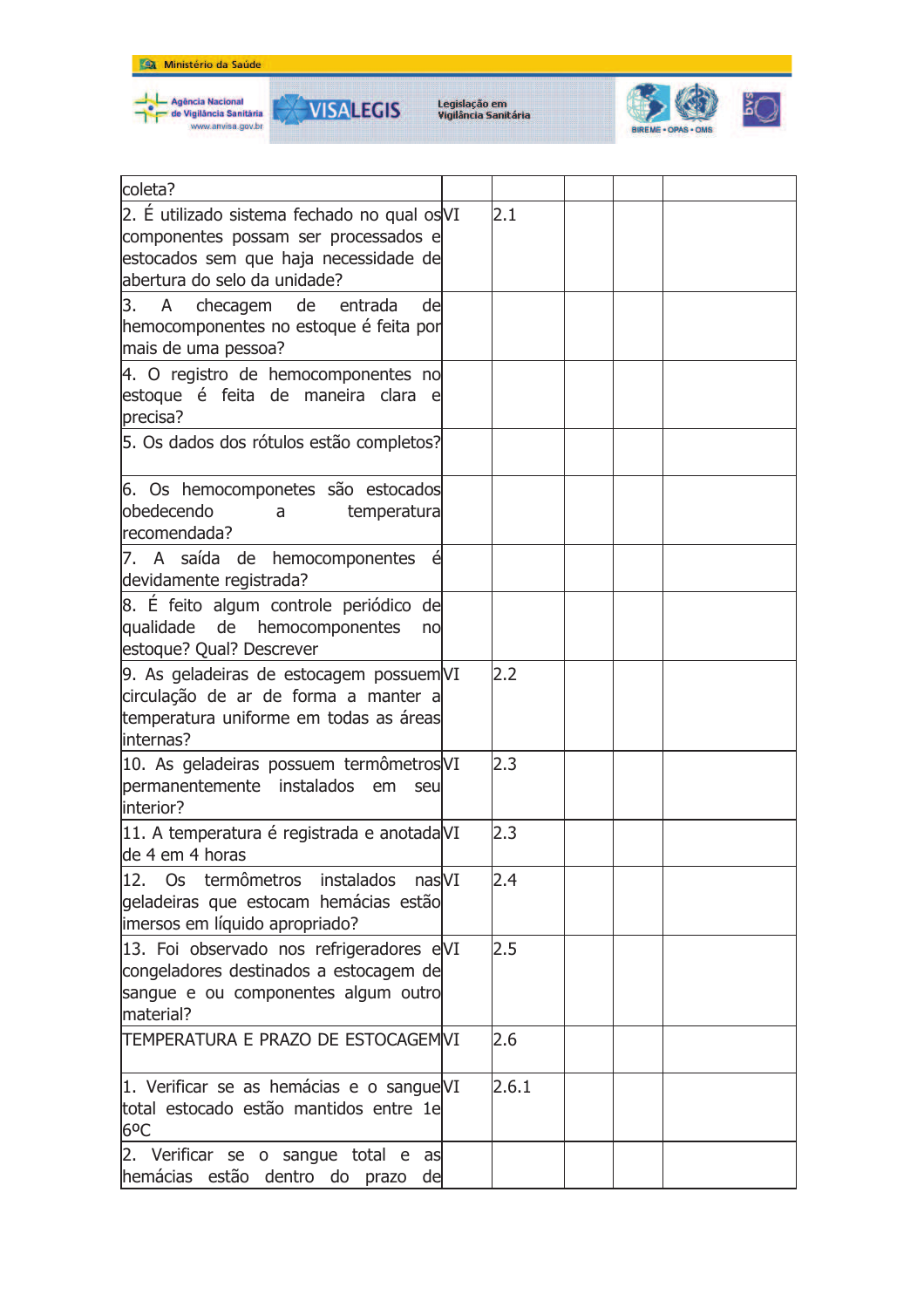| | | | | | |
|---|---|---|---|---|---|
| coleta? | | | | | |
| 2. É utilizado sistema fechado no qual os componentes possam ser processados e estocados sem que haja necessidade de abertura do selo da unidade? | VI | 2.1 | | | |
| 3. A checagem de entrada de hemocomponentes no estoque é feita por mais de uma pessoa? | | | | | |
| 4. O registro de hemocomponentes no estoque é feita de maneira clara e precisa? | | | | | |
| 5. Os dados dos rótulos estão completos? | | | | | |
| 6. Os hemocomponetes são estocados obedecendo a temperatura recomendada? | | | | | |
| 7. A saída de hemocomponentes é devidamente registrada? | | | | | |
| 8. É feito algum controle periódico de qualidade de hemocomponentes no estoque? Qual? Descrever | | | | | |
| 9. As geladeiras de estocagem possuem circulação de ar de forma a manter a temperatura uniforme em todas as áreas internas? | VI | 2.2 | | | |
| 10. As geladeiras possuem termômetros permanentemente instalados em seu interior? | VI | 2.3 | | | |
| 11. A temperatura é registrada e anotada de 4 em 4 horas | VI | 2.3 | | | |
| 12. Os termômetros instalados nas geladeiras que estocam hemácias estão imersos em líquido apropriado? | VI | 2.4 | | | |
| 13. Foi observado nos refrigeradores e congeladores destinados a estocagem de sangue e ou componentes algum outro material? | VI | 2.5 | | | |
| TEMPERATURA E PRAZO DE ESTOCAGEM | VI | 2.6 | | | |
| 1. Verificar se as hemácias e o sangue total estocado estão mantidos entre 1e 6ºC | VI | 2.6.1 | | | |
| 2. Verificar se o sangue total e as hemácias estão dentro do prazo de | | | | | |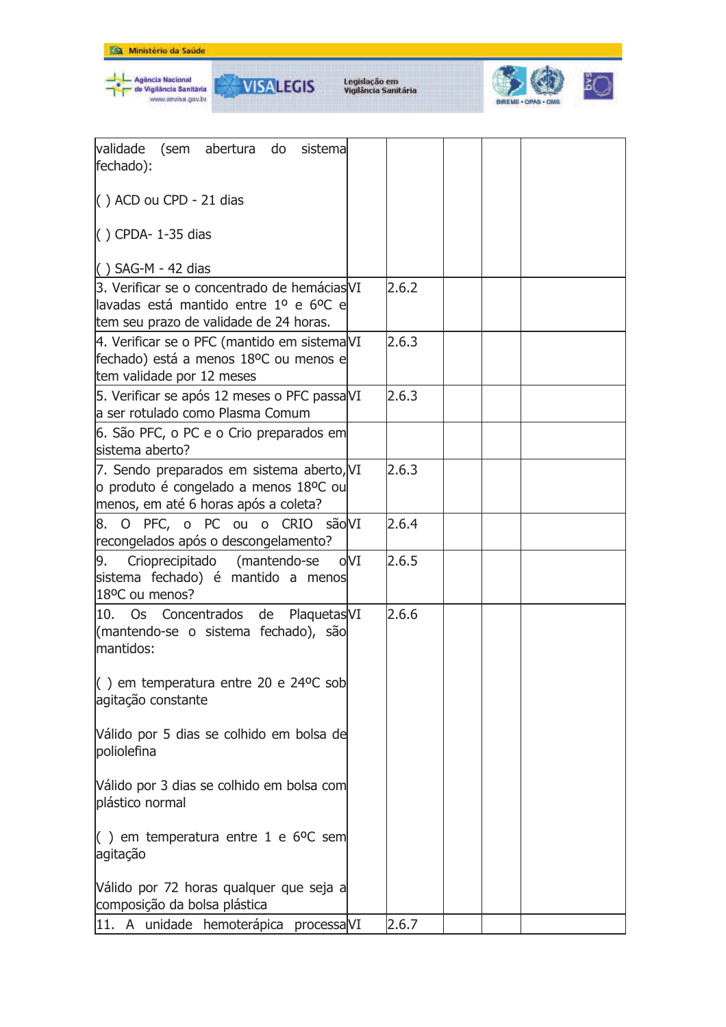| | | | | | |
|---|---|---|---|---|---|
| validade (sem abertura do sistema fechado):<br><br>( ) ACD ou CPD - 21 dias<br><br>( ) CPDA- 1-35 dias<br><br>( ) SAG-M - 42 dias | | | | | |
| 3. Verificar se o concentrado de hemácias lavadas está mantido entre 1º e 6ºC e tem seu prazo de validade de 24 horas. | VI | 2.6.2 | | | |
| 4. Verificar se o PFC (mantido em sistema fechado) está a menos 18ºC ou menos e tem validade por 12 meses | VI | 2.6.3 | | | |
| 5. Verificar se após 12 meses o PFC passa a ser rotulado como Plasma Comum | VI | 2.6.3 | | | |
| 6. São PFC, o PC e o Crio preparados em sistema aberto? | | | | | |
| 7. Sendo preparados em sistema aberto, o produto é congelado a menos 18ºC ou menos, em até 6 horas após a coleta? | VI | 2.6.3 | | | |
| 8. O PFC, o PC ou o CRIO são recongelados após o descongelamento? | VI | 2.6.4 | | | |
| 9. Crioprecipitado (mantendo-se o sistema fechado) é mantido a menos 18ºC ou menos? | VI | 2.6.5 | | | |
| 10. Os Concentrados de Plaquetas (mantendo-se o sistema fechado), são mantidos:<br><br>( ) em temperatura entre 20 e 24ºC sob agitação constante<br><br>Válido por 5 dias se colhido em bolsa de poliolefina<br><br>Válido por 3 dias se colhido em bolsa com plástico normal<br><br>( ) em temperatura entre 1 e 6ºC sem agitação<br><br>Válido por 72 horas qualquer que seja a composição da bolsa plástica | VI | 2.6.6 | | | |
| 11. A unidade hemoterápica processa | VI | 2.6.7 | | | |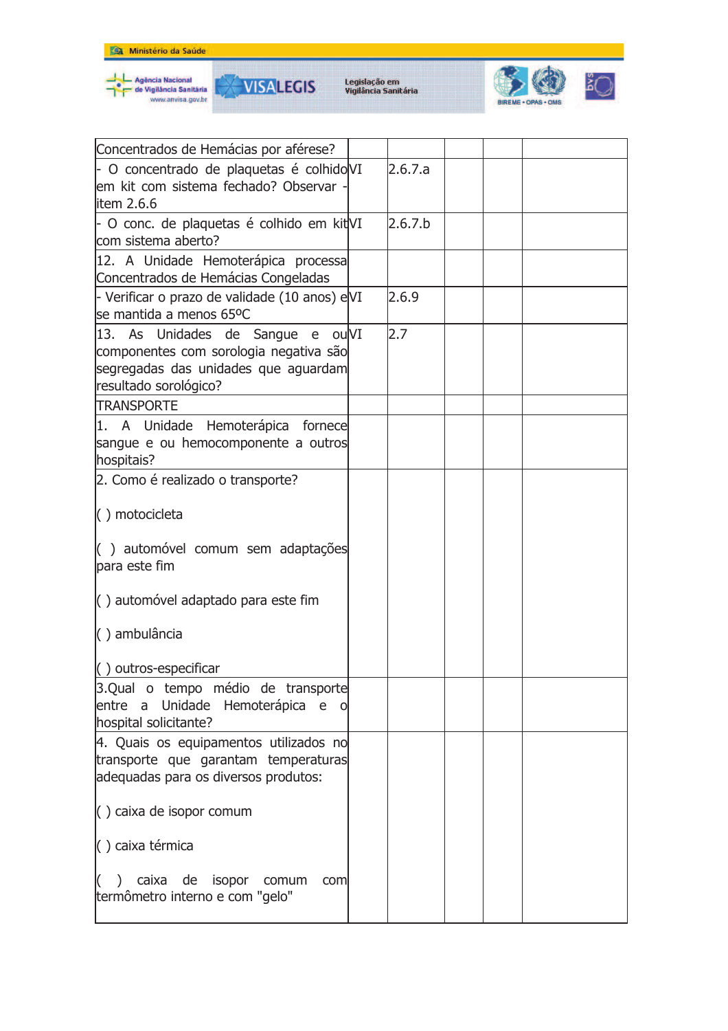| | | | | | |
|---|---|---|---|---|---|
| Concentrados de Hemácias por aférese? | | | | | |
| - O concentrado de plaquetas é colhido em kit com sistema fechado? Observar - item 2.6.6 | VI | 2.6.7.a | | | |
| - O conc. de plaquetas é colhido em kit com sistema aberto? | VI | 2.6.7.b | | | |
| 12. A Unidade Hemoterápica processa Concentrados de Hemácias Congeladas | | | | | |
| - Verificar o prazo de validade (10 anos) e se mantida a menos 65ºC | VI | 2.6.9 | | | |
| 13. As Unidades de Sangue e ou componentes com sorologia negativa são segregadas das unidades que aguardam resultado sorológico? | VI | 2.7 | | | |
| TRANSPORTE | | | | | |
| 1. A Unidade Hemoterápica fornece sangue e ou hemocomponente a outros hospitais? | | | | | |
| 2. Como é realizado o transporte?<br><br>( ) motocicleta<br><br>( ) automóvel comum sem adaptações para este fim<br><br>( ) automóvel adaptado para este fim<br><br>( ) ambulância<br><br>( ) outros-especificar | | | | | |
| 3.Qual o tempo médio de transporte entre a Unidade Hemoterápica e o hospital solicitante? | | | | | |
| 4. Quais os equipamentos utilizados no transporte que garantam temperaturas adequadas para os diversos produtos:<br><br>( ) caixa de isopor comum<br><br>( ) caixa térmica<br><br>( ) caixa de isopor comum com termômetro interno e com "gelo" | | | | | |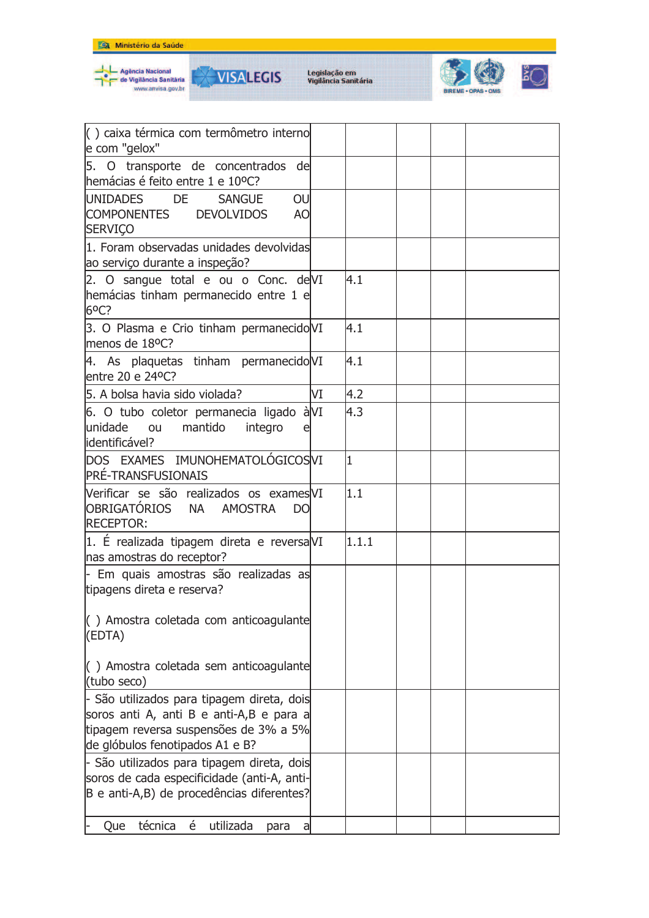| | | | | | |
|---|---|---|---|---|---|
| ( ) caixa térmica com termômetro interno e com "gelox" | | | | | |
| 5. O transporte de concentrados de hemácias é feito entre 1 e 10ºC? | | | | | |
| UNIDADES DE SANGUE OU COMPONENTES DEVOLVIDOS AO SERVIÇO | | | | | |
| 1. Foram observadas unidades devolvidas ao serviço durante a inspeção? | | | | | |
| 2. O sangue total e ou o Conc. de hemácias tinham permanecido entre 1 e 6ºC? | VI | 4.1 | | | |
| 3. O Plasma e Crio tinham permanecido menos de 18ºC? | VI | 4.1 | | | |
| 4. As plaquetas tinham permanecido entre 20 e 24ºC? | VI | 4.1 | | | |
| 5. A bolsa havia sido violada? | VI | 4.2 | | | |
| 6. O tubo coletor permanecia ligado à unidade ou mantido integro e identificável? | VI | 4.3 | | | |
| DOS EXAMES IMUNOHEMATOLÓGICOS PRÉ-TRANSFUSIONAIS | VI | 1 | | | |
| Verificar se são realizados os exames OBRIGATÓRIOS NA AMOSTRA DO RECEPTOR: | VI | 1.1 | | | |
| 1. É realizada tipagem direta e reversa nas amostras do receptor? | VI | 1.1.1 | | | |
| - Em quais amostras são realizadas as tipagens direta e reserva?<br><br>( ) Amostra coletada com anticoagulante (EDTA)<br><br>( ) Amostra coletada sem anticoagulante (tubo seco) | | | | | |
| - São utilizados para tipagem direta, dois soros anti A, anti B e anti-A,B e para a tipagem reversa suspensões de 3% a 5% de glóbulos fenotipados A1 e B? | | | | | |
| - São utilizados para tipagem direta, dois soros de cada especificidade (anti-A, anti-B e anti-A,B) de procedências diferentes? | | | | | |
| - Que técnica é utilizada para a | | | | | |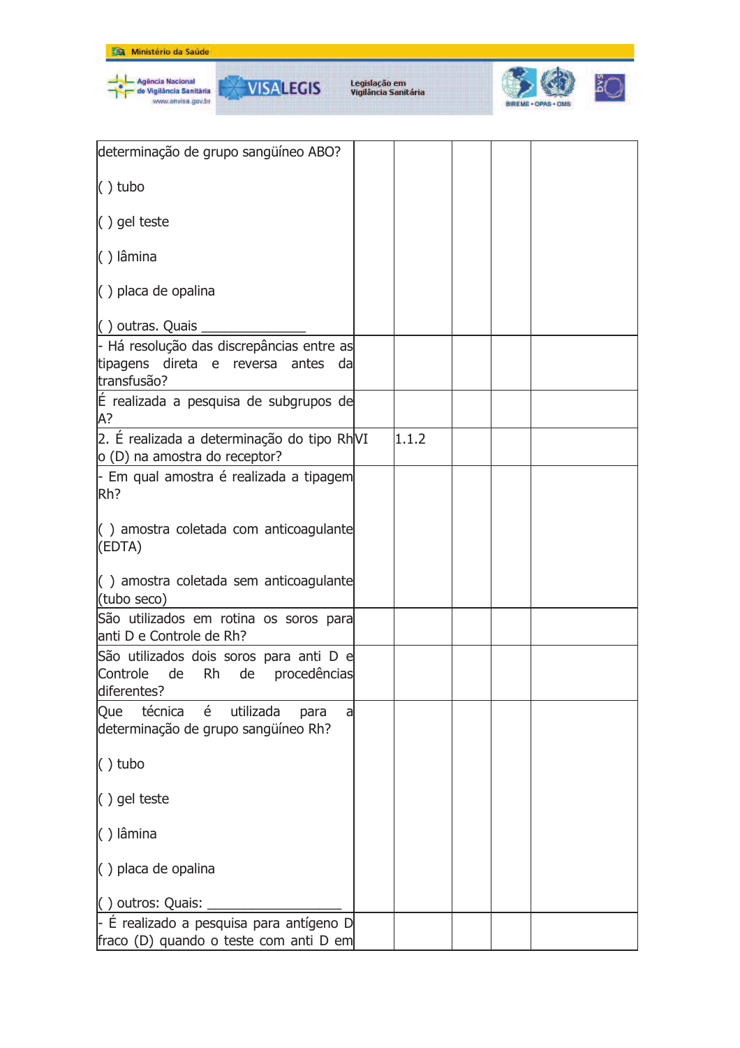| | | | | | |
|---|---|---|---|---|---|
| determinação de grupo sangüíneo ABO?<br><br>( ) tubo<br><br>( ) gel teste<br><br>( ) lâmina<br><br>( ) placa de opalina<br><br>( ) outras. Quais _______________ | | | | | |
| - Há resolução das discrepâncias entre as tipagens direta e reversa antes da transfusão? | | | | | |
| É realizada a pesquisa de subgrupos de A? | | | | | |
| 2. É realizada a determinação do tipo Rh o (D) na amostra do receptor? | VI | 1.1.2 | | | |
| - Em qual amostra é realizada a tipagem Rh?<br><br>( ) amostra coletada com anticoagulante (EDTA)<br><br>( ) amostra coletada sem anticoagulante (tubo seco) | | | | | |
| São utilizados em rotina os soros para anti D e Controle de Rh? | | | | | |
| São utilizados dois soros para anti D e Controle de Rh de procedências diferentes? | | | | | |
| Que técnica é utilizada para a determinação de grupo sangüíneo Rh?<br><br>( ) tubo<br><br>( ) gel teste<br><br>( ) lâmina<br><br>( ) placa de opalina<br><br>( ) outros: Quais: _______________ | | | | | |
| - É realizado a pesquisa para antígeno D fraco (D) quando o teste com anti D em | | | | | |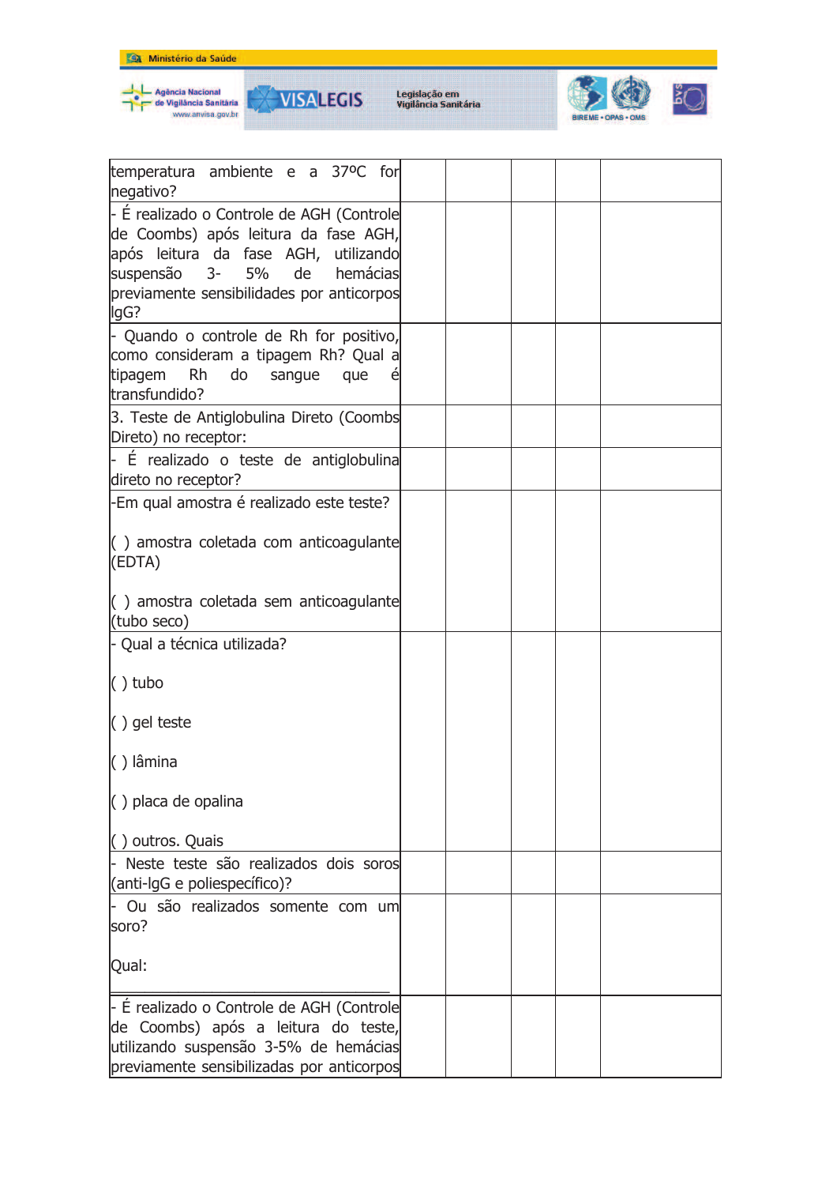| | | | | |
|---|---|---|---|---|
| temperatura ambiente e a 37ºC for negativo? | | | | |
| - É realizado o Controle de AGH (Controle de Coombs) após leitura da fase AGH, após leitura da fase AGH, utilizando suspensão 3- 5% de hemácias previamente sensibilidades por anticorpos IgG? | | | | |
| - Quando o controle de Rh for positivo, como consideram a tipagem Rh? Qual a tipagem Rh do sangue que é transfundido? | | | | |
| 3. Teste de Antiglobulina Direto (Coombs Direto) no receptor: | | | | |
| - É realizado o teste de antiglobulina direto no receptor? | | | | |
| -Em qual amostra é realizado este teste?<br><br>( ) amostra coletada com anticoagulante (EDTA)<br><br>( ) amostra coletada sem anticoagulante (tubo seco) | | | | |
| - Qual a técnica utilizada?<br><br>( ) tubo<br><br>( ) gel teste<br><br>( ) lâmina<br><br>( ) placa de opalina<br><br>( ) outros. Quais | | | | |
| - Neste teste são realizados dois soros (anti-IgG e poliespecífico)? | | | | |
| - Ou são realizados somente com um soro?<br><br>Qual:<br>_______________________________ | | | | |
| - É realizado o Controle de AGH (Controle de Coombs) após a leitura do teste, utilizando suspensão 3-5% de hemácias previamente sensibilizadas por anticorpos | | | | |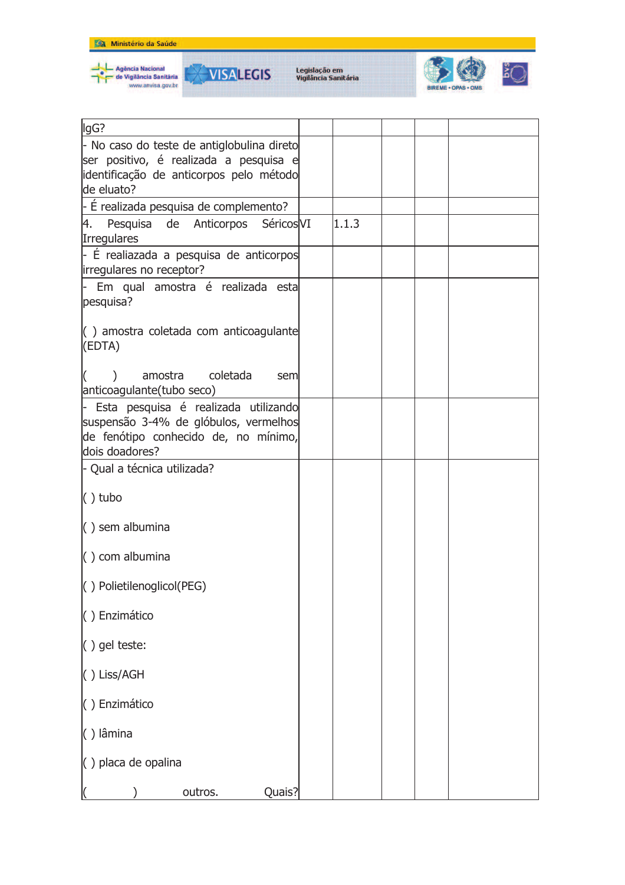| | | | | | |
|---|---|---|---|---|---|
| IgG? | | | | | |
| - No caso do teste de antiglobulina direto ser positivo, é realizada a pesquisa e identificação de anticorpos pelo método de eluato? | | | | | |
| - É realizada pesquisa de complemento? | | | | | |
| 4. Pesquisa de Anticorpos Séricos Irregulares | VI | 1.1.3 | | | |
| - É realiazada a pesquisa de anticorpos irregulares no receptor? | | | | | |
| - Em qual amostra é realizada esta pesquisa?<br><br>( ) amostra coletada com anticoagulante (EDTA)<br><br>( ) amostra coletada sem anticoagulante(tubo seco) | | | | | |
| - Esta pesquisa é realizada utilizando suspensão 3-4% de glóbulos, vermelhos de fenótipo conhecido de, no mínimo, dois doadores? | | | | | |
| - Qual a técnica utilizada?<br><br>( ) tubo<br><br>( ) sem albumina<br><br>( ) com albumina<br><br>( ) Polietilenoglicol(PEG)<br><br>( ) Enzimático<br><br>( ) gel teste:<br><br>( ) Liss/AGH<br><br>( ) Enzimático<br><br>( ) lâmina<br><br>( ) placa de opalina<br><br>( ) outros. Quais? | | | | | |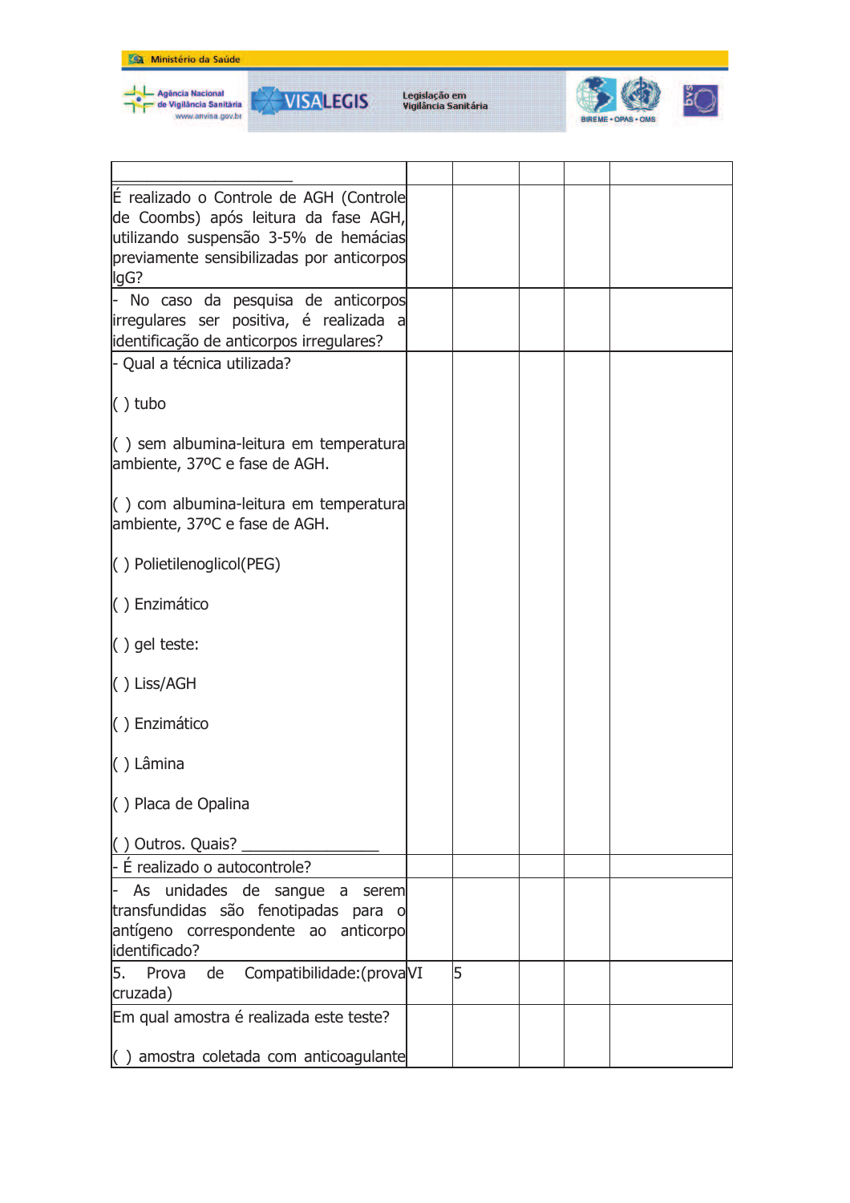| ________________________ | | | | |
|---|---|---|---|---|
| É realizado o Controle de AGH (Controle de Coombs) após leitura da fase AGH, utilizando suspensão 3-5% de hemácias previamente sensibilizadas por anticorpos IgG? | | | | |
| - No caso da pesquisa de anticorpos irregulares ser positiva, é realizada a identificação de anticorpos irregulares? | | | | |
| - Qual a técnica utilizada?<br><br>( ) tubo<br><br>( ) sem albumina-leitura em temperatura ambiente, 37ºC e fase de AGH.<br><br>( ) com albumina-leitura em temperatura ambiente, 37ºC e fase de AGH.<br><br>( ) Polietilenoglicol(PEG)<br><br>( ) Enzimático<br><br>( ) gel teste:<br><br>( ) Liss/AGH<br><br>( ) Enzimático<br><br>( ) Lâmina<br><br>( ) Placa de Opalina<br><br>( ) Outros. Quais? ________________ | | | | |
| - É realizado o autocontrole? | | | | |
| - As unidades de sangue a serem transfundidas são fenotipadas para o antígeno correspondente ao anticorpo identificado? | | | | |
| 5. Prova de Compatibilidade:(prova cruzada) | VI | 5 | | |
| Em qual amostra é realizada este teste?<br><br>( ) amostra coletada com anticoagulante | | | | |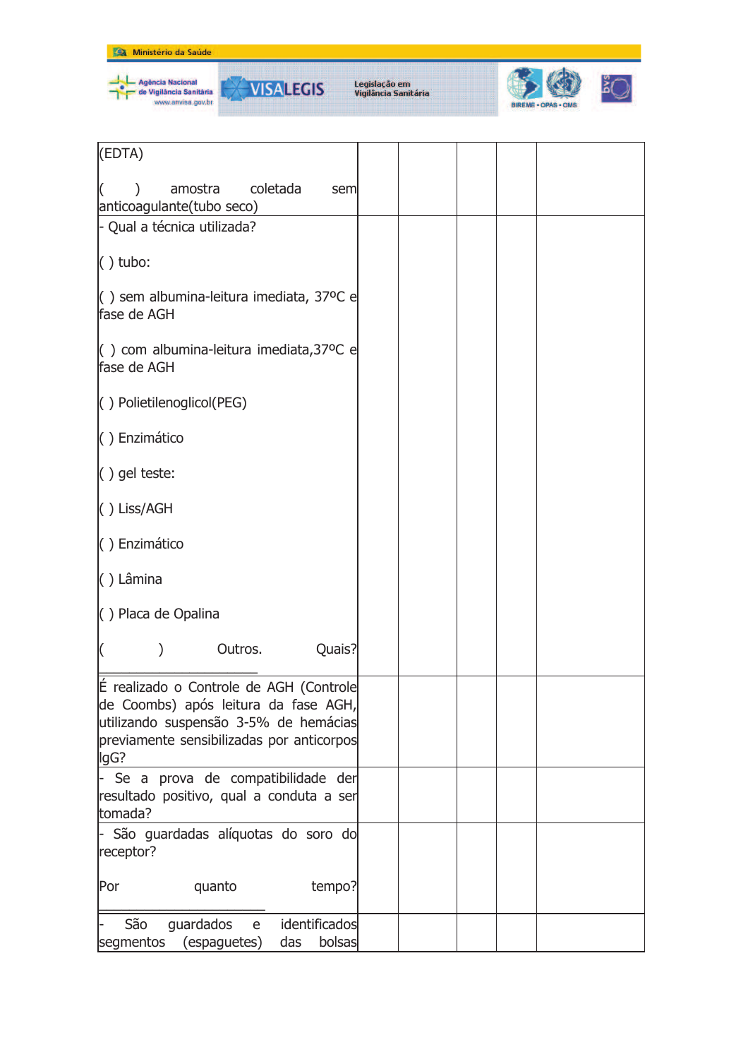| | | | | |
|---|---|---|---|---|
| (EDTA)<br><br>( ) amostra coletada sem anticoagulante(tubo seco) | | | | |
| - Qual a técnica utilizada?<br><br>( ) tubo:<br><br>( ) sem albumina-leitura imediata, 37ºC e fase de AGH<br><br>( ) com albumina-leitura imediata,37ºC e fase de AGH<br><br>( ) Polietilenoglicol(PEG)<br><br>( ) Enzimático<br><br>( ) gel teste:<br><br>( ) Liss/AGH<br><br>( ) Enzimático<br><br>( ) Lâmina<br><br>( ) Placa de Opalina<br><br>( ) Outros. Quais? ________________ | | | | |
| É realizado o Controle de AGH (Controle de Coombs) após leitura da fase AGH, utilizando suspensão 3-5% de hemácias previamente sensibilizadas por anticorpos IgG? | | | | |
| - Se a prova de compatibilidade der resultado positivo, qual a conduta a ser tomada? | | | | |
| - São guardadas alíquotas do soro do receptor?<br><br>Por quanto tempo? ________________ | | | | |
| - São guardados e identificados segmentos (espaguetes) das bolsas | | | | |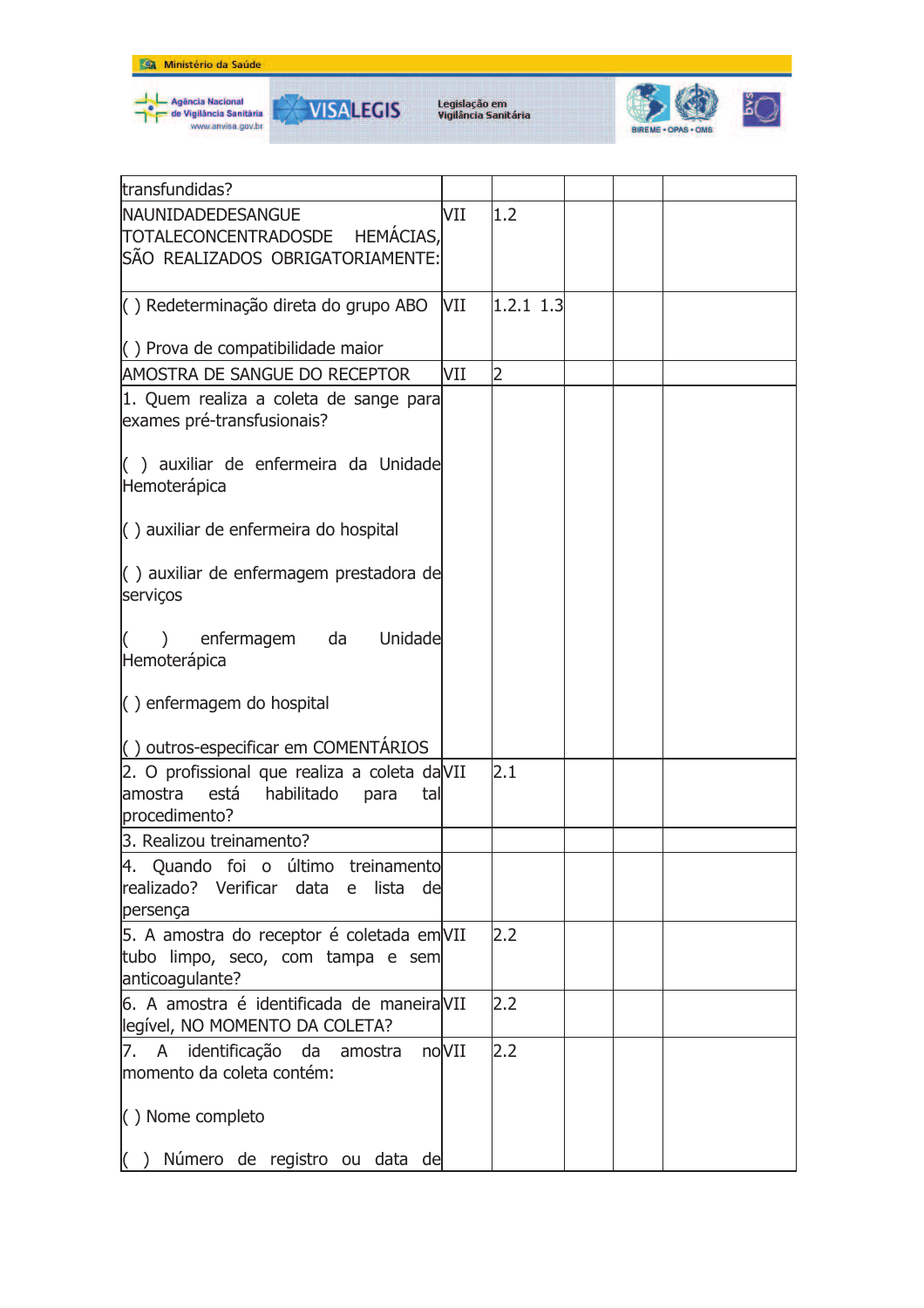| | | | | | |
|---|---|---|---|---|---|
| transfundidas? | | | | | |
| NAUNIDADEDESANGUE TOTALECONCENTRADOSDE HEMÁCIAS, SÃO REALIZADOS OBRIGATORIAMENTE: | VII | 1.2 | | | |
| ( ) Redeterminação direta do grupo ABO<br><br>( ) Prova de compatibilidade maior | VII | 1.2.1 1.3 | | | |
| AMOSTRA DE SANGUE DO RECEPTOR | VII | 2 | | | |
| 1. Quem realiza a coleta de sange para exames pré-transfusionais?<br><br>( ) auxiliar de enfermeira da Unidade Hemoterápica<br><br>( ) auxiliar de enfermeira do hospital<br><br>( ) auxiliar de enfermagem prestadora de serviços<br><br>( ) enfermagem da Unidade Hemoterápica<br><br>( ) enfermagem do hospital<br><br>( ) outros-especificar em COMENTÁRIOS | | | | | |
| 2. O profissional que realiza a coleta da amostra está habilitado para tal procedimento? | VII | 2.1 | | | |
| 3. Realizou treinamento? | | | | | |
| 4. Quando foi o último treinamento realizado? Verificar data e lista de persença | | | | | |
| 5. A amostra do receptor é coletada em tubo limpo, seco, com tampa e sem anticoagulante? | VII | 2.2 | | | |
| 6. A amostra é identificada de maneira legível, NO MOMENTO DA COLETA? | VII | 2.2 | | | |
| 7. A identificação da amostra no momento da coleta contém:<br><br>( ) Nome completo<br><br>( ) Número de registro ou data de | VII | 2.2 | | | |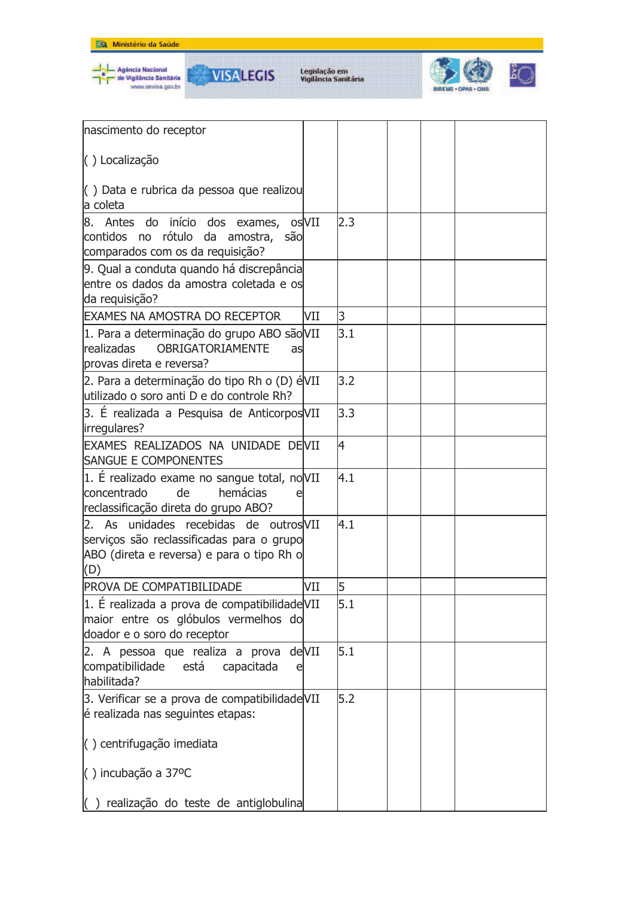| | | | | | |
|---|---|---|---|---|---|
| nascimento do receptor<br><br>( ) Localização<br><br>( ) Data e rubrica da pessoa que realizou a coleta | | | | | |
| 8. Antes do início dos exames, os contidos no rótulo da amostra, são comparados com os da requisição? | VII | 2.3 | | | |
| 9. Qual a conduta quando há discrepância entre os dados da amostra coletada e os da requisição? | | | | | |
| EXAMES NA AMOSTRA DO RECEPTOR | VII | 3 | | | |
| 1. Para a determinação do grupo ABO são realizadas OBRIGATORIAMENTE as provas direta e reversa? | VII | 3.1 | | | |
| 2. Para a determinação do tipo Rh o (D) é utilizado o soro anti D e do controle Rh? | VII | 3.2 | | | |
| 3. É realizada a Pesquisa de Anticorpos irregulares? | VII | 3.3 | | | |
| EXAMES REALIZADOS NA UNIDADE DE SANGUE E COMPONENTES | VII | 4 | | | |
| 1. É realizado exame no sangue total, no concentrado de hemácias e reclassificação direta do grupo ABO? | VII | 4.1 | | | |
| 2. As unidades recebidas de outros serviços são reclassificadas para o grupo ABO (direta e reversa) e para o tipo Rh o (D) | VII | 4.1 | | | |
| PROVA DE COMPATIBILIDADE | VII | 5 | | | |
| 1. É realizada a prova de compatibilidade maior entre os glóbulos vermelhos do doador e o soro do receptor | VII | 5.1 | | | |
| 2. A pessoa que realiza a prova de compatibilidade está capacitada e habilitada? | VII | 5.1 | | | |
| 3. Verificar se a prova de compatibilidade é realizada nas seguintes etapas:<br><br>( ) centrifugação imediata<br><br>( ) incubação a 37ºC<br><br>( ) realização do teste de antiglobulina | VII | 5.2 | | | |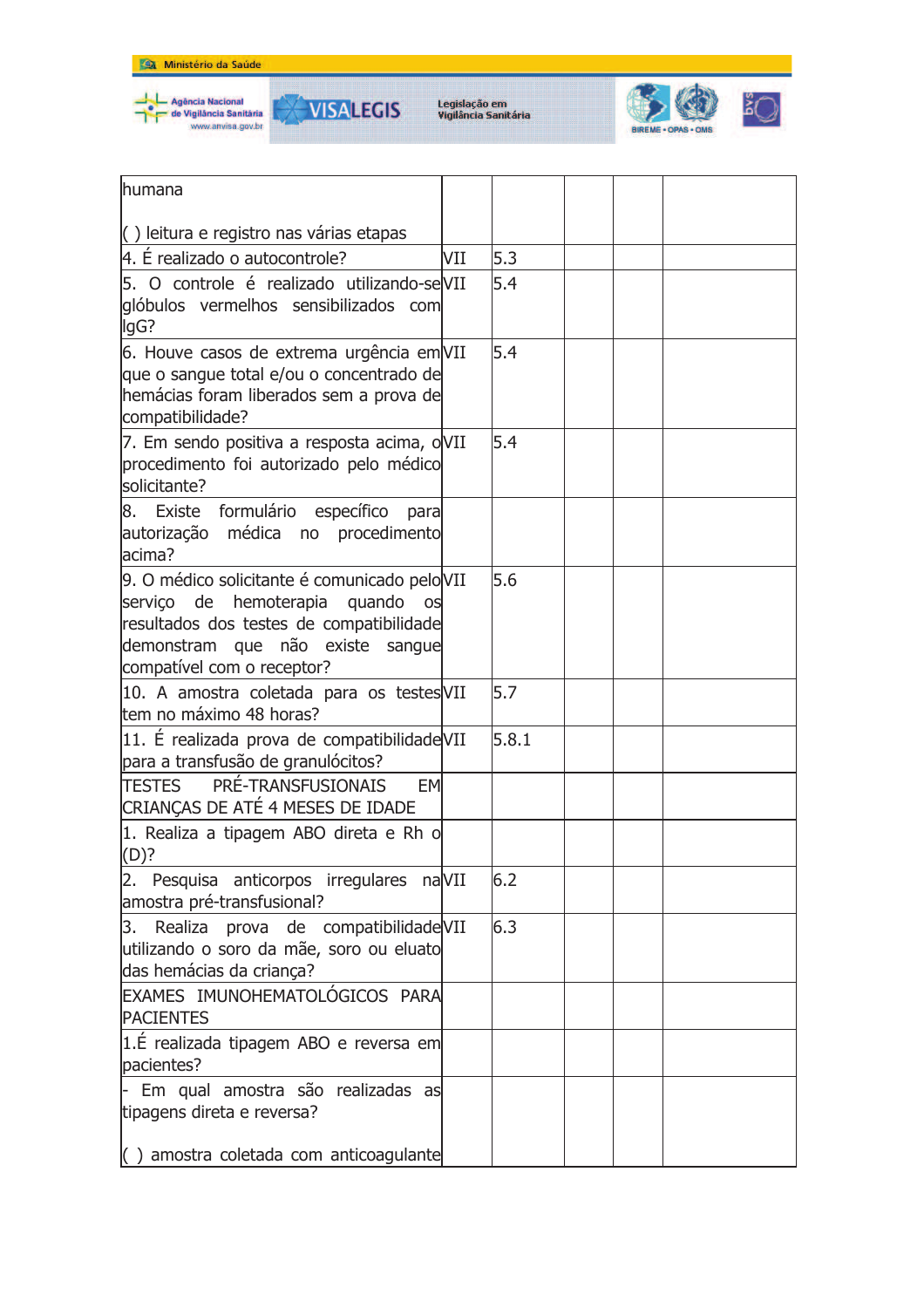| | | | | | |
|---|---|---|---|---|---|
| humana<br><br>( ) leitura e registro nas várias etapas | | | | | |
| 4. É realizado o autocontrole? | VII | 5.3 | | | |
| 5. O controle é realizado utilizando-se glóbulos vermelhos sensibilizados com IgG? | VII | 5.4 | | | |
| 6. Houve casos de extrema urgência em que o sangue total e/ou o concentrado de hemácias foram liberados sem a prova de compatibilidade? | VII | 5.4 | | | |
| 7. Em sendo positiva a resposta acima, o procedimento foi autorizado pelo médico solicitante? | VII | 5.4 | | | |
| 8. Existe formulário específico para autorização médica no procedimento acima? | | | | | |
| 9. O médico solicitante é comunicado pelo serviço de hemoterapia quando os resultados dos testes de compatibilidade demonstram que não existe sangue compatível com o receptor? | VII | 5.6 | | | |
| 10. A amostra coletada para os testes tem no máximo 48 horas? | VII | 5.7 | | | |
| 11. É realizada prova de compatibilidade para a transfusão de granulócitos? | VII | 5.8.1 | | | |
| TESTES PRÉ-TRANSFUSIONAIS EM CRIANÇAS DE ATÉ 4 MESES DE IDADE | | | | | |
| 1. Realiza a tipagem ABO direta e Rh o (D)? | | | | | |
| 2. Pesquisa anticorpos irregulares na amostra pré-transfusional? | VII | 6.2 | | | |
| 3. Realiza prova de compatibilidade utilizando o soro da mãe, soro ou eluato das hemácias da criança? | VII | 6.3 | | | |
| EXAMES IMUNOHEMATOLÓGICOS PARA PACIENTES | | | | | |
| 1.É realizada tipagem ABO e reversa em pacientes? | | | | | |
| - Em qual amostra são realizadas as tipagens direta e reversa?<br><br>( ) amostra coletada com anticoagulante | | | | | |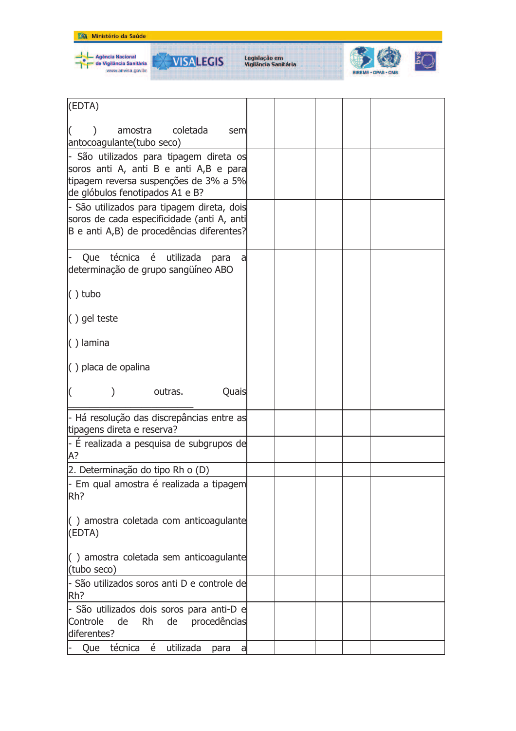| | | | | |
|---|---|---|---|---|
| (EDTA)<br><br>( ) amostra coletada sem antocoagulante(tubo seco) | | | | |
| - São utilizados para tipagem direta os soros anti A, anti B e anti A,B e para tipagem reversa suspenções de 3% a 5% de glóbulos fenotipados A1 e B? | | | | |
| - São utilizados para tipagem direta, dois soros de cada especificidade (anti A, anti B e anti A,B) de procedências diferentes? | | | | |
| - Que técnica é utilizada para a determinação de grupo sangüíneo ABO<br><br>( ) tubo<br><br>( ) gel teste<br><br>( ) lamina<br><br>( ) placa de opalina<br><br>( ) outras. Quais ________________________ | | | | |
| - Há resolução das discrepâncias entre as tipagens direta e reserva? | | | | |
| - É realizada a pesquisa de subgrupos de A? | | | | |
| 2. Determinação do tipo Rh o (D) | | | | |
| - Em qual amostra é realizada a tipagem Rh?<br><br>( ) amostra coletada com anticoagulante (EDTA)<br><br>( ) amostra coletada sem anticoagulante (tubo seco) | | | | |
| - São utilizados soros anti D e controle de Rh? | | | | |
| - São utilizados dois soros para anti-D e Controle de Rh de procedências diferentes? | | | | |
| - Que técnica é utilizada para a | | | | |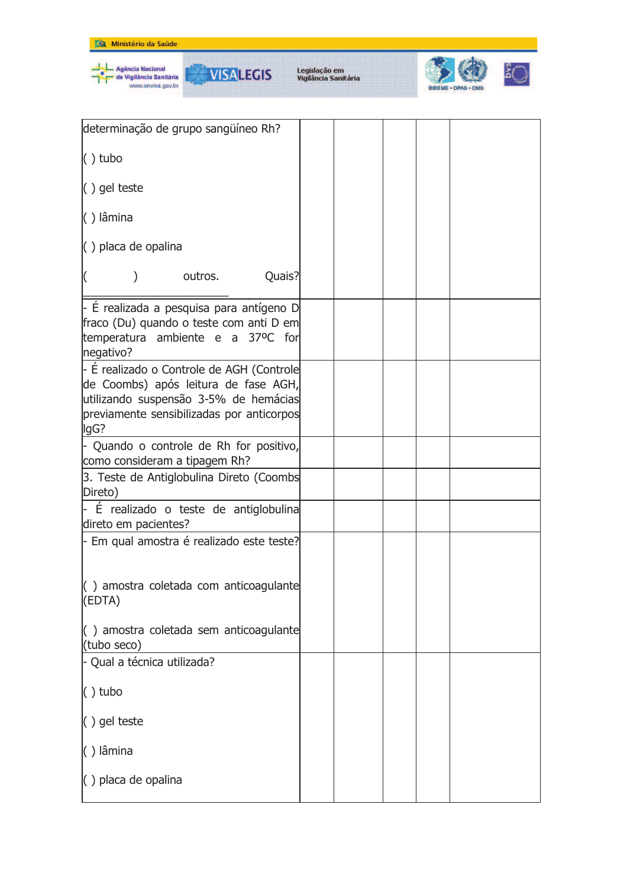| | | | | | |
|---|---|---|---|---|---|
| determinação de grupo sangüíneo Rh?<br><br>( ) tubo<br><br>( ) gel teste<br><br>( ) lâmina<br><br>( ) placa de opalina<br><br>( ) outros. Quais?<br>______________________ | | | | | |
| - É realizada a pesquisa para antígeno D fraco (Du) quando o teste com anti D em temperatura ambiente e a 37ºC for negativo? | | | | | |
| - É realizado o Controle de AGH (Controle de Coombs) após leitura de fase AGH, utilizando suspensão 3-5% de hemácias previamente sensibilizadas por anticorpos IgG? | | | | | |
| - Quando o controle de Rh for positivo, como consideram a tipagem Rh? | | | | | |
| 3. Teste de Antiglobulina Direto (Coombs Direto) | | | | | |
| - É realizado o teste de antiglobulina direto em pacientes? | | | | | |
| - Em qual amostra é realizado este teste?<br><br>( ) amostra coletada com anticoagulante (EDTA)<br><br>( ) amostra coletada sem anticoagulante (tubo seco) | | | | | |
| - Qual a técnica utilizada?<br><br>( ) tubo<br><br>( ) gel teste<br><br>( ) lâmina<br><br>( ) placa de opalina | | | | | |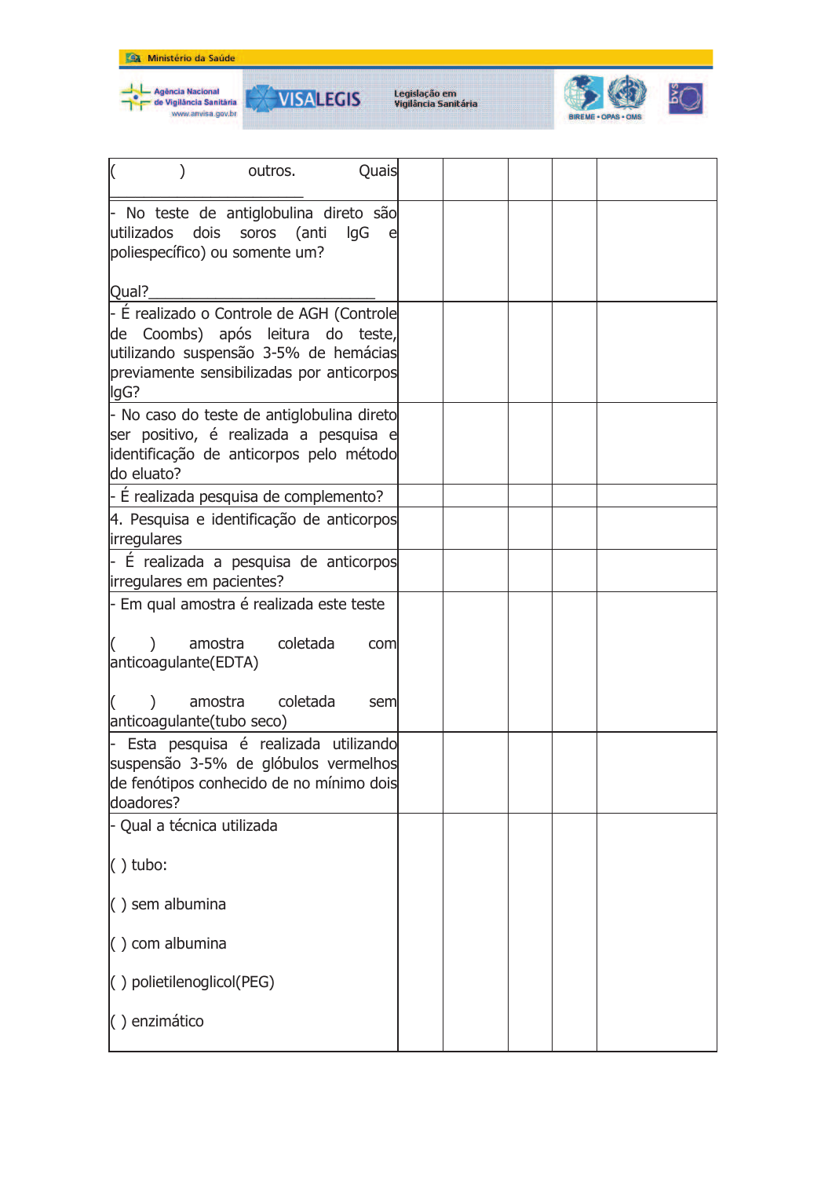| | | | | |
|---|---|---|---|---|
| (     ) outros. Quais _______________________ | | | | |
| - No teste de antiglobulina direto são utilizados dois soros (anti IgG e poliespecífico) ou somente um?<br><br>Qual?_______________________ | | | | |
| - É realizado o Controle de AGH (Controle de Coombs) após leitura do teste, utilizando suspensão 3-5% de hemácias previamente sensibilizadas por anticorpos IgG? | | | | |
| - No caso do teste de antiglobulina direto ser positivo, é realizada a pesquisa e identificação de anticorpos pelo método do eluato? | | | | |
| - É realizada pesquisa de complemento? | | | | |
| 4. Pesquisa e identificação de anticorpos irregulares | | | | |
| - É realizada a pesquisa de anticorpos irregulares em pacientes? | | | | |
| - Em qual amostra é realizada este teste<br><br>(   ) amostra coletada com anticoagulante(EDTA)<br><br>(   ) amostra coletada sem anticoagulante(tubo seco) | | | | |
| - Esta pesquisa é realizada utilizando suspensão 3-5% de glóbulos vermelhos de fenótipos conhecido de no mínimo dois doadores? | | | | |
| - Qual a técnica utilizada<br><br>( ) tubo:<br><br>( ) sem albumina<br><br>( ) com albumina<br><br>( ) polietilenoglicol(PEG)<br><br>( ) enzimático | | | | |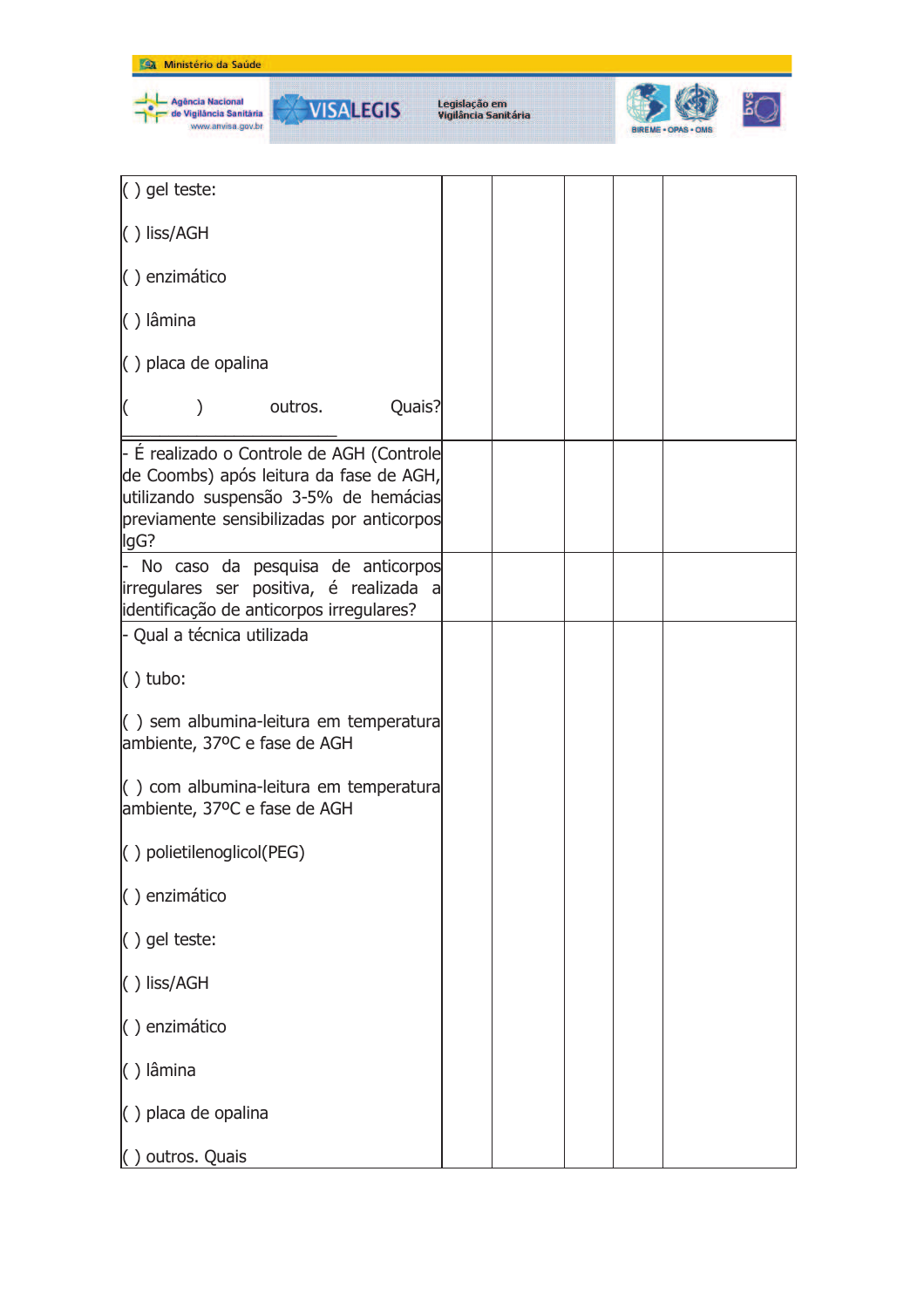| ( ) gel teste:<br><br>( ) liss/AGH<br><br>( ) enzimático<br><br>( ) lâmina<br><br>( ) placa de opalina<br><br>( ) outros. Quais?<br>\_\_\_\_\_\_\_\_\_\_\_\_\_\_\_\_\_\_\_\_\_\_\_\_ | | | | | |
|---|---|---|---|---|---|
| - É realizado o Controle de AGH (Controle de Coombs) após leitura da fase de AGH, utilizando suspensão 3-5% de hemácias previamente sensibilizadas por anticorpos IgG? | | | | | |
| - No caso da pesquisa de anticorpos irregulares ser positiva, é realizada a identificação de anticorpos irregulares? | | | | | |
| - Qual a técnica utilizada<br><br>( ) tubo:<br><br>( ) sem albumina-leitura em temperatura ambiente, 37ºC e fase de AGH<br><br>( ) com albumina-leitura em temperatura ambiente, 37ºC e fase de AGH<br><br>( ) polietilenoglicol(PEG)<br><br>( ) enzimático<br><br>( ) gel teste:<br><br>( ) liss/AGH<br><br>( ) enzimático<br><br>( ) lâmina<br><br>( ) placa de opalina<br><br>( ) outros. Quais | | | | | |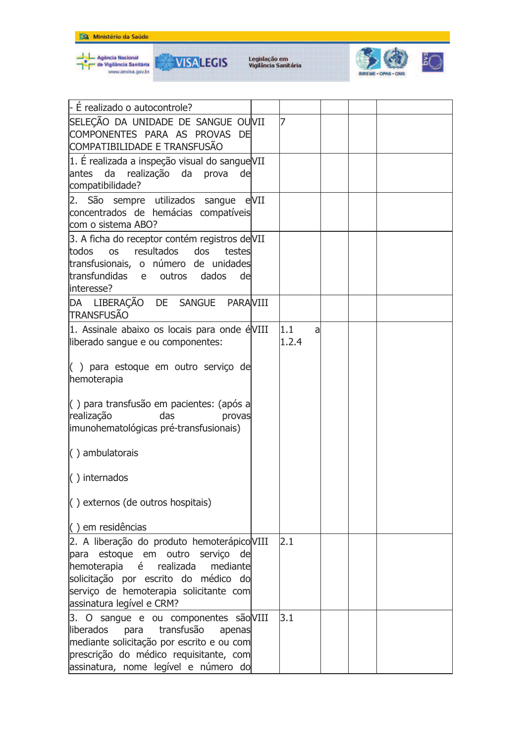| | | | | | |
|---|---|---|---|---|---|
| - É realizado o autocontrole? | | | | | |
| SELEÇÃO DA UNIDADE DE SANGUE OU COMPONENTES PARA AS PROVAS DE COMPATIBILIDADE E TRANSFUSÃO | VII | 7 | | | |
| 1. É realizada a inspeção visual do sangue antes da realização da prova de compatibilidade? | VII | | | | |
| 2. São sempre utilizados sangue e concentrados de hemácias compatíveis com o sistema ABO? | VII | | | | |
| 3. A ficha do receptor contém registros de todos os resultados dos testes transfusionais, o número de unidades transfundidas e outros dados de interesse? | VII | | | | |
| DA LIBERAÇÃO DE SANGUE PARA TRANSFUSÃO | VIII | | | | |
| 1. Assinale abaixo os locais para onde é liberado sangue e ou componentes:<br><br>( ) para estoque em outro serviço de hemoterapia<br><br>( ) para transfusão em pacientes: (após a realização das provas imunohematológicas pré-transfusionais)<br><br>( ) ambulatorais<br><br>( ) internados<br><br>( ) externos (de outros hospitais)<br><br>( ) em residências | VIII | 1.1 a 1.2.4 | | | |
| 2. A liberação do produto hemoterápico para estoque em outro serviço de hemoterapia é realizada mediante solicitação por escrito do médico do serviço de hemoterapia solicitante com assinatura legível e CRM? | VIII | 2.1 | | | |
| 3. O sangue e ou componentes são liberados para transfusão apenas mediante solicitação por escrito e ou com prescrição do médico requisitante, com assinatura, nome legível e número do | VIII | 3.1 | | | |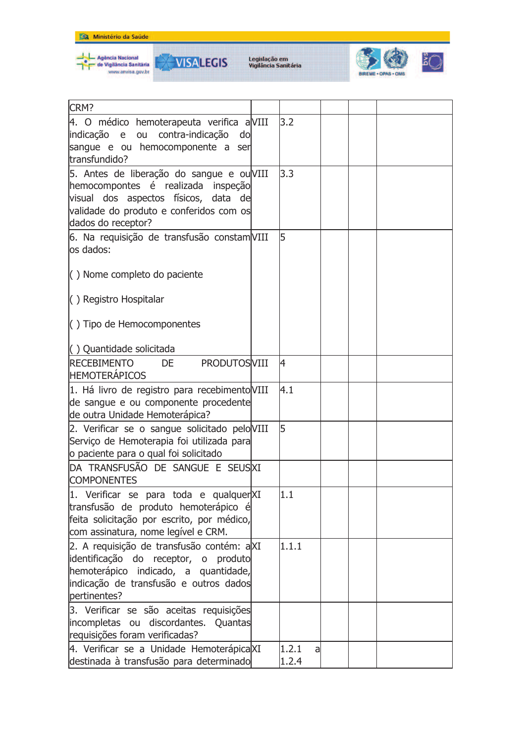| | | | | | |
|---|---|---|---|---|---|
| CRM? | | | | | |
| 4. O médico hemoterapeuta verifica a indicação e ou contra-indicação do sangue e ou hemocomponente a ser transfundido? | VIII | 3.2 | | | |
| 5. Antes de liberação do sangue e ou hemocompontes é realizada inspeção visual dos aspectos físicos, data de validade do produto e conferidos com os dados do receptor? | VIII | 3.3 | | | |
| 6. Na requisição de transfusão constam os dados:<br><br>( ) Nome completo do paciente<br><br>( ) Registro Hospitalar<br><br>( ) Tipo de Hemocomponentes<br><br>( ) Quantidade solicitada | VIII | 5 | | | |
| RECEBIMENTO DE PRODUTOS HEMOTERÁPICOS | VIII | 4 | | | |
| 1. Há livro de registro para recebimento de sangue e ou componente procedente de outra Unidade Hemoterápica? | VIII | 4.1 | | | |
| 2. Verificar se o sangue solicitado pelo Serviço de Hemoterapia foi utilizada para o paciente para o qual foi solicitado | VIII | 5 | | | |
| DA TRANSFUSÃO DE SANGUE E SEUS COMPONENTES | XI | | | | |
| 1. Verificar se para toda e qualquer transfusão de produto hemoterápico é feita solicitação por escrito, por médico, com assinatura, nome legível e CRM. | XI | 1.1 | | | |
| 2. A requisição de transfusão contém: a identificação do receptor, o produto hemoterápico indicado, a quantidade, indicação de transfusão e outros dados pertinentes? | XI | 1.1.1 | | | |
| 3. Verificar se são aceitas requisições incompletas ou discordantes. Quantas requisições foram verificadas? | | | | | |
| 4. Verificar se a Unidade Hemoterápica destinada à transfusão para determinado | XI | 1.2.1 a 1.2.4 | | | |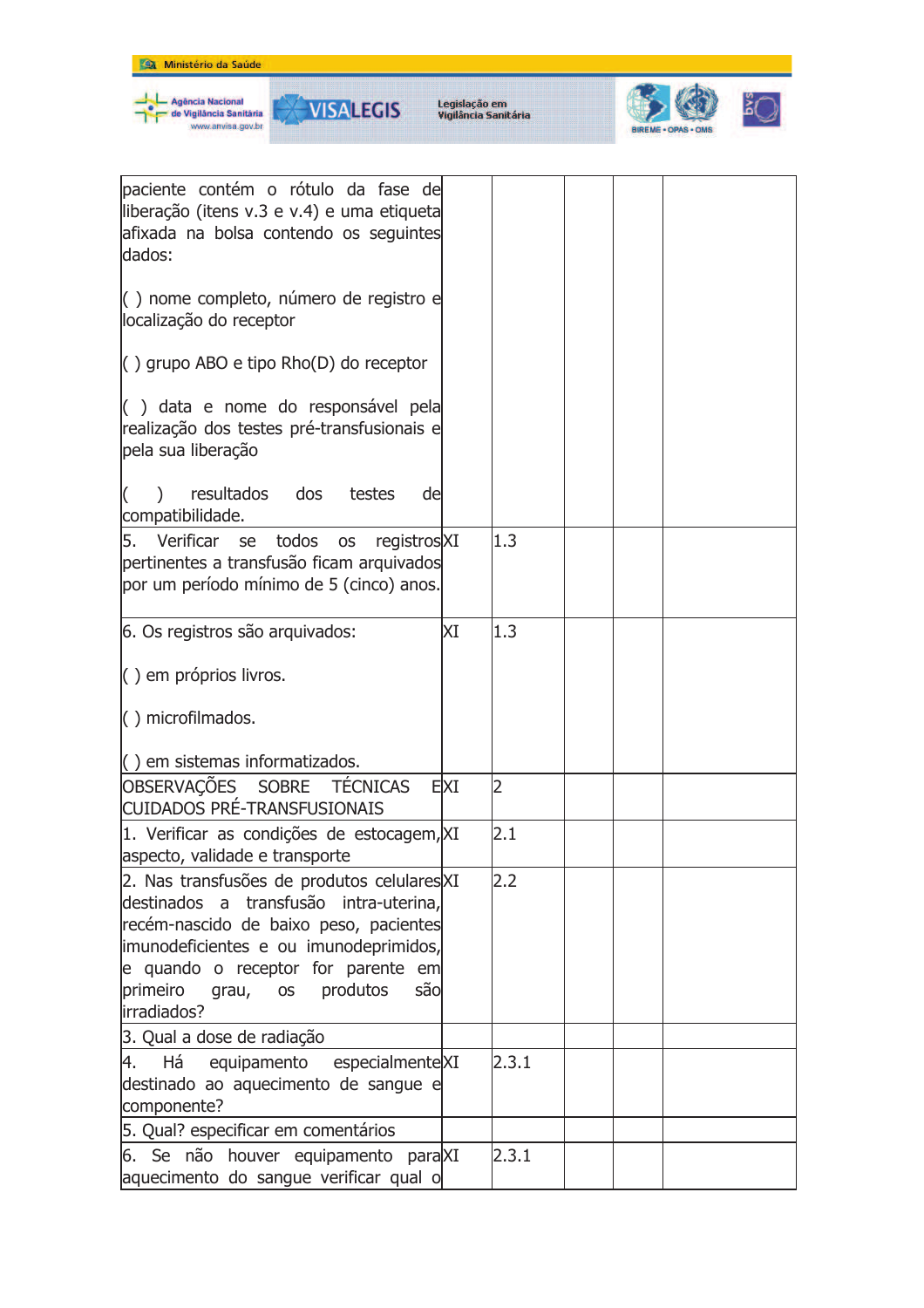| | | | | | |
|---|---|---|---|---|---|
| paciente contém o rótulo da fase de liberação (itens v.3 e v.4) e uma etiqueta afixada na bolsa contendo os seguintes dados:<br><br>( ) nome completo, número de registro e localização do receptor<br><br>( ) grupo ABO e tipo Rho(D) do receptor<br><br>( ) data e nome do responsável pela realização dos testes pré-transfusionais e pela sua liberação<br><br>( ) resultados dos testes de compatibilidade. | | | | | |
| 5. Verificar se todos os registros pertinentes a transfusão ficam arquivados por um período mínimo de 5 (cinco) anos. | XI | 1.3 | | | |
| 6. Os registros são arquivados:<br><br>( ) em próprios livros.<br><br>( ) microfilmados.<br><br>( ) em sistemas informatizados. | XI | 1.3 | | | |
| OBSERVAÇÕES SOBRE TÉCNICAS E CUIDADOS PRÉ-TRANSFUSIONAIS | XI | 2 | | | |
| 1. Verificar as condições de estocagem, aspecto, validade e transporte | XI | 2.1 | | | |
| 2. Nas transfusões de produtos celulares destinados a transfusão intra-uterina, recém-nascido de baixo peso, pacientes imunodeficientes e ou imunodeprimidos, e quando o receptor for parente em primeiro grau, os produtos são irradiados? | XI | 2.2 | | | |
| 3. Qual a dose de radiação | | | | | |
| 4. Há equipamento especialmente destinado ao aquecimento de sangue e componente? | XI | 2.3.1 | | | |
| 5. Qual? especificar em comentários | | | | | |
| 6. Se não houver equipamento para aquecimento do sangue verificar qual o | XI | 2.3.1 | | | |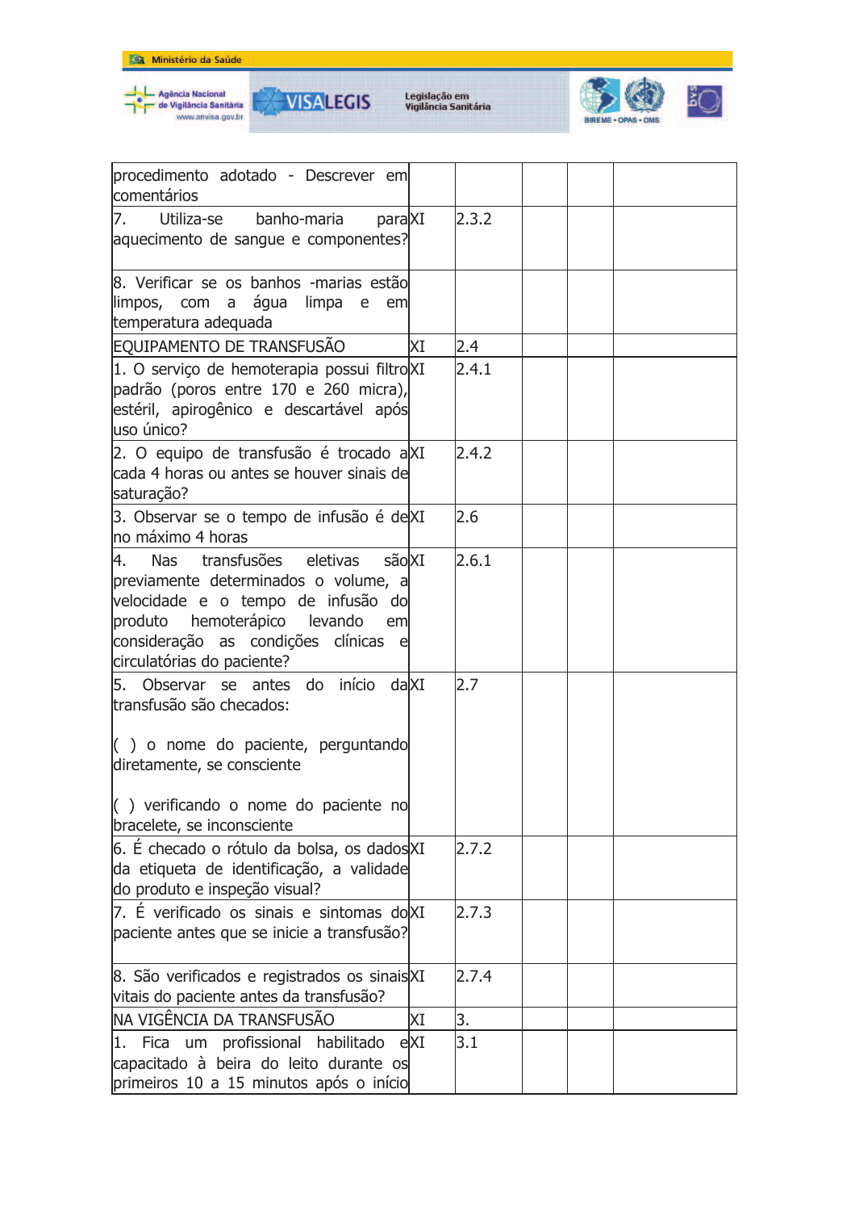| | | | | | |
|---|---|---|---|---|---|
| procedimento adotado - Descrever em comentários | | | | | |
| 7. Utiliza-se banho-maria para aquecimento de sangue e componentes? | XI | 2.3.2 | | | |
| 8. Verificar se os banhos -marias estão limpos, com a água limpa e em temperatura adequada | | | | | |
| EQUIPAMENTO DE TRANSFUSÃO | XI | 2.4 | | | |
| 1. O serviço de hemoterapia possui filtro padrão (poros entre 170 e 260 micra), estéril, apirogênico e descartável após uso único? | XI | 2.4.1 | | | |
| 2. O equipo de transfusão é trocado a cada 4 horas ou antes se houver sinais de saturação? | XI | 2.4.2 | | | |
| 3. Observar se o tempo de infusão é de no máximo 4 horas | XI | 2.6 | | | |
| 4. Nas transfusões eletivas são previamente determinados o volume, a velocidade e o tempo de infusão do produto hemoterápico levando em consideração as condições clínicas e circulatórias do paciente? | XI | 2.6.1 | | | |
| 5. Observar se antes do início da transfusão são checados:<br><br>( ) o nome do paciente, perguntando diretamente, se consciente<br><br>( ) verificando o nome do paciente no bracelete, se inconsciente | XI | 2.7 | | | |
| 6. É checado o rótulo da bolsa, os dados da etiqueta de identificação, a validade do produto e inspeção visual? | XI | 2.7.2 | | | |
| 7. É verificado os sinais e sintomas do paciente antes que se inicie a transfusão? | XI | 2.7.3 | | | |
| 8. São verificados e registrados os sinais vitais do paciente antes da transfusão? | XI | 2.7.4 | | | |
| NA VIGÊNCIA DA TRANSFUSÃO | XI | 3. | | | |
| 1. Fica um profissional habilitado e capacitado à beira do leito durante os primeiros 10 a 15 minutos após o início | XI | 3.1 | | | |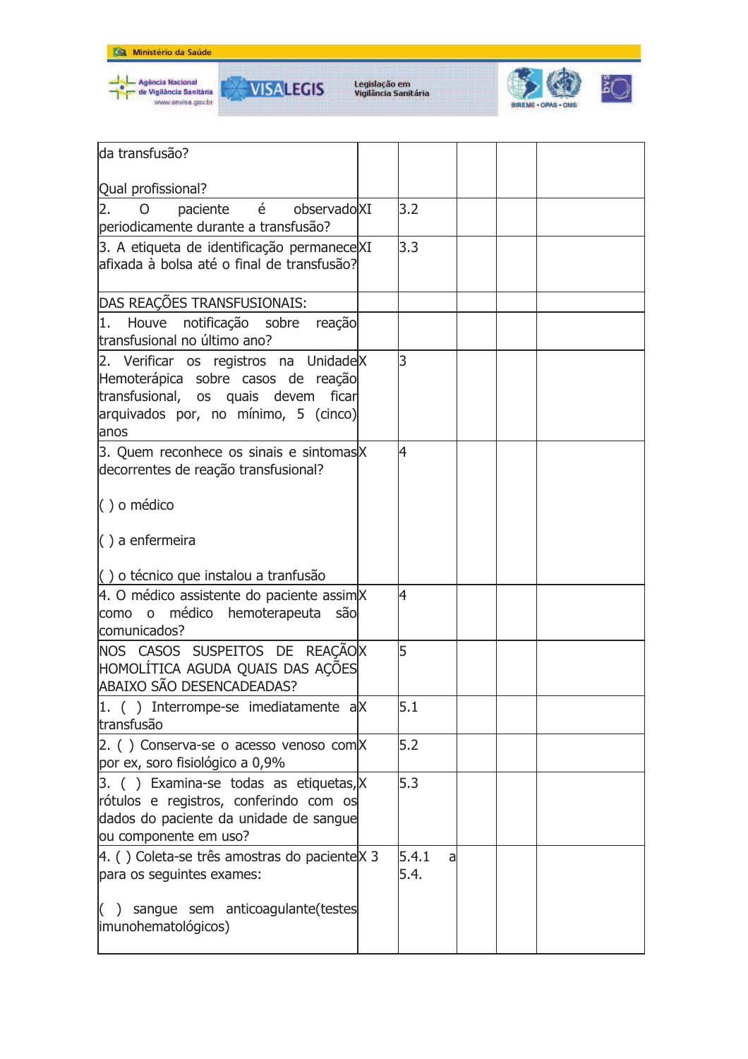| | | | | | |
|---|---|---|---|---|---|
| da transfusão?<br><br>Qual profissional? | | | | | |
| 2. O paciente é observado periodicamente durante a transfusão? | XI | 3.2 | | | |
| 3. A etiqueta de identificação permanece afixada à bolsa até o final de transfusão? | XI | 3.3 | | | |
| DAS REAÇÕES TRANSFUSIONAIS: | | | | | |
| 1. Houve notificação sobre reação transfusional no último ano? | | | | | |
| 2. Verificar os registros na Unidade Hemoterápica sobre casos de reação transfusional, os quais devem ficar arquivados por, no mínimo, 5 (cinco) anos | X | 3 | | | |
| 3. Quem reconhece os sinais e sintomas decorrentes de reação transfusional?<br><br>( ) o médico<br><br>( ) a enfermeira<br><br>( ) o técnico que instalou a tranfusão | X | 4 | | | |
| 4. O médico assistente do paciente assim como o médico hemoterapeuta são comunicados? | X | 4 | | | |
| NOS CASOS SUSPEITOS DE REAÇÃO HOMOLÍTICA AGUDA QUAIS DAS AÇÕES ABAIXO SÃO DESENCADEADAS? | X | 5 | | | |
| 1. ( ) Interrompe-se imediatamente a transfusão | X | 5.1 | | | |
| 2. ( ) Conserva-se o acesso venoso com por ex, soro fisiológico a 0,9% | X | 5.2 | | | |
| 3. ( ) Examina-se todas as etiquetas, rótulos e registros, conferindo com os dados do paciente da unidade de sangue ou componente em uso? | X | 5.3 | | | |
| 4. ( ) Coleta-se três amostras do paciente para os seguintes exames:<br><br>( ) sangue sem anticoagulante(testes imunohematológicos) | X 3 | 5.4.1 a 5.4. | | | |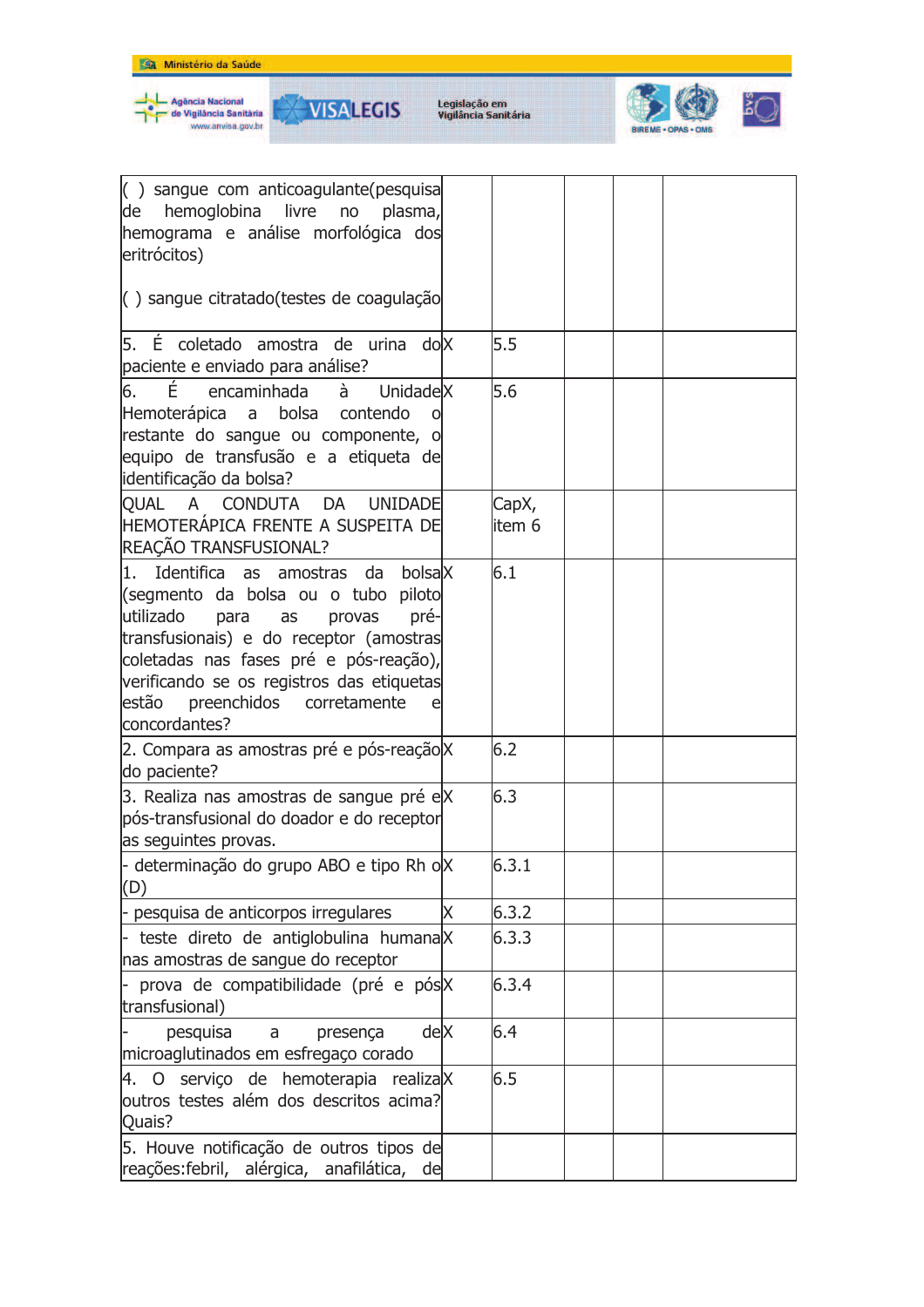| | | | | | |
|---|---|---|---|---|---|
| ( ) sangue com anticoagulante(pesquisa de hemoglobina livre no plasma, hemograma e análise morfológica dos eritrócitos)<br><br>( ) sangue citratado(testes de coagulação | | | | | |
| 5. É coletado amostra de urina do paciente e enviado para análise? | X | 5.5 | | | |
| 6. É encaminhada à Unidade Hemoterápica a bolsa contendo o restante do sangue ou componente, o equipo de transfusão e a etiqueta de identificação da bolsa? | X | 5.6 | | | |
| QUAL A CONDUTA DA UNIDADE HEMOTERÁPICA FRENTE A SUSPEITA DE REAÇÃO TRANSFUSIONAL? | | CapX, item 6 | | | |
| 1. Identifica as amostras da bolsa (segmento da bolsa ou o tubo piloto utilizado para as provas pré-transfusionais) e do receptor (amostras coletadas nas fases pré e pós-reação), verificando se os registros das etiquetas estão preenchidos corretamente e concordantes? | X | 6.1 | | | |
| 2. Compara as amostras pré e pós-reação do paciente? | X | 6.2 | | | |
| 3. Realiza nas amostras de sangue pré e pós-transfusional do doador e do receptor as seguintes provas. | X | 6.3 | | | |
| - determinação do grupo ABO e tipo Rh o (D) | X | 6.3.1 | | | |
| - pesquisa de anticorpos irregulares | X | 6.3.2 | | | |
| - teste direto de antiglobulina humana nas amostras de sangue do receptor | X | 6.3.3 | | | |
| - prova de compatibilidade (pré e pós transfusional) | X | 6.3.4 | | | |
| - pesquisa a presença de microaglutinados em esfregaço corado | X | 6.4 | | | |
| 4. O serviço de hemoterapia realiza outros testes além dos descritos acima? Quais? | X | 6.5 | | | |
| 5. Houve notificação de outros tipos de reações:febril, alérgica, anafilática, de | | | | | |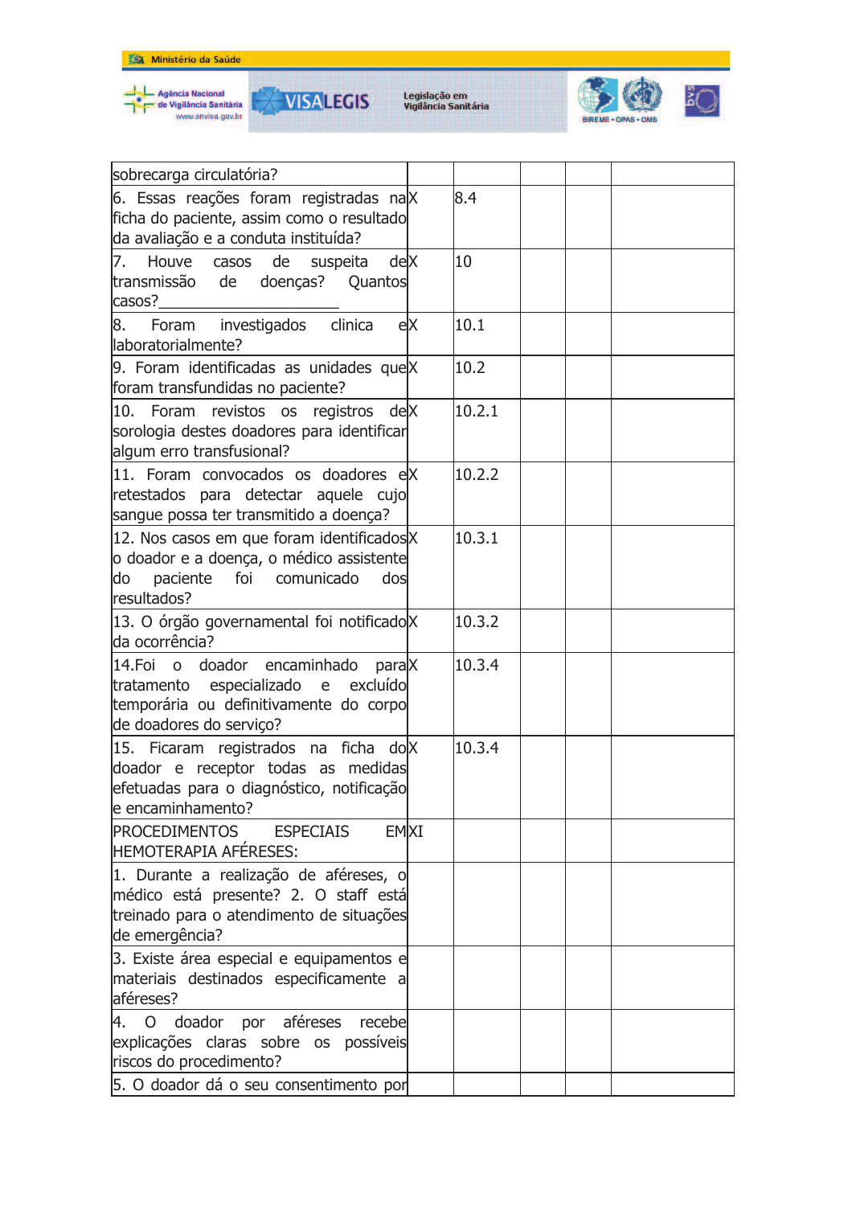| | | | | | |
|---|---|---|---|---|---|
| sobrecarga circulatória? | | | | | |
| 6. Essas reações foram registradas na ficha do paciente, assim como o resultado da avaliação e a conduta instituída? | X | 8.4 | | | |
| 7. Houve casos de suspeita de transmissão de doenças? Quantos casos?\_\_\_\_\_\_\_\_\_\_\_\_\_\_\_\_\_\_\_\_\_\_ | X | 10 | | | |
| 8. Foram investigados clinica e laboratorialmente? | X | 10.1 | | | |
| 9. Foram identificadas as unidades que foram transfundidas no paciente? | X | 10.2 | | | |
| 10. Foram revistos os registros de sorologia destes doadores para identificar algum erro transfusional? | X | 10.2.1 | | | |
| 11. Foram convocados os doadores e retestados para detectar aquele cujo sangue possa ter transmitido a doença? | X | 10.2.2 | | | |
| 12. Nos casos em que foram identificados o doador e a doença, o médico assistente do paciente foi comunicado dos resultados? | X | 10.3.1 | | | |
| 13. O órgão governamental foi notificado da ocorrência? | X | 10.3.2 | | | |
| 14.Foi o doador encaminhado para tratamento especializado e excluído temporária ou definitivamente do corpo de doadores do serviço? | X | 10.3.4 | | | |
| 15. Ficaram registrados na ficha do doador e receptor todas as medidas efetuadas para o diagnóstico, notificação e encaminhamento? | X | 10.3.4 | | | |
| PROCEDIMENTOS ESPECIAIS EM HEMOTERAPIA AFÉRESES: | XI | | | | |
| 1. Durante a realização de aféreses, o médico está presente? 2. O staff está treinado para o atendimento de situações de emergência? | | | | | |
| 3. Existe área especial e equipamentos e materiais destinados especificamente a aféreses? | | | | | |
| 4. O doador por aféreses recebe explicações claras sobre os possíveis riscos do procedimento? | | | | | |
| 5. O doador dá o seu consentimento por | | | | | |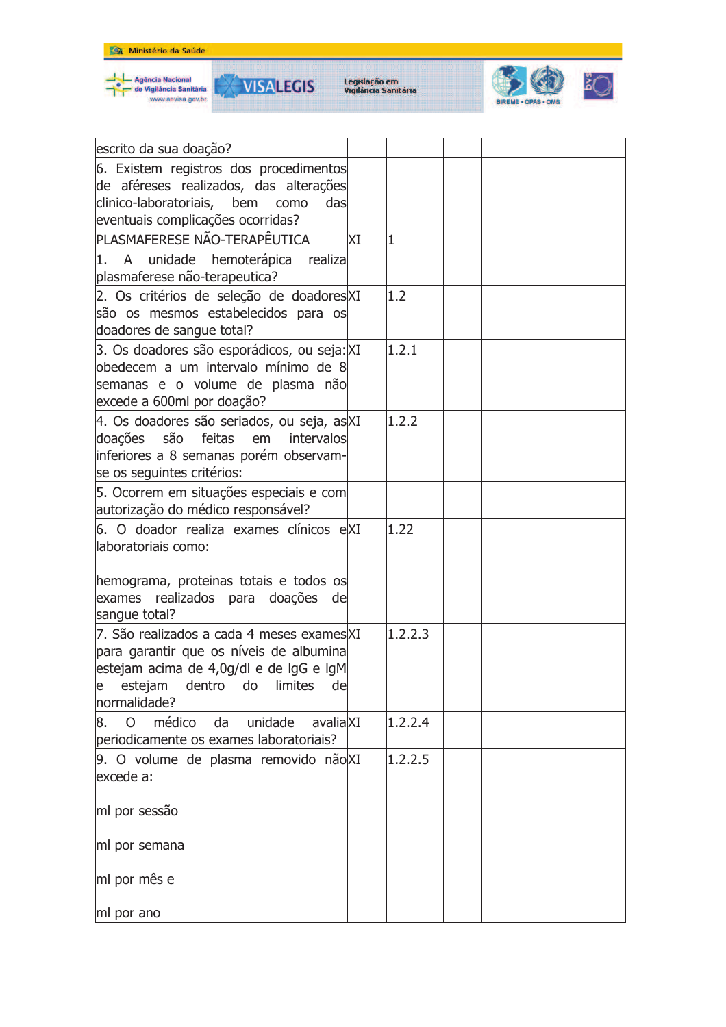| | | | | | |
|---|---|---|---|---|---|
| escrito da sua doação? | | | | | |
| 6. Existem registros dos procedimentos de aféreses realizados, das alterações clinico-laboratoriais, bem como das eventuais complicações ocorridas? | | | | | |
| PLASMAFERESE NÃO-TERAPÊUTICA | XI | 1 | | | |
| 1. A unidade hemoterápica realiza plasmaferese não-terapeutica? | | | | | |
| 2. Os critérios de seleção de doadores são os mesmos estabelecidos para os doadores de sangue total? | XI | 1.2 | | | |
| 3. Os doadores são esporádicos, ou seja: obedecem a um intervalo mínimo de 8 semanas e o volume de plasma não excede a 600ml por doação? | XI | 1.2.1 | | | |
| 4. Os doadores são seriados, ou seja, as doações são feitas em intervalos inferiores a 8 semanas porém observam-se os seguintes critérios: | XI | 1.2.2 | | | |
| 5. Ocorrem em situações especiais e com autorização do médico responsável? | | | | | |
| 6. O doador realiza exames clínicos e laboratoriais como:<br><br>hemograma, proteinas totais e todos os exames realizados para doações de sangue total? | XI | 1.22 | | | |
| 7. São realizados a cada 4 meses exames para garantir que os níveis de albumina estejam acima de 4,0g/dl e de IgG e IgM e estejam dentro do limites de normalidade? | XI | 1.2.2.3 | | | |
| 8. O médico da unidade avalia periodicamente os exames laboratoriais? | XI | 1.2.2.4 | | | |
| 9. O volume de plasma removido não excede a:<br><br>ml por sessão<br><br>ml por semana<br><br>ml por mês e<br><br>ml por ano | XI | 1.2.2.5 | | | |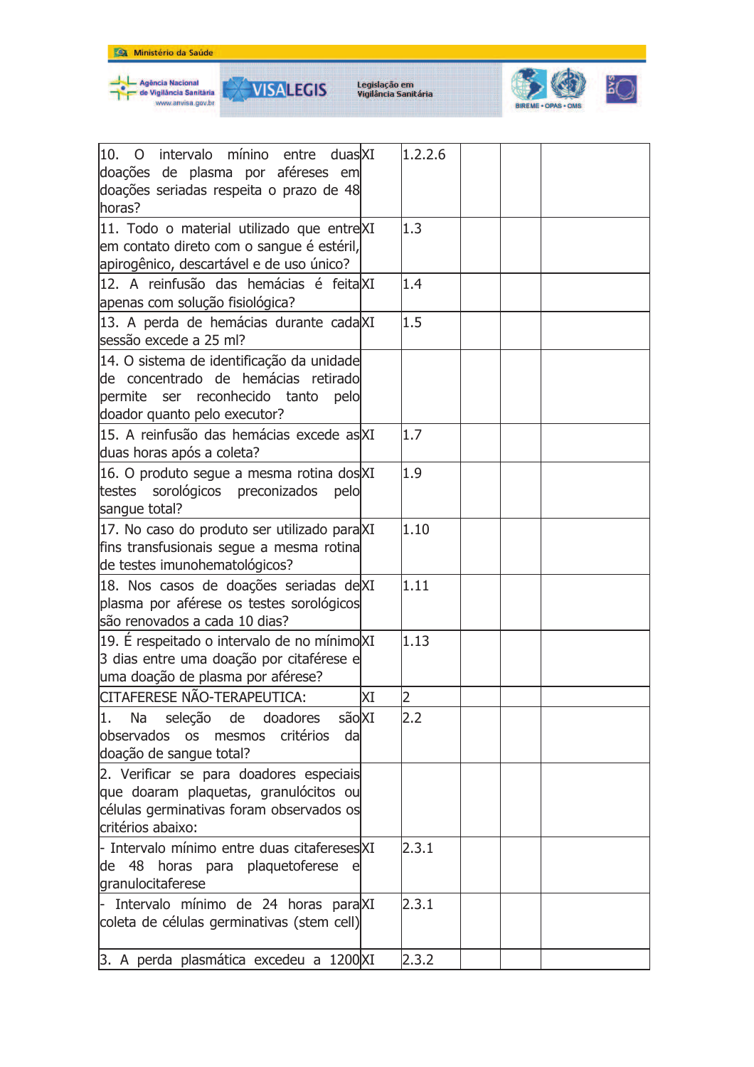| | | | | | |
|---|---|---|---|---|---|
| 10. O intervalo mínino entre duas doações de plasma por aféreses em doações seriadas respeita o prazo de 48 horas? | XI | 1.2.2.6 | | | |
| 11. Todo o material utilizado que entre em contato direto com o sangue é estéril, apirogênico, descartável e de uso único? | XI | 1.3 | | | |
| 12. A reinfusão das hemácias é feita apenas com solução fisiológica? | XI | 1.4 | | | |
| 13. A perda de hemácias durante cada sessão excede a 25 ml? | XI | 1.5 | | | |
| 14. O sistema de identificação da unidade de concentrado de hemácias retirado permite ser reconhecido tanto pelo doador quanto pelo executor? | | | | | |
| 15. A reinfusão das hemácias excede as duas horas após a coleta? | XI | 1.7 | | | |
| 16. O produto segue a mesma rotina dos testes sorológicos preconizados pelo sangue total? | XI | 1.9 | | | |
| 17. No caso do produto ser utilizado para fins transfusionais segue a mesma rotina de testes imunohematológicos? | XI | 1.10 | | | |
| 18. Nos casos de doações seriadas de plasma por aférese os testes sorológicos são renovados a cada 10 dias? | XI | 1.11 | | | |
| 19. É respeitado o intervalo de no mínimo 3 dias entre uma doação por citaférese e uma doação de plasma por aférese? | XI | 1.13 | | | |
| CITAFERESE NÃO-TERAPEUTICA: | XI | 2 | | | |
| 1. Na seleção de doadores são observados os mesmos critérios da doação de sangue total? | XI | 2.2 | | | |
| 2. Verificar se para doadores especiais que doaram plaquetas, granulócitos ou células germinativas foram observados os critérios abaixo: | | | | | |
| - Intervalo mínimo entre duas citafereses de 48 horas para plaquetoferese e granulocitaferese | XI | 2.3.1 | | | |
| - Intervalo mínimo de 24 horas para coleta de células germinativas (stem cell) | XI | 2.3.1 | | | |
| 3. A perda plasmática excedeu a 1200 | XI | 2.3.2 | | | |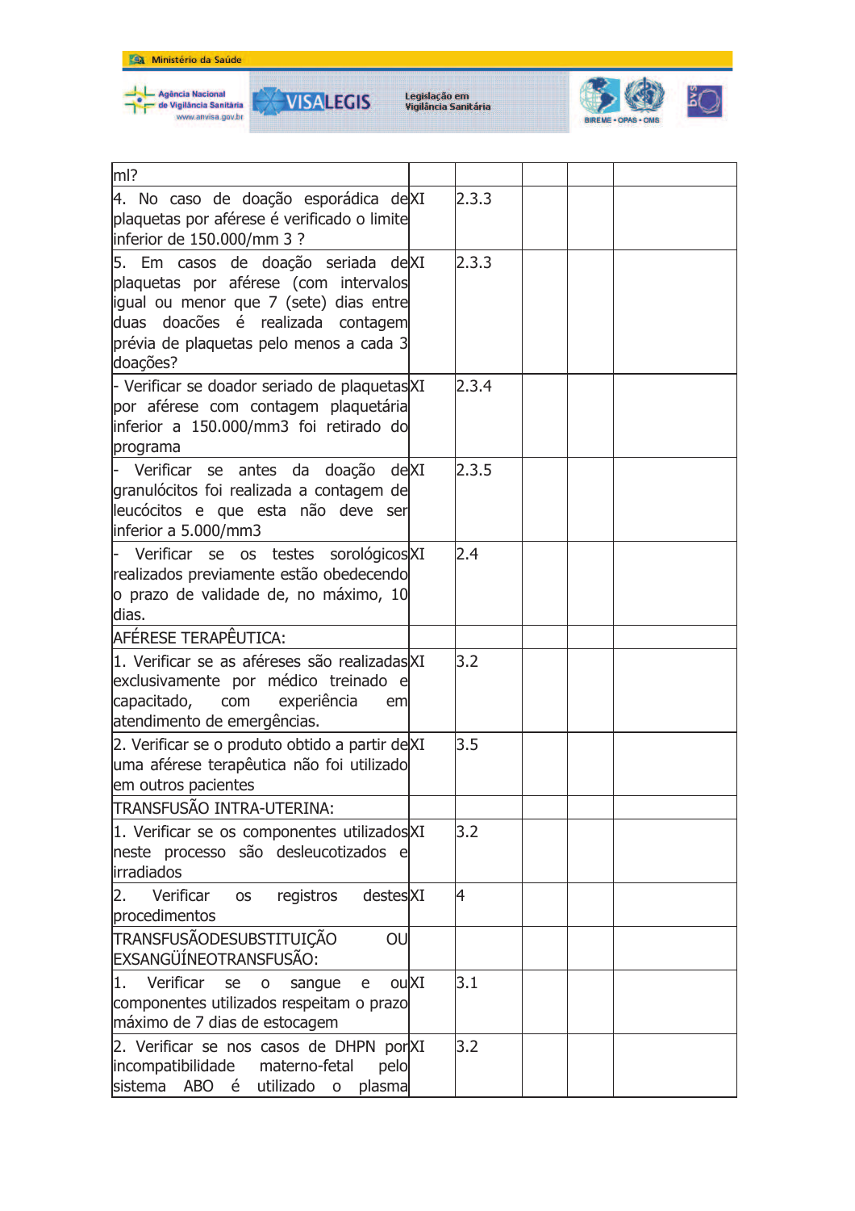| | | | | | |
|---|---|---|---|---|---|
| ml? | | | | | |
| 4. No caso de doação esporádica de plaquetas por aférese é verificado o limite inferior de 150.000/mm 3 ? | XI | 2.3.3 | | | |
| 5. Em casos de doação seriada de plaquetas por aférese (com intervalos igual ou menor que 7 (sete) dias entre duas doações é realizada contagem prévia de plaquetas pelo menos a cada 3 doações? | XI | 2.3.3 | | | |
| - Verificar se doador seriado de plaquetas por aférese com contagem plaquetária inferior a 150.000/mm3 foi retirado do programa | XI | 2.3.4 | | | |
| - Verificar se antes da doação de granulócitos foi realizada a contagem de leucócitos e que esta não deve ser inferior a 5.000/mm3 | XI | 2.3.5 | | | |
| - Verificar se os testes sorológicos realizados previamente estão obedecendo o prazo de validade de, no máximo, 10 dias. | XI | 2.4 | | | |
| AFÉRESE TERAPÊUTICA: | | | | | |
| 1. Verificar se as aféreses são realizadas exclusivamente por médico treinado e capacitado, com experiência em atendimento de emergências. | XI | 3.2 | | | |
| 2. Verificar se o produto obtido a partir de uma aférese terapêutica não foi utilizado em outros pacientes | XI | 3.5 | | | |
| TRANSFUSÃO INTRA-UTERINA: | | | | | |
| 1. Verificar se os componentes utilizados neste processo são desleucotizados e irradiados | XI | 3.2 | | | |
| 2. Verificar os registros destes procedimentos | XI | 4 | | | |
| TRANSFUSÃODESUBSTITUIÇÃO OU EXSANGÜÍNEOTRANSFUSÃO: | | | | | |
| 1. Verificar se o sangue e ou componentes utilizados respeitam o prazo máximo de 7 dias de estocagem | XI | 3.1 | | | |
| 2. Verificar se nos casos de DHPN por incompatibilidade materno-fetal pelo sistema ABO é utilizado o plasma | XI | 3.2 | | | |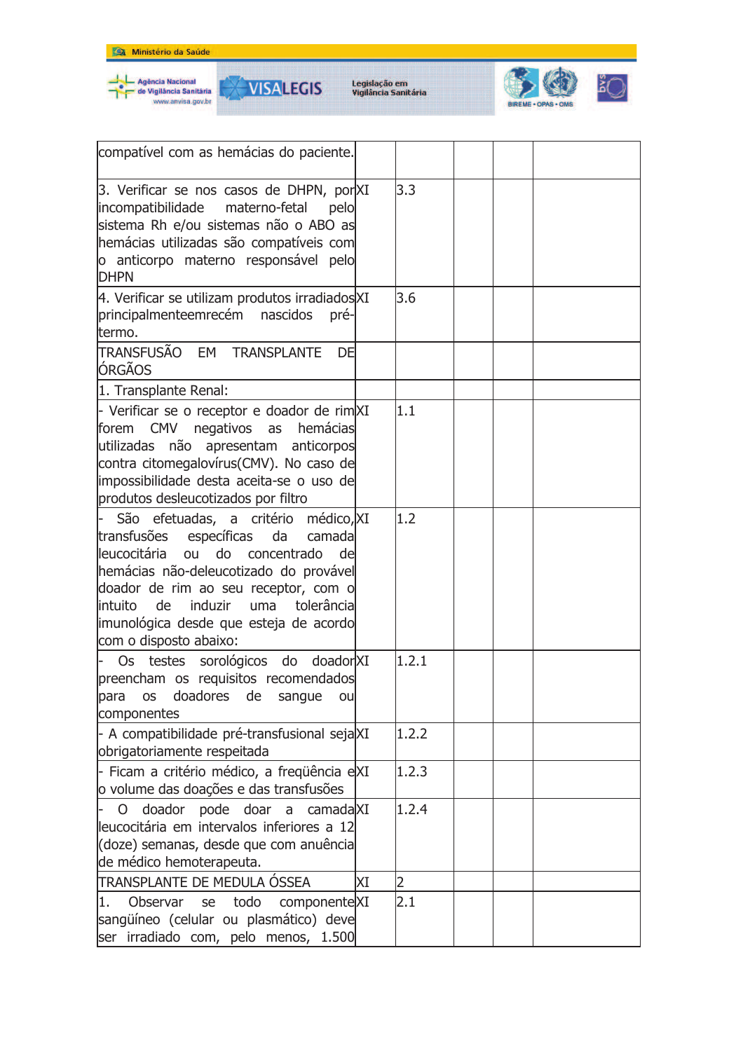| | | | | | |
|---|---|---|---|---|---|
| compatível com as hemácias do paciente. | | | | | |
| 3. Verificar se nos casos de DHPN, por incompatibilidade materno-fetal pelo sistema Rh e/ou sistemas não o ABO as hemácias utilizadas são compatíveis com o anticorpo materno responsável pelo DHPN | XI | 3.3 | | | |
| 4. Verificar se utilizam produtos irradiados principalmenteemrecém nascidos pré-termo. | XI | 3.6 | | | |
| TRANSFUSÃO EM TRANSPLANTE DE ÓRGÃOS | | | | | |
| 1. Transplante Renal: | | | | | |
| - Verificar se o receptor e doador de rim forem CMV negativos as hemácias utilizadas não apresentam anticorpos contra citomegalovírus(CMV). No caso de impossibilidade desta aceita-se o uso de produtos desleucotizados por filtro | XI | 1.1 | | | |
| - São efetuadas, a critério médico, transfusões específicas da camada leucocitária ou do concentrado de hemácias não-deleucotizado do provável doador de rim ao seu receptor, com o intuito de induzir uma tolerância imunológica desde que esteja de acordo com o disposto abaixo: | XI | 1.2 | | | |
| - Os testes sorológicos do doador preencham os requisitos recomendados para os doadores de sangue ou componentes | XI | 1.2.1 | | | |
| - A compatibilidade pré-transfusional seja obrigatoriamente respeitada | XI | 1.2.2 | | | |
| - Ficam a critério médico, a freqüência e o volume das doações e das transfusões | XI | 1.2.3 | | | |
| - O doador pode doar a camada leucocitária em intervalos inferiores a 12 (doze) semanas, desde que com anuência de médico hemoterapeuta. | XI | 1.2.4 | | | |
| TRANSPLANTE DE MEDULA ÓSSEA | XI | 2 | | | |
| 1. Observar se todo componente sangüíneo (celular ou plasmático) deve ser irradiado com, pelo menos, 1.500 | XI | 2.1 | | | |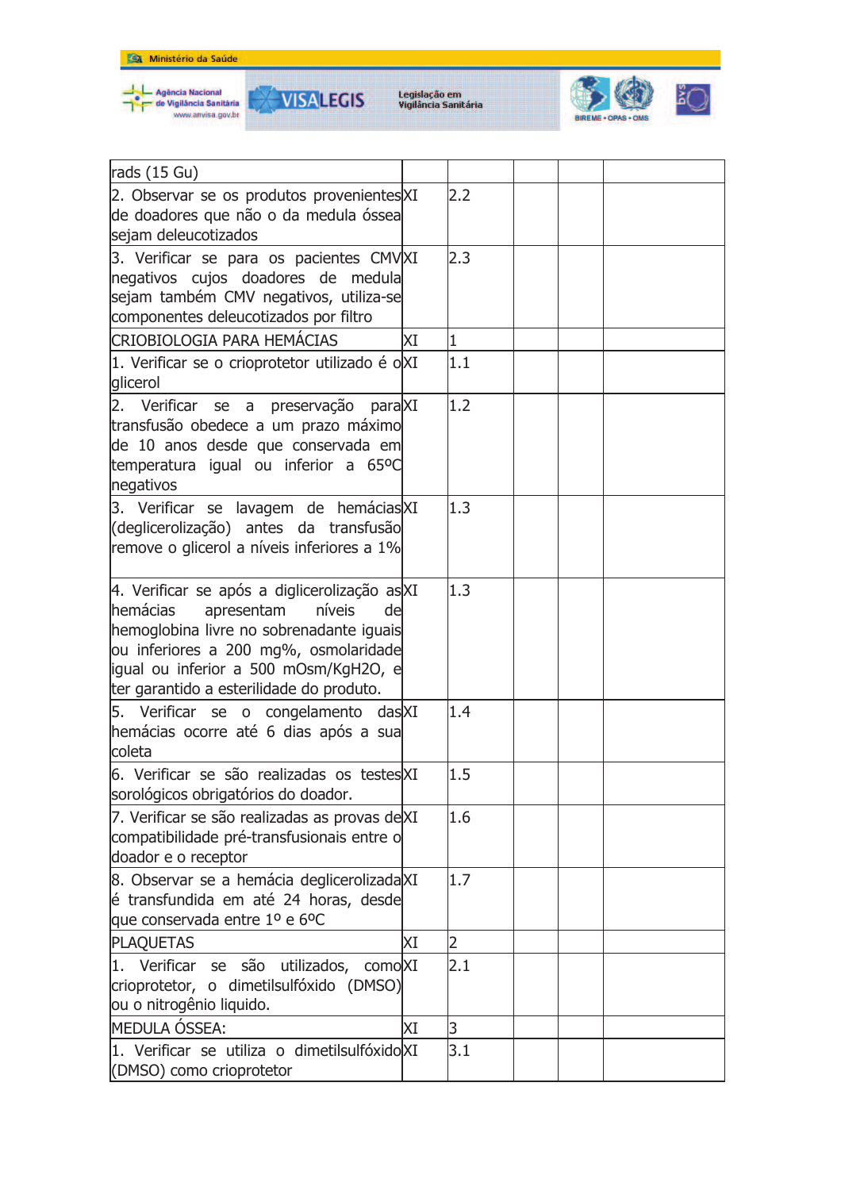| | | | | | |
|---|---|---|---|---|---|
| rads (15 Gu) | | | | | |
| 2. Observar se os produtos provenientes de doadores que não o da medula óssea sejam deleucotizados | XI | 2.2 | | | |
| 3. Verificar se para os pacientes CMV negativos cujos doadores de medula sejam também CMV negativos, utiliza-se componentes deleucotizados por filtro | XI | 2.3 | | | |
| CRIOBIOLOGIA PARA HEMÁCIAS | XI | 1 | | | |
| 1. Verificar se o crioprotetor utilizado é o glicerol | XI | 1.1 | | | |
| 2. Verificar se a preservação para transfusão obedece a um prazo máximo de 10 anos desde que conservada em temperatura igual ou inferior a 65ºC negativos | XI | 1.2 | | | |
| 3. Verificar se lavagem de hemácias (deglicerolização) antes da transfusão remove o glicerol a níveis inferiores a 1% | XI | 1.3 | | | |
| 4. Verificar se após a diglicerolização as hemácias apresentam níveis de hemoglobina livre no sobrenadante iguais ou inferiores a 200 mg%, osmolaridade igual ou inferior a 500 mOsm/KgH2O, e ter garantido a esterilidade do produto. | XI | 1.3 | | | |
| 5. Verificar se o congelamento das hemácias ocorre até 6 dias após a sua coleta | XI | 1.4 | | | |
| 6. Verificar se são realizadas os testes sorológicos obrigatórios do doador. | XI | 1.5 | | | |
| 7. Verificar se são realizadas as provas de compatibilidade pré-transfusionais entre o doador e o receptor | XI | 1.6 | | | |
| 8. Observar se a hemácia deglicerolizada é transfundida em até 24 horas, desde que conservada entre 1º e 6ºC | XI | 1.7 | | | |
| PLAQUETAS | XI | 2 | | | |
| 1. Verificar se são utilizados, como crioprotetor, o dimetilsulfóxido (DMSO) ou o nitrogênio liquido. | XI | 2.1 | | | |
| MEDULA ÓSSEA: | XI | 3 | | | |
| 1. Verificar se utiliza o dimetilsulfóxido (DMSO) como crioprotetor | XI | 3.1 | | | |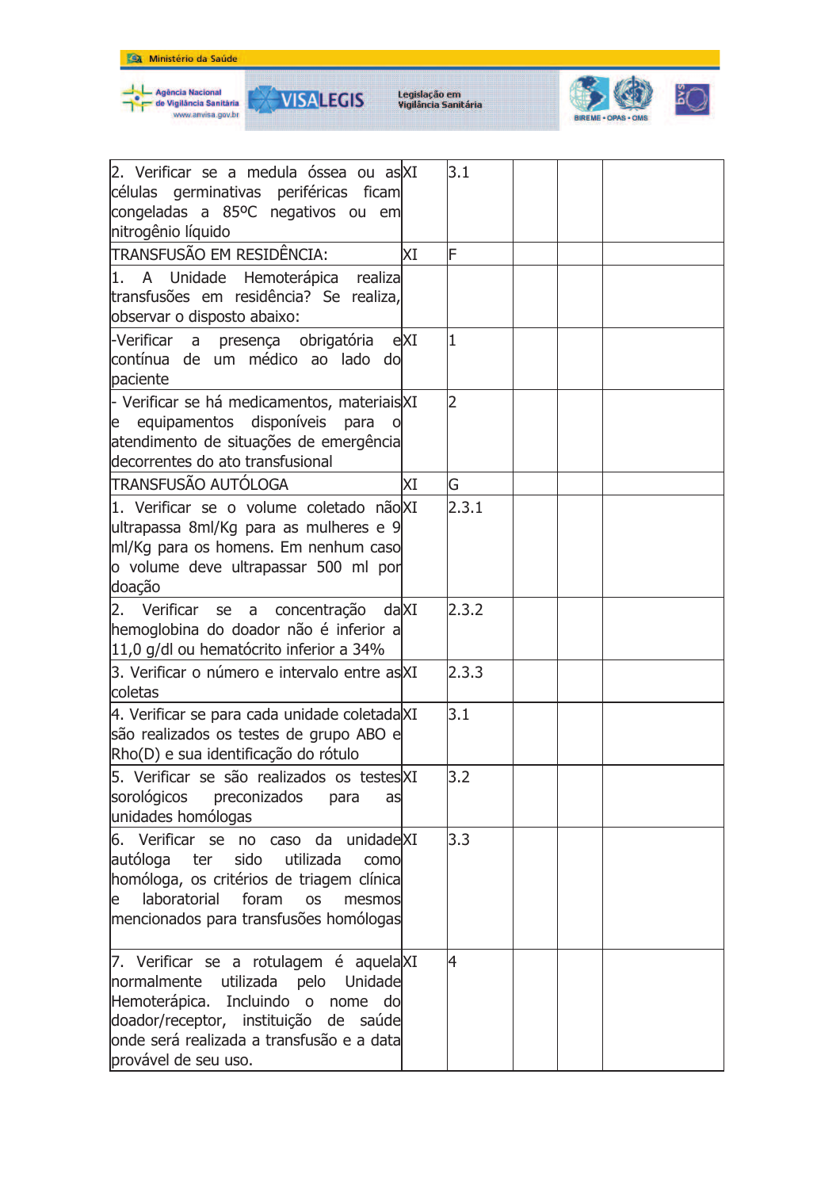| | | | | | |
|---|---|---|---|---|---|
| 2. Verificar se a medula óssea ou as células germinativas periféricas ficam congeladas a 85ºC negativos ou em nitrogênio líquido | XI | 3.1 | | | |
| TRANSFUSÃO EM RESIDÊNCIA: | XI | F | | | |
| 1. A Unidade Hemoterápica realiza transfusões em residência? Se realiza, observar o disposto abaixo: | | | | | |
| -Verificar a presença obrigatória e contínua de um médico ao lado do paciente | XI | 1 | | | |
| - Verificar se há medicamentos, materiais e equipamentos disponíveis para o atendimento de situações de emergência decorrentes do ato transfusional | XI | 2 | | | |
| TRANSFUSÃO AUTÓLOGA | XI | G | | | |
| 1. Verificar se o volume coletado não ultrapassa 8ml/Kg para as mulheres e 9 ml/Kg para os homens. Em nenhum caso o volume deve ultrapassar 500 ml por doação | XI | 2.3.1 | | | |
| 2. Verificar se a concentração da hemoglobina do doador não é inferior a 11,0 g/dl ou hematócrito inferior a 34% | XI | 2.3.2 | | | |
| 3. Verificar o número e intervalo entre as coletas | XI | 2.3.3 | | | |
| 4. Verificar se para cada unidade coletada são realizados os testes de grupo ABO e Rho(D) e sua identificação do rótulo | XI | 3.1 | | | |
| 5. Verificar se são realizados os testes sorológicos preconizados para as unidades homólogas | XI | 3.2 | | | |
| 6. Verificar se no caso da unidade autóloga ter sido utilizada como homóloga, os critérios de triagem clínica e laboratorial foram os mesmos mencionados para transfusões homólogas | XI | 3.3 | | | |
| 7. Verificar se a rotulagem é aquela normalmente utilizada pelo Unidade Hemoterápica. Incluindo o nome do doador/receptor, instituição de saúde onde será realizada a transfusão e a data provável de seu uso. | XI | 4 | | | |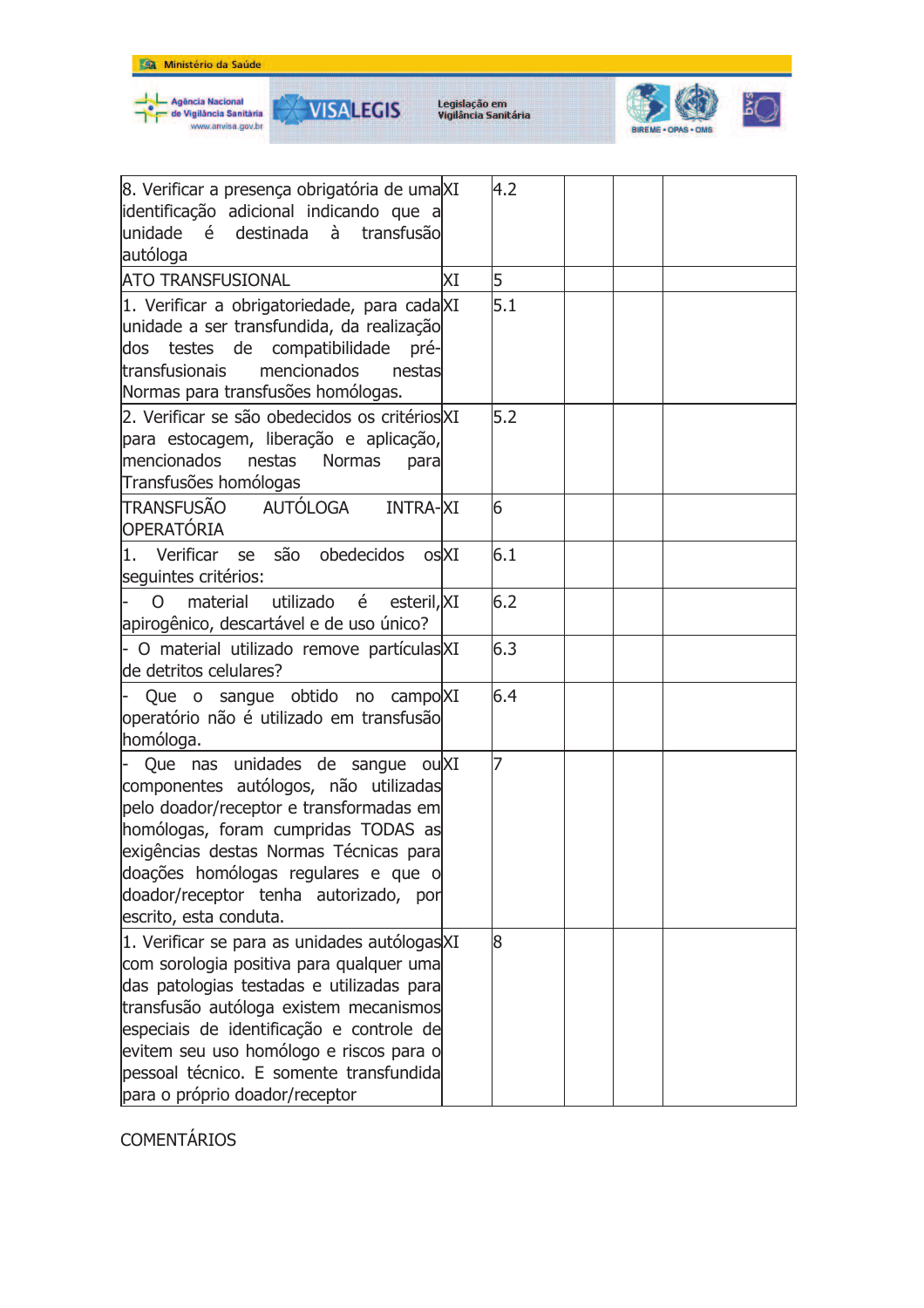| | | | | | |
|---|---|---|---|---|---|
| 8. Verificar a presença obrigatória de uma identificação adicional indicando que a unidade é destinada à transfusão autóloga | XI | 4.2 | | | |
| ATO TRANSFUSIONAL | XI | 5 | | | |
| 1. Verificar a obrigatoriedade, para cada unidade a ser transfundida, da realização dos testes de compatibilidade pré-transfusionais mencionados nestas Normas para transfusões homólogas. | XI | 5.1 | | | |
| 2. Verificar se são obedecidos os critérios para estocagem, liberação e aplicação, mencionados nestas Normas para Transfusões homólogas | XI | 5.2 | | | |
| TRANSFUSÃO AUTÓLOGA INTRA-OPERATÓRIA | XI | 6 | | | |
| 1. Verificar se são obedecidos os seguintes critérios: | XI | 6.1 | | | |
| - O material utilizado é esteril, apirogênico, descartável e de uso único? | XI | 6.2 | | | |
| - O material utilizado remove partículas de detritos celulares? | XI | 6.3 | | | |
| - Que o sangue obtido no campo operatório não é utilizado em transfusão homóloga. | XI | 6.4 | | | |
| - Que nas unidades de sangue ou componentes autólogos, não utilizadas pelo doador/receptor e transformadas em homólogas, foram cumpridas TODAS as exigências destas Normas Técnicas para doações homólogas regulares e que o doador/receptor tenha autorizado, por escrito, esta conduta. | XI | 7 | | | |
| 1. Verificar se para as unidades autólogas com sorologia positiva para qualquer uma das patologias testadas e utilizadas para transfusão autóloga existem mecanismos especiais de identificação e controle de evitem seu uso homólogo e riscos para o pessoal técnico. E somente transfundida para o próprio doador/receptor | XI | 8 | | | |

COMENTÁRIOS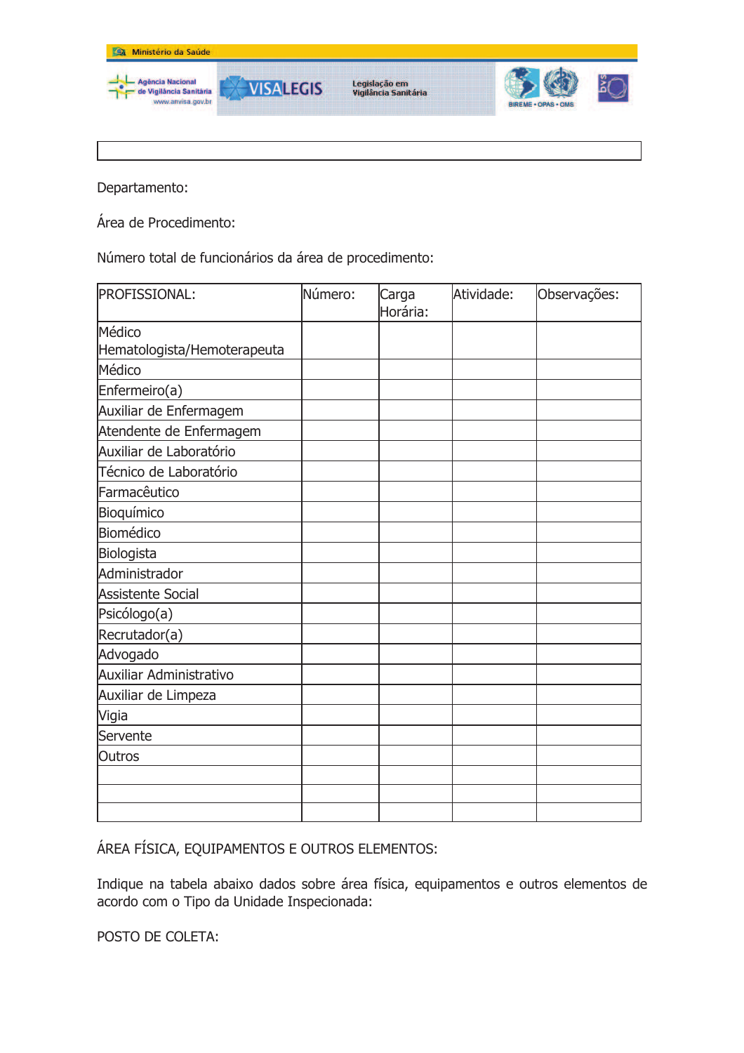Departamento:

Área de Procedimento:

Número total de funcionários da área de procedimento:

| PROFISSIONAL: | Número: | Carga Horária: | Atividade: | Observações: |
|---|---|---|---|---|
| Médico Hematologista/Hemoterapeuta | | | | |
| Médico | | | | |
| Enfermeiro(a) | | | | |
| Auxiliar de Enfermagem | | | | |
| Atendente de Enfermagem | | | | |
| Auxiliar de Laboratório | | | | |
| Técnico de Laboratório | | | | |
| Farmacêutico | | | | |
| Bioquímico | | | | |
| Biomédico | | | | |
| Biologista | | | | |
| Administrador | | | | |
| Assistente Social | | | | |
| Psicólogo(a) | | | | |
| Recrutador(a) | | | | |
| Advogado | | | | |
| Auxiliar Administrativo | | | | |
| Auxiliar de Limpeza | | | | |
| Vigia | | | | |
| Servente | | | | |
| Outros | | | | |
| | | | | |
| | | | | |
| | | | | |

ÁREA FÍSICA, EQUIPAMENTOS E OUTROS ELEMENTOS:

Indique na tabela abaixo dados sobre área física, equipamentos e outros elementos de acordo com o Tipo da Unidade Inspecionada:

POSTO DE COLETA: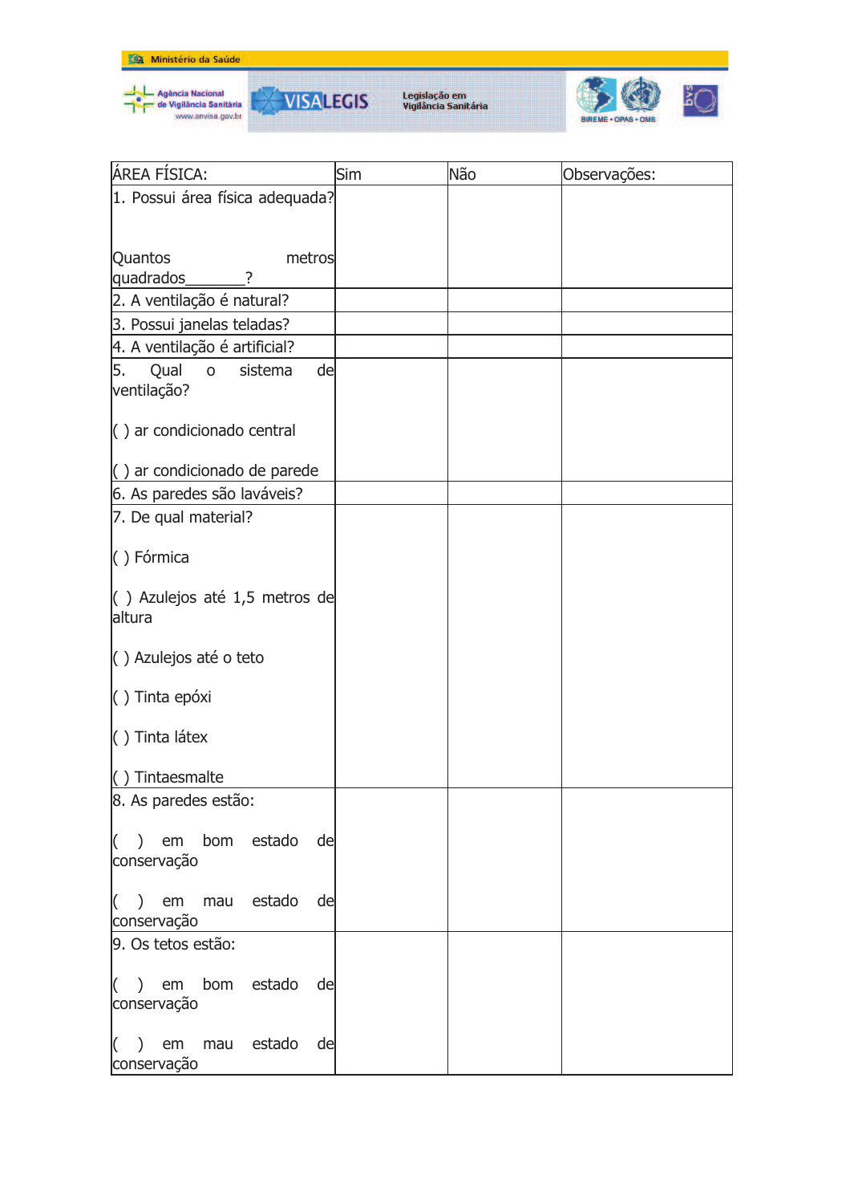| ÁREA FÍSICA: | Sim | Não | Observações: |
|---|---|---|---|
| 1. Possui área física adequada?<br><br>Quantos metros quadrados_______? | | | |
| 2. A ventilação é natural? | | | |
| 3. Possui janelas teladas? | | | |
| 4. A ventilação é artificial? | | | |
| 5. Qual o sistema de ventilação?<br><br>( ) ar condicionado central<br><br>( ) ar condicionado de parede | | | |
| 6. As paredes são laváveis? | | | |
| 7. De qual material?<br><br>( ) Fórmica<br><br>( ) Azulejos até 1,5 metros de altura<br><br>( ) Azulejos até o teto<br><br>( ) Tinta epóxi<br><br>( ) Tinta látex<br><br>( ) Tintaesmalte | | | |
| 8. As paredes estão:<br><br>( ) em bom estado de conservação<br><br>( ) em mau estado de conservação | | | |
| 9. Os tetos estão:<br><br>( ) em bom estado de conservação<br><br>( ) em mau estado de conservação | | | |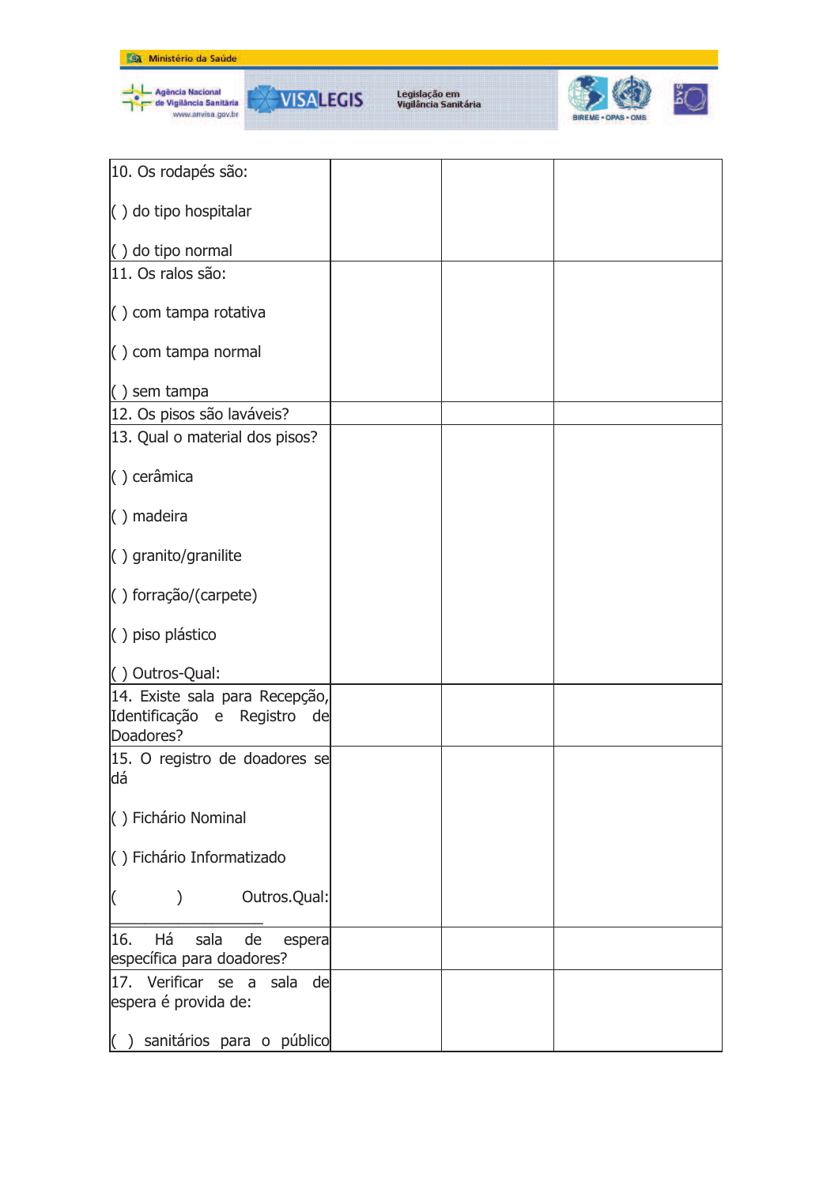| | | | |
|---|---|---|---|
| 10. Os rodapés são:<br><br>( ) do tipo hospitalar<br><br>( ) do tipo normal | | | |
| 11. Os ralos são:<br><br>( ) com tampa rotativa<br><br>( ) com tampa normal<br><br>( ) sem tampa | | | |
| 12. Os pisos são laváveis? | | | |
| 13. Qual o material dos pisos?<br><br>( ) cerâmica<br><br>( ) madeira<br><br>( ) granito/granilite<br><br>( ) forração/(carpete)<br><br>( ) piso plástico<br><br>( ) Outros-Qual: | | | |
| 14. Existe sala para Recepção, Identificação e Registro de Doadores? | | | |
| 15. O registro de doadores se dá<br><br>( ) Fichário Nominal<br><br>( ) Fichário Informatizado<br><br>( ) Outros.Qual: ________________ | | | |
| 16. Há sala de espera específica para doadores? | | | |
| 17. Verificar se a sala de espera é provida de:<br><br>( ) sanitários para o público | | | |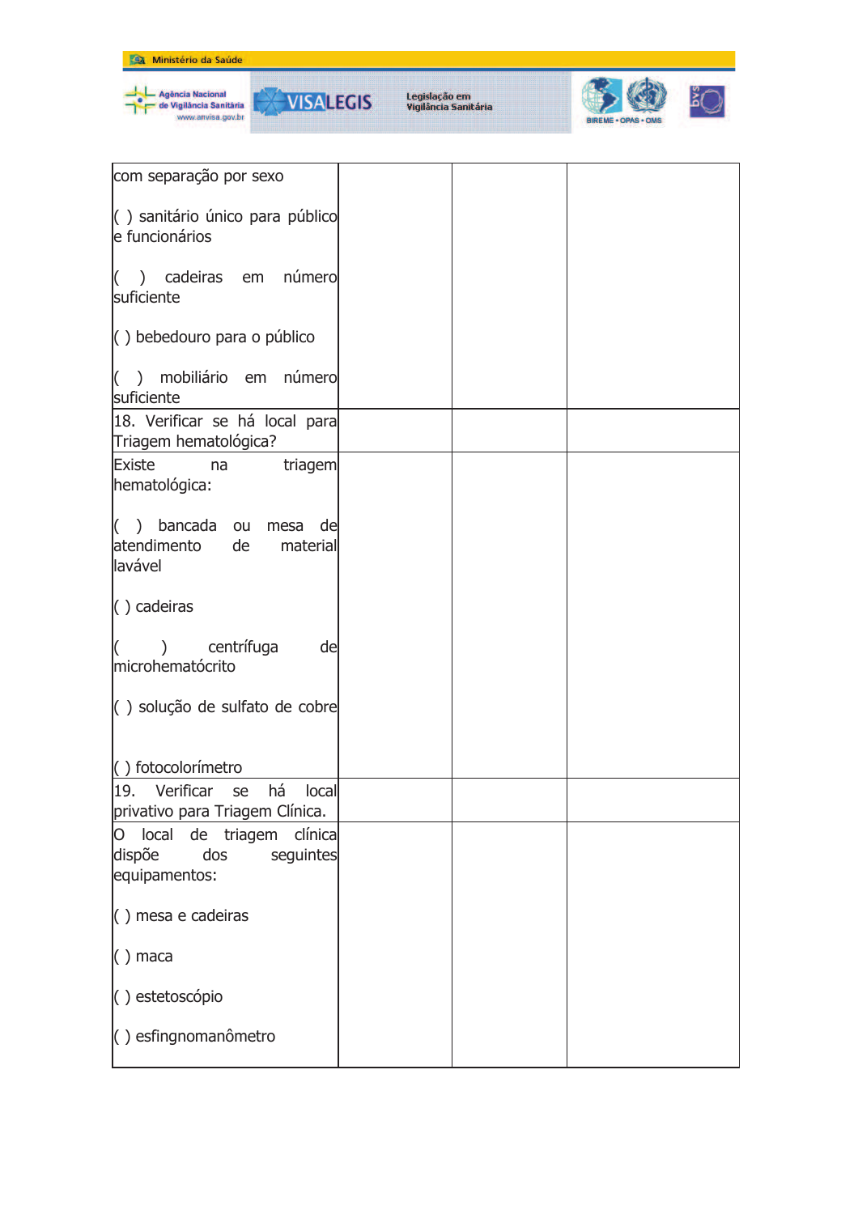| | | | |
|---|---|---|---|
| com separação por sexo<br><br>( ) sanitário único para público e funcionários<br><br>( ) cadeiras em número suficiente<br><br>( ) bebedouro para o público<br><br>( ) mobiliário em número suficiente | | | |
| 18. Verificar se há local para Triagem hematológica? | | | |
| Existe na triagem hematológica:<br><br>( ) bancada ou mesa de atendimento de material lavável<br><br>( ) cadeiras<br><br>( ) centrífuga de microhematócrito<br><br>( ) solução de sulfato de cobre<br><br>( ) fotocolorímetro | | | |
| 19. Verificar se há local privativo para Triagem Clínica. | | | |
| O local de triagem clínica dispõe dos seguintes equipamentos:<br><br>( ) mesa e cadeiras<br><br>( ) maca<br><br>( ) estetoscópio<br><br>( ) esfingnomanômetro | | | |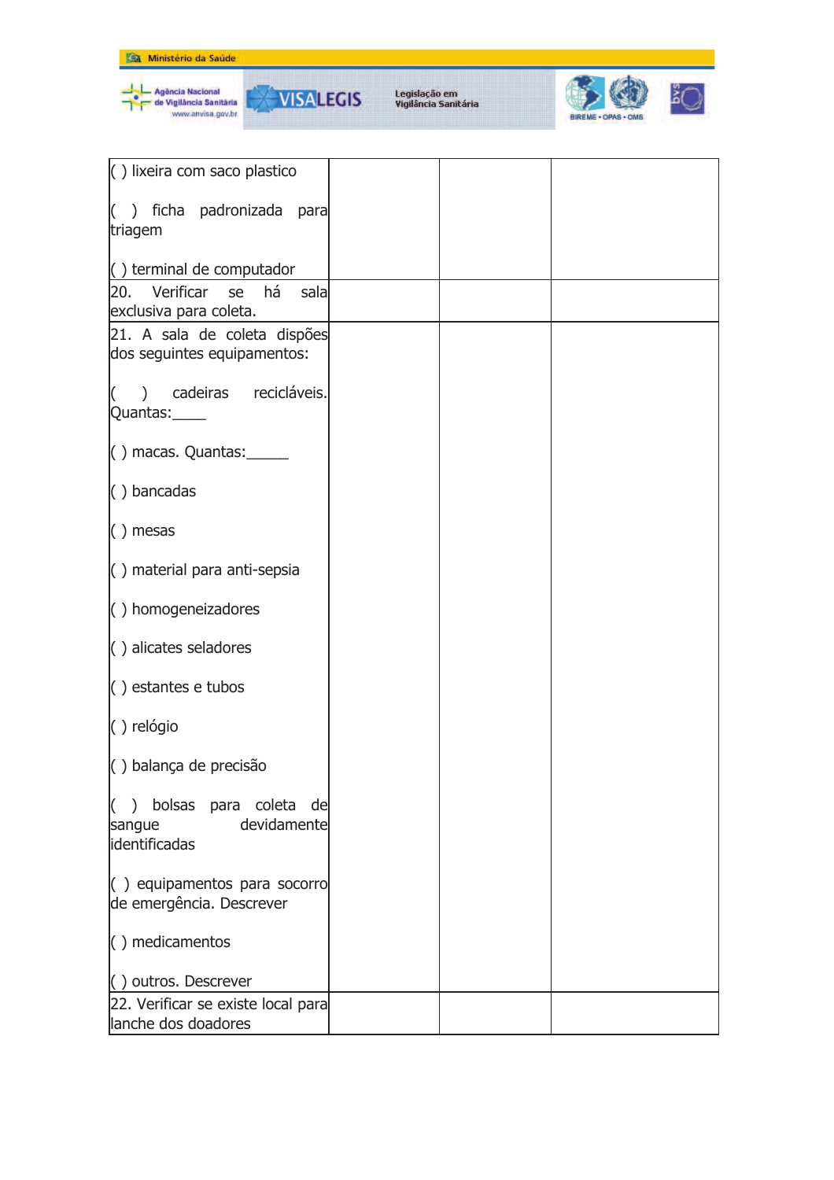| | | | |
|---|---|---|---|
| ( ) lixeira com saco plastico<br><br>( ) ficha padronizada para triagem<br><br>( ) terminal de computador | | | |
| 20. Verificar se há sala exclusiva para coleta. | | | |
| 21. A sala de coleta dispões dos seguintes equipamentos:<br><br>( ) cadeiras recicláveis. Quantas:____<br><br>( ) macas. Quantas:_____<br><br>( ) bancadas<br><br>( ) mesas<br><br>( ) material para anti-sepsia<br><br>( ) homogeneizadores<br><br>( ) alicates seladores<br><br>( ) estantes e tubos<br><br>( ) relógio<br><br>( ) balança de precisão<br><br>( ) bolsas para coleta de sangue devidamente identificadas<br><br>( ) equipamentos para socorro de emergência. Descrever<br><br>( ) medicamentos<br><br>( ) outros. Descrever | | | |
| 22. Verificar se existe local para lanche dos doadores | | | |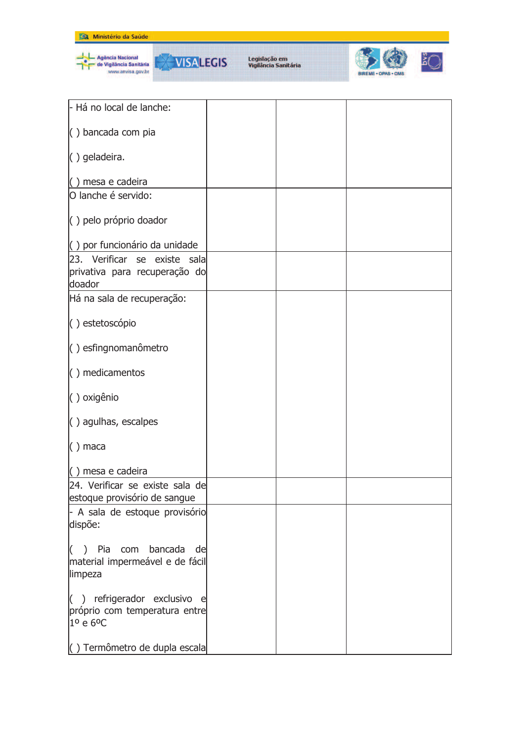| | | | |
|---|---|---|---|
| - Há no local de lanche:<br><br>( ) bancada com pia<br><br>( ) geladeira.<br><br>( ) mesa e cadeira | | | |
| O lanche é servido:<br><br>( ) pelo próprio doador<br><br>( ) por funcionário da unidade | | | |
| 23. Verificar se existe sala privativa para recuperação do doador | | | |
| Há na sala de recuperação:<br><br>( ) estetoscópio<br><br>( ) esfingnomanômetro<br><br>( ) medicamentos<br><br>( ) oxigênio<br><br>( ) agulhas, escalpes<br><br>( ) maca<br><br>( ) mesa e cadeira | | | |
| 24. Verificar se existe sala de estoque provisório de sangue | | | |
| - A sala de estoque provisório dispõe:<br><br>( ) Pia com bancada de material impermeável e de fácil limpeza<br><br>( ) refrigerador exclusivo e próprio com temperatura entre 1º e 6ºC<br><br>( ) Termômetro de dupla escala | | | |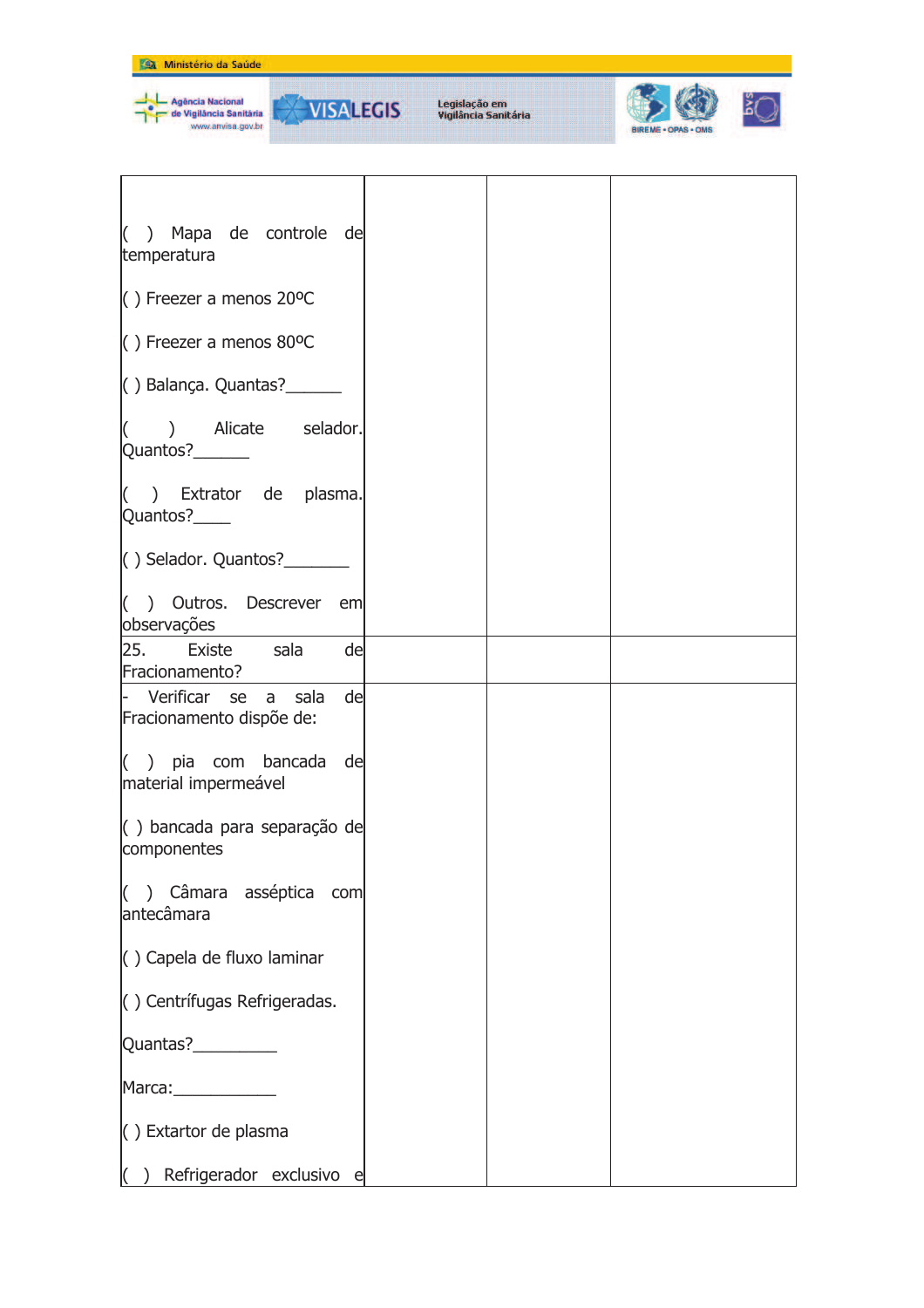| | | | |
|---|---|---|---|
| ( ) Mapa de controle de temperatura<br><br>( ) Freezer a menos 20ºC<br><br>( ) Freezer a menos 80ºC<br><br>( ) Balança. Quantas?______<br><br>( ) Alicate selador. Quantos?______<br><br>( ) Extrator de plasma. Quantos?____<br><br>( ) Selador. Quantos?_______<br><br>( ) Outros. Descrever em observações | | | |
| 25. Existe sala de Fracionamento? | | | |
| - Verificar se a sala de Fracionamento dispõe de:<br><br>( ) pia com bancada de material impermeável<br><br>( ) bancada para separação de componentes<br><br>( ) Câmara asséptica com antecâmara<br><br>( ) Capela de fluxo laminar<br><br>( ) Centrífugas Refrigeradas.<br><br>Quantas?_________<br><br>Marca:___________<br><br>( ) Extartor de plasma<br><br>( ) Refrigerador exclusivo e | | | |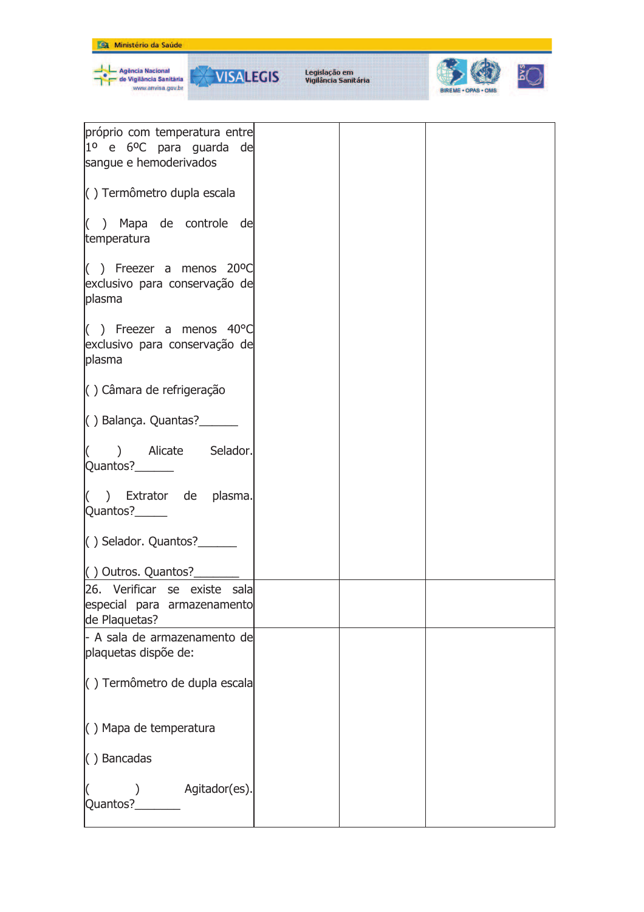| | | | |
|---|---|---|---|
| próprio com temperatura entre 1º e 6ºC para guarda de sangue e hemoderivados<br><br>( ) Termômetro dupla escala<br><br>( ) Mapa de controle de temperatura<br><br>( ) Freezer a menos 20ºC exclusivo para conservação de plasma<br><br>( ) Freezer a menos 40°C exclusivo para conservação de plasma<br><br>( ) Câmara de refrigeração<br><br>( ) Balança. Quantas?______<br><br>( ) Alicate Selador. Quantos?______<br><br>( ) Extrator de plasma. Quantos?_____<br><br>( ) Selador. Quantos?______<br><br>( ) Outros. Quantos?_______ | | | |
| 26. Verificar se existe sala especial para armazenamento de Plaquetas? | | | |
| - A sala de armazenamento de plaquetas dispõe de:<br><br>( ) Termômetro de dupla escala<br><br>( ) Mapa de temperatura<br><br>( ) Bancadas<br><br>( ) Agitador(es). Quantos?_______ | | | |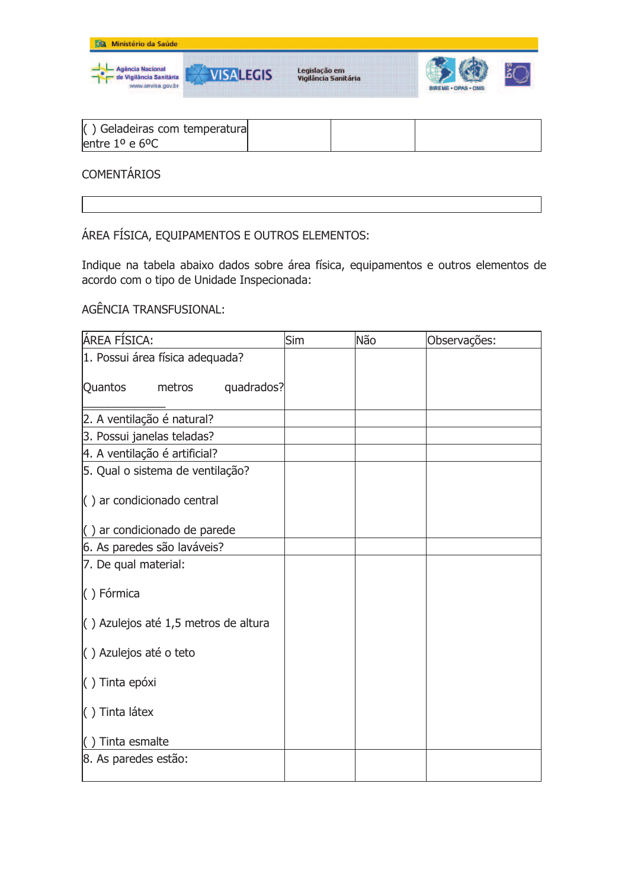| ( ) Geladeiras com temperatura entre 1º e 6ºC | | | |
|---|---|---|---|

COMENTÁRIOS

| |
|---|

ÁREA FÍSICA, EQUIPAMENTOS E OUTROS ELEMENTOS:

Indique na tabela abaixo dados sobre área física, equipamentos e outros elementos de acordo com o tipo de Unidade Inspecionada:

AGÊNCIA TRANSFUSIONAL:

| ÁREA FÍSICA: | Sim | Não | Observações: |
|---|---|---|---|
| 1. Possui área física adequada?<br><br>Quantos metros quadrados?<br>\_\_\_\_\_\_\_\_\_\_\_\_\_\_\_ | | | |
| 2. A ventilação é natural? | | | |
| 3. Possui janelas teladas? | | | |
| 4. A ventilação é artificial? | | | |
| 5. Qual o sistema de ventilação?<br><br>( ) ar condicionado central<br><br>( ) ar condicionado de parede | | | |
| 6. As paredes são laváveis? | | | |
| 7. De qual material:<br><br>( ) Fórmica<br><br>( ) Azulejos até 1,5 metros de altura<br><br>( ) Azulejos até o teto<br><br>( ) Tinta epóxi<br><br>( ) Tinta látex<br><br>( ) Tinta esmalte | | | |
| 8. As paredes estão: | | | |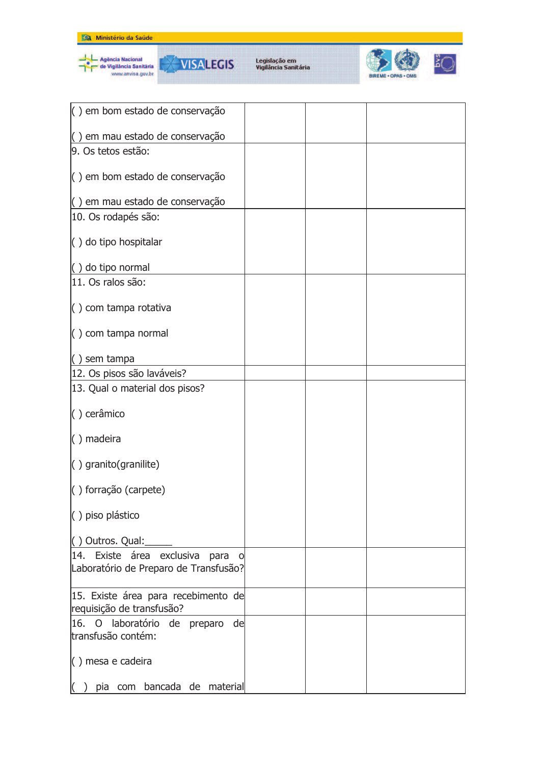| | | | |
|---|---|---|---|
| ( ) em bom estado de conservação<br><br>( ) em mau estado de conservação | | | |
| 9. Os tetos estão:<br><br>( ) em bom estado de conservação<br><br>( ) em mau estado de conservação | | | |
| 10. Os rodapés são:<br><br>( ) do tipo hospitalar<br><br>( ) do tipo normal | | | |
| 11. Os ralos são:<br><br>( ) com tampa rotativa<br><br>( ) com tampa normal<br><br>( ) sem tampa | | | |
| 12. Os pisos são laváveis? | | | |
| 13. Qual o material dos pisos?<br><br>( ) cerâmico<br><br>( ) madeira<br><br>( ) granito(granilite)<br><br>( ) forração (carpete)<br><br>( ) piso plástico<br><br>( ) Outros. Qual:_____ | | | |
| 14. Existe área exclusiva para o Laboratório de Preparo de Transfusão? | | | |
| 15. Existe área para recebimento de requisição de transfusão? | | | |
| 16. O laboratório de preparo de transfusão contém:<br><br>( ) mesa e cadeira<br><br>( ) pia com bancada de material | | | |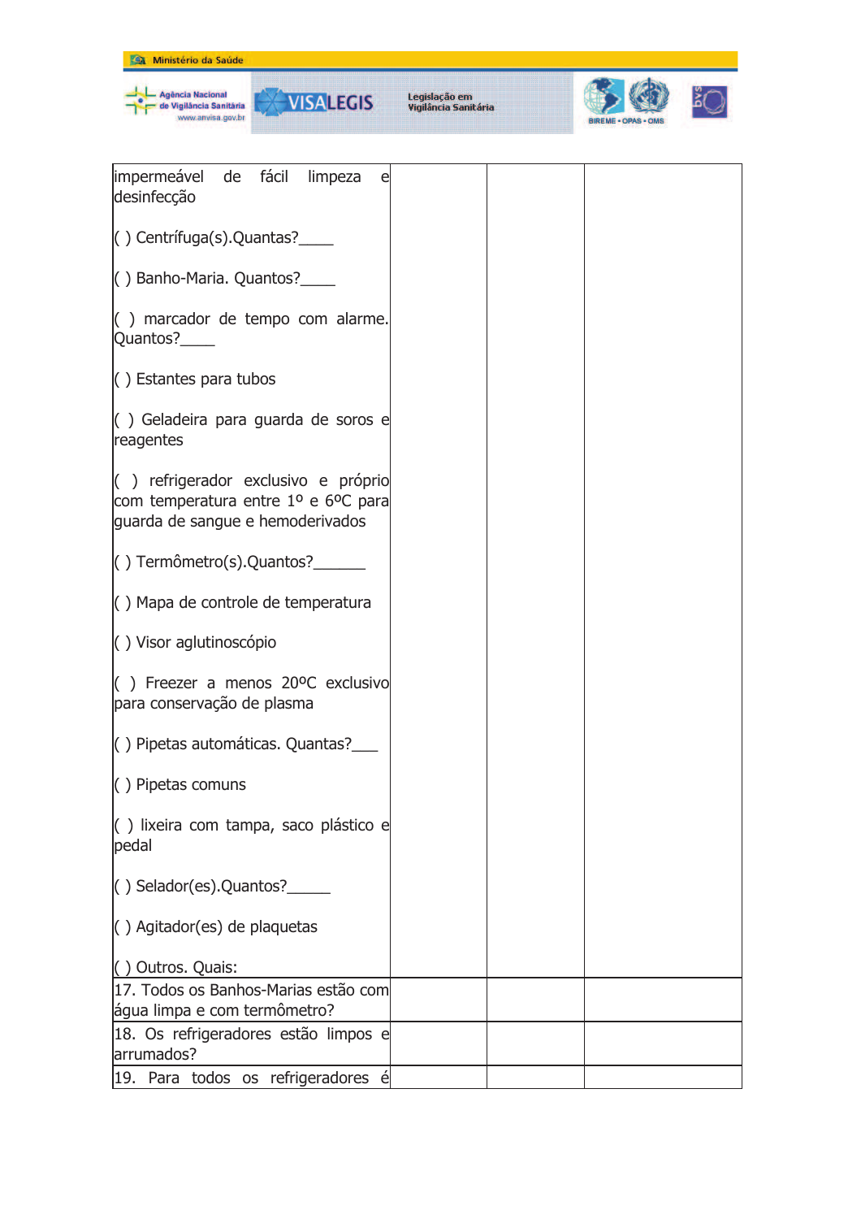| | | | |
|---|---|---|---|
| impermeável de fácil limpeza e desinfecção<br><br>( ) Centrífuga(s).Quantas?____<br><br>( ) Banho-Maria. Quantos?____<br><br>( ) marcador de tempo com alarme. Quantos?____<br><br>( ) Estantes para tubos<br><br>( ) Geladeira para guarda de soros e reagentes<br><br>( ) refrigerador exclusivo e próprio com temperatura entre 1º e 6ºC para guarda de sangue e hemoderivados<br><br>( ) Termômetro(s).Quantos?______<br><br>( ) Mapa de controle de temperatura<br><br>( ) Visor aglutinoscópio<br><br>( ) Freezer a menos 20ºC exclusivo para conservação de plasma<br><br>( ) Pipetas automáticas. Quantas?___<br><br>( ) Pipetas comuns<br><br>( ) lixeira com tampa, saco plástico e pedal<br><br>( ) Selador(es).Quantos?_____<br><br>( ) Agitador(es) de plaquetas<br><br>( ) Outros. Quais: | | | |
| 17. Todos os Banhos-Marias estão com água limpa e com termômetro? | | | |
| 18. Os refrigeradores estão limpos e arrumados? | | | |
| 19. Para todos os refrigeradores é | | | |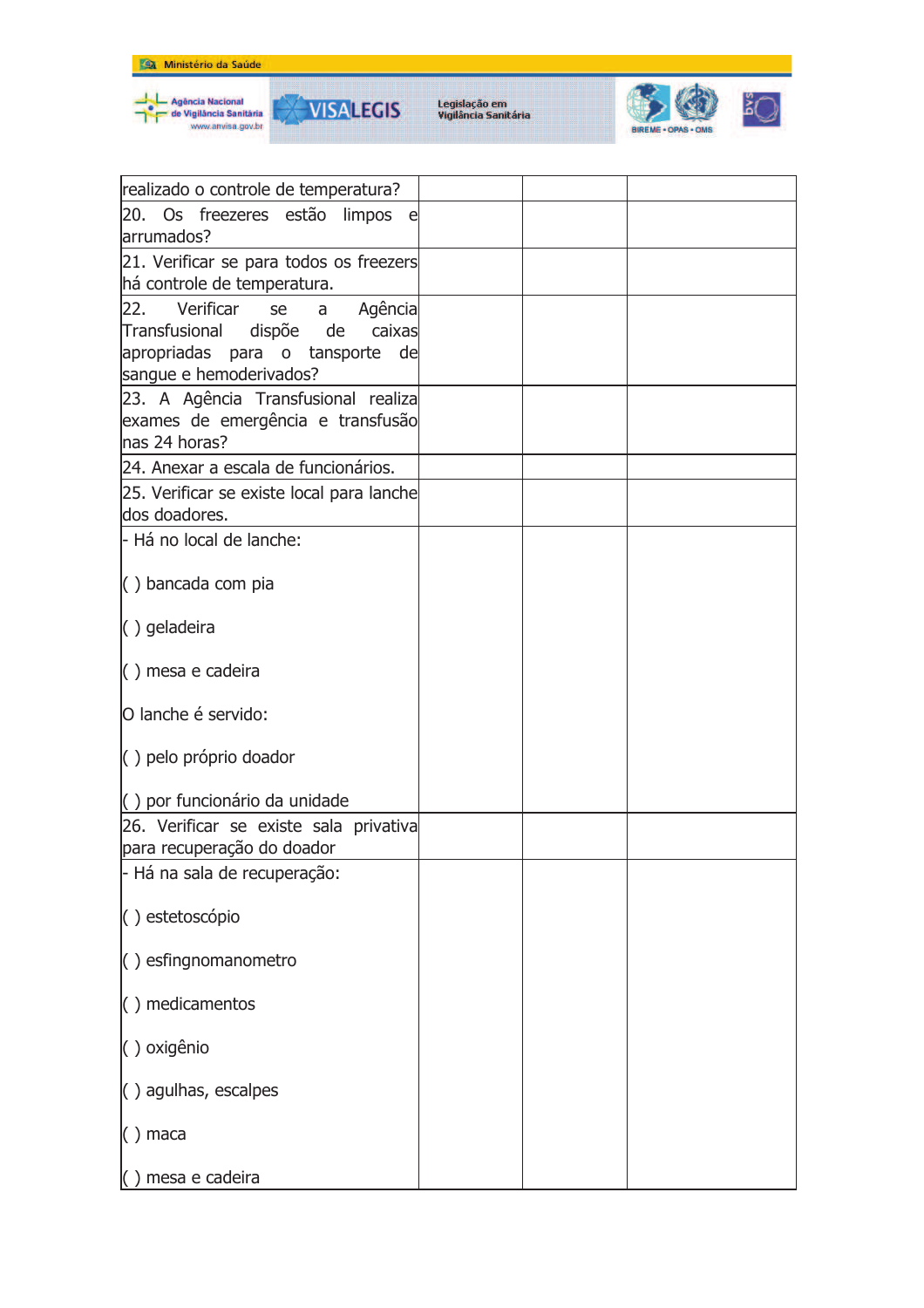| | | | |
|---|---|---|---|
| realizado o controle de temperatura? | | | |
| 20. Os freezeres estão limpos e arrumados? | | | |
| 21. Verificar se para todos os freezers há controle de temperatura. | | | |
| 22. Verificar se a Agência Transfusional dispõe de caixas apropriadas para o tansporte de sangue e hemoderivados? | | | |
| 23. A Agência Transfusional realiza exames de emergência e transfusão nas 24 horas? | | | |
| 24. Anexar a escala de funcionários. | | | |
| 25. Verificar se existe local para lanche dos doadores. | | | |
| - Há no local de lanche:<br><br>( ) bancada com pia<br><br>( ) geladeira<br><br>( ) mesa e cadeira<br><br>O lanche é servido:<br><br>( ) pelo próprio doador<br><br>( ) por funcionário da unidade | | | |
| 26. Verificar se existe sala privativa para recuperação do doador | | | |
| - Há na sala de recuperação:<br><br>( ) estetoscópio<br><br>( ) esfingnomanometro<br><br>( ) medicamentos<br><br>( ) oxigênio<br><br>( ) agulhas, escalpes<br><br>( ) maca<br><br>( ) mesa e cadeira | | | |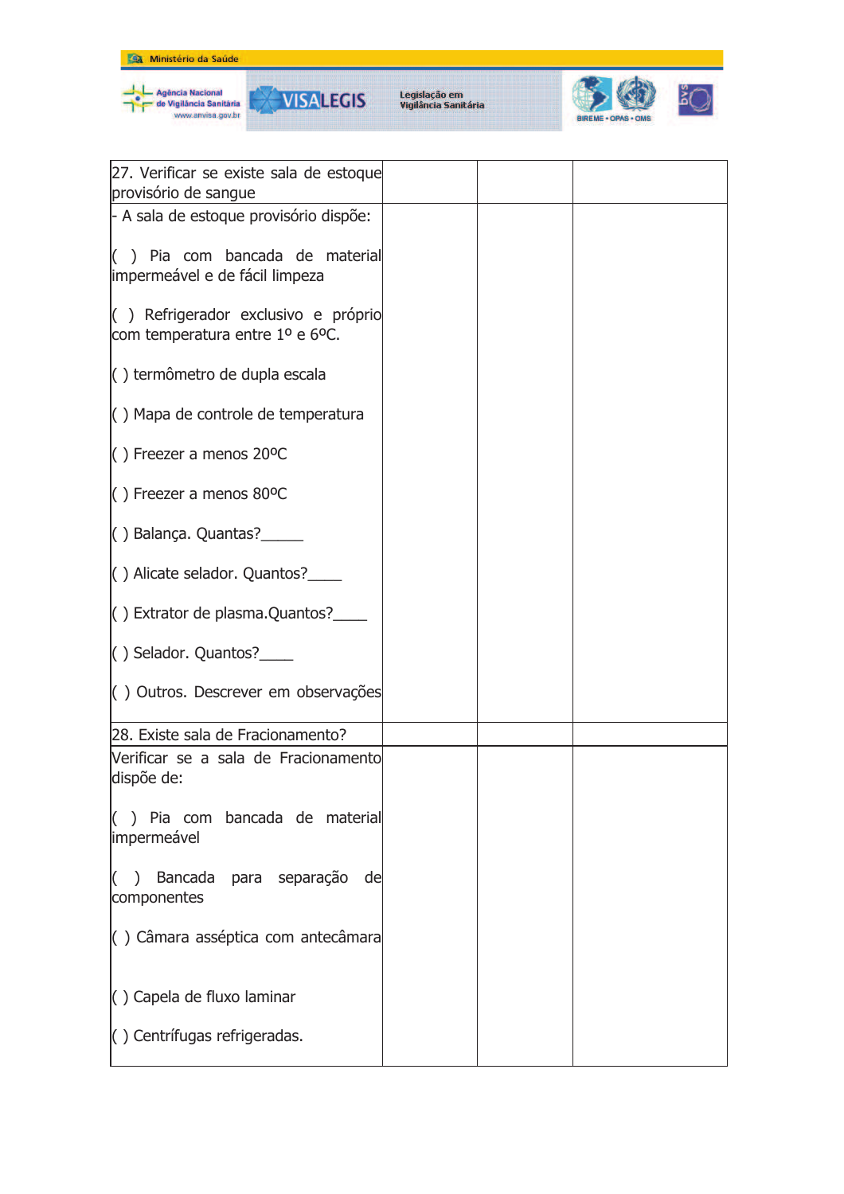| | | | |
|---|---|---|---|
| 27. Verificar se existe sala de estoque provisório de sangue | | | |
| - A sala de estoque provisório dispõe:<br><br>( ) Pia com bancada de material impermeável e de fácil limpeza<br><br>( ) Refrigerador exclusivo e próprio com temperatura entre 1º e 6ºC.<br><br>( ) termômetro de dupla escala<br><br>( ) Mapa de controle de temperatura<br><br>( ) Freezer a menos 20ºC<br><br>( ) Freezer a menos 80ºC<br><br>( ) Balança. Quantas?_____<br><br>( ) Alicate selador. Quantos?____<br><br>( ) Extrator de plasma.Quantos?____<br><br>( ) Selador. Quantos?____<br><br>( ) Outros. Descrever em observações | | | |
| 28. Existe sala de Fracionamento? | | | |
| Verificar se a sala de Fracionamento dispõe de:<br><br>( ) Pia com bancada de material impermeável<br><br>( ) Bancada para separação de componentes<br><br>( ) Câmara asséptica com antecâmara<br><br>( ) Capela de fluxo laminar<br><br>( ) Centrífugas refrigeradas. | | | |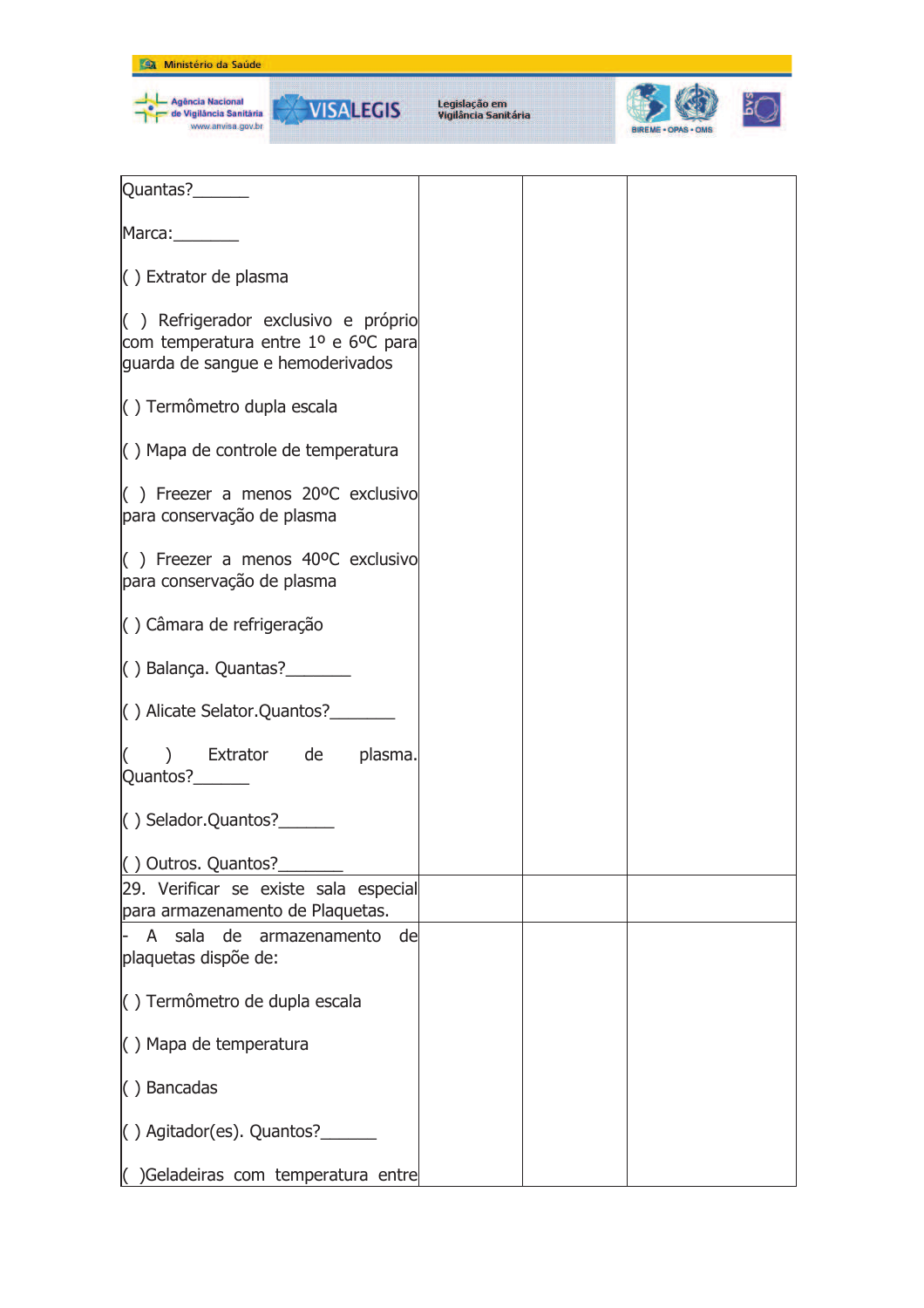| | | | |
|---|---|---|---|
| Quantas?______<br><br>Marca:_______<br><br>( ) Extrator de plasma<br><br>( ) Refrigerador exclusivo e próprio com temperatura entre 1º e 6ºC para guarda de sangue e hemoderivados<br><br>( ) Termômetro dupla escala<br><br>( ) Mapa de controle de temperatura<br><br>( ) Freezer a menos 20ºC exclusivo para conservação de plasma<br><br>( ) Freezer a menos 40ºC exclusivo para conservação de plasma<br><br>( ) Câmara de refrigeração<br><br>( ) Balança. Quantas?_______<br><br>( ) Alicate Selator.Quantos?_______<br><br>( ) Extrator de plasma. Quantos?______<br><br>( ) Selador.Quantos?______<br><br>( ) Outros. Quantos?_______ | | | |
| 29. Verificar se existe sala especial para armazenamento de Plaquetas. | | | |
| - A sala de armazenamento de plaquetas dispõe de:<br><br>( ) Termômetro de dupla escala<br><br>( ) Mapa de temperatura<br><br>( ) Bancadas<br><br>( ) Agitador(es). Quantos?______<br><br>( )Geladeiras com temperatura entre | | | |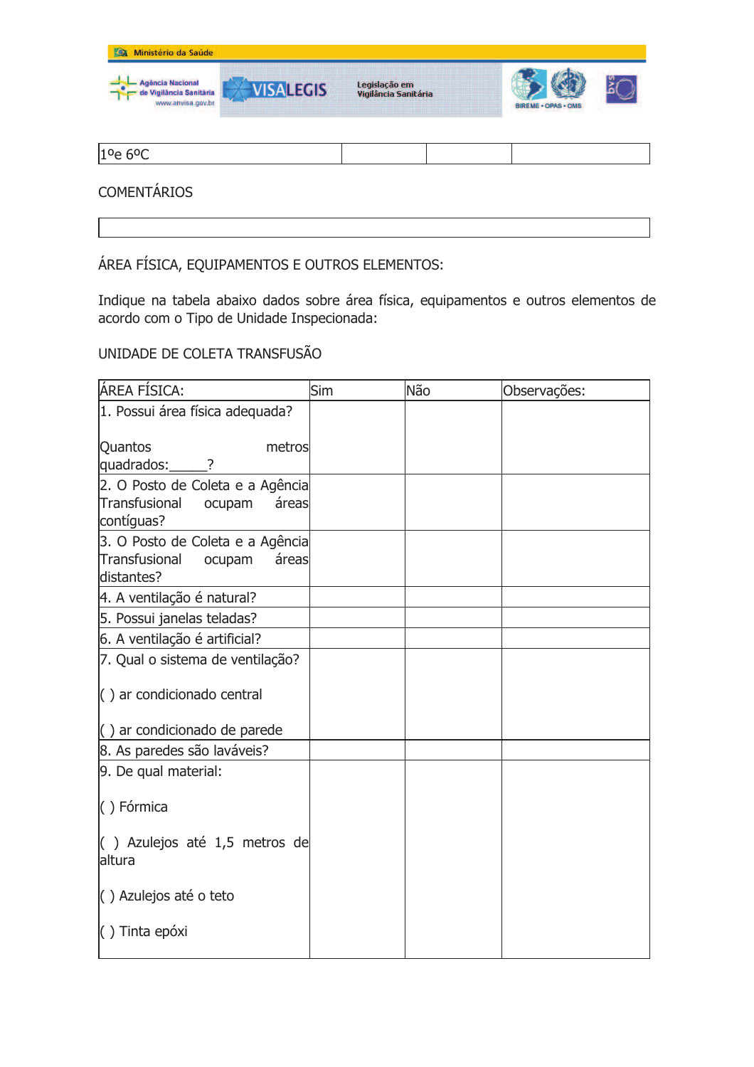| 1ºe 6ºC | | | |
|---|---|---|---|

COMENTÁRIOS

| |
|---|

ÁREA FÍSICA, EQUIPAMENTOS E OUTROS ELEMENTOS:

Indique na tabela abaixo dados sobre área física, equipamentos e outros elementos de acordo com o Tipo de Unidade Inspecionada:

UNIDADE DE COLETA TRANSFUSÃO

| ÁREA FÍSICA: | Sim | Não | Observações: |
|---|---|---|---|
| 1. Possui área física adequada?<br><br>Quantos metros quadrados:_____? | | | |
| 2. O Posto de Coleta e a Agência Transfusional ocupam áreas contíguas? | | | |
| 3. O Posto de Coleta e a Agência Transfusional ocupam áreas distantes? | | | |
| 4. A ventilação é natural? | | | |
| 5. Possui janelas teladas? | | | |
| 6. A ventilação é artificial? | | | |
| 7. Qual o sistema de ventilação?<br><br>( ) ar condicionado central<br><br>( ) ar condicionado de parede | | | |
| 8. As paredes são laváveis? | | | |
| 9. De qual material:<br><br>( ) Fórmica<br><br>( ) Azulejos até 1,5 metros de altura<br><br>( ) Azulejos até o teto<br><br>( ) Tinta epóxi | | | |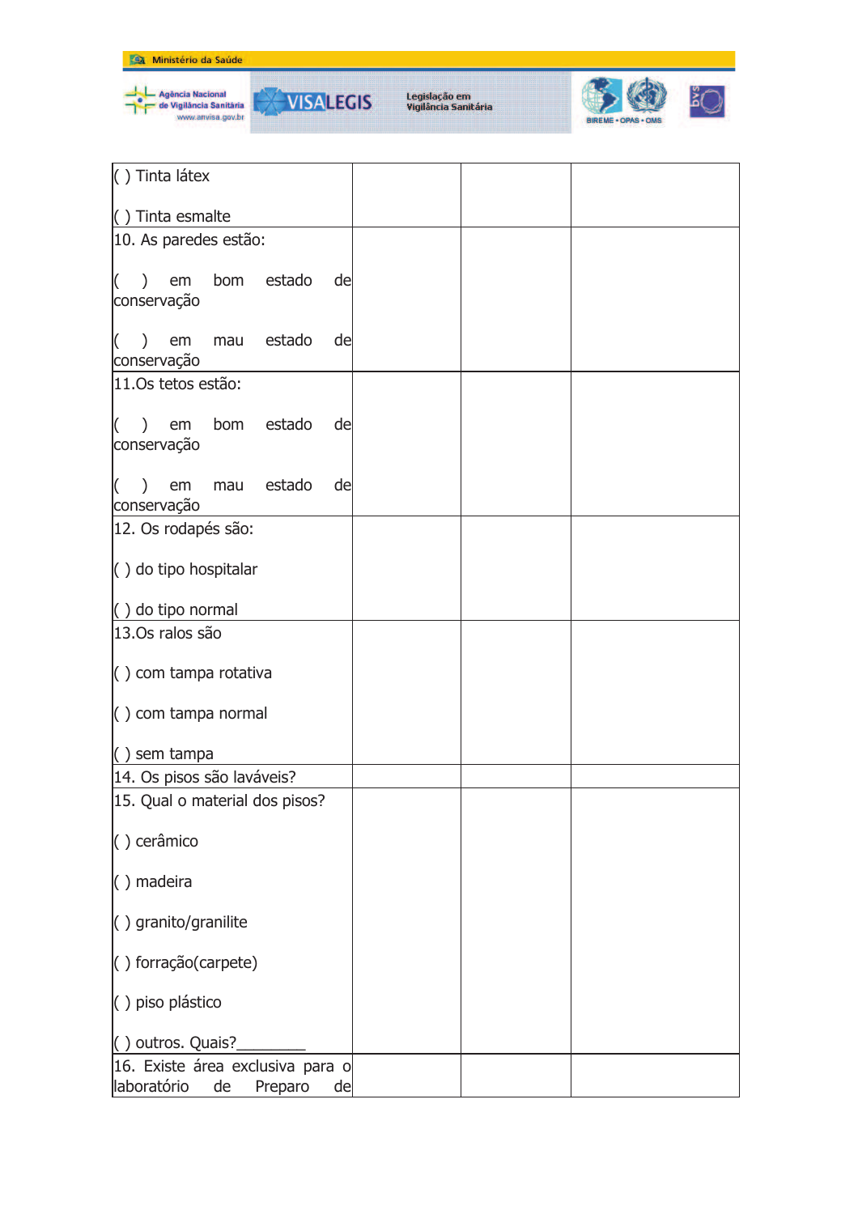| | | | |
|---|---|---|---|
| ( ) Tinta látex<br><br>( ) Tinta esmalte | | | |
| 10. As paredes estão:<br><br>( ) em bom estado de conservação<br><br>( ) em mau estado de conservação | | | |
| 11.Os tetos estão:<br><br>( ) em bom estado de conservação<br><br>( ) em mau estado de conservação | | | |
| 12. Os rodapés são:<br><br>( ) do tipo hospitalar<br><br>( ) do tipo normal | | | |
| 13.Os ralos são<br><br>( ) com tampa rotativa<br><br>( ) com tampa normal<br><br>( ) sem tampa | | | |
| 14. Os pisos são laváveis? | | | |
| 15. Qual o material dos pisos?<br><br>( ) cerâmico<br><br>( ) madeira<br><br>( ) granito/granilite<br><br>( ) forração(carpete)<br><br>( ) piso plástico<br><br>( ) outros. Quais?_________ | | | |
| 16. Existe área exclusiva para o laboratório de Preparo de | | | |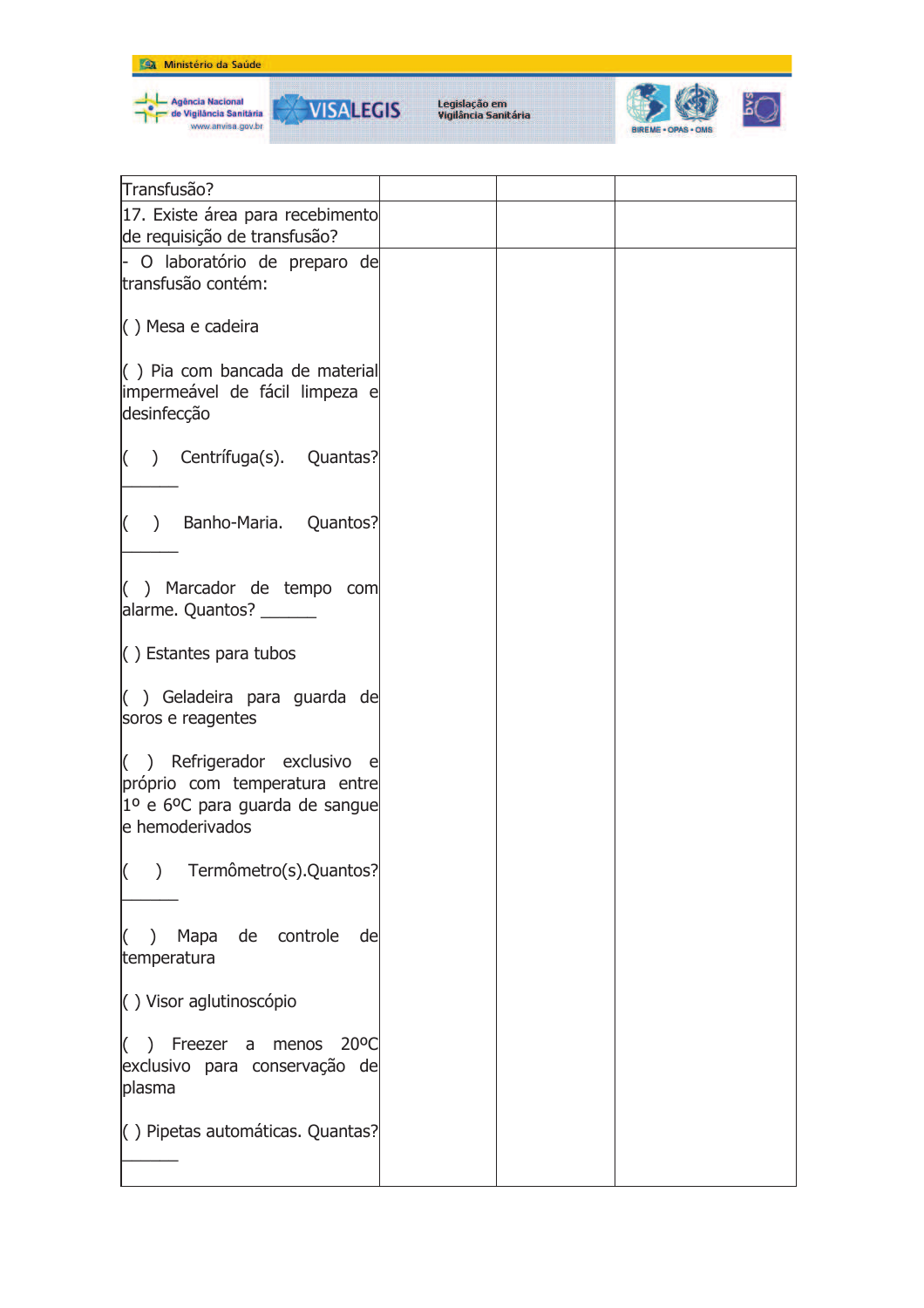| Transfusão? | | | |
|---|---|---|---|
| 17. Existe área para recebimento de requisição de transfusão? | | | |
| - O laboratório de preparo de transfusão contém:<br><br>( ) Mesa e cadeira<br><br>( ) Pia com bancada de material impermeável de fácil limpeza e desinfecção<br><br>( ) Centrífuga(s). Quantas? ______<br><br>( ) Banho-Maria. Quantos? ______<br><br>( ) Marcador de tempo com alarme. Quantos? ______<br><br>( ) Estantes para tubos<br><br>( ) Geladeira para guarda de soros e reagentes<br><br>( ) Refrigerador exclusivo e próprio com temperatura entre 1º e 6ºC para guarda de sangue e hemoderivados<br><br>( ) Termômetro(s).Quantos? ______<br><br>( ) Mapa de controle de temperatura<br><br>( ) Visor aglutinoscópio<br><br>( ) Freezer a menos 20ºC exclusivo para conservação de plasma<br><br>( ) Pipetas automáticas. Quantas? ______ | | | |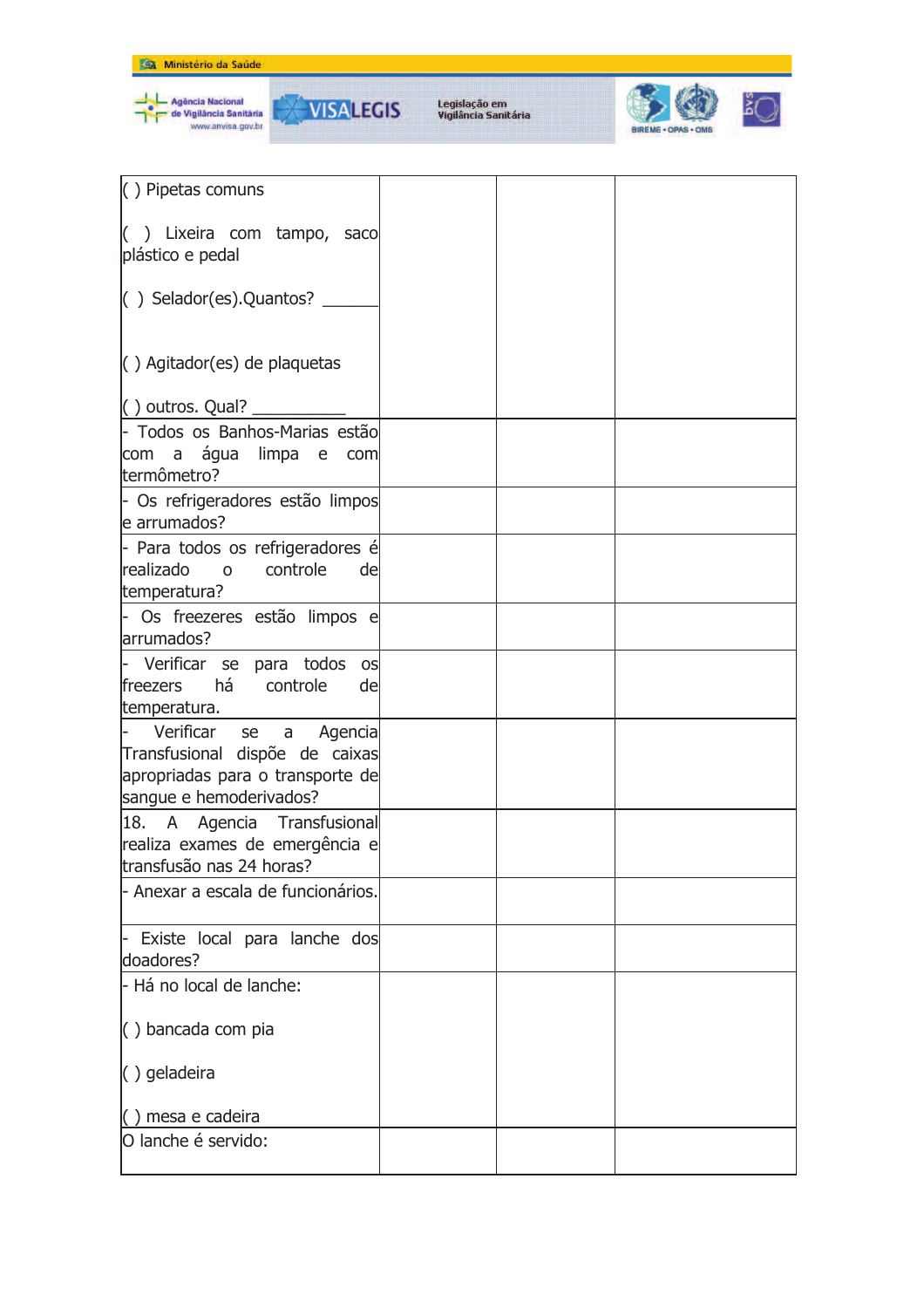| | | | |
|---|---|---|---|
| ( ) Pipetas comuns<br><br>( ) Lixeira com tampo, saco plástico e pedal<br><br>( ) Selador(es).Quantos? ______<br><br>( ) Agitador(es) de plaquetas<br><br>( ) outros. Qual? ___________ | | | |
| - Todos os Banhos-Marias estão com a água limpa e com termômetro? | | | |
| - Os refrigeradores estão limpos e arrumados? | | | |
| - Para todos os refrigeradores é realizado o controle de temperatura? | | | |
| - Os freezeres estão limpos e arrumados? | | | |
| - Verificar se para todos os freezers há controle de temperatura. | | | |
| - Verificar se a Agencia Transfusional dispõe de caixas apropriadas para o transporte de sangue e hemoderivados? | | | |
| 18. A Agencia Transfusional realiza exames de emergência e transfusão nas 24 horas? | | | |
| - Anexar a escala de funcionários. | | | |
| - Existe local para lanche dos doadores? | | | |
| - Há no local de lanche:<br><br>( ) bancada com pia<br><br>( ) geladeira<br><br>( ) mesa e cadeira | | | |
| O lanche é servido: | | | |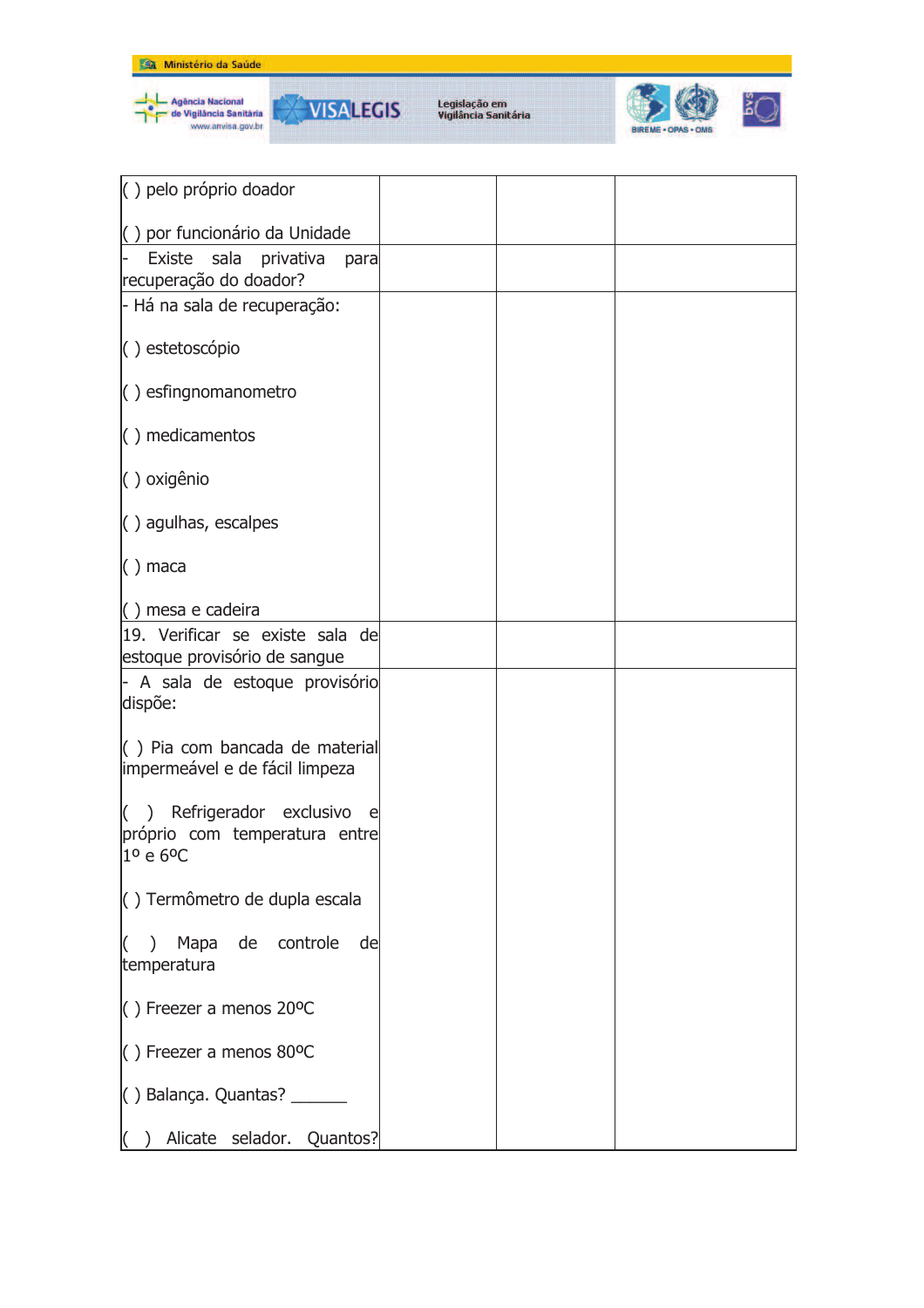| | | | |
|---|---|---|---|
| ( ) pelo próprio doador<br><br>( ) por funcionário da Unidade | | | |
| - Existe sala privativa para recuperação do doador? | | | |
| - Há na sala de recuperação:<br><br>( ) estetoscópio<br><br>( ) esfingnomanometro<br><br>( ) medicamentos<br><br>( ) oxigênio<br><br>( ) agulhas, escalpes<br><br>( ) maca<br><br>( ) mesa e cadeira | | | |
| 19. Verificar se existe sala de estoque provisório de sangue | | | |
| - A sala de estoque provisório dispõe:<br><br>( ) Pia com bancada de material impermeável e de fácil limpeza<br><br>( ) Refrigerador exclusivo e próprio com temperatura entre 1º e 6ºC<br><br>( ) Termômetro de dupla escala<br><br>( ) Mapa de controle de temperatura<br><br>( ) Freezer a menos 20ºC<br><br>( ) Freezer a menos 80ºC<br><br>( ) Balança. Quantas? \_\_\_\_\_\_<br><br>( ) Alicate selador. Quantos? | | | |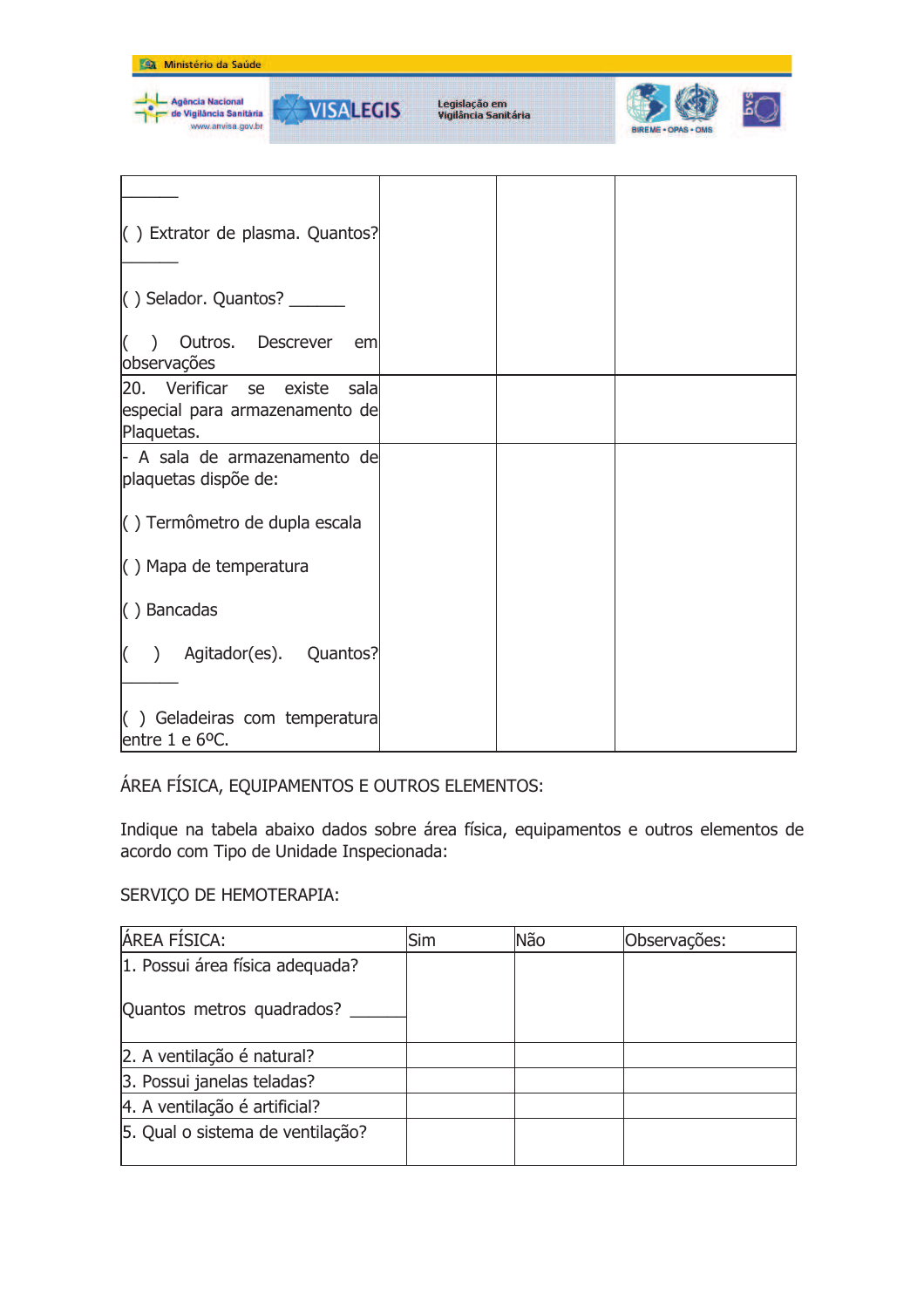| | | | |
|---|---|---|---|
| ______ ( ) Extrator de plasma. Quantos? ______ ( ) Selador. Quantos? ______ ( ) Outros. Descrever em observações | | | |
| 20. Verificar se existe sala especial para armazenamento de Plaquetas. | | | |
| - A sala de armazenamento de plaquetas dispõe de: ( ) Termômetro de dupla escala ( ) Mapa de temperatura ( ) Bancadas ( ) Agitador(es). Quantos? ______ ( ) Geladeiras com temperatura entre 1 e 6ºC. | | | |

ÁREA FÍSICA, EQUIPAMENTOS E OUTROS ELEMENTOS:

Indique na tabela abaixo dados sobre área física, equipamentos e outros elementos de acordo com Tipo de Unidade Inspecionada:

SERVIÇO DE HEMOTERAPIA:

| ÁREA FÍSICA: | Sim | Não | Observações: |
|---|---|---|---|
| 1. Possui área física adequada? Quantos metros quadrados? ______ | | | |
| 2. A ventilação é natural? | | | |
| 3. Possui janelas teladas? | | | |
| 4. A ventilação é artificial? | | | |
| 5. Qual o sistema de ventilação? | | | |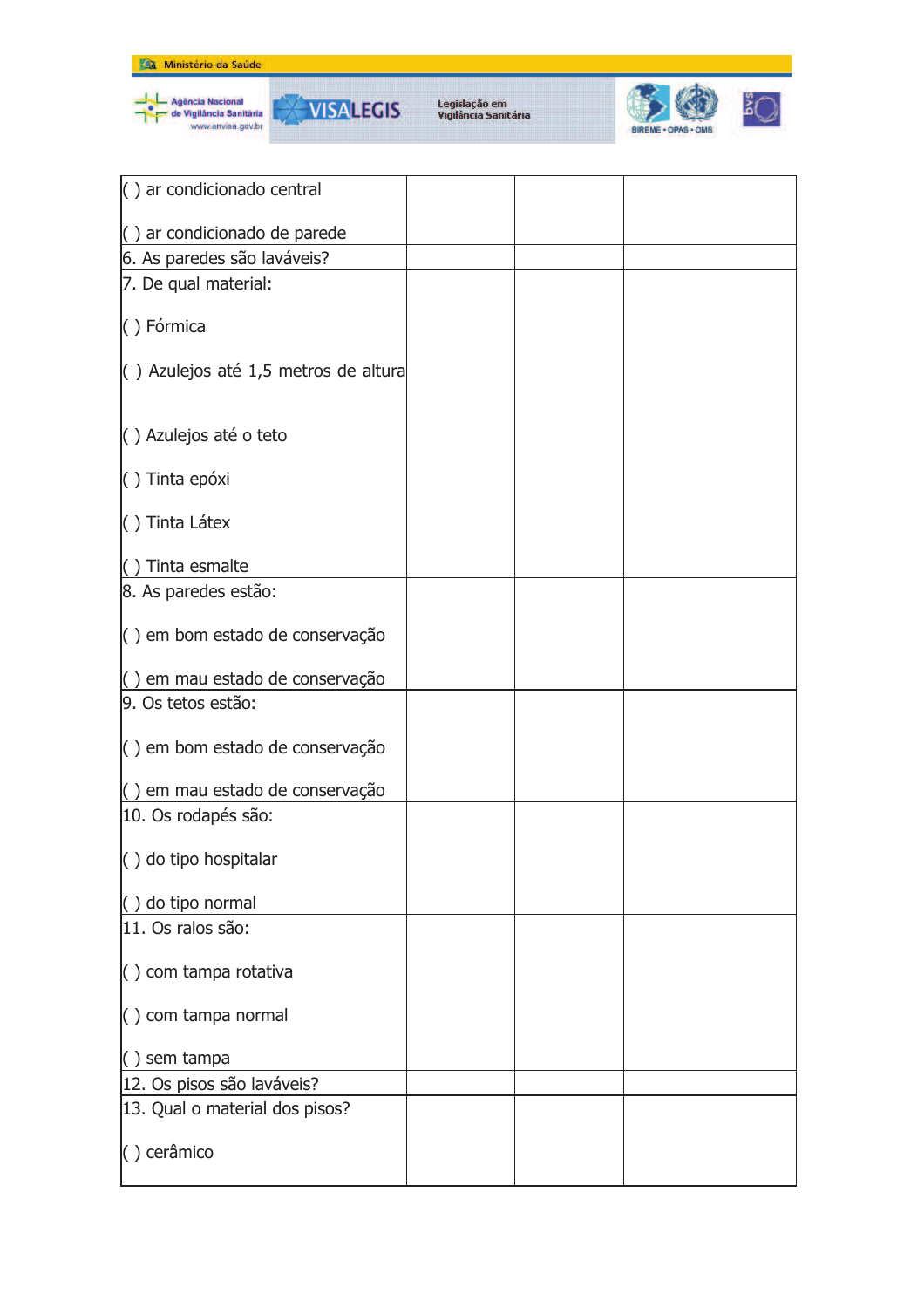| | | | |
|---|---|---|---|
| ( ) ar condicionado central<br><br>( ) ar condicionado de parede | | | |
| 6. As paredes são laváveis? | | | |
| 7. De qual material:<br><br>( ) Fórmica<br><br>( ) Azulejos até 1,5 metros de altura<br><br>( ) Azulejos até o teto<br><br>( ) Tinta epóxi<br><br>( ) Tinta Látex<br><br>( ) Tinta esmalte | | | |
| 8. As paredes estão:<br><br>( ) em bom estado de conservação<br><br>( ) em mau estado de conservação | | | |
| 9. Os tetos estão:<br><br>( ) em bom estado de conservação<br><br>( ) em mau estado de conservação | | | |
| 10. Os rodapés são:<br><br>( ) do tipo hospitalar<br><br>( ) do tipo normal | | | |
| 11. Os ralos são:<br><br>( ) com tampa rotativa<br><br>( ) com tampa normal<br><br>( ) sem tampa | | | |
| 12. Os pisos são laváveis? | | | |
| 13. Qual o material dos pisos?<br><br>( ) cerâmico | | | |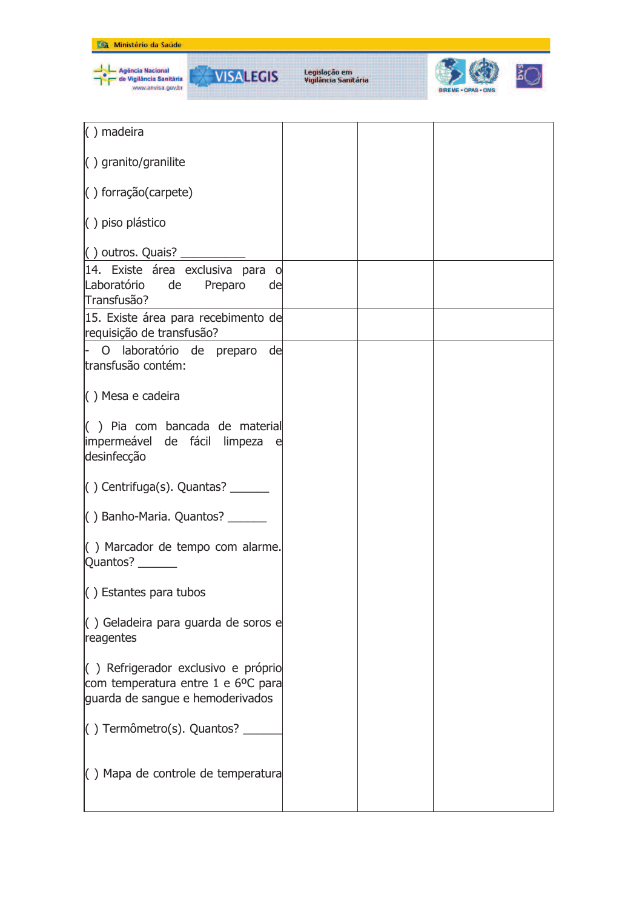| | | | |
|---|---|---|---|
| ( ) madeira<br><br>( ) granito/granilite<br><br>( ) forração(carpete)<br><br>( ) piso plástico<br><br>( ) outros. Quais? ___________ | | | |
| 14. Existe área exclusiva para o Laboratório de Preparo de Transfusão? | | | |
| 15. Existe área para recebimento de requisição de transfusão? | | | |
| - O laboratório de preparo de transfusão contém:<br><br>( ) Mesa e cadeira<br><br>( ) Pia com bancada de material impermeável de fácil limpeza e desinfecção<br><br>( ) Centrifuga(s). Quantas? ______<br><br>( ) Banho-Maria. Quantos? ______<br><br>( ) Marcador de tempo com alarme. Quantos? ______<br><br>( ) Estantes para tubos<br><br>( ) Geladeira para guarda de soros e reagentes<br><br>( ) Refrigerador exclusivo e próprio com temperatura entre 1 e 6ºC para guarda de sangue e hemoderivados<br><br>( ) Termômetro(s). Quantos? ______<br><br>( ) Mapa de controle de temperatura | | | |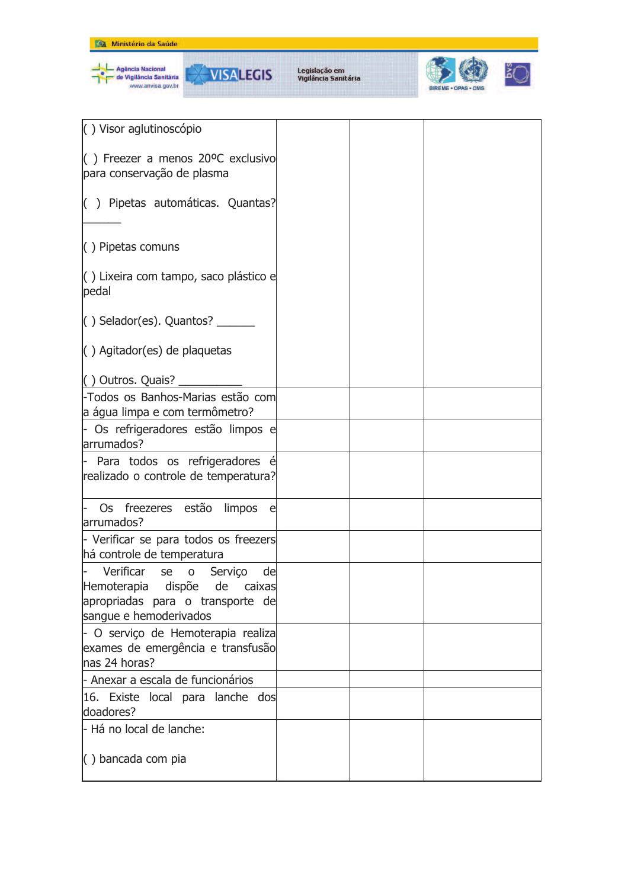| | | | |
|---|---|---|---|
| ( ) Visor aglutinoscópio<br><br>( ) Freezer a menos 20ºC exclusivo para conservação de plasma<br><br>( ) Pipetas automáticas. Quantas? ______<br><br>( ) Pipetas comuns<br><br>( ) Lixeira com tampo, saco plástico e pedal<br><br>( ) Selador(es). Quantos? ______<br><br>( ) Agitador(es) de plaquetas<br><br>( ) Outros. Quais? __________ | | | |
| -Todos os Banhos-Marias estão com a água limpa e com termômetro? | | | |
| - Os refrigeradores estão limpos e arrumados? | | | |
| - Para todos os refrigeradores é realizado o controle de temperatura? | | | |
| - Os freezeres estão limpos e arrumados? | | | |
| - Verificar se para todos os freezers há controle de temperatura | | | |
| - Verificar se o Serviço de Hemoterapia dispõe de caixas apropriadas para o transporte de sangue e hemoderivados | | | |
| - O serviço de Hemoterapia realiza exames de emergência e transfusão nas 24 horas? | | | |
| - Anexar a escala de funcionários | | | |
| 16. Existe local para lanche dos doadores? | | | |
| - Há no local de lanche:<br><br>( ) bancada com pia | | | |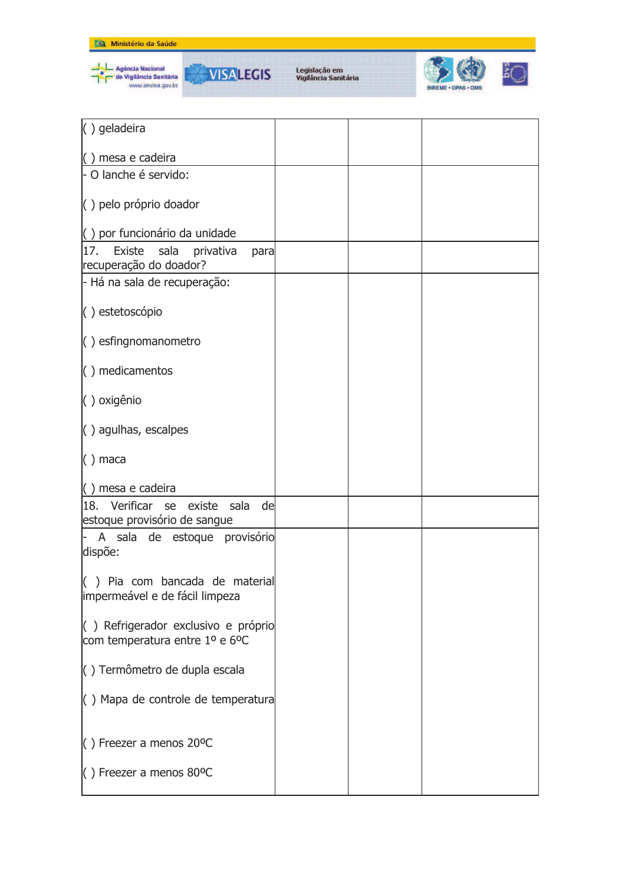| | | | |
|---|---|---|---|
| ( ) geladeira<br><br>( ) mesa e cadeira | | | |
| - O lanche é servido:<br><br>( ) pelo próprio doador<br><br>( ) por funcionário da unidade | | | |
| 17. Existe sala privativa para recuperação do doador? | | | |
| - Há na sala de recuperação:<br><br>( ) estetoscópio<br><br>( ) esfingnomanometro<br><br>( ) medicamentos<br><br>( ) oxigênio<br><br>( ) agulhas, escalpes<br><br>( ) maca<br><br>( ) mesa e cadeira | | | |
| 18. Verificar se existe sala de estoque provisório de sangue | | | |
| - A sala de estoque provisório dispõe:<br><br>( ) Pia com bancada de material impermeável e de fácil limpeza<br><br>( ) Refrigerador exclusivo e próprio com temperatura entre 1º e 6ºC<br><br>( ) Termômetro de dupla escala<br><br>( ) Mapa de controle de temperatura<br><br>( ) Freezer a menos 20ºC<br><br>( ) Freezer a menos 80ºC | | | |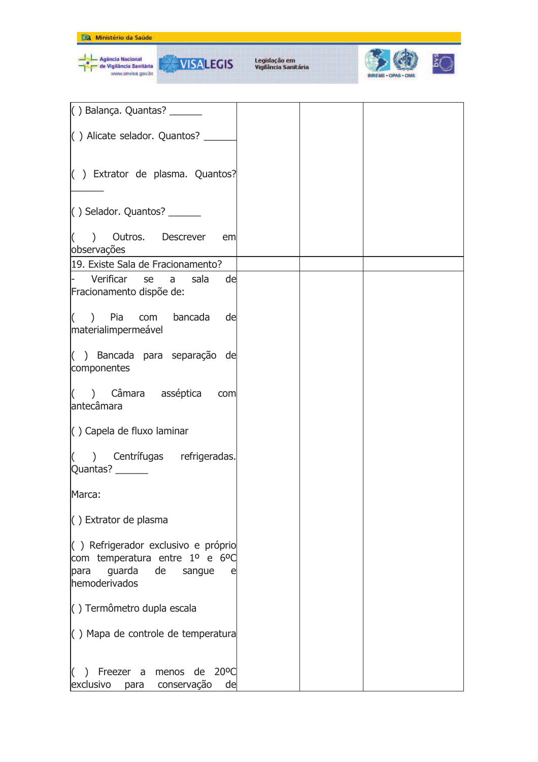| | | | |
|---|---|---|---|
| ( ) Balança. Quantas? ______<br><br>( ) Alicate selador. Quantos? ______<br><br>( ) Extrator de plasma. Quantos? ______<br><br>( ) Selador. Quantos? ______<br><br>( ) Outros. Descrever em observações | | | |
| 19. Existe Sala de Fracionamento? | | | |
| - Verificar se a sala de Fracionamento dispõe de:<br><br>( ) Pia com bancada de materialimpermeável<br><br>( ) Bancada para separação de componentes<br><br>( ) Câmara asséptica com antecâmara<br><br>( ) Capela de fluxo laminar<br><br>( ) Centrífugas refrigeradas. Quantas? ______<br><br>Marca:<br><br>( ) Extrator de plasma<br><br>( ) Refrigerador exclusivo e próprio com temperatura entre 1º e 6ºC para guarda de sangue e hemoderivados<br><br>( ) Termômetro dupla escala<br><br>( ) Mapa de controle de temperatura<br><br>( ) Freezer a menos de 20ºC exclusivo para conservação de | | | |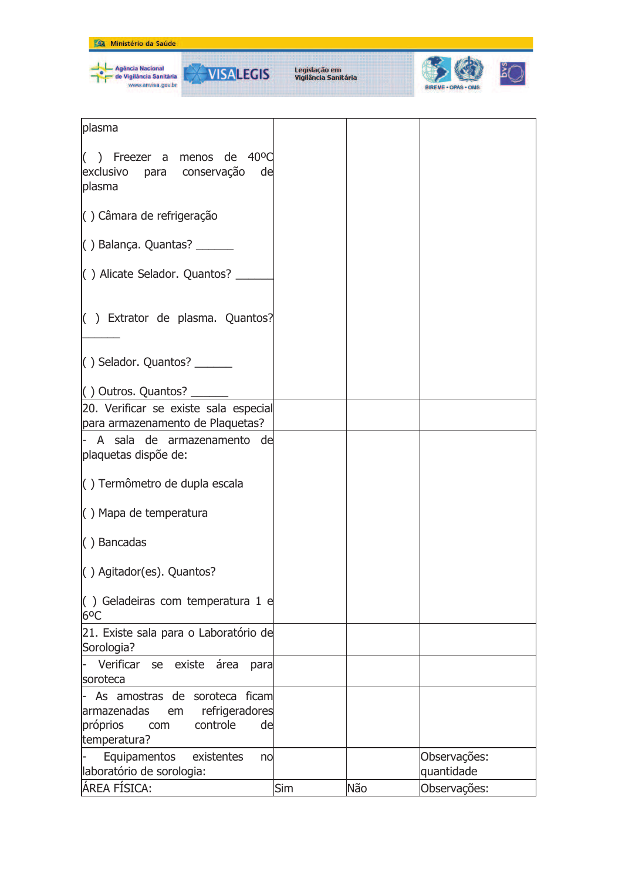| | | | |
|---|---|---|---|
| plasma<br><br>( ) Freezer a menos de 40ºC exclusivo para conservação de plasma<br><br>( ) Câmara de refrigeração<br><br>( ) Balança. Quantas? ______<br><br>( ) Alicate Selador. Quantos? ______<br><br>( ) Extrator de plasma. Quantos? ______<br><br>( ) Selador. Quantos? ______<br><br>( ) Outros. Quantos? ______ | | | |
| 20. Verificar se existe sala especial para armazenamento de Plaquetas? | | | |
| - A sala de armazenamento de plaquetas dispõe de:<br><br>( ) Termômetro de dupla escala<br><br>( ) Mapa de temperatura<br><br>( ) Bancadas<br><br>( ) Agitador(es). Quantos?<br><br>( ) Geladeiras com temperatura 1 e 6ºC | | | |
| 21. Existe sala para o Laboratório de Sorologia? | | | |
| - Verificar se existe área para soroteca | | | |
| - As amostras de soroteca ficam armazenadas em refrigeradores próprios com controle de temperatura? | | | |
| - Equipamentos existentes no laboratório de sorologia: | | | Observações: quantidade |
| ÁREA FÍSICA: | Sim | Não | Observações: |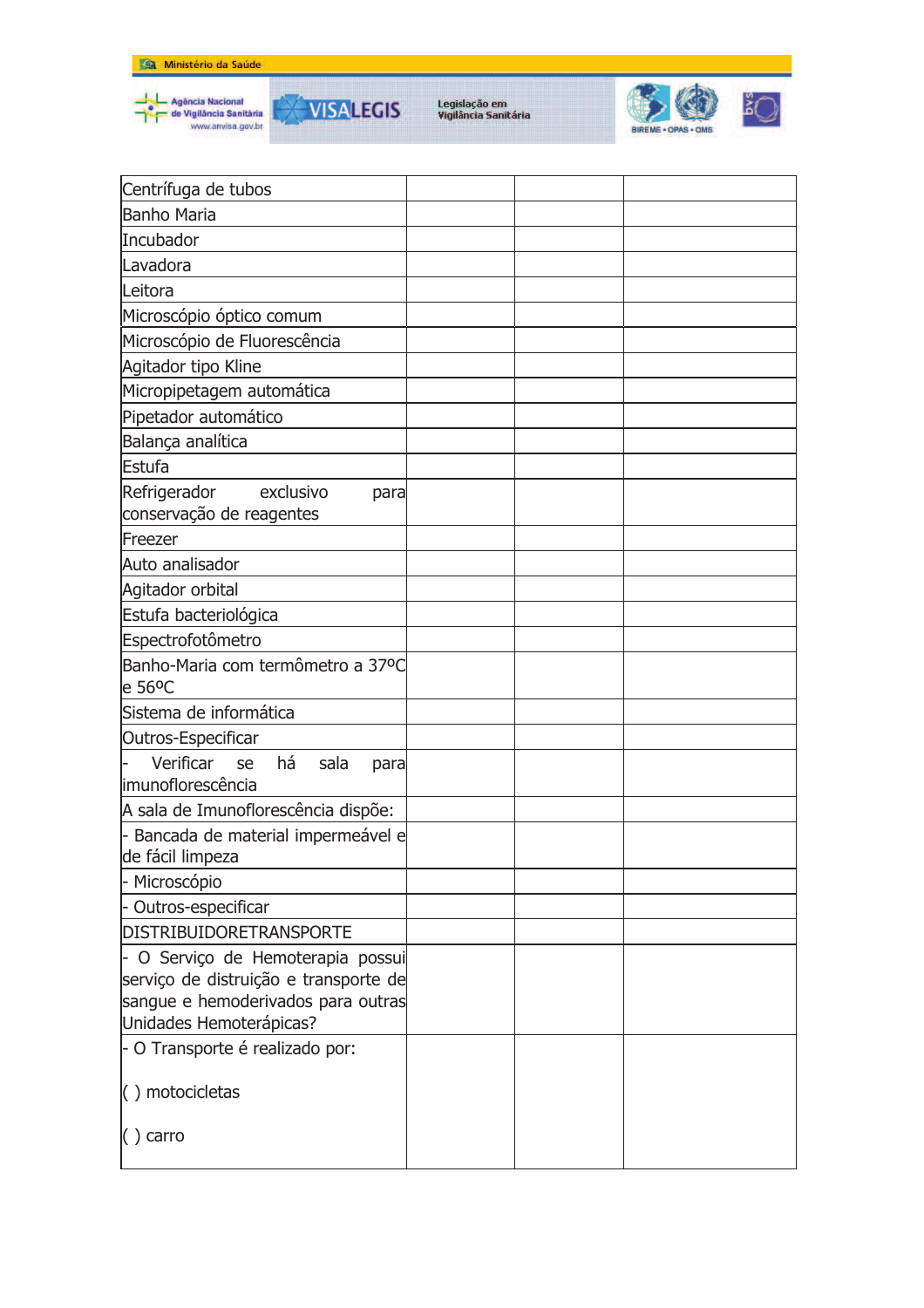| | | | |
|---|---|---|---|
| Centrífuga de tubos | | | |
| Banho Maria | | | |
| Incubador | | | |
| Lavadora | | | |
| Leitora | | | |
| Microscópio óptico comum | | | |
| Microscópio de Fluorescência | | | |
| Agitador tipo Kline | | | |
| Micropipetagem automática | | | |
| Pipetador automático | | | |
| Balança analítica | | | |
| Estufa | | | |
| Refrigerador exclusivo para conservação de reagentes | | | |
| Freezer | | | |
| Auto analisador | | | |
| Agitador orbital | | | |
| Estufa bacteriológica | | | |
| Espectrofotômetro | | | |
| Banho-Maria com termômetro a 37ºC e 56ºC | | | |
| Sistema de informática | | | |
| Outros-Especificar | | | |
| - Verificar se há sala para imunoflorescência | | | |
| A sala de Imunoflorescência dispõe: | | | |
| - Bancada de material impermeável e de fácil limpeza | | | |
| - Microscópio | | | |
| - Outros-especificar | | | |
| DISTRIBUIDORETRANSPORTE | | | |
| - O Serviço de Hemoterapia possui serviço de distruição e transporte de sangue e hemoderivados para outras Unidades Hemoterápicas? | | | |
| - O Transporte é realizado por:<br><br>( ) motocicletas<br><br>( ) carro | | | |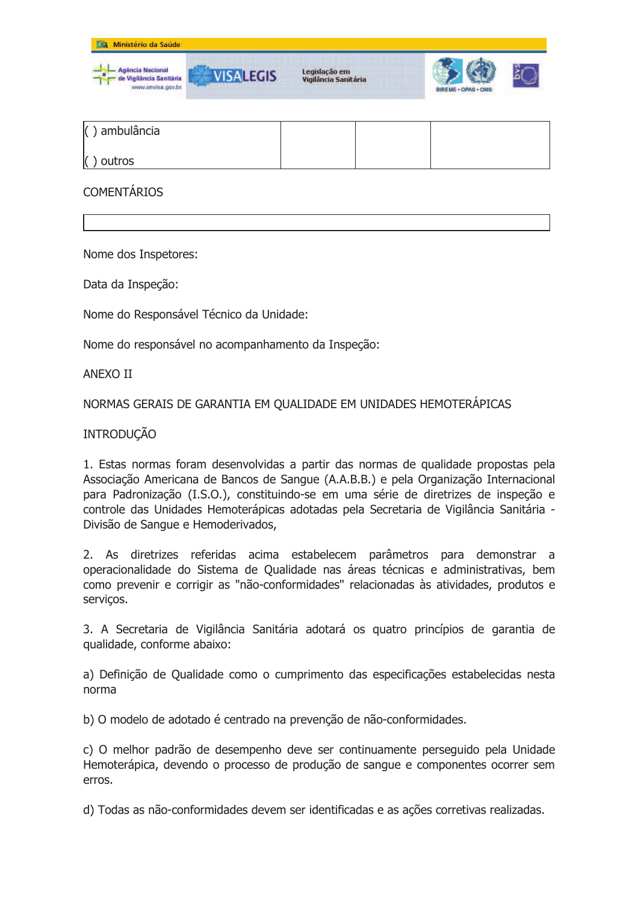| ( ) ambulância<br><br>( ) outros | | | |
|---|---|---|---|

COMENTÁRIOS

| |
|---|

Nome dos Inspetores:

Data da Inspeção:

Nome do Responsável Técnico da Unidade:

Nome do responsável no acompanhamento da Inspeção:

ANEXO II

NORMAS GERAIS DE GARANTIA EM QUALIDADE EM UNIDADES HEMOTERÁPICAS

INTRODUÇÃO

1. Estas normas foram desenvolvidas a partir das normas de qualidade propostas pela Associação Americana de Bancos de Sangue (A.A.B.B.) e pela Organização Internacional para Padronização (I.S.O.), constituindo-se em uma série de diretrizes de inspeção e controle das Unidades Hemoterápicas adotadas pela Secretaria de Vigilância Sanitária - Divisão de Sangue e Hemoderivados,

2. As diretrizes referidas acima estabelecem parâmetros para demonstrar a operacionalidade do Sistema de Qualidade nas áreas técnicas e administrativas, bem como prevenir e corrigir as "não-conformidades" relacionadas às atividades, produtos e serviços.

3. A Secretaria de Vigilância Sanitária adotará os quatro princípios de garantia de qualidade, conforme abaixo:

a) Definição de Qualidade como o cumprimento das especificações estabelecidas nesta norma

b) O modelo de adotado é centrado na prevenção de não-conformidades.

c) O melhor padrão de desempenho deve ser continuamente perseguido pela Unidade Hemoterápica, devendo o processo de produção de sangue e componentes ocorrer sem erros.

d) Todas as não-conformidades devem ser identificadas e as ações corretivas realizadas.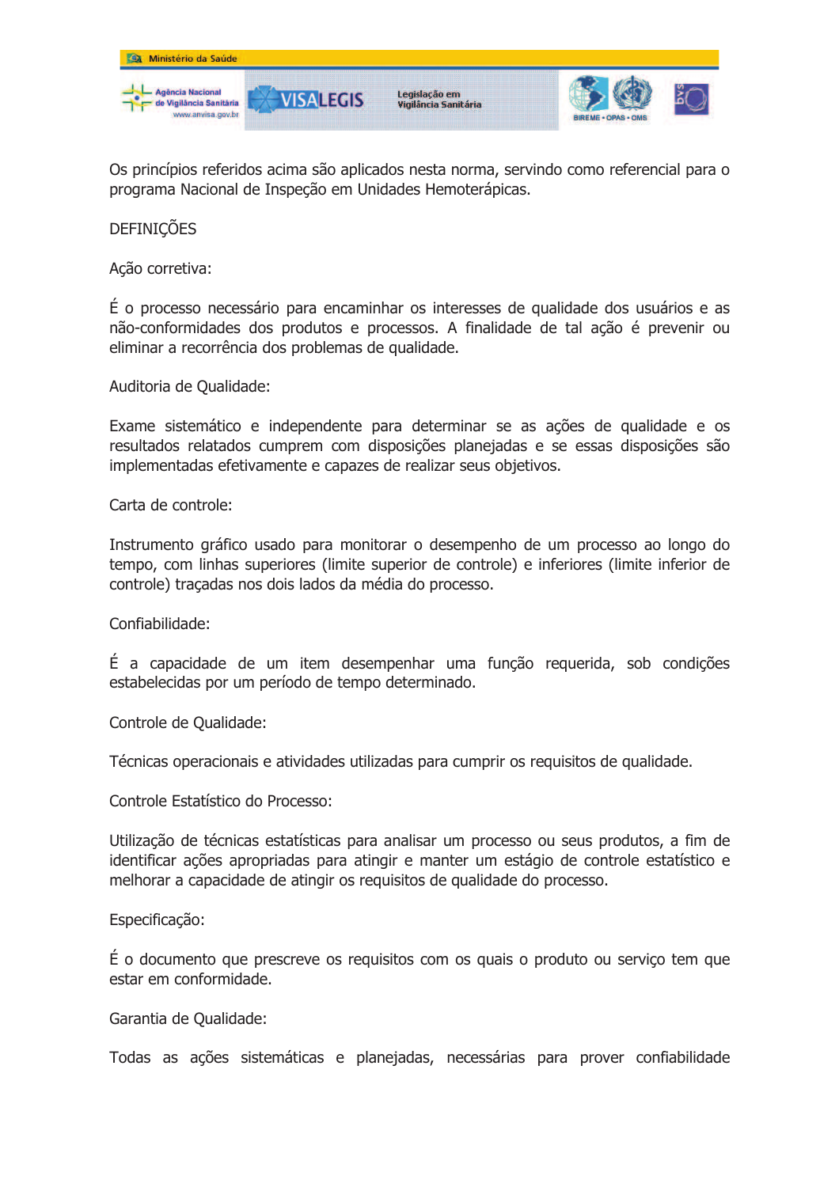Os princípios referidos acima são aplicados nesta norma, servindo como referencial para o programa Nacional de Inspeção em Unidades Hemoterápicas.

DEFINIÇÕES

Ação corretiva:

É o processo necessário para encaminhar os interesses de qualidade dos usuários e as não-conformidades dos produtos e processos. A finalidade de tal ação é prevenir ou eliminar a recorrência dos problemas de qualidade.

Auditoria de Qualidade:

Exame sistemático e independente para determinar se as ações de qualidade e os resultados relatados cumprem com disposições planejadas e se essas disposições são implementadas efetivamente e capazes de realizar seus objetivos.

Carta de controle:

Instrumento gráfico usado para monitorar o desempenho de um processo ao longo do tempo, com linhas superiores (limite superior de controle) e inferiores (limite inferior de controle) traçadas nos dois lados da média do processo.

Confiabilidade:

É a capacidade de um item desempenhar uma função requerida, sob condições estabelecidas por um período de tempo determinado.

Controle de Qualidade:

Técnicas operacionais e atividades utilizadas para cumprir os requisitos de qualidade.

Controle Estatístico do Processo:

Utilização de técnicas estatísticas para analisar um processo ou seus produtos, a fim de identificar ações apropriadas para atingir e manter um estágio de controle estatístico e melhorar a capacidade de atingir os requisitos de qualidade do processo.

Especificação:

É o documento que prescreve os requisitos com os quais o produto ou serviço tem que estar em conformidade.

Garantia de Qualidade:

Todas as ações sistemáticas e planejadas, necessárias para prover confiabilidade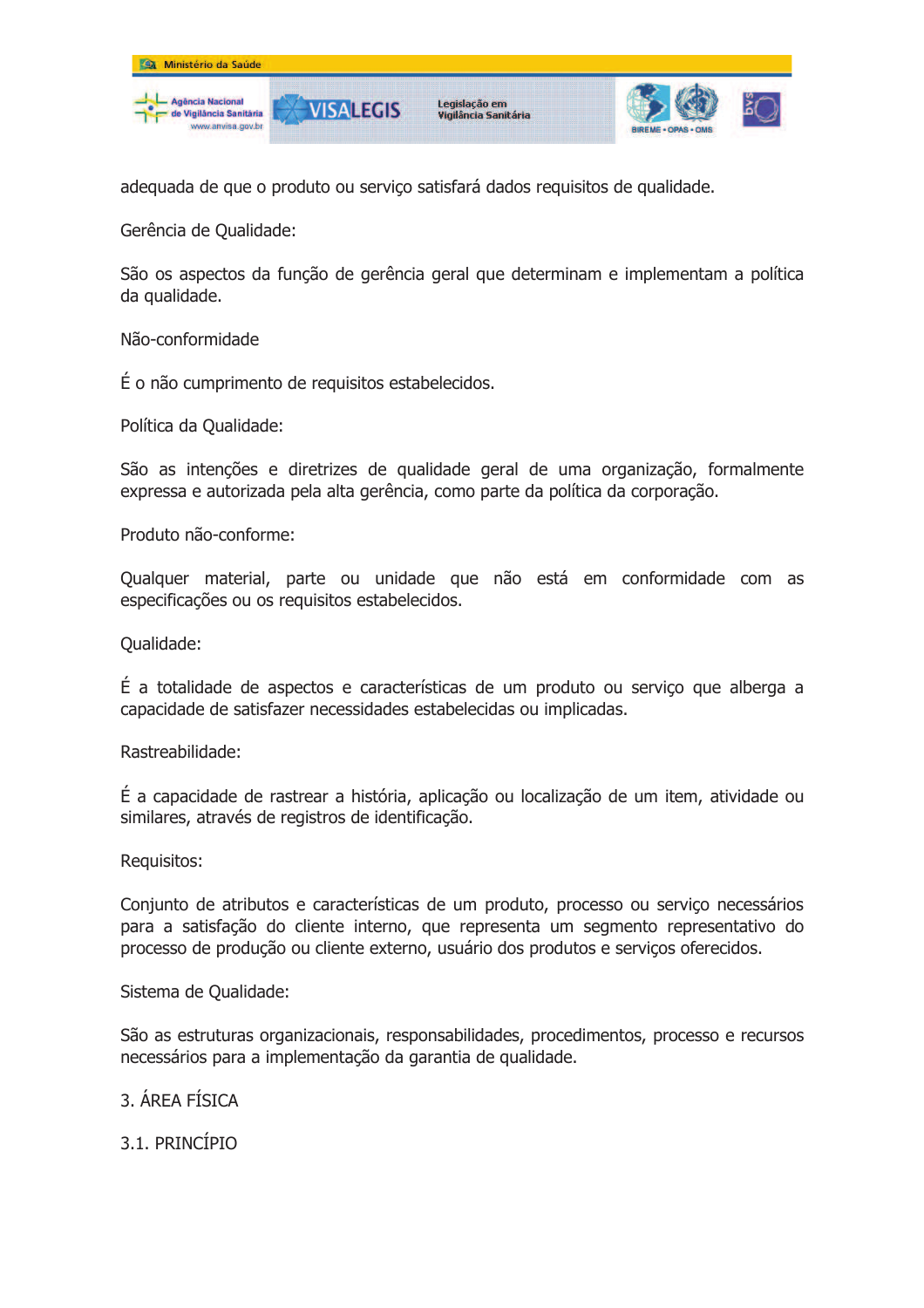adequada de que o produto ou serviço satisfará dados requisitos de qualidade.

Gerência de Qualidade:

São os aspectos da função de gerência geral que determinam e implementam a política da qualidade.

Não-conformidade

É o não cumprimento de requisitos estabelecidos.

Política da Qualidade:

São as intenções e diretrizes de qualidade geral de uma organização, formalmente expressa e autorizada pela alta gerência, como parte da política da corporação.

Produto não-conforme:

Qualquer material, parte ou unidade que não está em conformidade com as especificações ou os requisitos estabelecidos.

Qualidade:

É a totalidade de aspectos e características de um produto ou serviço que alberga a capacidade de satisfazer necessidades estabelecidas ou implicadas.

Rastreabilidade:

É a capacidade de rastrear a história, aplicação ou localização de um item, atividade ou similares, através de registros de identificação.

Requisitos:

Conjunto de atributos e características de um produto, processo ou serviço necessários para a satisfação do cliente interno, que representa um segmento representativo do processo de produção ou cliente externo, usuário dos produtos e serviços oferecidos.

Sistema de Qualidade:

São as estruturas organizacionais, responsabilidades, procedimentos, processo e recursos necessários para a implementação da garantia de qualidade.

## 3. ÁREA FÍSICA

### 3.1. PRINCÍPIO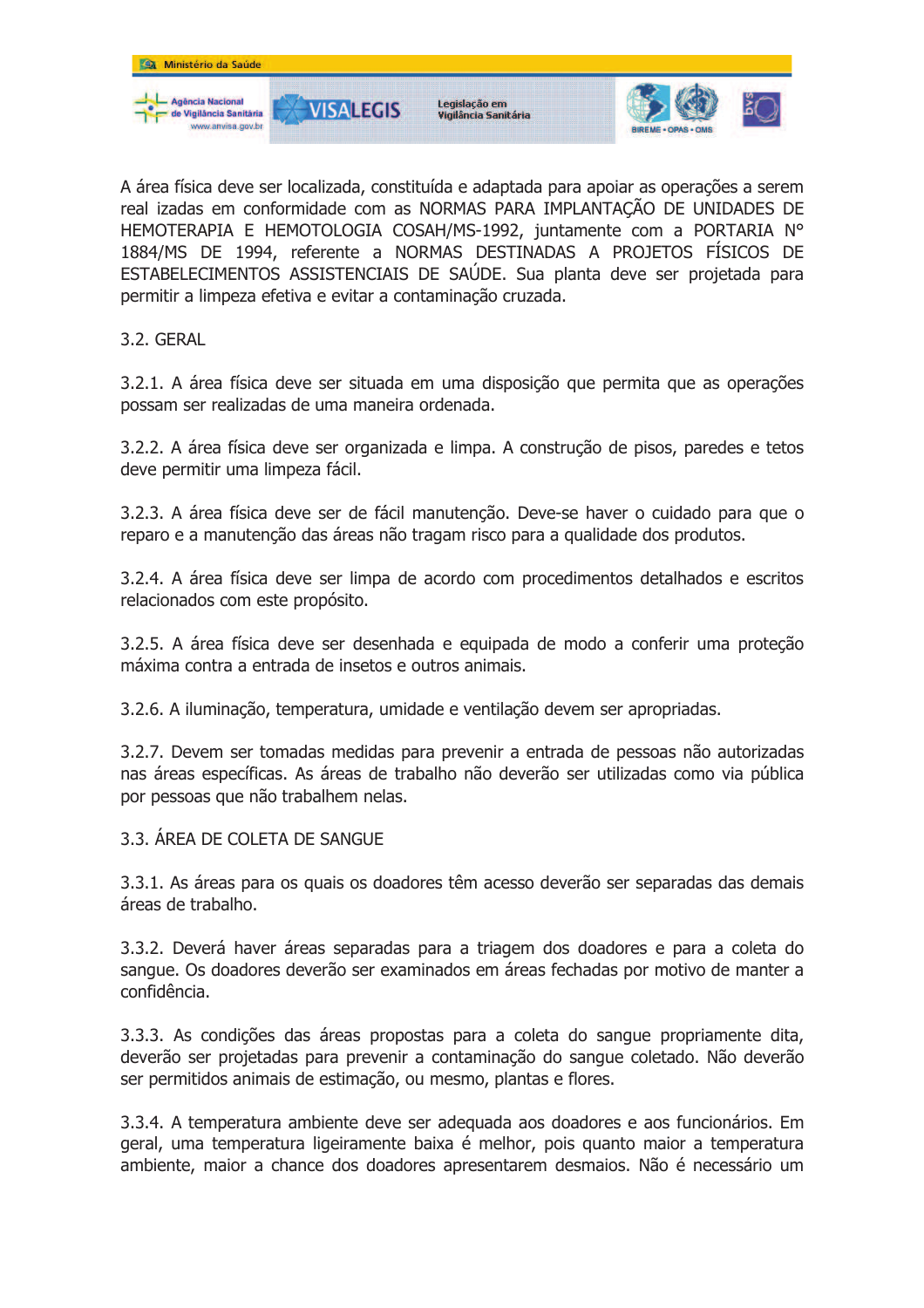A área física deve ser localizada, constituída e adaptada para apoiar as operações a serem real izadas em conformidade com as NORMAS PARA IMPLANTAÇÃO DE UNIDADES DE HEMOTERAPIA E HEMOTOLOGIA COSAH/MS-1992, juntamente com a PORTARIA N° 1884/MS DE 1994, referente a NORMAS DESTINADAS A PROJETOS FÍSICOS DE ESTABELECIMENTOS ASSISTENCIAIS DE SAÚDE. Sua planta deve ser projetada para permitir a limpeza efetiva e evitar a contaminação cruzada.

3.2. GERAL

3.2.1. A área física deve ser situada em uma disposição que permita que as operações possam ser realizadas de uma maneira ordenada.

3.2.2. A área física deve ser organizada e limpa. A construção de pisos, paredes e tetos deve permitir uma limpeza fácil.

3.2.3. A área física deve ser de fácil manutenção. Deve-se haver o cuidado para que o reparo e a manutenção das áreas não tragam risco para a qualidade dos produtos.

3.2.4. A área física deve ser limpa de acordo com procedimentos detalhados e escritos relacionados com este propósito.

3.2.5. A área física deve ser desenhada e equipada de modo a conferir uma proteção máxima contra a entrada de insetos e outros animais.

3.2.6. A iluminação, temperatura, umidade e ventilação devem ser apropriadas.

3.2.7. Devem ser tomadas medidas para prevenir a entrada de pessoas não autorizadas nas áreas específicas. As áreas de trabalho não deverão ser utilizadas como via pública por pessoas que não trabalhem nelas.

3.3. ÁREA DE COLETA DE SANGUE

3.3.1. As áreas para os quais os doadores têm acesso deverão ser separadas das demais áreas de trabalho.

3.3.2. Deverá haver áreas separadas para a triagem dos doadores e para a coleta do sangue. Os doadores deverão ser examinados em áreas fechadas por motivo de manter a confidência.

3.3.3. As condições das áreas propostas para a coleta do sangue propriemente dita, deverão ser projetadas para prevenir a contaminação do sangue coletado. Não deverão ser permitidos animais de estimação, ou mesmo, plantas e flores.

3.3.4. A temperatura ambiente deve ser adequada aos doadores e aos funcionários. Em geral, uma temperatura ligeiramente baixa é melhor, pois quanto maior a temperatura ambiente, maior a chance dos doadores apresentarem desmaios. Não é necessário um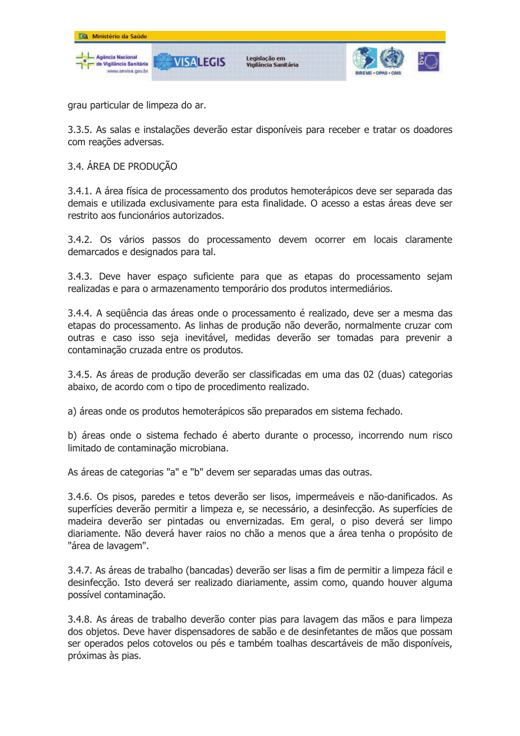grau particular de limpeza do ar.

3.3.5. As salas e instalações deverão estar disponíveis para receber e tratar os doadores com reações adversas.

3.4. ÁREA DE PRODUÇÃO

3.4.1. A área física de processamento dos produtos hemoterápicos deve ser separada das demais e utilizada exclusivamente para esta finalidade. O acesso a estas áreas deve ser restrito aos funcionários autorizados.

3.4.2. Os vários passos do processamento devem ocorrer em locais claramente demarcados e designados para tal.

3.4.3. Deve haver espaço suficiente para que as etapas do processamento sejam realizadas e para o armazenamento temporário dos produtos intermediários.

3.4.4. A seqüência das áreas onde o processamento é realizado, deve ser a mesma das etapas do processamento. As linhas de produção não deverão, normalmente cruzar com outras e caso isso seja inevitável, medidas deverão ser tomadas para prevenir a contaminação cruzada entre os produtos.

3.4.5. As áreas de produção deverão ser classificadas em uma das 02 (duas) categorias abaixo, de acordo com o tipo de procedimento realizado.

a) áreas onde os produtos hemoterápicos são preparados em sistema fechado.

b) áreas onde o sistema fechado é aberto durante o processo, incorrendo num risco limitado de contaminação microbiana.

As áreas de categorias "a" e "b" devem ser separadas umas das outras.

3.4.6. Os pisos, paredes e tetos deverão ser lisos, impermeáveis e não-danificados. As superfícies deverão permitir a limpeza e, se necessário, a desinfecção. As superfícies de madeira deverão ser pintadas ou envernizadas. Em geral, o piso deverá ser limpo diariamente. Não deverá haver raios no chão a menos que a área tenha o propósito de "área de lavagem".

3.4.7. As áreas de trabalho (bancadas) deverão ser lisas a fim de permitir a limpeza fácil e desinfecção. Isto deverá ser realizado diariamente, assim como, quando houver alguma possível contaminação.

3.4.8. As áreas de trabalho deverão conter pias para lavagem das mãos e para limpeza dos objetos. Deve haver dispensadores de sabão e de desinfetantes de mãos que possam ser operados pelos cotovelos ou pés e também toalhas descartáveis de mão disponíveis, próximas às pias.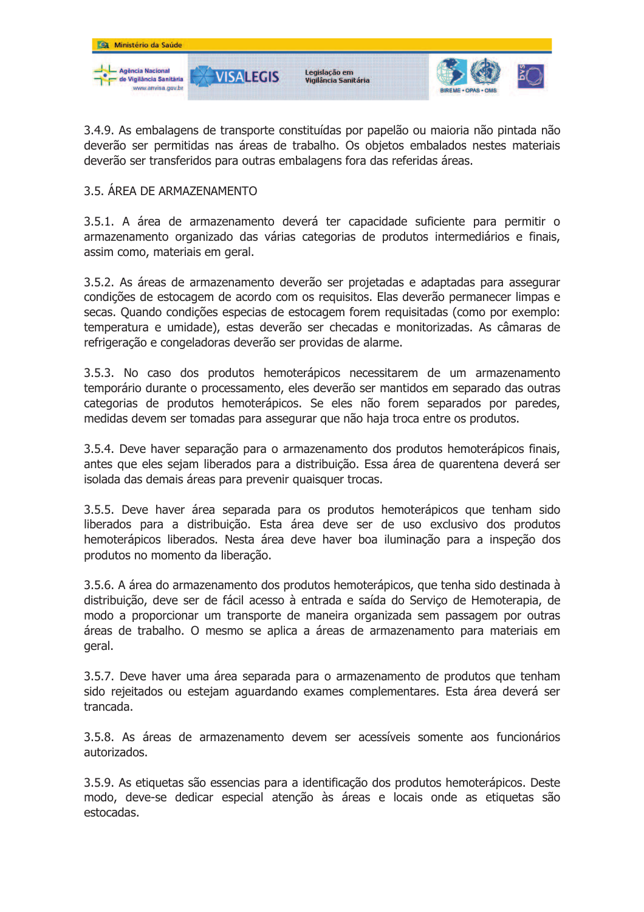3.4.9. As embalagens de transporte constituídas por papelão ou maioria não pintada não deverão ser permitidas nas áreas de trabalho. Os objetos embalados nestes materiais deverão ser transferidos para outras embalagens fora das referidas áreas.

## 3.5. ÁREA DE ARMAZENAMENTO

3.5.1. A área de armazenamento deverá ter capacidade suficiente para permitir o armazenamento organizado das várias categorias de produtos intermediários e finais, assim como, materiais em geral.

3.5.2. As áreas de armazenamento deverão ser projetadas e adaptadas para assegurar condições de estocagem de acordo com os requisitos. Elas deverão permanecer limpas e secas. Quando condições especias de estocagem forem requisitadas (como por exemplo: temperatura e umidade), estas deverão ser checadas e monitorizadas. As câmaras de refrigeração e congeladoras deverão ser providas de alarme.

3.5.3. No caso dos produtos hemoterápicos necessitarem de um armazenamento temporário durante o processamento, eles deverão ser mantidos em separado das outras categorias de produtos hemoterápicos. Se eles não forem separados por paredes, medidas devem ser tomadas para assegurar que não haja troca entre os produtos.

3.5.4. Deve haver separação para o armazenamento dos produtos hemoterápicos finais, antes que eles sejam liberados para a distribuição. Essa área de quarentena deverá ser isolada das demais áreas para prevenir quaisquer trocas.

3.5.5. Deve haver área separada para os produtos hemoterápicos que tenham sido liberados para a distribuição. Esta área deve ser de uso exclusivo dos produtos hemoterápicos liberados. Nesta área deve haver boa iluminação para a inspeção dos produtos no momento da liberação.

3.5.6. A área do armazenamento dos produtos hemoterápicos, que tenha sido destinada à distribuição, deve ser de fácil acesso à entrada e saída do Serviço de Hemoterapia, de modo a proporcionar um transporte de maneira organizada sem passagem por outras áreas de trabalho. O mesmo se aplica a áreas de armazenamento para materiais em geral.

3.5.7. Deve haver uma área separada para o armazenamento de produtos que tenham sido rejeitados ou estejam aguardando exames complementares. Esta área deverá ser trancada.

3.5.8. As áreas de armazenamento devem ser acessíveis somente aos funcionários autorizados.

3.5.9. As etiquetas são essencias para a identificação dos produtos hemoterápicos. Deste modo, deve-se dedicar especial atenção às áreas e locais onde as etiquetas são estocadas.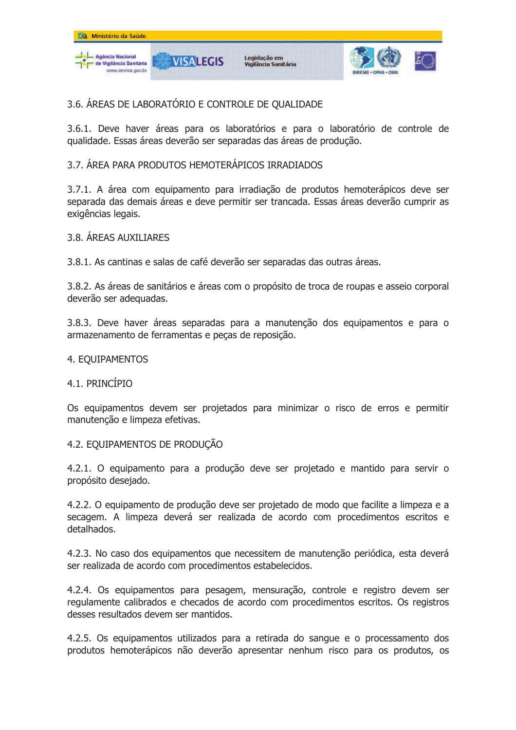### 3.6. ÁREAS DE LABORATÓRIO E CONTROLE DE QUALIDADE

3.6.1. Deve haver áreas para os laboratórios e para o laboratório de controle de qualidade. Essas áreas deverão ser separadas das áreas de produção.

### 3.7. ÁREA PARA PRODUTOS HEMOTERÁPICOS IRRADIADOS

3.7.1. A área com equipamento para irradiação de produtos hemoterápicos deve ser separada das demais áreas e deve permitir ser trancada. Essas áreas deverão cumprir as exigências legais.

### 3.8. ÁREAS AUXILIARES

3.8.1. As cantinas e salas de café deverão ser separadas das outras áreas.

3.8.2. As áreas de sanitários e áreas com o propósito de troca de roupas e asseio corporal deverão ser adequadas.

3.8.3. Deve haver áreas separadas para a manutenção dos equipamentos e para o armazenamento de ferramentas e peças de reposição.

## 4. EQUIPAMENTOS

### 4.1. PRINCÍPIO

Os equipamentos devem ser projetados para minimizar o risco de erros e permitir manutenção e limpeza efetivas.

### 4.2. EQUIPAMENTOS DE PRODUÇÃO

4.2.1. O equipamento para a produção deve ser projetado e mantido para servir o propósito desejado.

4.2.2. O equipamento de produção deve ser projetado de modo que facilite a limpeza e a secagem. A limpeza deverá ser realizada de acordo com procedimentos escritos e detalhados.

4.2.3. No caso dos equipamentos que necessitem de manutenção periódica, esta deverá ser realizada de acordo com procedimentos estabelecidos.

4.2.4. Os equipamentos para pesagem, mensuração, controle e registro devem ser regulamente calibrados e checados de acordo com procedimentos escritos. Os registros desses resultados devem ser mantidos.

4.2.5. Os equipamentos utilizados para a retirada do sangue e o processamento dos produtos hemoterápicos não deverão apresentar nenhum risco para os produtos, os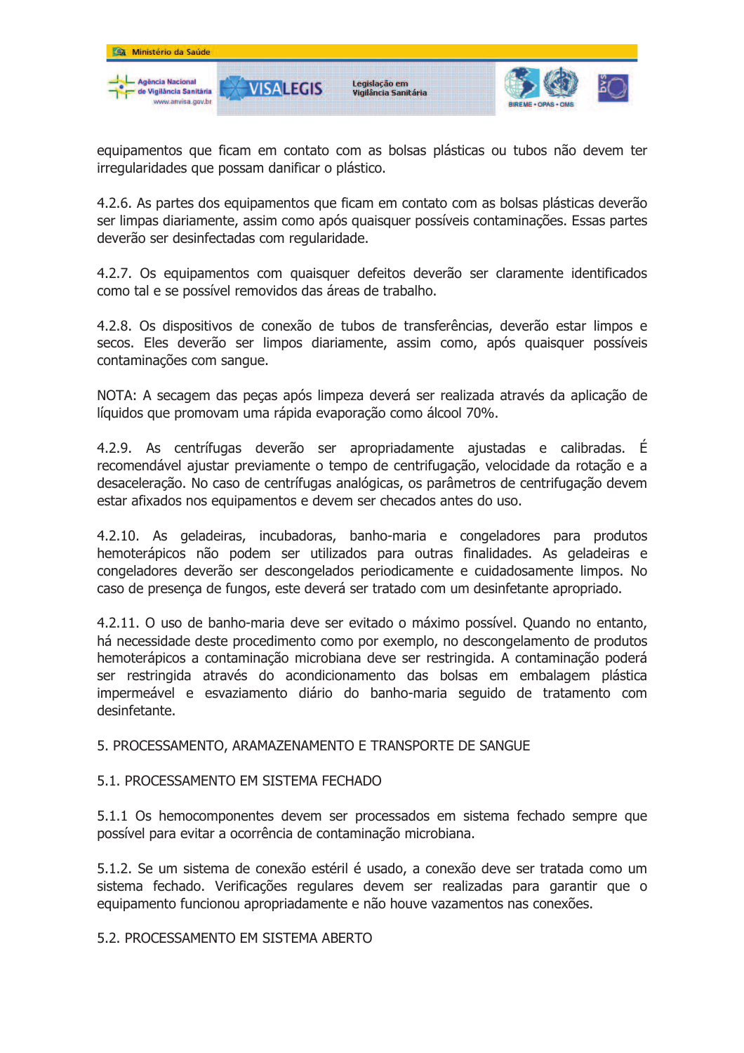equipamentos que ficam em contato com as bolsas plásticas ou tubos não devem ter irregularidades que possam danificar o plástico.

4.2.6. As partes dos equipamentos que ficam em contato com as bolsas plásticas deverão ser limpas diariamente, assim como após quaisquer possíveis contaminações. Essas partes deverão ser desinfectadas com regularidade.

4.2.7. Os equipamentos com quaisquer defeitos deverão ser claramente identificados como tal e se possível removidos das áreas de trabalho.

4.2.8. Os dispositivos de conexão de tubos de transferências, deverão estar limpos e secos. Eles deverão ser limpos diariamente, assim como, após quaisquer possíveis contaminações com sangue.

NOTA: A secagem das peças após limpeza deverá ser realizada através da aplicação de líquidos que promovam uma rápida evaporação como álcool 70%.

4.2.9. As centrífugas deverão ser apropriadamente ajustadas e calibradas. É recomendável ajustar previamente o tempo de centrifugação, velocidade da rotação e a desaceleração. No caso de centrífugas analógicas, os parâmetros de centrifugação devem estar afixados nos equipamentos e devem ser checados antes do uso.

4.2.10. As geladeiras, incubadoras, banho-maria e congeladores para produtos hemoterápicos não podem ser utilizados para outras finalidades. As geladeiras e congeladores deverão ser descongelados periodicamente e cuidadosamente limpos. No caso de presença de fungos, este deverá ser tratado com um desinfetante apropriado.

4.2.11. O uso de banho-maria deve ser evitado o máximo possível. Quando no entanto, há necessidade deste procedimento como por exemplo, no descongelamento de produtos hemoterápicos a contaminação microbiana deve ser restringida. A contaminação poderá ser restringida através do acondicionamento das bolsas em embalagem plástica impermeável e esvaziamento diário do banho-maria seguido de tratamento com desinfetante.

## 5. PROCESSAMENTO, ARAMAZENAMENTO E TRANSPORTE DE SANGUE

### 5.1. PROCESSAMENTO EM SISTEMA FECHADO

5.1.1 Os hemocomponentes devem ser processados em sistema fechado sempre que possível para evitar a ocorrência de contaminação microbiana.

5.1.2. Se um sistema de conexão estéril é usado, a conexão deve ser tratada como um sistema fechado. Verificações regulares devem ser realizadas para garantir que o equipamento funcionou apropriadamente e não houve vazamentos nas conexões.

### 5.2. PROCESSAMENTO EM SISTEMA ABERTO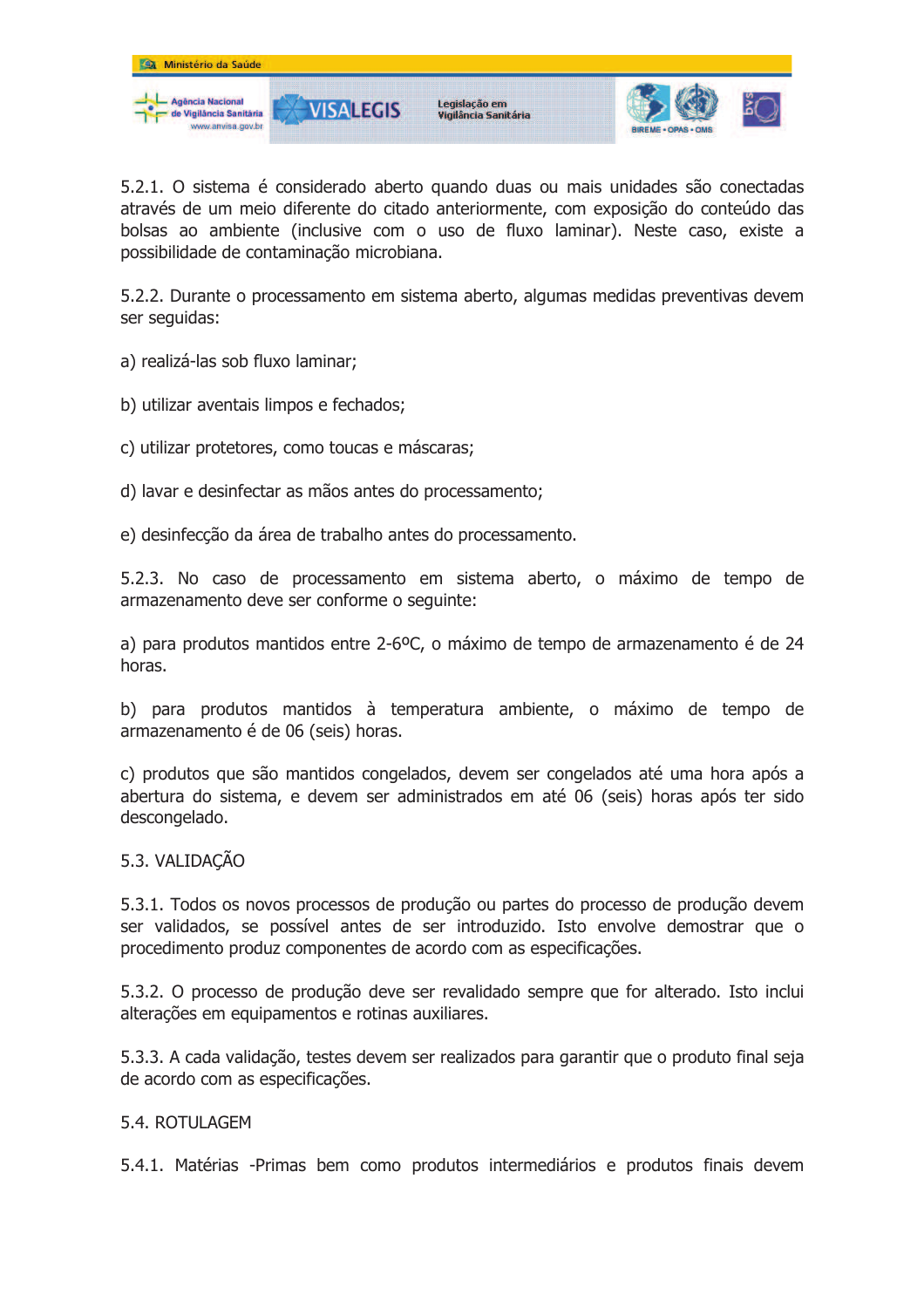5.2.1. O sistema é considerado aberto quando duas ou mais unidades são conectadas através de um meio diferente do citado anteriormente, com exposição do conteúdo das bolsas ao ambiente (inclusive com o uso de fluxo laminar). Neste caso, existe a possibilidade de contaminação microbiana.

5.2.2. Durante o processamento em sistema aberto, algumas medidas preventivas devem ser seguidas:

a) realizá-las sob fluxo laminar;

b) utilizar aventais limpos e fechados;

c) utilizar protetores, como toucas e máscaras;

d) lavar e desinfectar as mãos antes do processamento;

e) desinfecção da área de trabalho antes do processamento.

5.2.3. No caso de processamento em sistema aberto, o máximo de tempo de armazenamento deve ser conforme o seguinte:

a) para produtos mantidos entre 2-6ºC, o máximo de tempo de armazenamento é de 24 horas.

b) para produtos mantidos à temperatura ambiente, o máximo de tempo de armazenamento é de 06 (seis) horas.

c) produtos que são mantidos congelados, devem ser congelados até uma hora após a abertura do sistema, e devem ser administrados em até 06 (seis) horas após ter sido descongelado.

5.3. VALIDAÇÃO

5.3.1. Todos os novos processos de produção ou partes do processo de produção devem ser validados, se possível antes de ser introduzido. Isto envolve demostrar que o procedimento produz componentes de acordo com as especificações.

5.3.2. O processo de produção deve ser revalidado sempre que for alterado. Isto inclui alterações em equipamentos e rotinas auxiliares.

5.3.3. A cada validação, testes devem ser realizados para garantir que o produto final seja de acordo com as especificações.

5.4. ROTULAGEM

5.4.1. Matérias -Primas bem como produtos intermediários e produtos finais devem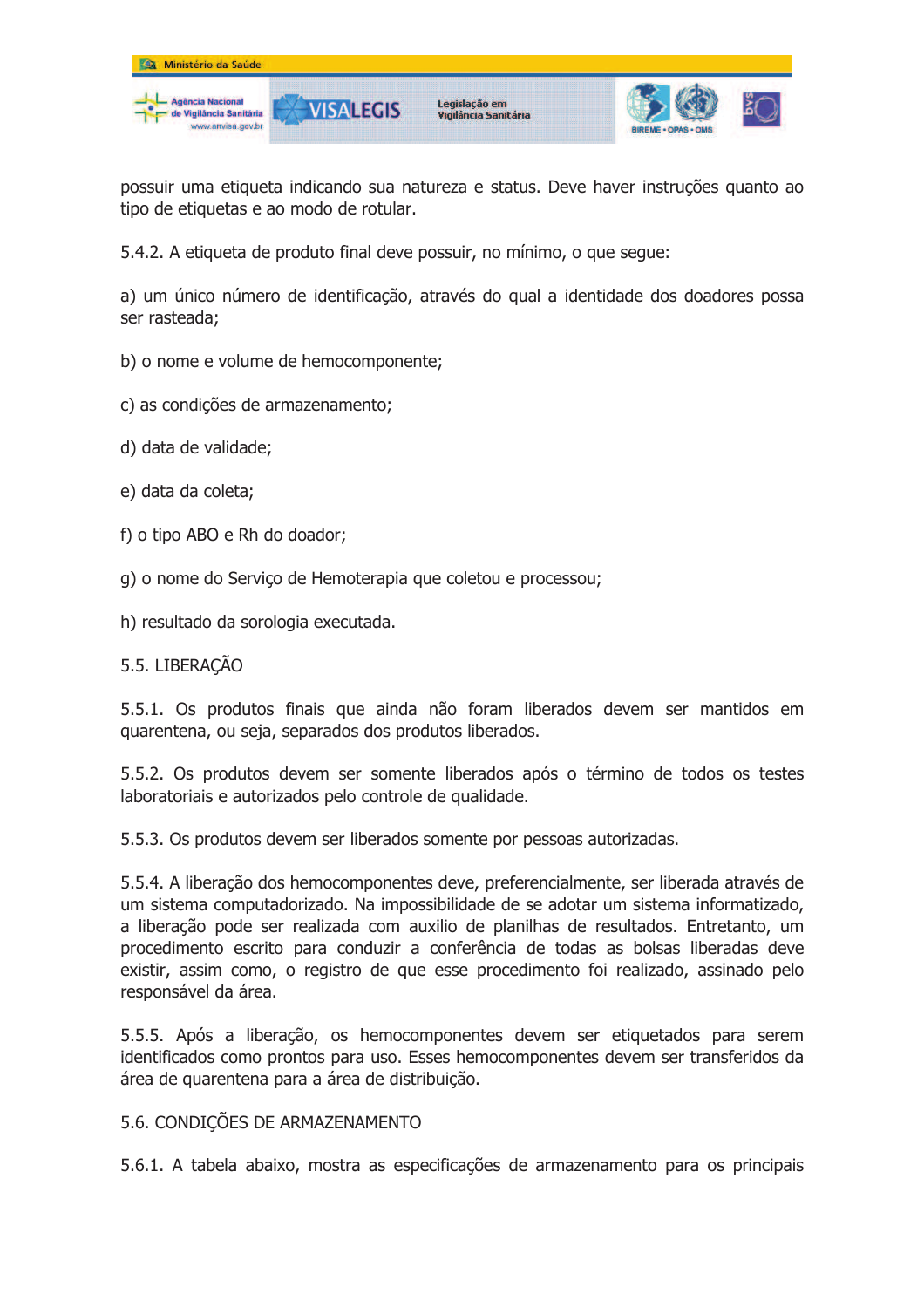possuir uma etiqueta indicando sua natureza e status. Deve haver instruções quanto ao tipo de etiquetas e ao modo de rotular.

5.4.2. A etiqueta de produto final deve possuir, no mínimo, o que segue:

a) um único número de identificação, através do qual a identidade dos doadores possa ser rasteada;

b) o nome e volume de hemocomponente;

c) as condições de armazenamento;

d) data de validade;

e) data da coleta;

f) o tipo ABO e Rh do doador;

g) o nome do Serviço de Hemoterapia que coletou e processou;

h) resultado da sorologia executada.

5.5. LIBERAÇÃO

5.5.1. Os produtos finais que ainda não foram liberados devem ser mantidos em quarentena, ou seja, separados dos produtos liberados.

5.5.2. Os produtos devem ser somente liberados após o término de todos os testes laboratoriais e autorizados pelo controle de qualidade.

5.5.3. Os produtos devem ser liberados somente por pessoas autorizadas.

5.5.4. A liberação dos hemocomponentes deve, preferencialmente, ser liberada através de um sistema computadorizado. Na impossibilidade de se adotar um sistema informatizado, a liberação pode ser realizada com auxilio de planilhas de resultados. Entretanto, um procedimento escrito para conduzir a conferência de todas as bolsas liberadas deve existir, assim como, o registro de que esse procedimento foi realizado, assinado pelo responsável da área.

5.5.5. Após a liberação, os hemocomponentes devem ser etiquetados para serem identificados como prontos para uso. Esses hemocomponentes devem ser transferidos da área de quarentena para a área de distribuição.

5.6. CONDIÇÕES DE ARMAZENAMENTO

5.6.1. A tabela abaixo, mostra as especificações de armazenamento para os principais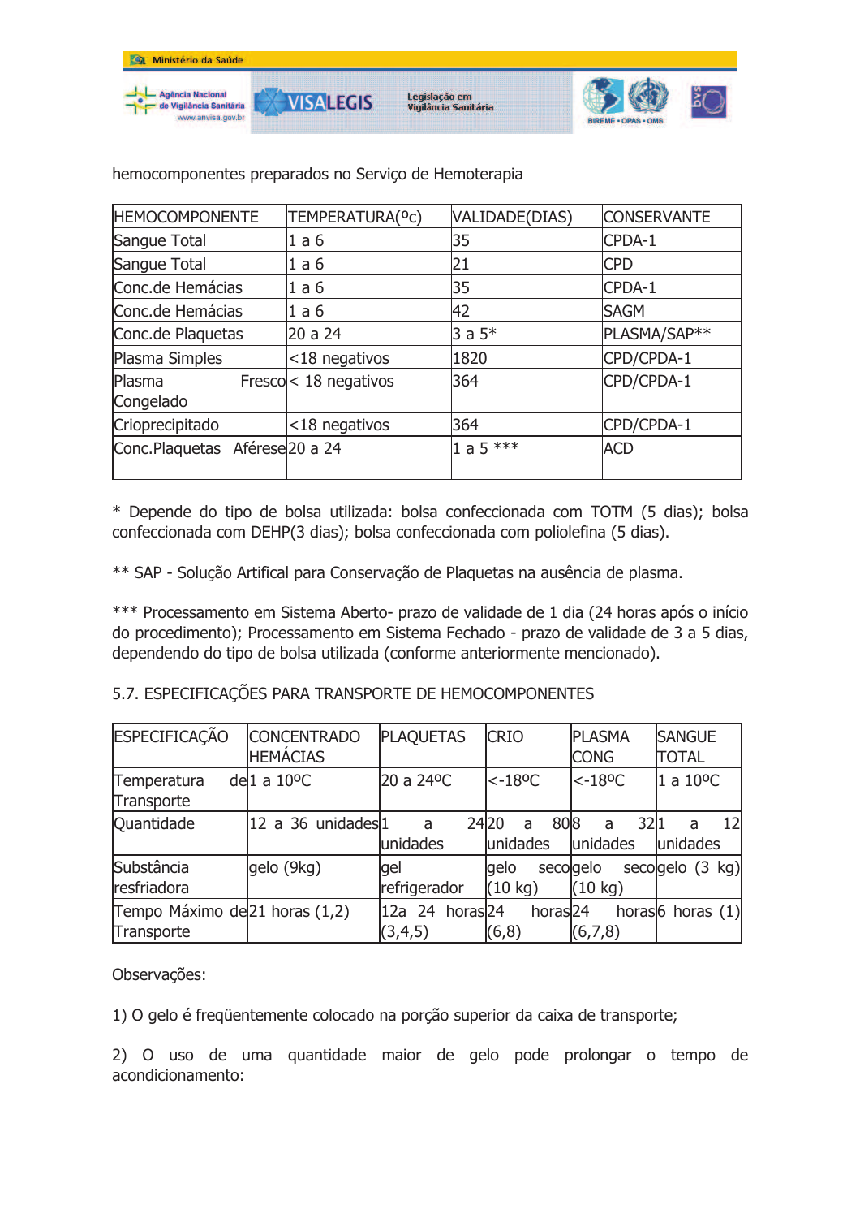hemocomponentes preparados no Serviço de Hemoterapia

| HEMOCOMPONENTE | TEMPERATURA(ºc) | VALIDADE(DIAS) | CONSERVANTE |
|---|---|---|---|
| Sangue Total | 1 a 6 | 35 | CPDA-1 |
| Sangue Total | 1 a 6 | 21 | CPD |
| Conc.de Hemácias | 1 a 6 | 35 | CPDA-1 |
| Conc.de Hemácias | 1 a 6 | 42 | SAGM |
| Conc.de Plaquetas | 20 a 24 | 3 a 5* | PLASMA/SAP** |
| Plasma Simples | <18 negativos | 1820 | CPD/CPDA-1 |
| Plasma Fresco Congelado | < 18 negativos | 364 | CPD/CPDA-1 |
| Crioprecipitado | <18 negativos | 364 | CPD/CPDA-1 |
| Conc.Plaquetas Aférese | 20 a 24 | 1 a 5 *** | ACD |

* Depende do tipo de bolsa utilizada: bolsa confeccionada com TOTM (5 dias); bolsa confeccionada com DEHP(3 dias); bolsa confeccionada com poliolefina (5 dias).

** SAP - Solução Artifical para Conservação de Plaquetas na ausência de plasma.

*** Processamento em Sistema Aberto- prazo de validade de 1 dia (24 horas após o início do procedimento); Processamento em Sistema Fechado - prazo de validade de 3 a 5 dias, dependendo do tipo de bolsa utilizada (conforme anteriormente mencionado).

5.7. ESPECIFICAÇÕES PARA TRANSPORTE DE HEMOCOMPONENTES

| ESPECIFICAÇÃO | CONCENTRADO HEMÁCIAS | PLAQUETAS | CRIO | PLASMA CONG | SANGUE TOTAL |
|---|---|---|---|---|---|
| Temperatura de Transporte | 1 a 10ºC | 20 a 24ºC | <-18ºC | <-18ºC | 1 a 10ºC |
| Quantidade | 12 a 36 unidades | 1 a 24 unidades | 20 a 80 unidades | 8 a 32 unidades | 1 a 12 unidades |
| Substância resfriadora | gelo (9kg) | gel refrigerador | gelo seco (10 kg) | gelo seco (10 kg) | gelo (3 kg) |
| Tempo Máximo de Transporte | 21 horas (1,2) | 12a 24 horas (3,4,5) | 24 horas (6,8) | 24 horas (6,7,8) | 6 horas (1) |

Observações:

1) O gelo é freqüentemente colocado na porção superior da caixa de transporte;

2) O uso de uma quantidade maior de gelo pode prolongar o tempo de acondicionamento: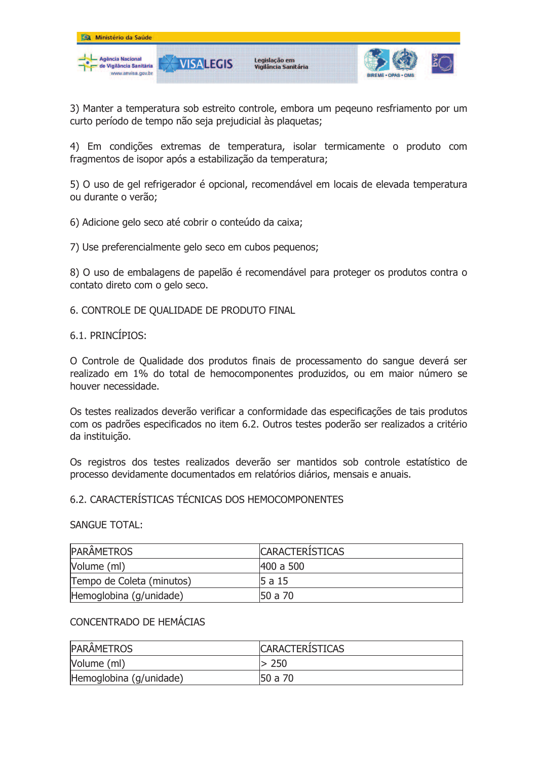3) Manter a temperatura sob estreito controle, embora um peqeuno resfriamento por um curto período de tempo não seja prejudicial às plaquetas;

4) Em condições extremas de temperatura, isolar termicamente o produto com fragmentos de isopor após a estabilização da temperatura;

5) O uso de gel refrigerador é opcional, recomendável em locais de elevada temperatura ou durante o verão;

6) Adicione gelo seco até cobrir o conteúdo da caixa;

7) Use preferencialmente gelo seco em cubos pequenos;

8) O uso de embalagens de papelão é recomendável para proteger os produtos contra o contato direto com o gelo seco.

6. CONTROLE DE QUALIDADE DE PRODUTO FINAL

6.1. PRINCÍPIOS:

O Controle de Qualidade dos produtos finais de processamento do sangue deverá ser realizado em 1% do total de hemocomponentes produzidos, ou em maior número se houver necessidade.

Os testes realizados deverão verificar a conformidade das especificações de tais produtos com os padrões especificados no item 6.2. Outros testes poderão ser realizados a critério da instituição.

Os registros dos testes realizados deverão ser mantidos sob controle estatístico de processo devidamente documentados em relatórios diários, mensais e anuais.

6.2. CARACTERÍSTICAS TÉCNICAS DOS HEMOCOMPONENTES

SANGUE TOTAL:

| PARÂMETROS | CARACTERÍSTICAS |
|---|---|
| Volume (ml) | 400 a 500 |
| Tempo de Coleta (minutos) | 5 a 15 |
| Hemoglobina (g/unidade) | 50 a 70 |

CONCENTRADO DE HEMÁCIAS

| PARÂMETROS | CARACTERÍSTICAS |
|---|---|
| Volume (ml) | > 250 |
| Hemoglobina (g/unidade) | 50 a 70 |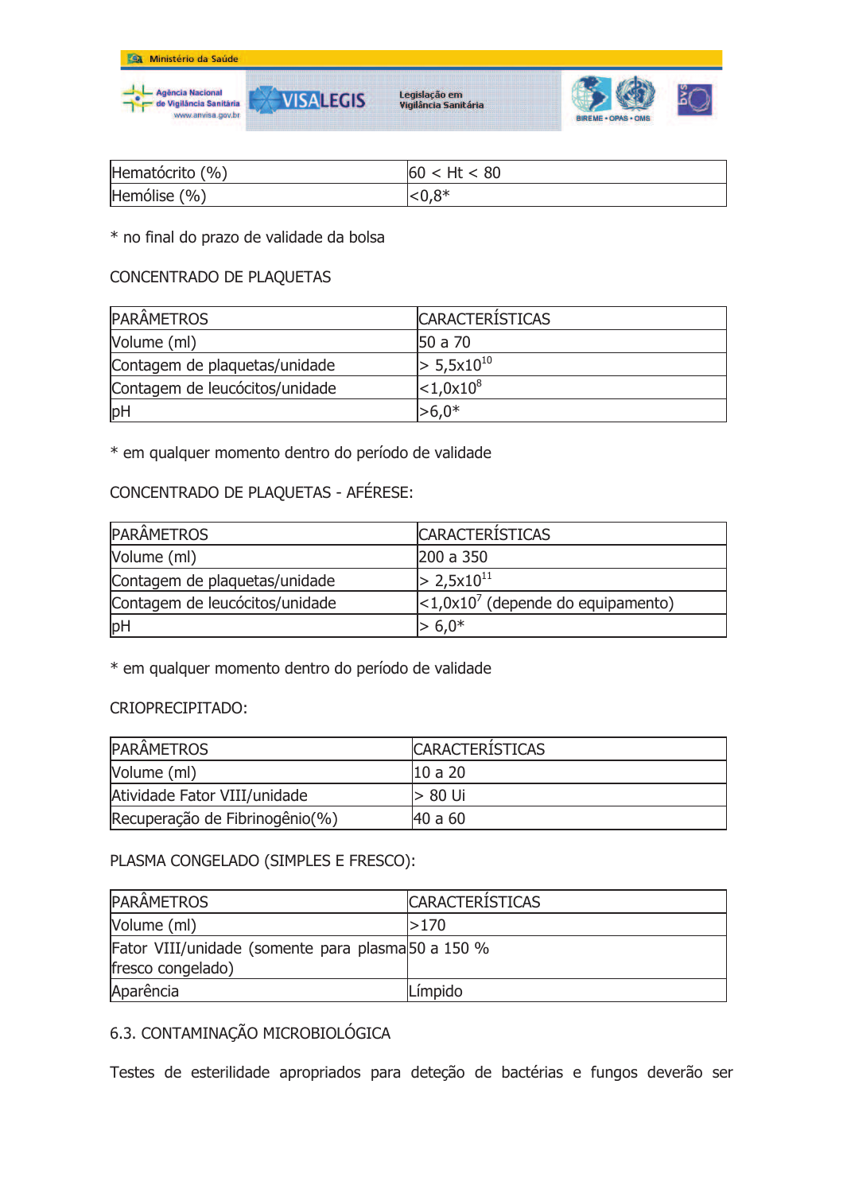| Hematócrito (%) | 60 < Ht < 80 |
|---|---|
| Hemólise (%) | <0,8* |

* no final do prazo de validade da bolsa

CONCENTRADO DE PLAQUETAS

| PARÂMETROS | CARACTERÍSTICAS |
|---|---|
| Volume (ml) | 50 a 70 |
| Contagem de plaquetas/unidade | > $5,5x10^{10}$ |
| Contagem de leucócitos/unidade | < $1,0x10^{8}$ |
| pH | >6,0* |

* em qualquer momento dentro do período de validade

CONCENTRADO DE PLAQUETAS - AFÉRESE:

| PARÂMETROS | CARACTERÍSTICAS |
|---|---|
| Volume (ml) | 200 a 350 |
| Contagem de plaquetas/unidade | > $2,5x10^{11}$ |
| Contagem de leucócitos/unidade | < $1,0x10^{7}$ (depende do equipamento) |
| pH | > 6,0* |

* em qualquer momento dentro do período de validade

CRIOPRECIPITADO:

| PARÂMETROS | CARACTERÍSTICAS |
|---|---|
| Volume (ml) | 10 a 20 |
| Atividade Fator VIII/unidade | > 80 Ui |
| Recuperação de Fibrinogênio(%) | 40 a 60 |

PLASMA CONGELADO (SIMPLES E FRESCO):

| PARÂMETROS | CARACTERÍSTICAS |
|---|---|
| Volume (ml) | >170 |
| Fator VIII/unidade (somente para plasma fresco congelado) | 50 a 150 % |
| Aparência | Límpido |

6.3. CONTAMINAÇÃO MICROBIOLÓGICA

Testes de esterilidade apropriados para deteção de bactérias e fungos deverão ser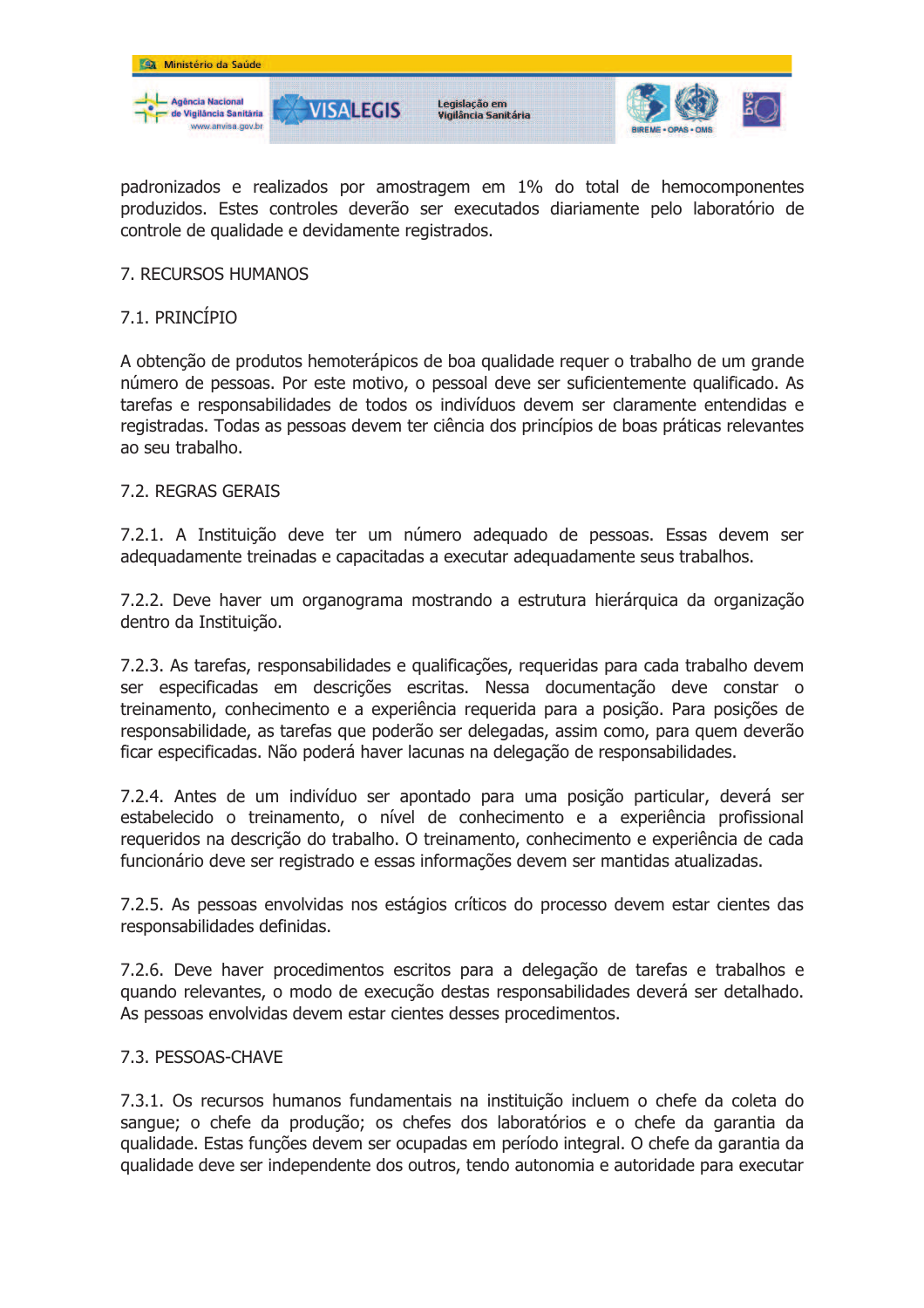padronizados e realizados por amostragem em 1% do total de hemocomponentes produzidos. Estes controles deverão ser executados diariamente pelo laboratório de controle de qualidade e devidamente registrados.

## 7. RECURSOS HUMANOS

### 7.1. PRINCÍPIO

A obtenção de produtos hemoterápicos de boa qualidade requer o trabalho de um grande número de pessoas. Por este motivo, o pessoal deve ser suficientemente qualificado. As tarefas e responsabilidades de todos os indivíduos devem ser claramente entendidas e registradas. Todas as pessoas devem ter ciência dos princípios de boas práticas relevantes ao seu trabalho.

### 7.2. REGRAS GERAIS

7.2.1. A Instituição deve ter um número adequado de pessoas. Essas devem ser adequadamente treinadas e capacitadas a executar adequadamente seus trabalhos.

7.2.2. Deve haver um organograma mostrando a estrutura hierárquica da organização dentro da Instituição.

7.2.3. As tarefas, responsabilidades e qualificações, requeridas para cada trabalho devem ser especificadas em descrições escritas. Nessa documentação deve constar o treinamento, conhecimento e a experiência requerida para a posição. Para posições de responsabilidade, as tarefas que poderão ser delegadas, assim como, para quem deverão ficar especificadas. Não poderá haver lacunas na delegação de responsabilidades.

7.2.4. Antes de um indivíduo ser apontado para uma posição particular, deverá ser estabelecido o treinamento, o nível de conhecimento e a experiência profissional requeridos na descrição do trabalho. O treinamento, conhecimento e experiência de cada funcionário deve ser registrado e essas informações devem ser mantidas atualizadas.

7.2.5. As pessoas envolvidas nos estágios críticos do processo devem estar cientes das responsabilidades definidas.

7.2.6. Deve haver procedimentos escritos para a delegação de tarefas e trabalhos e quando relevantes, o modo de execução destas responsabilidades deverá ser detalhado. As pessoas envolvidas devem estar cientes desses procedimentos.

### 7.3. PESSOAS-CHAVE

7.3.1. Os recursos humanos fundamentais na instituição incluem o chefe da coleta do sangue; o chefe da produção; os chefes dos laboratórios e o chefe da garantia da qualidade. Estas funções devem ser ocupadas em período integral. O chefe da garantia da qualidade deve ser independente dos outros, tendo autonomia e autoridade para executar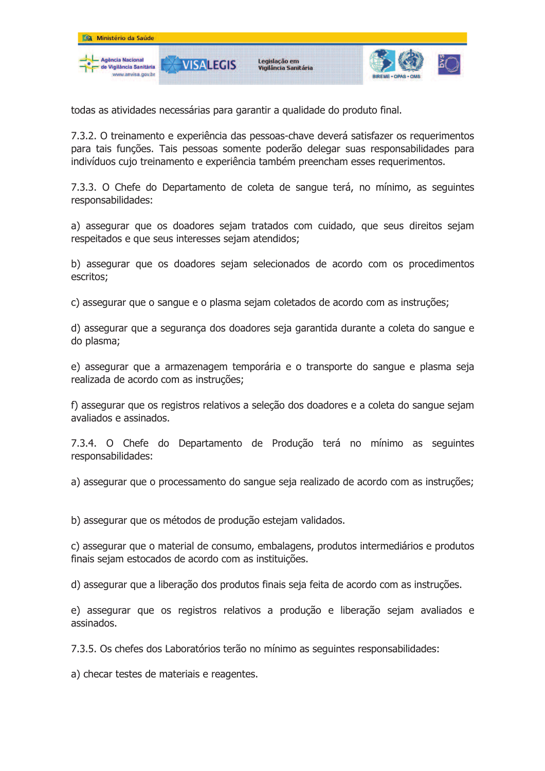todas as atividades necessárias para garantir a qualidade do produto final.

7.3.2. O treinamento e experiência das pessoas-chave deverá satisfazer os requerimentos para tais funções. Tais pessoas somente poderão delegar suas responsabilidades para indivíduos cujo treinamento e experiência também preencham esses requerimentos.

7.3.3. O Chefe do Departamento de coleta de sangue terá, no mínimo, as seguintes responsabilidades:

a) assegurar que os doadores sejam tratados com cuidado, que seus direitos sejam respeitados e que seus interesses sejam atendidos;

b) assegurar que os doadores sejam selecionados de acordo com os procedimentos escritos;

c) assegurar que o sangue e o plasma sejam coletados de acordo com as instruções;

d) assegurar que a segurança dos doadores seja garantida durante a coleta do sangue e do plasma;

e) assegurar que a armazenagem temporária e o transporte do sangue e plasma seja realizada de acordo com as instruções;

f) assegurar que os registros relativos a seleção dos doadores e a coleta do sangue sejam avaliados e assinados.

7.3.4. O Chefe do Departamento de Produção terá no mínimo as seguintes responsabilidades:

a) assegurar que o processamento do sangue seja realizado de acordo com as instruções;

b) assegurar que os métodos de produção estejam validados.

c) assegurar que o material de consumo, embalagens, produtos intermediários e produtos finais sejam estocados de acordo com as instituições.

d) assegurar que a liberação dos produtos finais seja feita de acordo com as instruções.

e) assegurar que os registros relativos a produção e liberação sejam avaliados e assinados.

7.3.5. Os chefes dos Laboratórios terão no mínimo as seguintes responsabilidades:

a) checar testes de materiais e reagentes.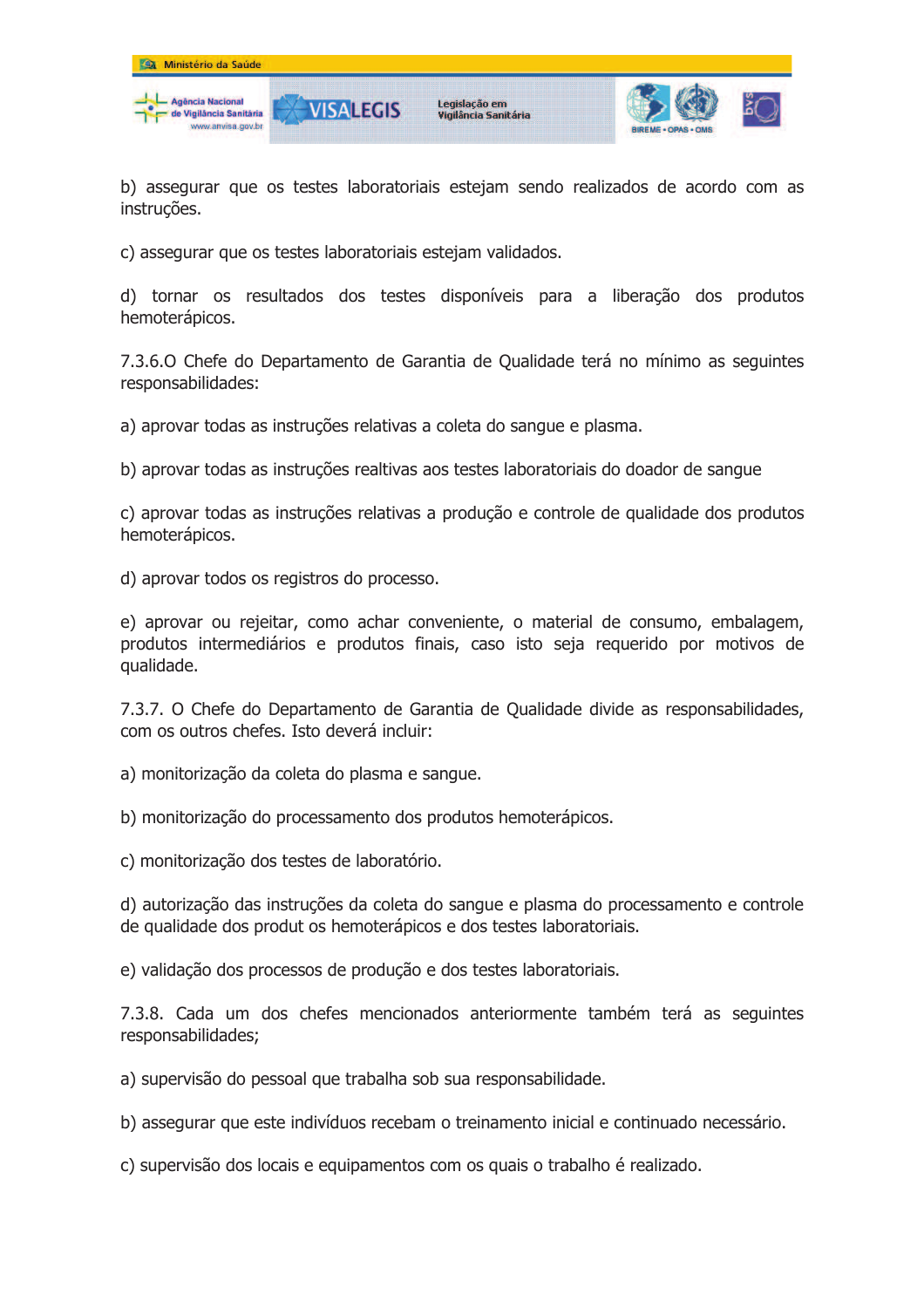b) assegurar que os testes laboratoriais estejam sendo realizados de acordo com as instruções.

c) assegurar que os testes laboratoriais estejam validados.

d) tornar os resultados dos testes disponíveis para a liberação dos produtos hemoterápicos.

7.3.6.O Chefe do Departamento de Garantia de Qualidade terá no mínimo as seguintes responsabilidades:

a) aprovar todas as instruções relativas a coleta do sangue e plasma.

b) aprovar todas as instruções realtivas aos testes laboratoriais do doador de sangue

c) aprovar todas as instruções relativas a produção e controle de qualidade dos produtos hemoterápicos.

d) aprovar todos os registros do processo.

e) aprovar ou rejeitar, como achar conveniente, o material de consumo, embalagem, produtos intermediários e produtos finais, caso isto seja requerido por motivos de qualidade.

7.3.7. O Chefe do Departamento de Garantia de Qualidade divide as responsabilidades, com os outros chefes. Isto deverá incluir:

a) monitorização da coleta do plasma e sangue.

b) monitorização do processamento dos produtos hemoterápicos.

c) monitorização dos testes de laboratório.

d) autorização das instruções da coleta do sangue e plasma do processamento e controle de qualidade dos produt os hemoterápicos e dos testes laboratoriais.

e) validação dos processos de produção e dos testes laboratoriais.

7.3.8. Cada um dos chefes mencionados anteriormente também terá as seguintes responsabilidades;

a) supervisão do pessoal que trabalha sob sua responsabilidade.

b) assegurar que este indivíduos recebam o treinamento inicial e continuado necessário.

c) supervisão dos locais e equipamentos com os quais o trabalho é realizado.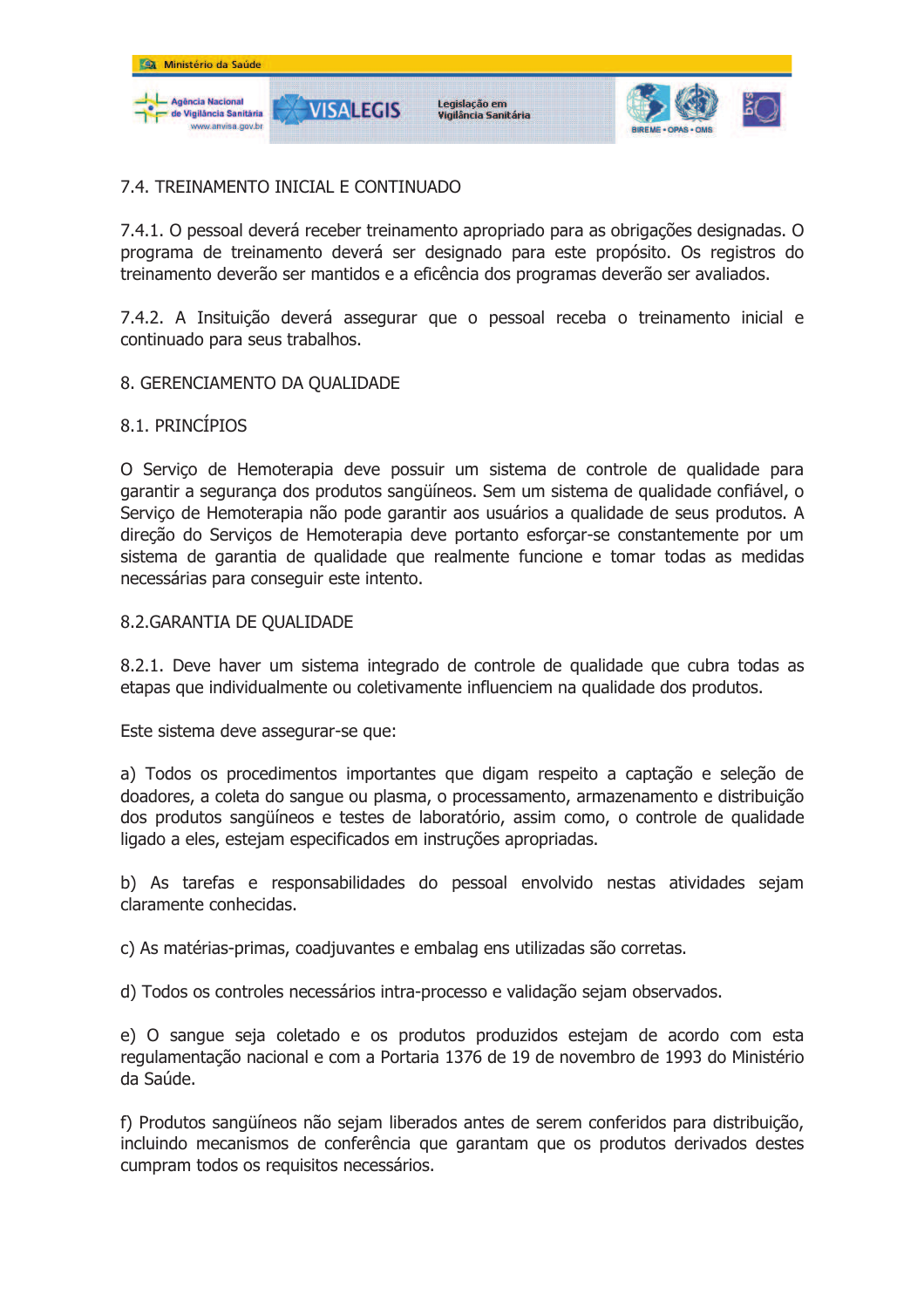## 7.4. TREINAMENTO INICIAL E CONTINUADO

7.4.1. O pessoal deverá receber treinamento apropriado para as obrigações designadas. O programa de treinamento deverá ser designado para este propósito. Os registros do treinamento deverão ser mantidos e a eficência dos programas deverão ser avaliados.

7.4.2. A Insituição deverá assegurar que o pessoal receba o treinamento inicial e continuado para seus trabalhos.

# 8. GERENCIAMENTO DA QUALIDADE

## 8.1. PRINCÍPIOS

O Serviço de Hemoterapia deve possuir um sistema de controle de qualidade para garantir a segurança dos produtos sangüíneos. Sem um sistema de qualidade confiável, o Serviço de Hemoterapia não pode garantir aos usuários a qualidade de seus produtos. A direção do Serviços de Hemoterapia deve portanto esforçar-se constantemente por um sistema de garantia de qualidade que realmente funcione e tomar todas as medidas necessárias para conseguir este intento.

## 8.2.GARANTIA DE QUALIDADE

8.2.1. Deve haver um sistema integrado de controle de qualidade que cubra todas as etapas que individualmente ou coletivamente influenciem na qualidade dos produtos.

Este sistema deve assegurar-se que:

a) Todos os procedimentos importantes que digam respeito a captação e seleção de doadores, a coleta do sangue ou plasma, o processamento, armazenamento e distribuição dos produtos sangüíneos e testes de laboratório, assim como, o controle de qualidade ligado a eles, estejam especificados em instruções apropriadas.

b) As tarefas e responsabilidades do pessoal envolvido nestas atividades sejam claramente conhecidas.

c) As matérias-primas, coadjuvantes e embalag ens utilizadas são corretas.

d) Todos os controles necessários intra-processo e validação sejam observados.

e) O sangue seja coletado e os produtos produzidos estejam de acordo com esta regulamentação nacional e com a Portaria 1376 de 19 de novembro de 1993 do Ministério da Saúde.

f) Produtos sangüíneos não sejam liberados antes de serem conferidos para distribuição, incluindo mecanismos de conferência que garantam que os produtos derivados destes cumpram todos os requisitos necessários.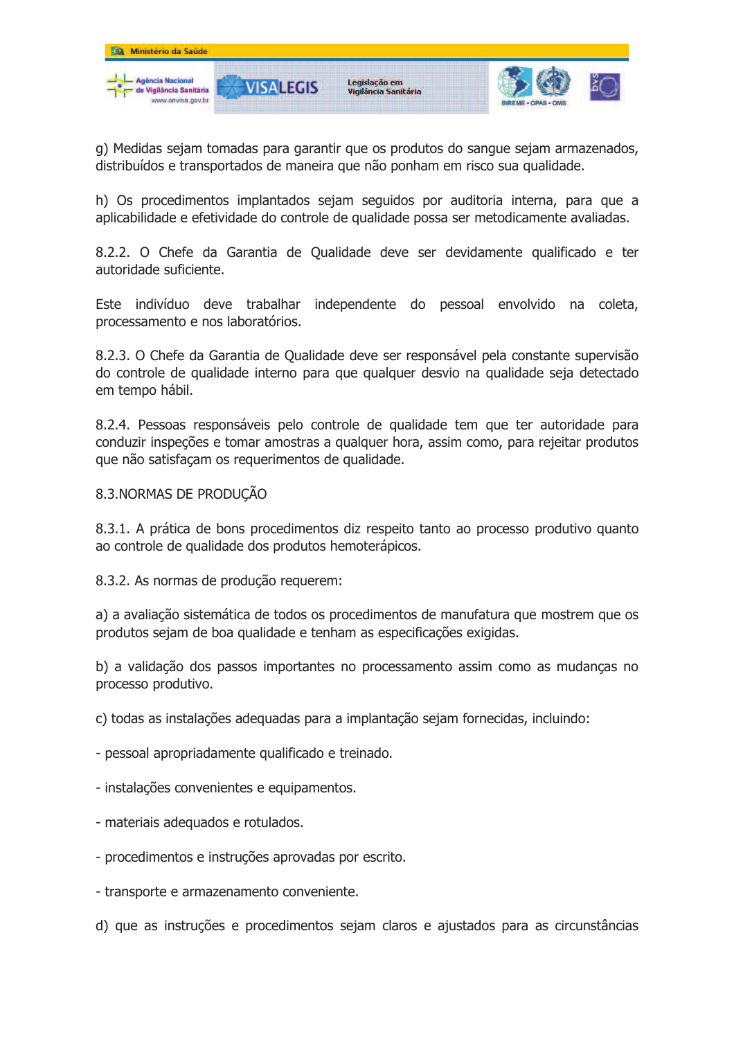g) Medidas sejam tomadas para garantir que os produtos do sangue sejam armazenados, distribuídos e transportados de maneira que não ponham em risco sua qualidade.

h) Os procedimentos implantados sejam seguidos por auditoria interna, para que a aplicabilidade e efetividade do controle de qualidade possa ser metodicamente avaliadas.

8.2.2. O Chefe da Garantia de Qualidade deve ser devidamente qualificado e ter autoridade suficiente.

Este indivíduo deve trabalhar independente do pessoal envolvido na coleta, processamento e nos laboratórios.

8.2.3. O Chefe da Garantia de Qualidade deve ser responsável pela constante supervisão do controle de qualidade interno para que qualquer desvio na qualidade seja detectado em tempo hábil.

8.2.4. Pessoas responsáveis pelo controle de qualidade tem que ter autoridade para conduzir inspeções e tomar amostras a qualquer hora, assim como, para rejeitar produtos que não satisfaçam os requerimentos de qualidade.

8.3.NORMAS DE PRODUÇÃO

8.3.1. A prática de bons procedimentos diz respeito tanto ao processo produtivo quanto ao controle de qualidade dos produtos hemoterápicos.

8.3.2. As normas de produção requerem:

a) a avaliação sistemática de todos os procedimentos de manufatura que mostrem que os produtos sejam de boa qualidade e tenham as especificações exigidas.

b) a validação dos passos importantes no processamento assim como as mudanças no processo produtivo.

c) todas as instalações adequadas para a implantação sejam fornecidas, incluindo:

- pessoal apropriadamente qualificado e treinado.

- instalações convenientes e equipamentos.

- materiais adequados e rotulados.

- procedimentos e instruções aprovadas por escrito.

- transporte e armazenamento conveniente.

d) que as instruções e procedimentos sejam claros e ajustados para as circunstâncias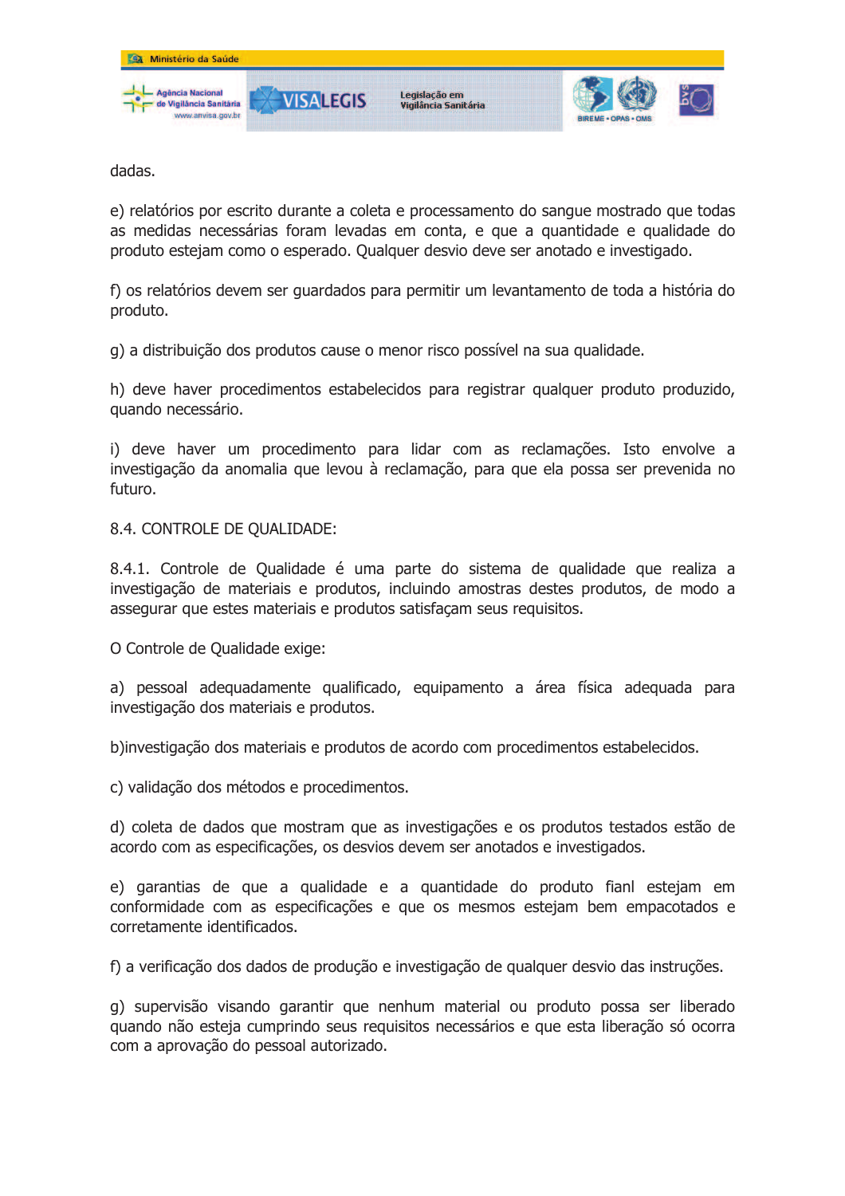dadas.

e) relatórios por escrito durante a coleta e processamento do sangue mostrado que todas as medidas necessárias foram levadas em conta, e que a quantidade e qualidade do produto estejam como o esperado. Qualquer desvio deve ser anotado e investigado.

f) os relatórios devem ser guardados para permitir um levantamento de toda a história do produto.

g) a distribuição dos produtos cause o menor risco possível na sua qualidade.

h) deve haver procedimentos estabelecidos para registrar qualquer produto produzido, quando necessário.

i) deve haver um procedimento para lidar com as reclamações. Isto envolve a investigação da anomalia que levou à reclamação, para que ela possa ser prevenida no futuro.

8.4. CONTROLE DE QUALIDADE:

8.4.1. Controle de Qualidade é uma parte do sistema de qualidade que realiza a investigação de materiais e produtos, incluindo amostras destes produtos, de modo a assegurar que estes materiais e produtos satisfaçam seus requisitos.

O Controle de Qualidade exige:

a) pessoal adequadamente qualificado, equipamento a área física adequada para investigação dos materiais e produtos.

b)investigação dos materiais e produtos de acordo com procedimentos estabelecidos.

c) validação dos métodos e procedimentos.

d) coleta de dados que mostram que as investigações e os produtos testados estão de acordo com as especificações, os desvios devem ser anotados e investigados.

e) garantias de que a qualidade e a quantidade do produto fianl estejam em conformidade com as especificações e que os mesmos estejam bem empacotados e corretamente identificados.

f) a verificação dos dados de produção e investigação de qualquer desvio das instruções.

g) supervisão visando garantir que nenhum material ou produto possa ser liberado quando não esteja cumprindo seus requisitos necessários e que esta liberação só ocorra com a aprovação do pessoal autorizado.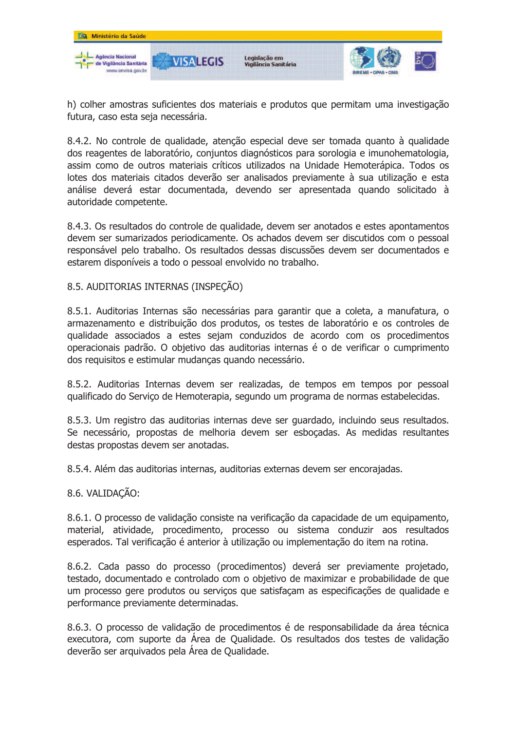h) colher amostras suficientes dos materiais e produtos que permitam uma investigação futura, caso esta seja necessária.

8.4.2. No controle de qualidade, atenção especial deve ser tomada quanto à qualidade dos reagentes de laboratório, conjuntos diagnósticos para sorologia e imunohematologia, assim como de outros materiais críticos utilizados na Unidade Hemoterápica. Todos os lotes dos materiais citados deverão ser analisados previamente à sua utilização e esta análise deverá estar documentada, devendo ser apresentada quando solicitado à autoridade competente.

8.4.3. Os resultados do controle de qualidade, devem ser anotados e estes apontamentos devem ser sumarizados periodicamente. Os achados devem ser discutidos com o pessoal responsável pelo trabalho. Os resultados dessas discussões devem ser documentados e estarem disponíveis a todo o pessoal envolvido no trabalho.

8.5. AUDITORIAS INTERNAS (INSPEÇÃO)

8.5.1. Auditorias Internas são necessárias para garantir que a coleta, a manufatura, o armazenamento e distribuição dos produtos, os testes de laboratório e os controles de qualidade associados a estes sejam conduzidos de acordo com os procedimentos operacionais padrão. O objetivo das auditorias internas é o de verificar o cumprimento dos requisitos e estimular mudanças quando necessário.

8.5.2. Auditorias Internas devem ser realizadas, de tempos em tempos por pessoal qualificado do Serviço de Hemoterapia, segundo um programa de normas estabelecidas.

8.5.3. Um registro das auditorias internas deve ser guardado, incluindo seus resultados. Se necessário, propostas de melhoria devem ser esboçadas. As medidas resultantes destas propostas devem ser anotadas.

8.5.4. Além das auditorias internas, auditorias externas devem ser encorajadas.

8.6. VALIDAÇÃO:

8.6.1. O processo de validação consiste na verificação da capacidade de um equipamento, material, atividade, procedimento, processo ou sistema conduzir aos resultados esperados. Tal verificação é anterior à utilização ou implementação do item na rotina.

8.6.2. Cada passo do processo (procedimentos) deverá ser previamente projetado, testado, documentado e controlado com o objetivo de maximizar e probabilidade de que um processo gere produtos ou serviços que satisfaçam as especificações de qualidade e performance previamente determinadas.

8.6.3. O processo de validação de procedimentos é de responsabilidade da área técnica executora, com suporte da Área de Qualidade. Os resultados dos testes de validação deverão ser arquivados pela Área de Qualidade.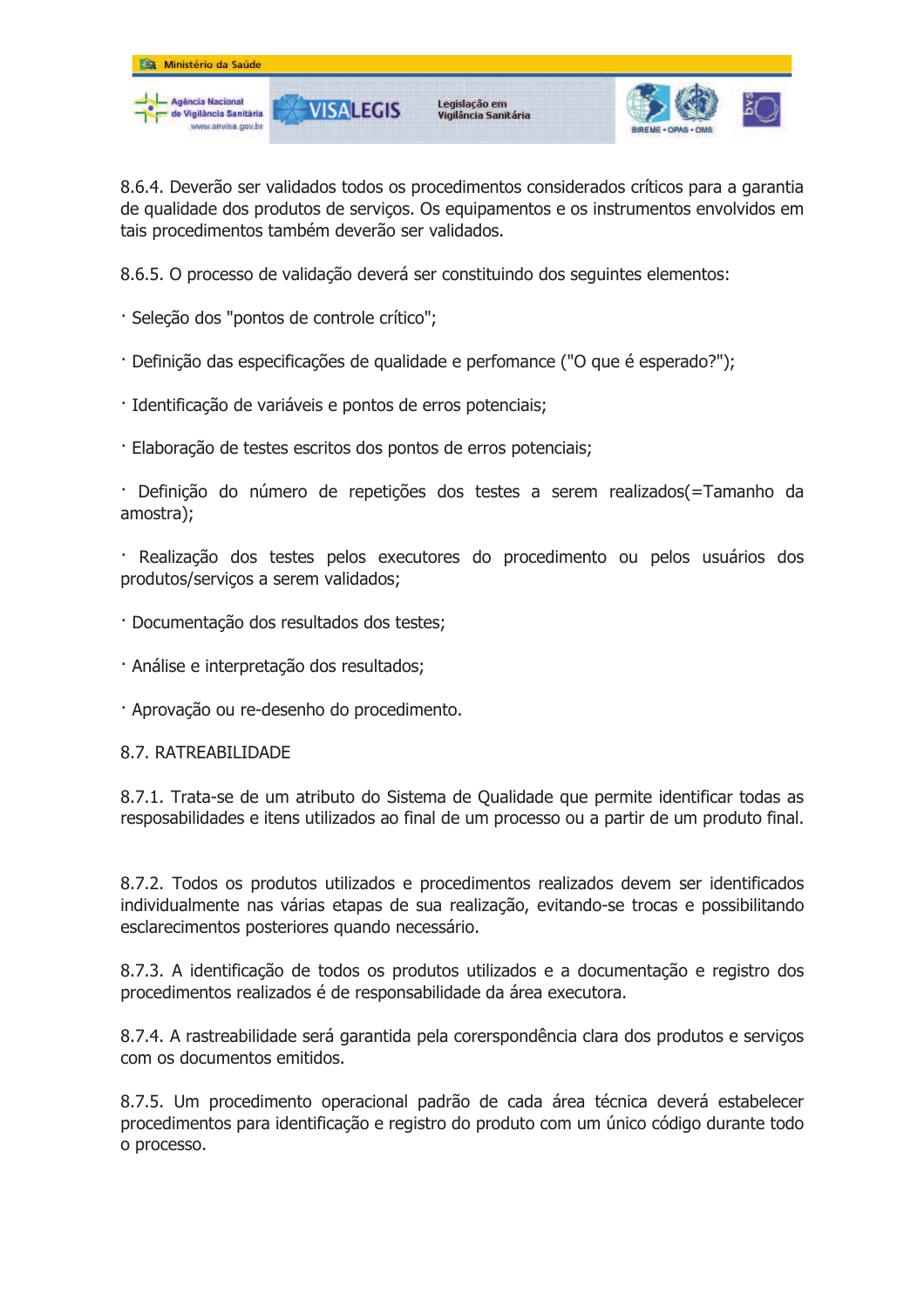8.6.4. Deverão ser validados todos os procedimentos considerados críticos para a garantia de qualidade dos produtos de serviços. Os equipamentos e os instrumentos envolvidos em tais procedimentos também deverão ser validados.

8.6.5. O processo de validação deverá ser constituindo dos seguintes elementos:

· Seleção dos "pontos de controle crítico";

· Definição das especificações de qualidade e perfomance ("O que é esperado?");

· Identificação de variáveis e pontos de erros potenciais;

· Elaboração de testes escritos dos pontos de erros potenciais;

· Definição do número de repetições dos testes a serem realizados(=Tamanho da amostra);

· Realização dos testes pelos executores do procedimento ou pelos usuários dos produtos/serviços a serem validados;

· Documentação dos resultados dos testes;

· Análise e interpretação dos resultados;

· Aprovação ou re-desenho do procedimento.

8.7. RATREABILIDADE

8.7.1. Trata-se de um atributo do Sistema de Qualidade que permite identificar todas as resposabilidades e itens utilizados ao final de um processo ou a partir de um produto final.

8.7.2. Todos os produtos utilizados e procedimentos realizados devem ser identificados individualmente nas várias etapas de sua realização, evitando-se trocas e possibilitando esclarecimentos posteriores quando necessário.

8.7.3. A identificação de todos os produtos utilizados e a documentação e registro dos procedimentos realizados é de responsabilidade da área executora.

8.7.4. A rastreabilidade será garantida pela corerspondência clara dos produtos e serviços com os documentos emitidos.

8.7.5. Um procedimento operacional padrão de cada área técnica deverá estabelecer procedimentos para identificação e registro do produto com um único código durante todo o processo.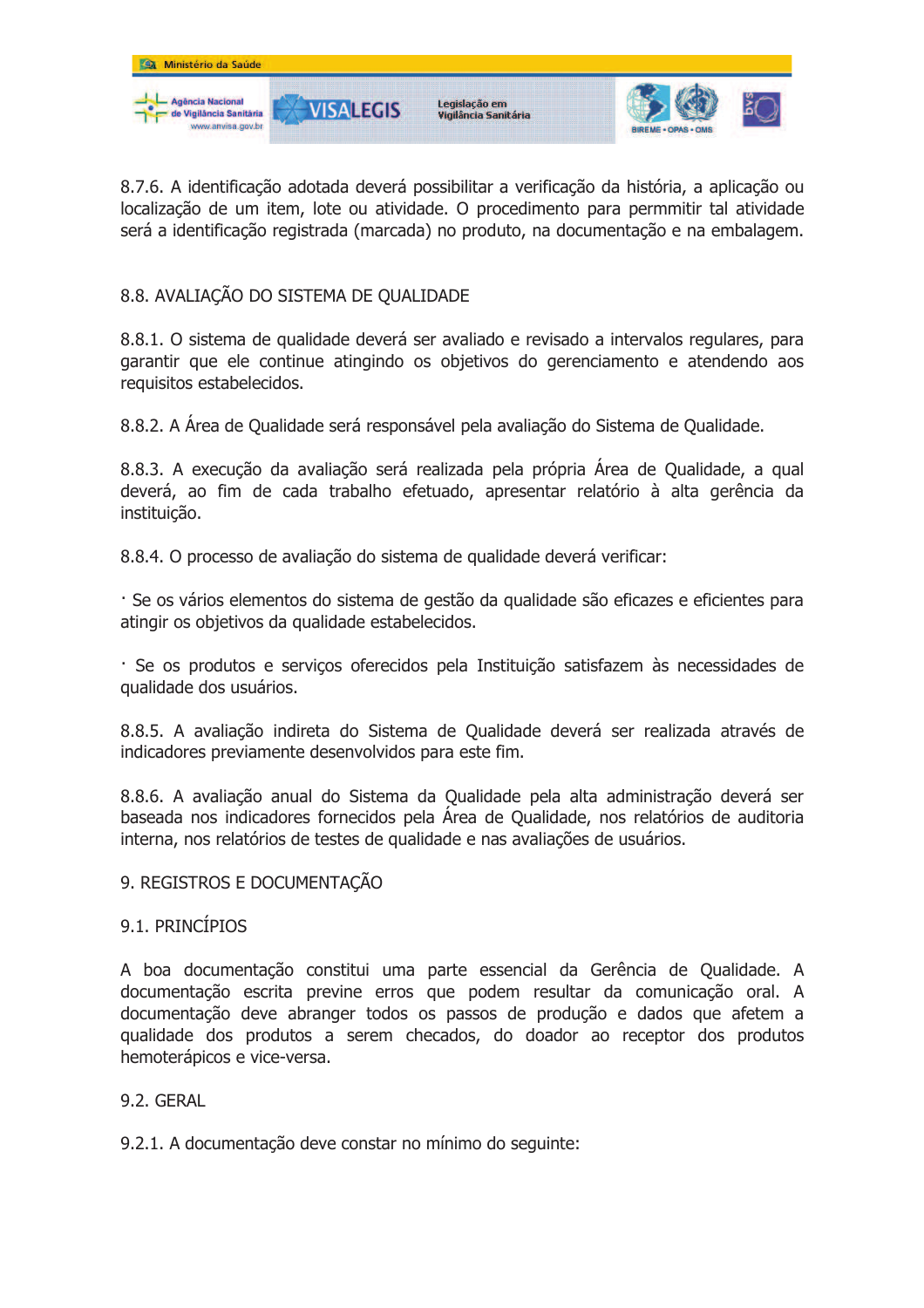8.7.6. A identificação adotada deverá possibilitar a verificação da história, a aplicação ou localização de um item, lote ou atividade. O procedimento para permmitir tal atividade será a identificação registrada (marcada) no produto, na documentação e na embalagem.

## 8.8. AVALIAÇÃO DO SISTEMA DE QUALIDADE

8.8.1. O sistema de qualidade deverá ser avaliado e revisado a intervalos regulares, para garantir que ele continue atingindo os objetivos do gerenciamento e atendendo aos requisitos estabelecidos.

8.8.2. A Área de Qualidade será responsável pela avaliação do Sistema de Qualidade.

8.8.3. A execução da avaliação será realizada pela própria Área de Qualidade, a qual deverá, ao fim de cada trabalho efetuado, apresentar relatório à alta gerência da instituição.

8.8.4. O processo de avaliação do sistema de qualidade deverá verificar:

· Se os vários elementos do sistema de gestão da qualidade são eficazes e eficientes para atingir os objetivos da qualidade estabelecidos.

· Se os produtos e serviços oferecidos pela Instituição satisfazem às necessidades de qualidade dos usuários.

8.8.5. A avaliação indireta do Sistema de Qualidade deverá ser realizada através de indicadores previamente desenvolvidos para este fim.

8.8.6. A avaliação anual do Sistema da Qualidade pela alta administração deverá ser baseada nos indicadores fornecidos pela Área de Qualidade, nos relatórios de auditoria interna, nos relatórios de testes de qualidade e nas avaliações de usuários.

# 9. REGISTROS E DOCUMENTAÇÃO

## 9.1. PRINCÍPIOS

A boa documentação constitui uma parte essencial da Gerência de Qualidade. A documentação escrita previne erros que podem resultar da comunicação oral. A documentação deve abranger todos os passos de produção e dados que afetem a qualidade dos produtos a serem checados, do doador ao receptor dos produtos hemoterápicos e vice-versa.

## 9.2. GERAL

9.2.1. A documentação deve constar no mínimo do seguinte: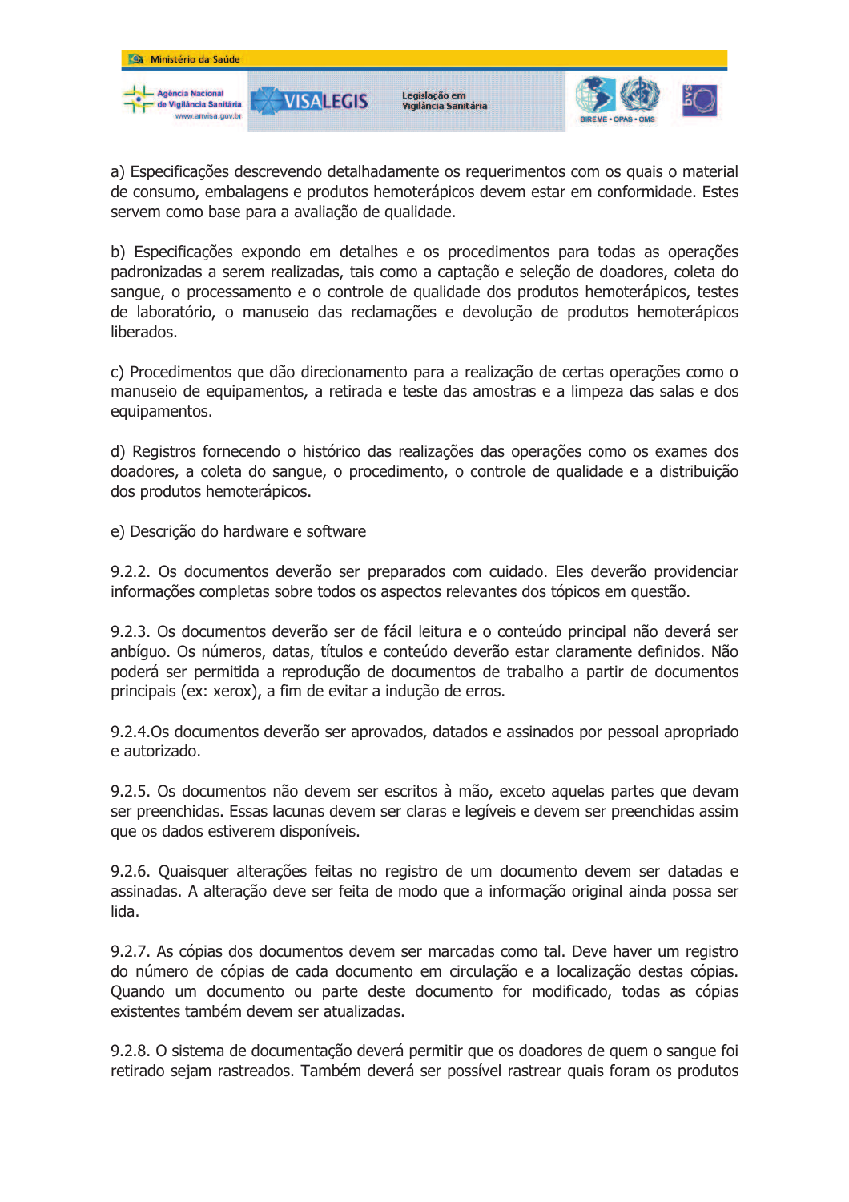a) Especificações descrevendo detalhadamente os requerimentos com os quais o material de consumo, embalagens e produtos hemoterápicos devem estar em conformidade. Estes servem como base para a avaliação de qualidade.

b) Especificações expondo em detalhes e os procedimentos para todas as operações padronizadas a serem realizadas, tais como a captação e seleção de doadores, coleta do sangue, o processamento e o controle de qualidade dos produtos hemoterápicos, testes de laboratório, o manuseio das reclamações e devolução de produtos hemoterápicos liberados.

c) Procedimentos que dão direcionamento para a realização de certas operações como o manuseio de equipamentos, a retirada e teste das amostras e a limpeza das salas e dos equipamentos.

d) Registros fornecendo o histórico das realizações das operações como os exames dos doadores, a coleta do sangue, o procedimento, o controle de qualidade e a distribuição dos produtos hemoterápicos.

e) Descrição do hardware e software

9.2.2. Os documentos deverão ser preparados com cuidado. Eles deverão providenciar informações completas sobre todos os aspectos relevantes dos tópicos em questão.

9.2.3. Os documentos deverão ser de fácil leitura e o conteúdo principal não deverá ser anbíguo. Os números, datas, títulos e conteúdo deverão estar claramente definidos. Não poderá ser permitida a reprodução de documentos de trabalho a partir de documentos principais (ex: xerox), a fim de evitar a indução de erros.

9.2.4.Os documentos deverão ser aprovados, datados e assinados por pessoal apropriado e autorizado.

9.2.5. Os documentos não devem ser escritos à mão, exceto aquelas partes que devam ser preenchidas. Essas lacunas devem ser claras e legíveis e devem ser preenchidas assim que os dados estiverem disponíveis.

9.2.6. Quaisquer alterações feitas no registro de um documento devem ser datadas e assinadas. A alteração deve ser feita de modo que a informação original ainda possa ser lida.

9.2.7. As cópias dos documentos devem ser marcadas como tal. Deve haver um registro do número de cópias de cada documento em circulação e a localização destas cópias. Quando um documento ou parte deste documento for modificado, todas as cópias existentes também devem ser atualizadas.

9.2.8. O sistema de documentação deverá permitir que os doadores de quem o sangue foi retirado sejam rastreados. Também deverá ser possível rastrear quais foram os produtos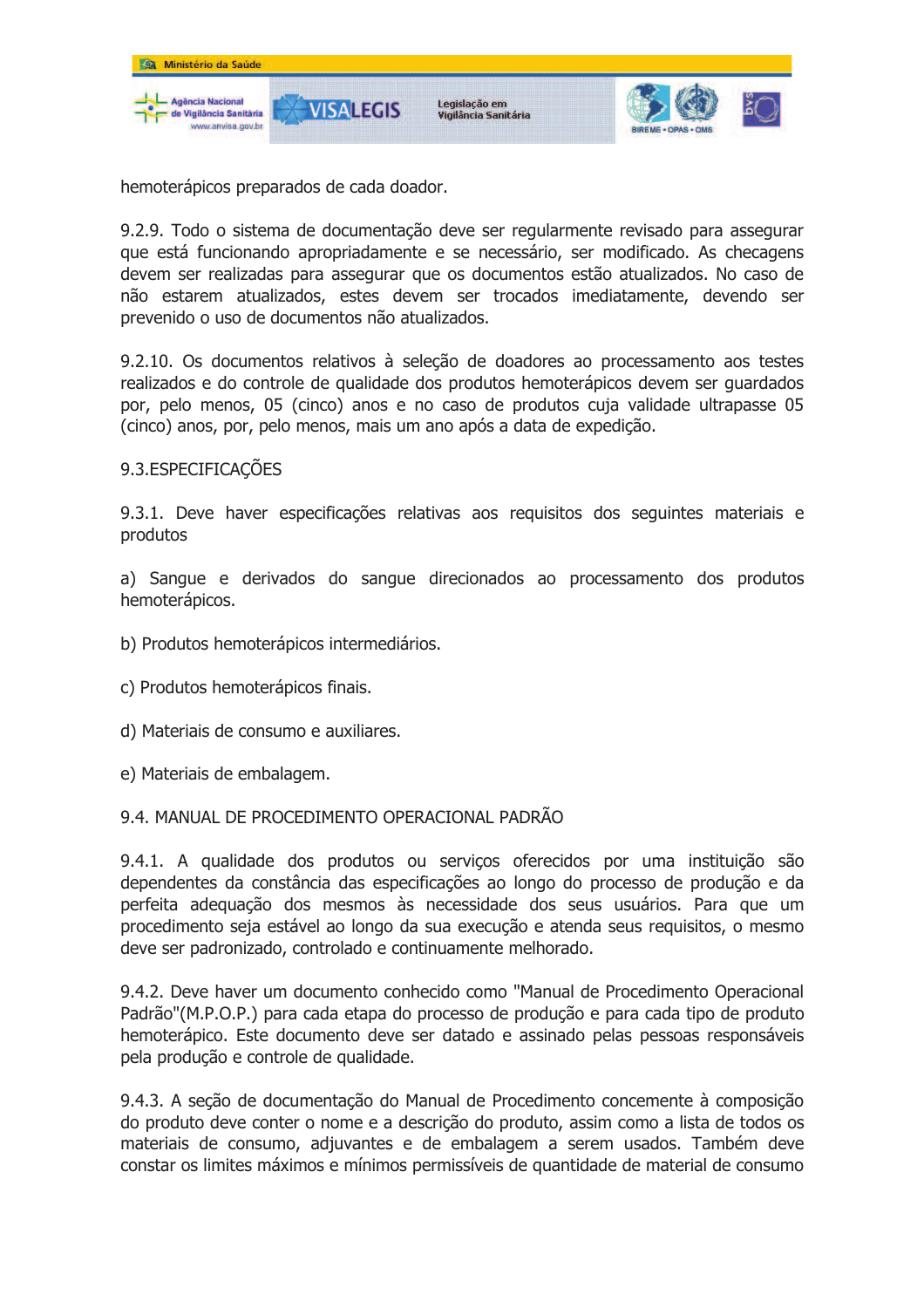hemoterápicos preparados de cada doador.

9.2.9. Todo o sistema de documentação deve ser regularmente revisado para assegurar que está funcionando apropriadamente e se necessário, ser modificado. As checagens devem ser realizadas para assegurar que os documentos estão atualizados. No caso de não estarem atualizados, estes devem ser trocados imediatamente, devendo ser prevenido o uso de documentos não atualizados.

9.2.10. Os documentos relativos à seleção de doadores ao processamento aos testes realizados e do controle de qualidade dos produtos hemoterápicos devem ser guardados por, pelo menos, 05 (cinco) anos e no caso de produtos cuja validade ultrapasse 05 (cinco) anos, por, pelo menos, mais um ano após a data de expedição.

9.3.ESPECIFICAÇÕES

9.3.1. Deve haver especificações relativas aos requisitos dos seguintes materiais e produtos

a) Sangue e derivados do sangue direcionados ao processamento dos produtos hemoterápicos.

b) Produtos hemoterápicos intermediários.

c) Produtos hemoterápicos finais.

d) Materiais de consumo e auxiliares.

e) Materiais de embalagem.

9.4. MANUAL DE PROCEDIMENTO OPERACIONAL PADRÃO

9.4.1. A qualidade dos produtos ou serviços oferecidos por uma instituição são dependentes da constância das especificações ao longo do processo de produção e da perfeita adequação dos mesmos às necessidade dos seus usuários. Para que um procedimento seja estável ao longo da sua execução e atenda seus requisitos, o mesmo deve ser padronizado, controlado e continuamente melhorado.

9.4.2. Deve haver um documento conhecido como "Manual de Procedimento Operacional Padrão"(M.P.O.P.) para cada etapa do processo de produção e para cada tipo de produto hemoterápico. Este documento deve ser datado e assinado pelas pessoas responsáveis pela produção e controle de qualidade.

9.4.3. A seção de documentação do Manual de Procedimento concemente à composição do produto deve conter o nome e a descrição do produto, assim como a lista de todos os materiais de consumo, adjuvantes e de embalagem a serem usados. Também deve constar os limites máximos e mínimos permissíveis de quantidade de material de consumo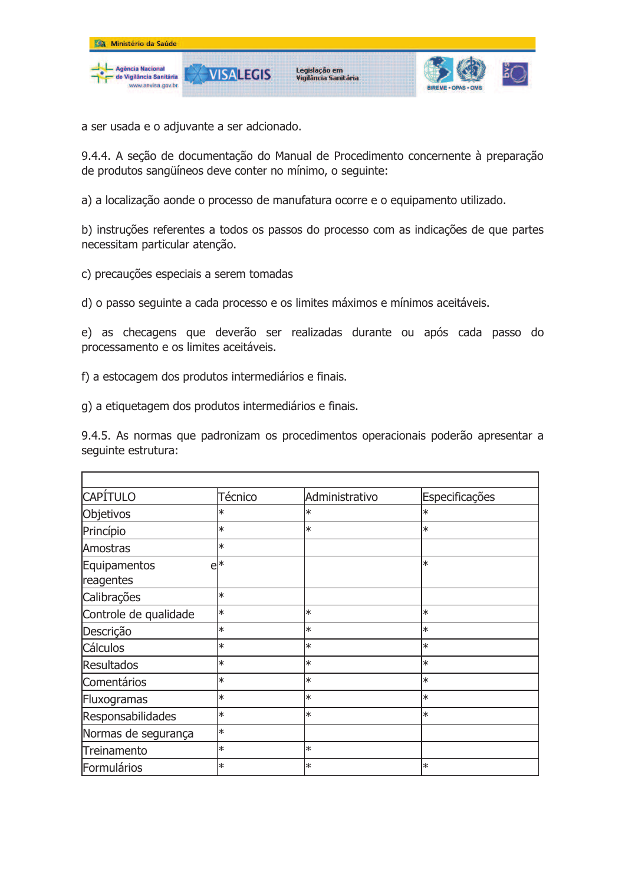a ser usada e o adjuvante a ser adcionado.

9.4.4. A seção de documentação do Manual de Procedimento concernente à preparação de produtos sangüíneos deve conter no mínimo, o seguinte:

a) a localização aonde o processo de manufatura ocorre e o equipamento utilizado.

b) instruções referentes a todos os passos do processo com as indicações de que partes necessitam particular atenção.

c) precauções especiais a serem tomadas

d) o passo seguinte a cada processo e os limites máximos e mínimos aceitáveis.

e) as checagens que deverão ser realizadas durante ou após cada passo do processamento e os limites aceitáveis.

f) a estocagem dos produtos intermediários e finais.

g) a etiquetagem dos produtos intermediários e finais.

9.4.5. As normas que padronizam os procedimentos operacionais poderão apresentar a seguinte estrutura:

| CAPÍTULO | Técnico | Administrativo | Especificações |
|---|---|---|---|
| Objetivos | * | * | * |
| Princípio | * | * | * |
| Amostras | * | | |
| Equipamentos e reagentes | * | | * |
| Calibrações | * | | |
| Controle de qualidade | * | * | * |
| Descrição | * | * | * |
| Cálculos | * | * | * |
| Resultados | * | * | * |
| Comentários | * | * | * |
| Fluxogramas | * | * | * |
| Responsabilidades | * | * | * |
| Normas de segurança | * | | |
| Treinamento | * | * | |
| Formulários | * | * | * |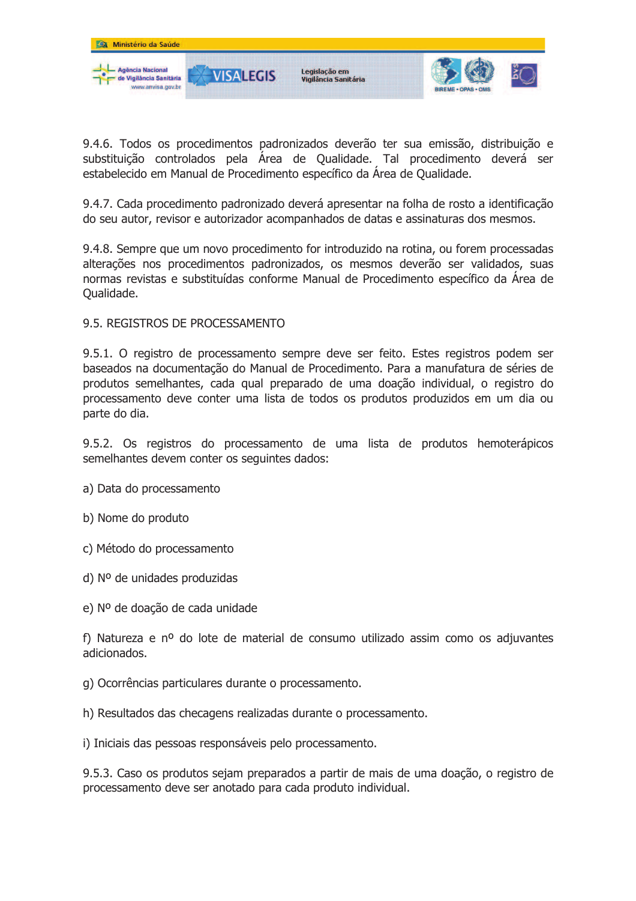9.4.6. Todos os procedimentos padronizados deverão ter sua emissão, distribuição e substituição controlados pela Área de Qualidade. Tal procedimento deverá ser estabelecido em Manual de Procedimento específico da Área de Qualidade.

9.4.7. Cada procedimento padronizado deverá apresentar na folha de rosto a identificação do seu autor, revisor e autorizador acompanhados de datas e assinaturas dos mesmos.

9.4.8. Sempre que um novo procedimento for introduzido na rotina, ou forem processadas alterações nos procedimentos padronizados, os mesmos deverão ser validados, suas normas revistas e substituídas conforme Manual de Procedimento específico da Área de Qualidade.

9.5. REGISTROS DE PROCESSAMENTO

9.5.1. O registro de processamento sempre deve ser feito. Estes registros podem ser baseados na documentação do Manual de Procedimento. Para a manufatura de séries de produtos semelhantes, cada qual preparado de uma doação individual, o registro do processamento deve conter uma lista de todos os produtos produzidos em um dia ou parte do dia.

9.5.2. Os registros do processamento de uma lista de produtos hemoterápicos semelhantes devem conter os seguintes dados:

a) Data do processamento

b) Nome do produto

c) Método do processamento

d) Nº de unidades produzidas

e) Nº de doação de cada unidade

f) Natureza e nº do lote de material de consumo utilizado assim como os adjuvantes adicionados.

g) Ocorrências particulares durante o processamento.

h) Resultados das checagens realizadas durante o processamento.

i) Iniciais das pessoas responsáveis pelo processamento.

9.5.3. Caso os produtos sejam preparados a partir de mais de uma doação, o registro de processamento deve ser anotado para cada produto individual.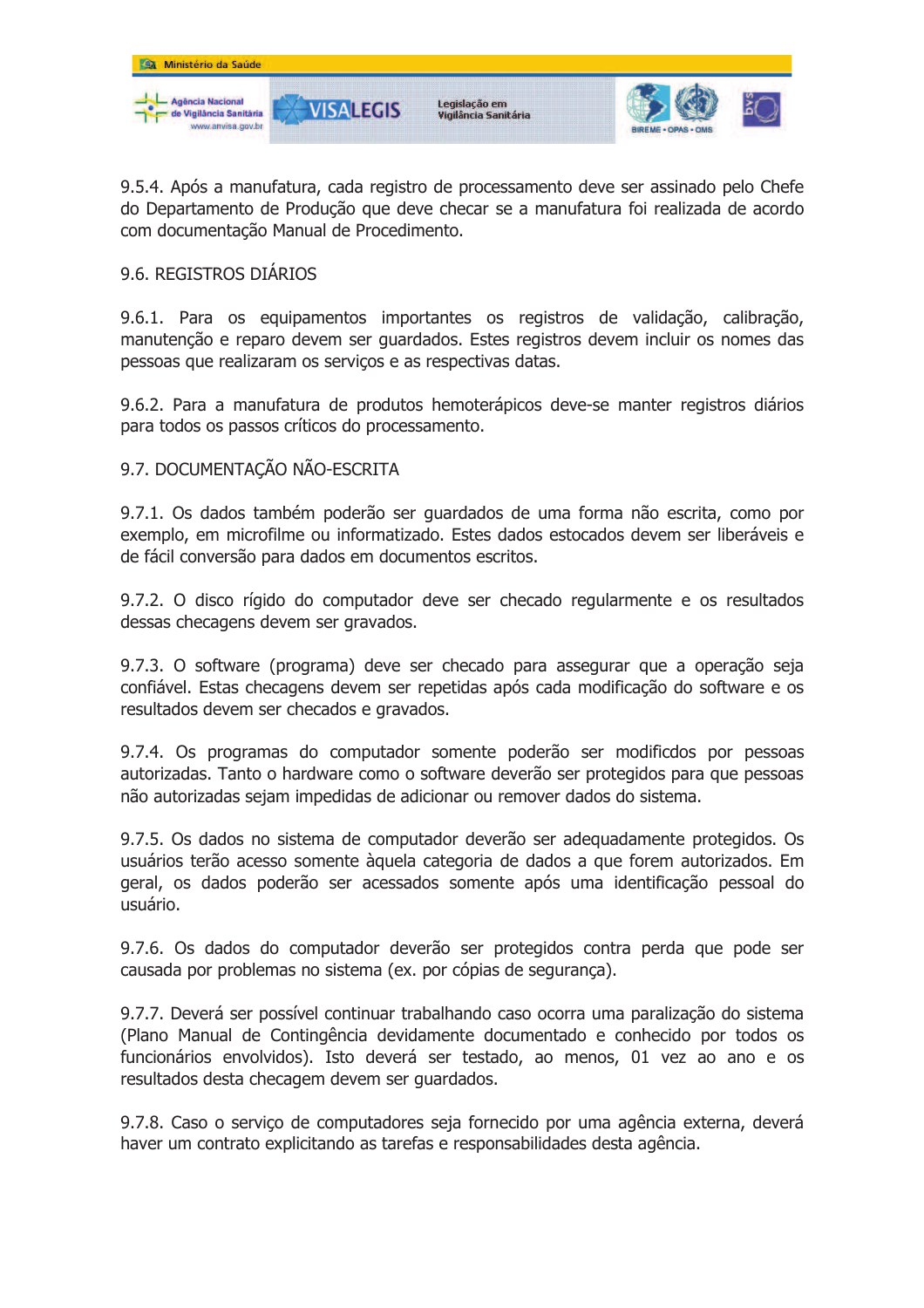9.5.4. Após a manufatura, cada registro de processamento deve ser assinado pelo Chefe do Departamento de Produção que deve checar se a manufatura foi realizada de acordo com documentação Manual de Procedimento.

9.6. REGISTROS DIÁRIOS

9.6.1. Para os equipamentos importantes os registros de validação, calibração, manutenção e reparo devem ser guardados. Estes registros devem incluir os nomes das pessoas que realizaram os serviços e as respectivas datas.

9.6.2. Para a manufatura de produtos hemoterápicos deve-se manter registros diários para todos os passos críticos do processamento.

9.7. DOCUMENTAÇÃO NÃO-ESCRITA

9.7.1. Os dados também poderão ser guardados de uma forma não escrita, como por exemplo, em microfilme ou informatizado. Estes dados estocados devem ser liberáveis e de fácil conversão para dados em documentos escritos.

9.7.2. O disco rígido do computador deve ser checado regularmente e os resultados dessas checagens devem ser gravados.

9.7.3. O software (programa) deve ser checado para assegurar que a operação seja confiável. Estas checagens devem ser repetidas após cada modificação do software e os resultados devem ser checados e gravados.

9.7.4. Os programas do computador somente poderão ser modificdos por pessoas autorizadas. Tanto o hardware como o software deverão ser protegidos para que pessoas não autorizadas sejam impedidas de adicionar ou remover dados do sistema.

9.7.5. Os dados no sistema de computador deverão ser adequadamente protegidos. Os usuários terão acesso somente àquela categoria de dados a que forem autorizados. Em geral, os dados poderão ser acessados somente após uma identificação pessoal do usuário.

9.7.6. Os dados do computador deverão ser protegidos contra perda que pode ser causada por problemas no sistema (ex. por cópias de segurança).

9.7.7. Deverá ser possível continuar trabalhando caso ocorra uma paralização do sistema (Plano Manual de Contingência devidamente documentado e conhecido por todos os funcionários envolvidos). Isto deverá ser testado, ao menos, 01 vez ao ano e os resultados desta checagem devem ser guardados.

9.7.8. Caso o serviço de computadores seja fornecido por uma agência externa, deverá haver um contrato explicitando as tarefas e responsabilidades desta agência.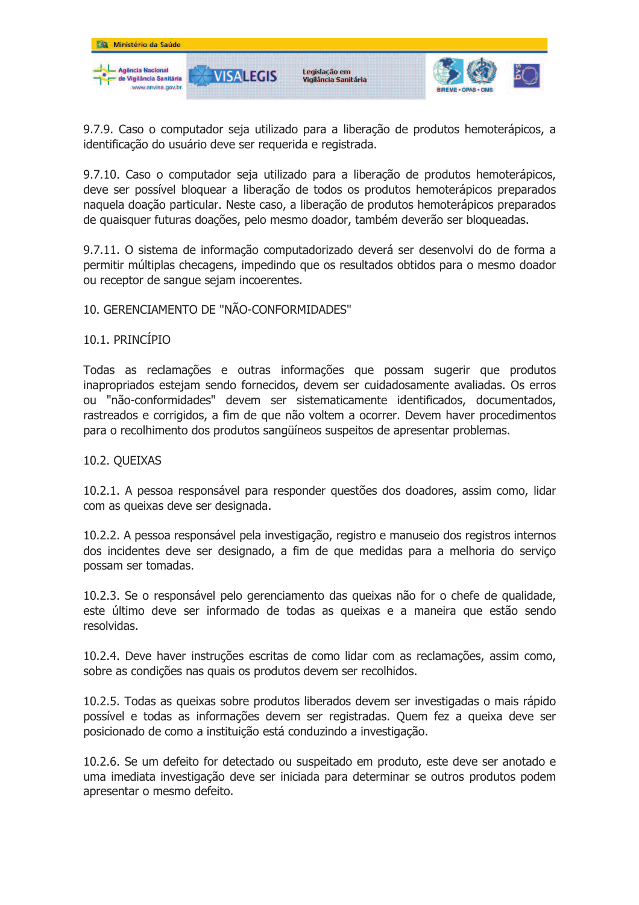9.7.9. Caso o computador seja utilizado para a liberação de produtos hemoterápicos, a identificação do usuário deve ser requerida e registrada.

9.7.10. Caso o computador seja utilizado para a liberação de produtos hemoterápicos, deve ser possível bloquear a liberação de todos os produtos hemoterápicos preparados naquela doação particular. Neste caso, a liberação de produtos hemoterápicos preparados de quaisquer futuras doações, pelo mesmo doador, também deverão ser bloqueadas.

9.7.11. O sistema de informação computadorizado deverá ser desenvolvi do de forma a permitir múltiplas checagens, impedindo que os resultados obtidos para o mesmo doador ou receptor de sangue sejam incoerentes.

## 10. GERENCIAMENTO DE "NÃO-CONFORMIDADES"

### 10.1. PRINCÍPIO

Todas as reclamações e outras informações que possam sugerir que produtos inapropriados estejam sendo fornecidos, devem ser cuidadosamente avaliadas. Os erros ou "não-conformidades" devem ser sistematicamente identificados, documentados, rastreados e corrigidos, a fim de que não voltem a ocorrer. Devem haver procedimentos para o recolhimento dos produtos sangüíneos suspeitos de apresentar problemas.

### 10.2. QUEIXAS

10.2.1. A pessoa responsável para responder questões dos doadores, assim como, lidar com as queixas deve ser designada.

10.2.2. A pessoa responsável pela investigação, registro e manuseio dos registros internos dos incidentes deve ser designado, a fim de que medidas para a melhoria do serviço possam ser tomadas.

10.2.3. Se o responsável pelo gerenciamento das queixas não for o chefe de qualidade, este último deve ser informado de todas as queixas e a maneira que estão sendo resolvidas.

10.2.4. Deve haver instruções escritas de como lidar com as reclamações, assim como, sobre as condições nas quais os produtos devem ser recolhidos.

10.2.5. Todas as queixas sobre produtos liberados devem ser investigadas o mais rápido possível e todas as informações devem ser registradas. Quem fez a queixa deve ser posicionado de como a instituição está conduzindo a investigação.

10.2.6. Se um defeito for detectado ou suspeitado em produto, este deve ser anotado e uma imediata investigação deve ser iniciada para determinar se outros produtos podem apresentar o mesmo defeito.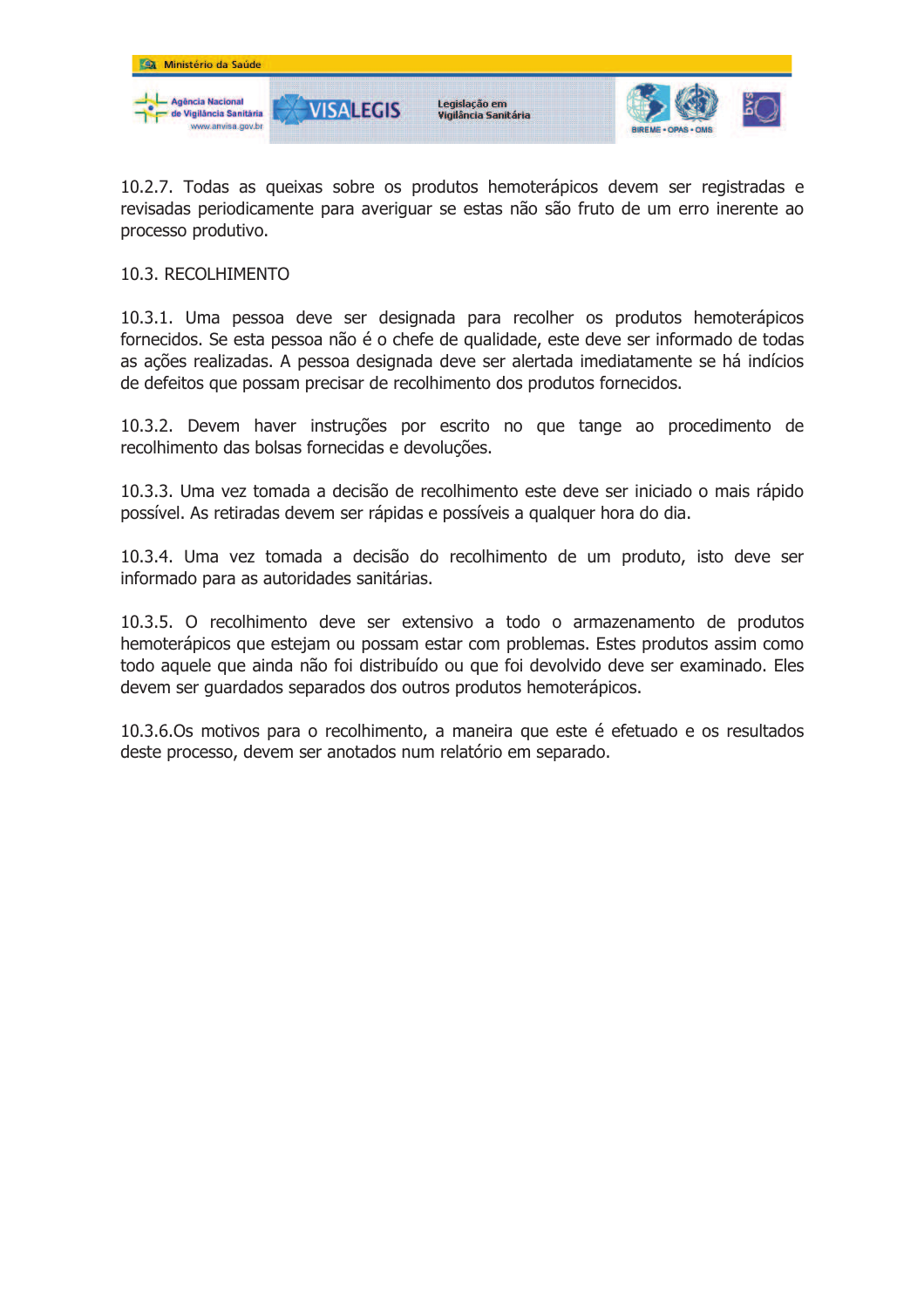10.2.7. Todas as queixas sobre os produtos hemoterápicos devem ser registradas e revisadas periodicamente para averiguar se estas não são fruto de um erro inerente ao processo produtivo.

10.3. RECOLHIMENTO

10.3.1. Uma pessoa deve ser designada para recolher os produtos hemoterápicos fornecidos. Se esta pessoa não é o chefe de qualidade, este deve ser informado de todas as ações realizadas. A pessoa designada deve ser alertada imediatamente se há indícios de defeitos que possam precisar de recolhimento dos produtos fornecidos.

10.3.2. Devem haver instruções por escrito no que tange ao procedimento de recolhimento das bolsas fornecidas e devoluções.

10.3.3. Uma vez tomada a decisão de recolhimento este deve ser iniciado o mais rápido possível. As retiradas devem ser rápidas e possíveis a qualquer hora do dia.

10.3.4. Uma vez tomada a decisão do recolhimento de um produto, isto deve ser informado para as autoridades sanitárias.

10.3.5. O recolhimento deve ser extensivo a todo o armazenamento de produtos hemoterápicos que estejam ou possam estar com problemas. Estes produtos assim como todo aquele que ainda não foi distribuído ou que foi devolvido deve ser examinado. Eles devem ser guardados separados dos outros produtos hemoterápicos.

10.3.6.Os motivos para o recolhimento, a maneira que este é efetuado e os resultados deste processo, devem ser anotados num relatório em separado.